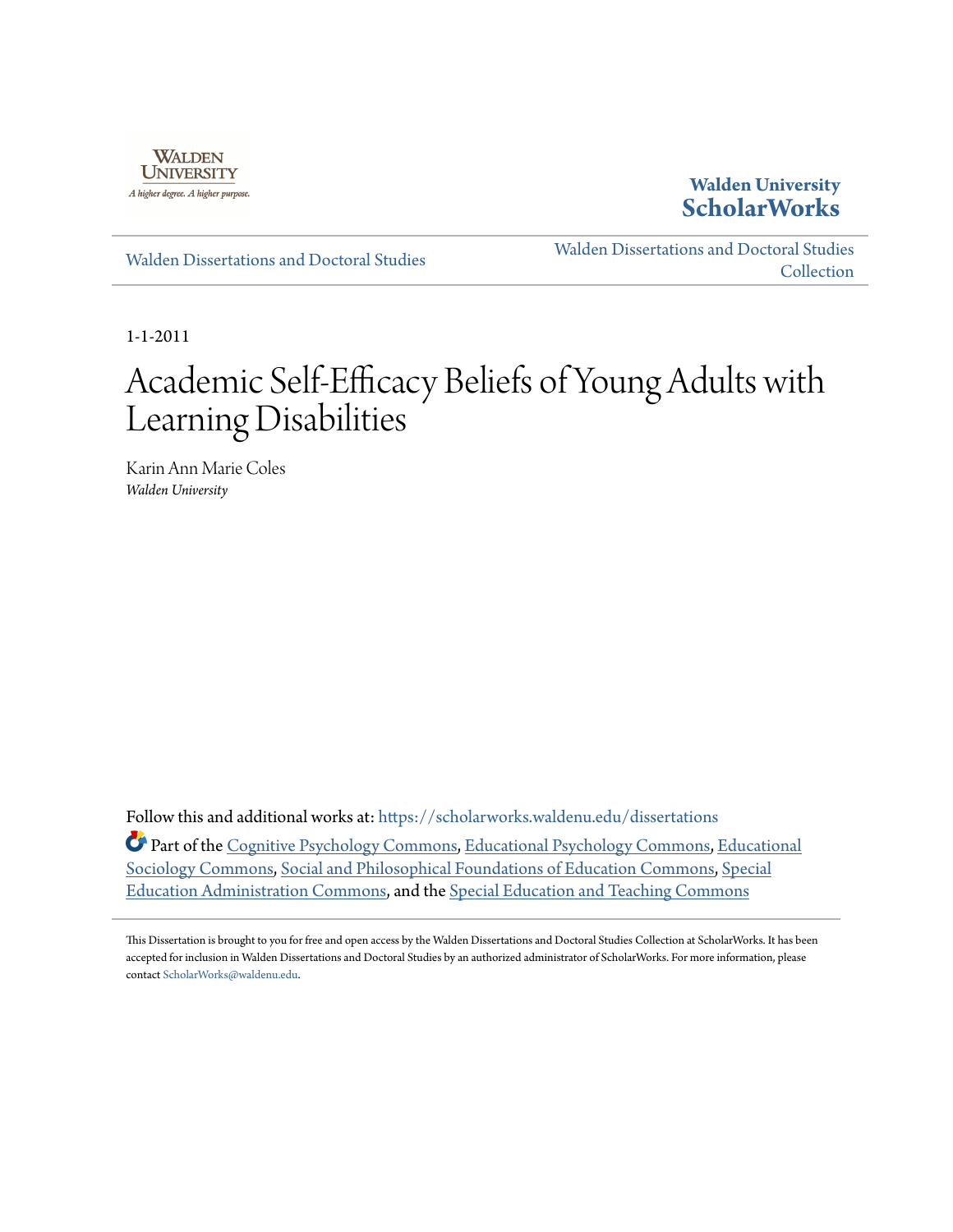Walden University

A higher degree. A higher purpose.

**Walden University ScholarWorks**

Walden Dissertations and Doctoral Studies

Walden Dissertations and Doctoral Studies Collection

1-1-2011

# Academic Self-Efficacy Beliefs of Young Adults with Learning Disabilities

Karin Ann Marie Coles
*Walden University*

Follow this and additional works at: https://scholarworks.waldenu.edu/dissertations

Part of the Cognitive Psychology Commons, Educational Psychology Commons, Educational Sociology Commons, Social and Philosophical Foundations of Education Commons, Special Education Administration Commons, and the Special Education and Teaching Commons

This Dissertation is brought to you for free and open access by the Walden Dissertations and Doctoral Studies Collection at ScholarWorks. It has been accepted for inclusion in Walden Dissertations and Doctoral Studies by an authorized administrator of ScholarWorks. For more information, please contact ScholarWorks@waldenu.edu.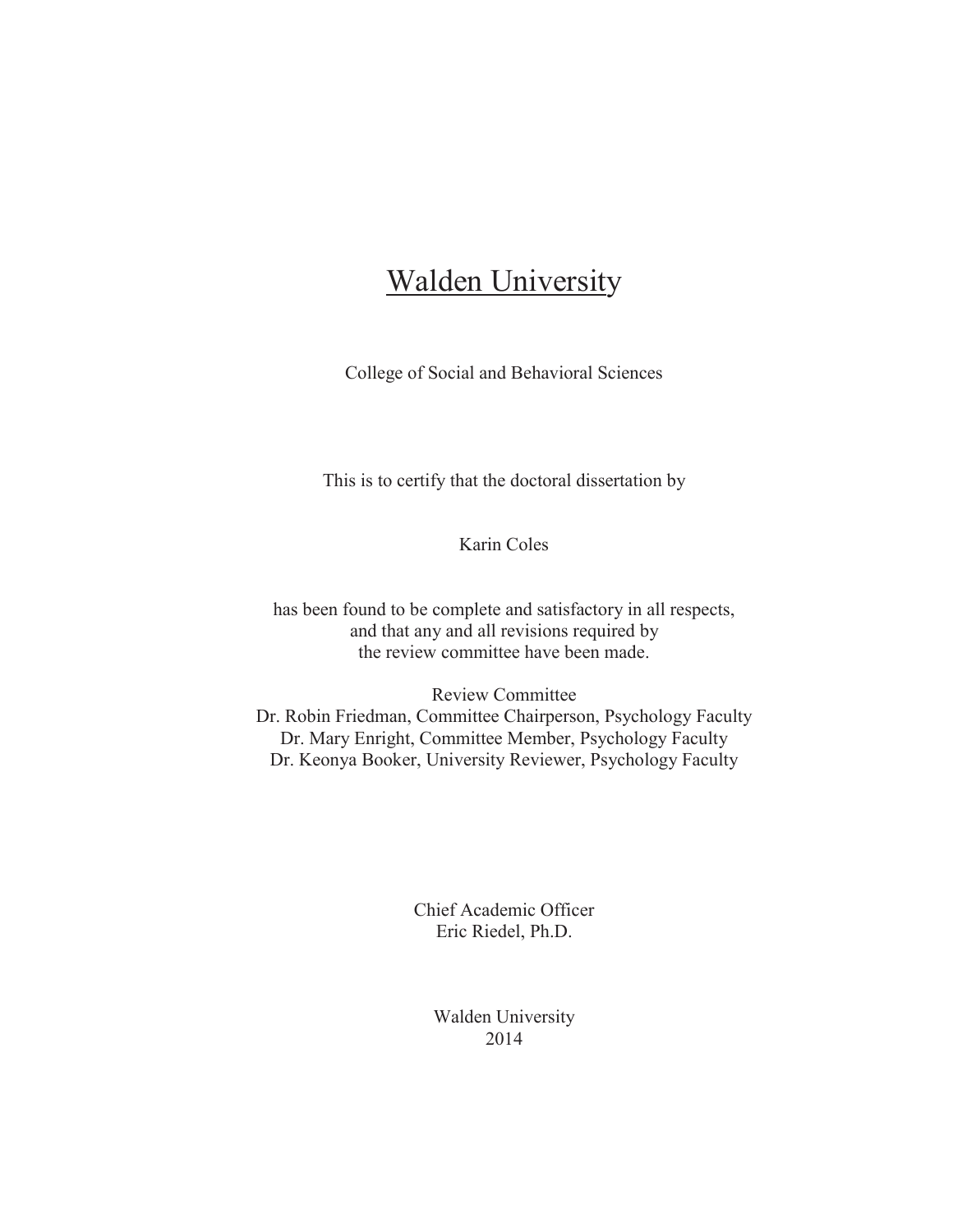# Walden University

College of Social and Behavioral Sciences

This is to certify that the doctoral dissertation by

Karin Coles

has been found to be complete and satisfactory in all respects,
and that any and all revisions required by
the review committee have been made.

Review Committee
Dr. Robin Friedman, Committee Chairperson, Psychology Faculty
Dr. Mary Enright, Committee Member, Psychology Faculty
Dr. Keonya Booker, University Reviewer, Psychology Faculty

Chief Academic Officer
Eric Riedel, Ph.D.

Walden University
2014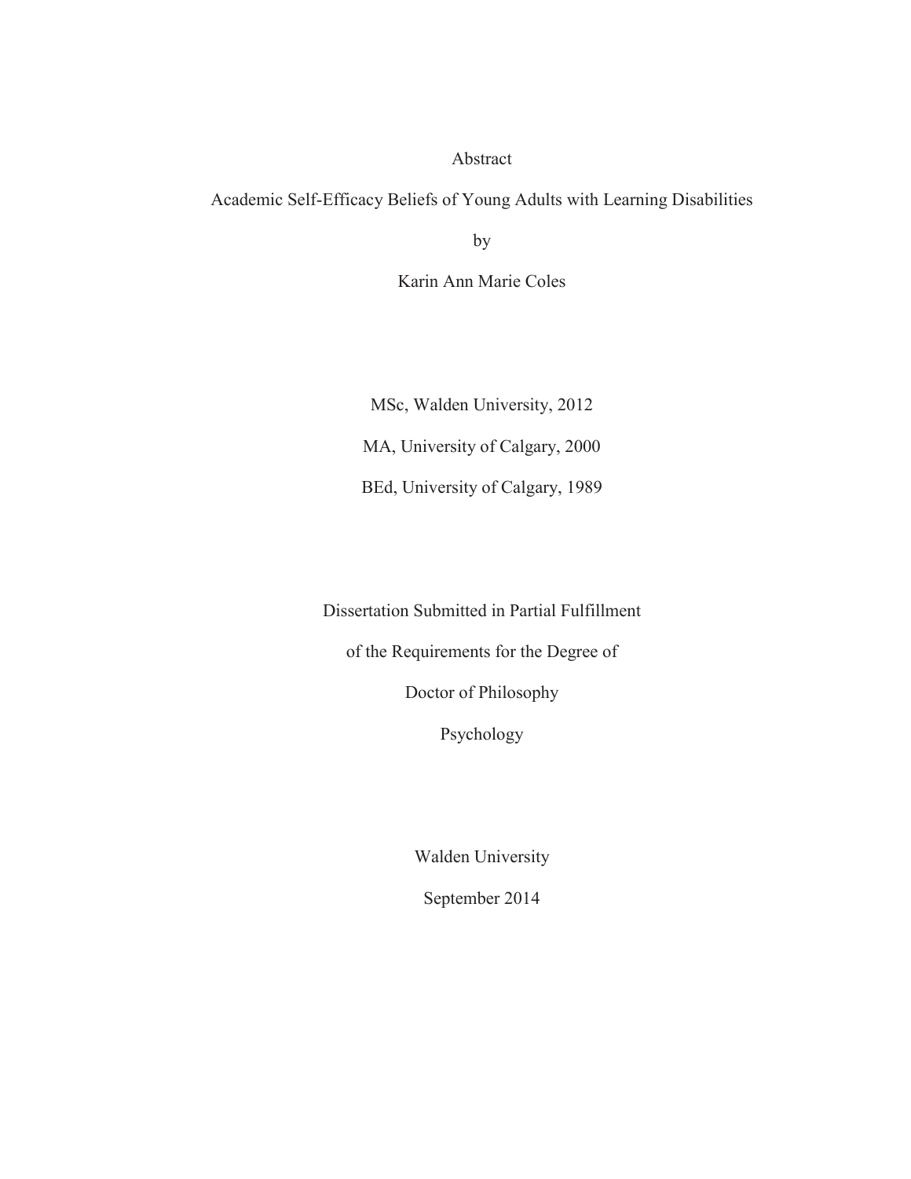# Abstract

Academic Self-Efficacy Beliefs of Young Adults with Learning Disabilities

by

Karin Ann Marie Coles

MSc, Walden University, 2012

MA, University of Calgary, 2000

BEd, University of Calgary, 1989

Dissertation Submitted in Partial Fulfillment

of the Requirements for the Degree of

Doctor of Philosophy

Psychology

Walden University

September 2014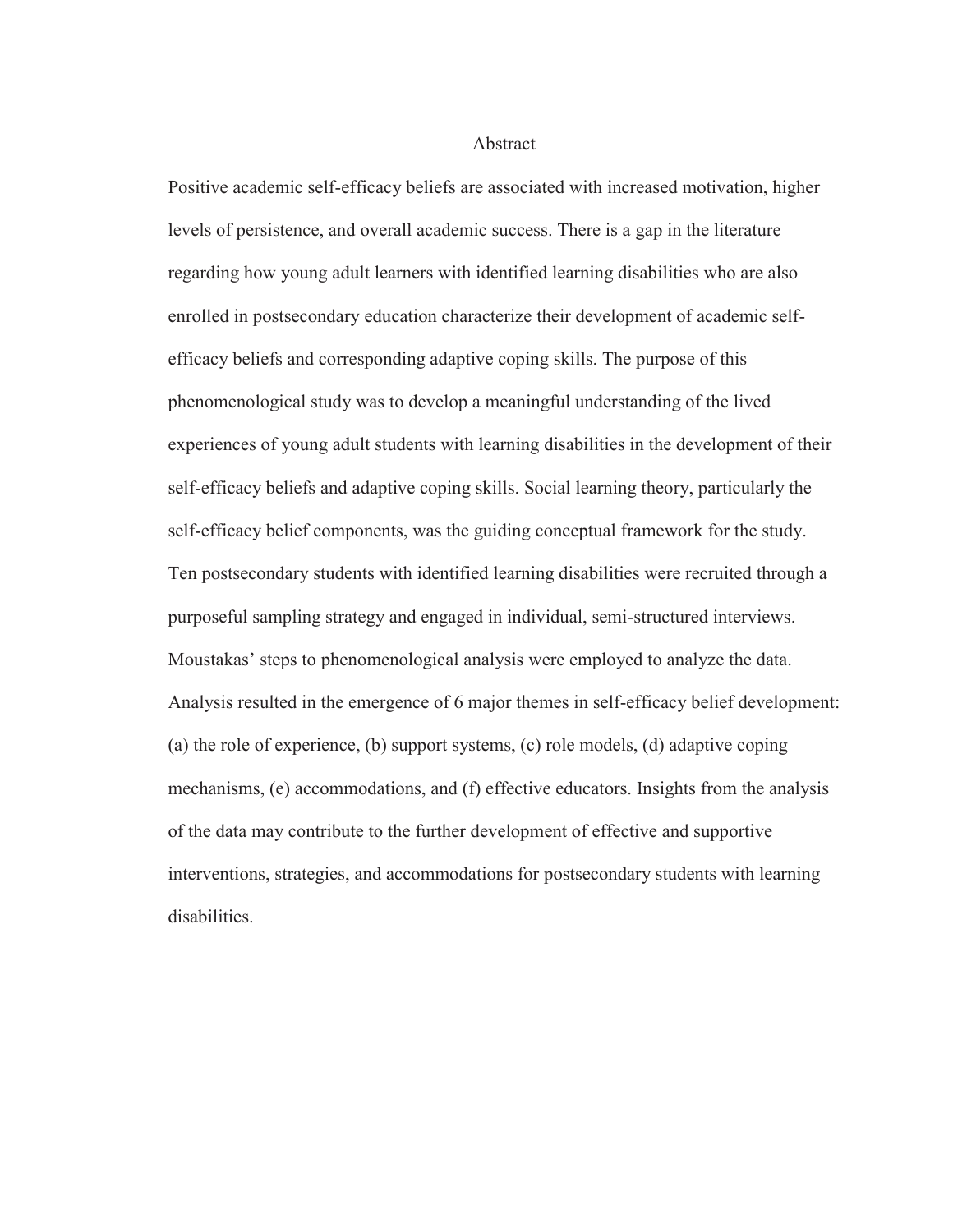# Abstract

Positive academic self-efficacy beliefs are associated with increased motivation, higher levels of persistence, and overall academic success. There is a gap in the literature regarding how young adult learners with identified learning disabilities who are also enrolled in postsecondary education characterize their development of academic self-efficacy beliefs and corresponding adaptive coping skills. The purpose of this phenomenological study was to develop a meaningful understanding of the lived experiences of young adult students with learning disabilities in the development of their self-efficacy beliefs and adaptive coping skills. Social learning theory, particularly the self-efficacy belief components, was the guiding conceptual framework for the study. Ten postsecondary students with identified learning disabilities were recruited through a purposeful sampling strategy and engaged in individual, semi-structured interviews. Moustakas' steps to phenomenological analysis were employed to analyze the data. Analysis resulted in the emergence of 6 major themes in self-efficacy belief development: (a) the role of experience, (b) support systems, (c) role models, (d) adaptive coping mechanisms, (e) accommodations, and (f) effective educators. Insights from the analysis of the data may contribute to the further development of effective and supportive interventions, strategies, and accommodations for postsecondary students with learning disabilities.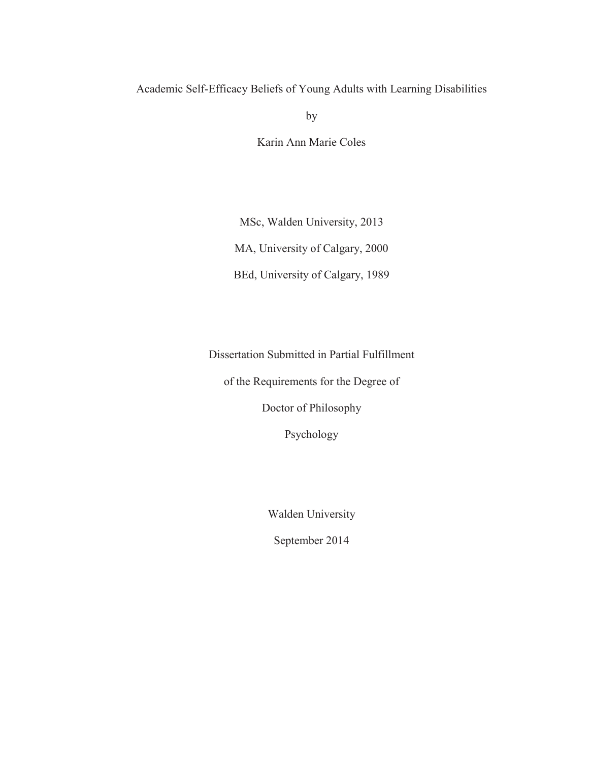Academic Self-Efficacy Beliefs of Young Adults with Learning Disabilities

by

Karin Ann Marie Coles

MSc, Walden University, 2013

MA, University of Calgary, 2000

BEd, University of Calgary, 1989

Dissertation Submitted in Partial Fulfillment

of the Requirements for the Degree of

Doctor of Philosophy

Psychology

Walden University

September 2014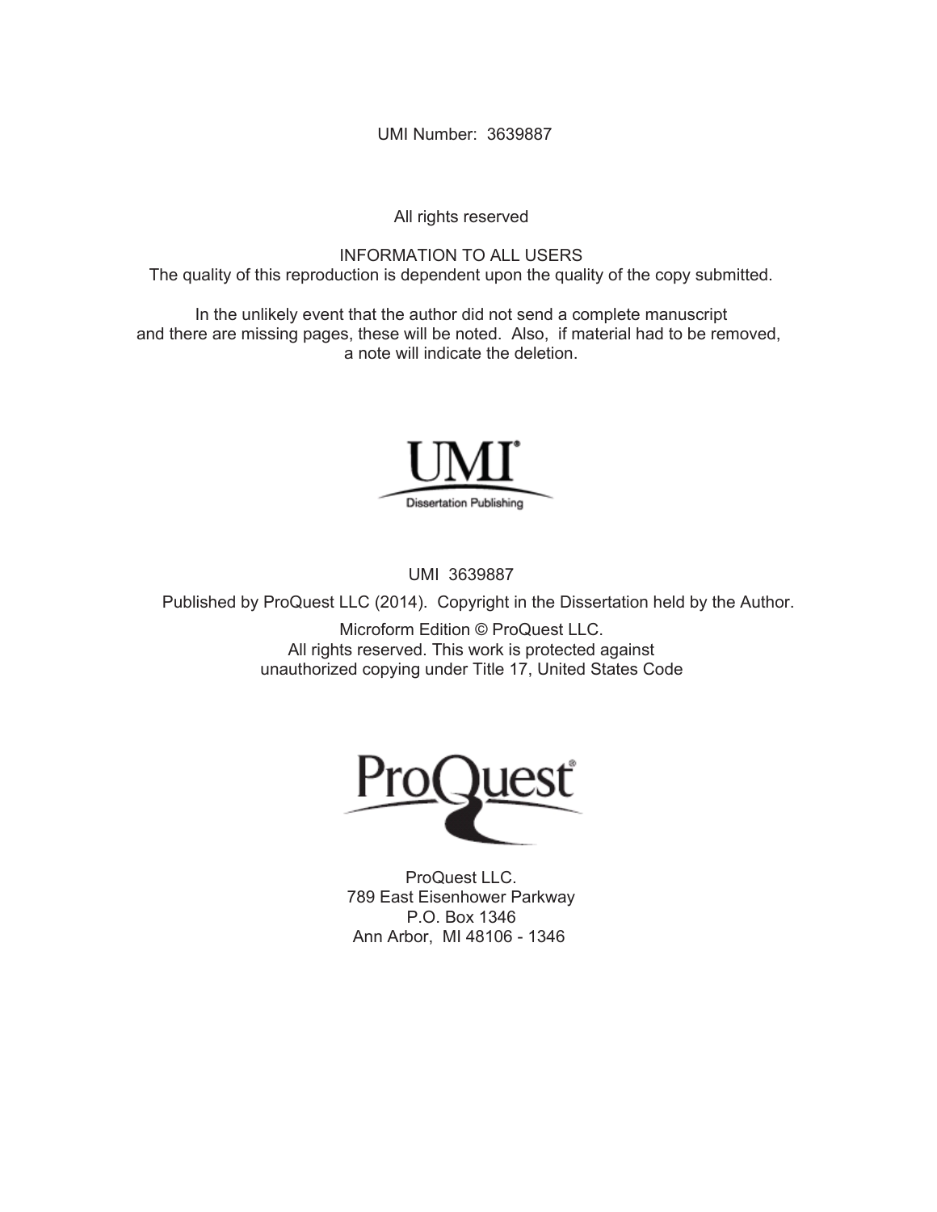UMI Number: 3639887

All rights reserved

INFORMATION TO ALL USERS
The quality of this reproduction is dependent upon the quality of the copy submitted.

In the unlikely event that the author did not send a complete manuscript and there are missing pages, these will be noted. Also, if material had to be removed, a note will indicate the deletion.

UMI
Dissertation Publishing

UMI 3639887

Published by ProQuest LLC (2014). Copyright in the Dissertation held by the Author.

Microform Edition © ProQuest LLC.
All rights reserved. This work is protected against unauthorized copying under Title 17, United States Code

ProQuest

ProQuest LLC.
789 East Eisenhower Parkway
P.O. Box 1346
Ann Arbor, MI 48106 - 1346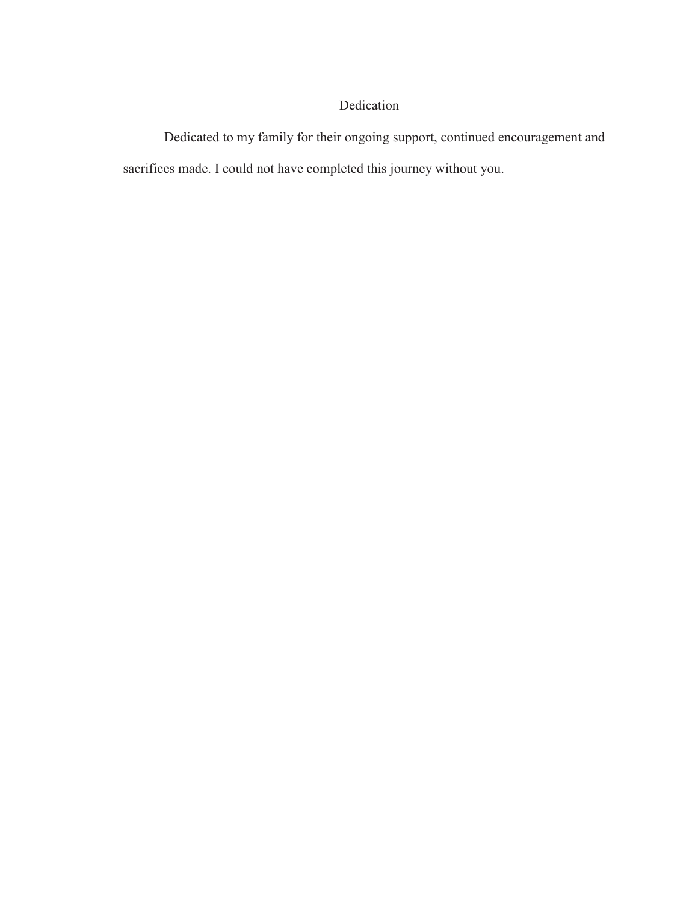# Dedication

Dedicated to my family for their ongoing support, continued encouragement and sacrifices made. I could not have completed this journey without you.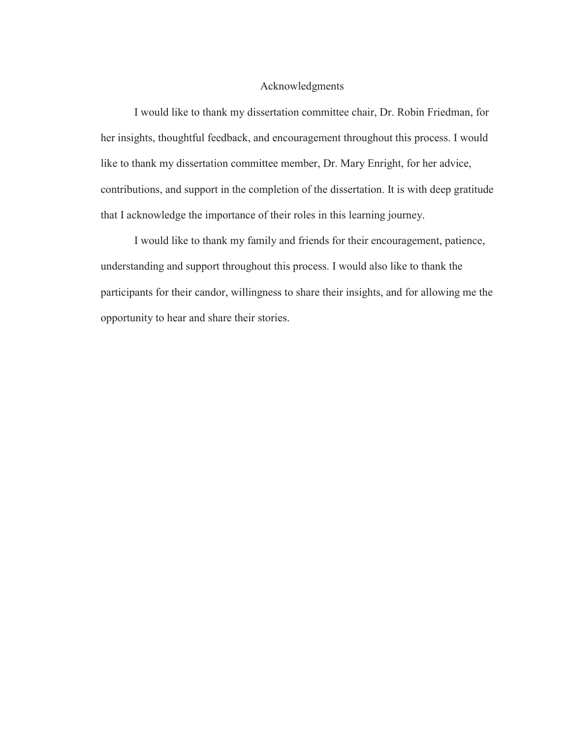# Acknowledgments

I would like to thank my dissertation committee chair, Dr. Robin Friedman, for her insights, thoughtful feedback, and encouragement throughout this process. I would like to thank my dissertation committee member, Dr. Mary Enright, for her advice, contributions, and support in the completion of the dissertation. It is with deep gratitude that I acknowledge the importance of their roles in this learning journey.

I would like to thank my family and friends for their encouragement, patience, understanding and support throughout this process. I would also like to thank the participants for their candor, willingness to share their insights, and for allowing me the opportunity to hear and share their stories.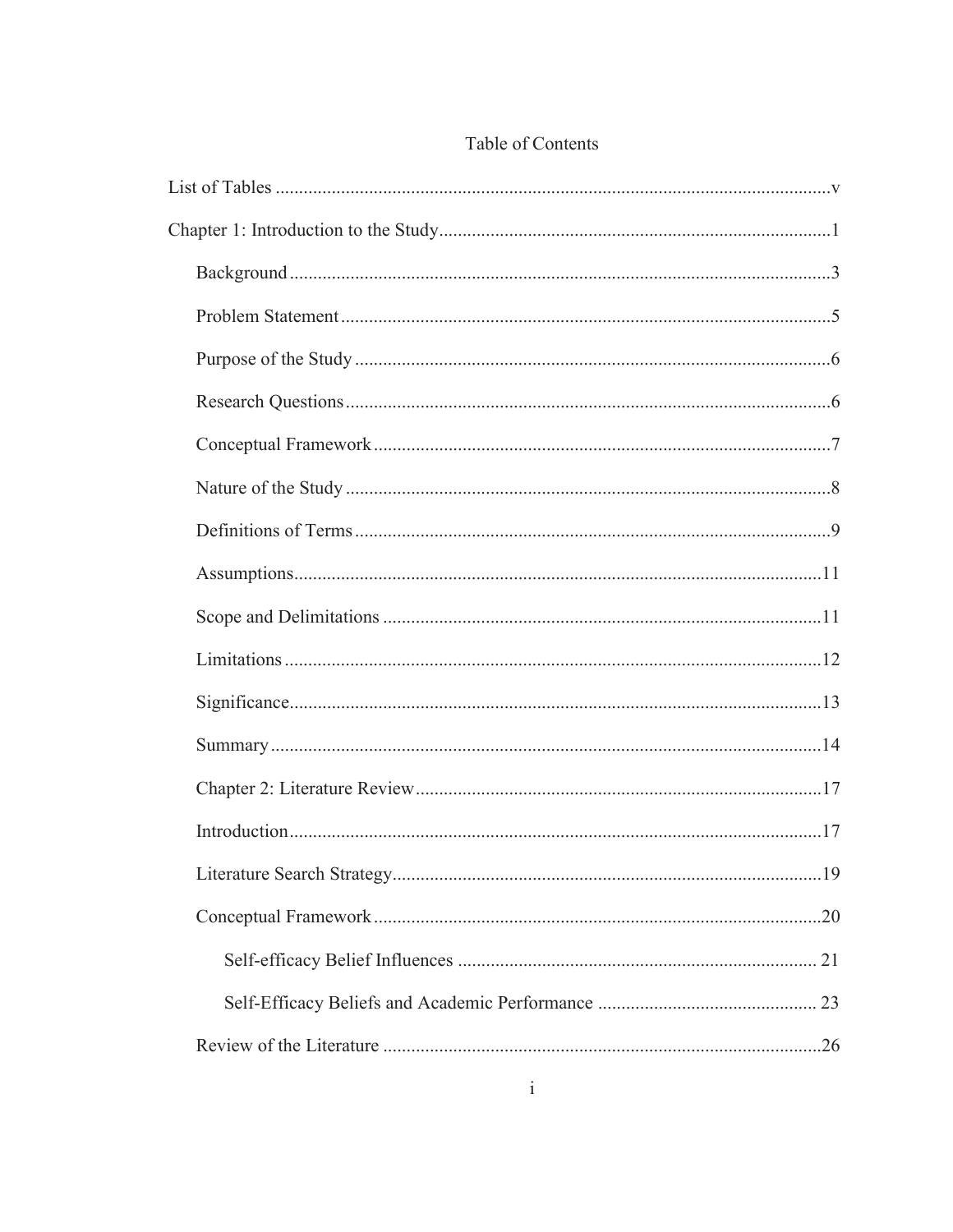# Table of Contents

List of Tables .......................................................................................................................v

Chapter 1: Introduction to the Study....................................................................................1

- Background ....................................................................................................................3
- Problem Statement .........................................................................................................5
- Purpose of the Study ......................................................................................................6
- Research Questions ........................................................................................................6
- Conceptual Framework ..................................................................................................7
- Nature of the Study ........................................................................................................8
- Definitions of Terms ......................................................................................................9
- Assumptions.................................................................................................................11
- Scope and Delimitations ..............................................................................................11
- Limitations ...................................................................................................................12
- Significance..................................................................................................................13
- Summary ......................................................................................................................14
- Chapter 2: Literature Review .......................................................................................17
- Introduction..................................................................................................................17
- Literature Search Strategy............................................................................................19
- Conceptual Framework ...............................................................................................20
  - Self-efficacy Belief Influences ............................................................................. 21
  - Self-Efficacy Beliefs and Academic Performance ............................................... 23
- Review of the Literature ..............................................................................................26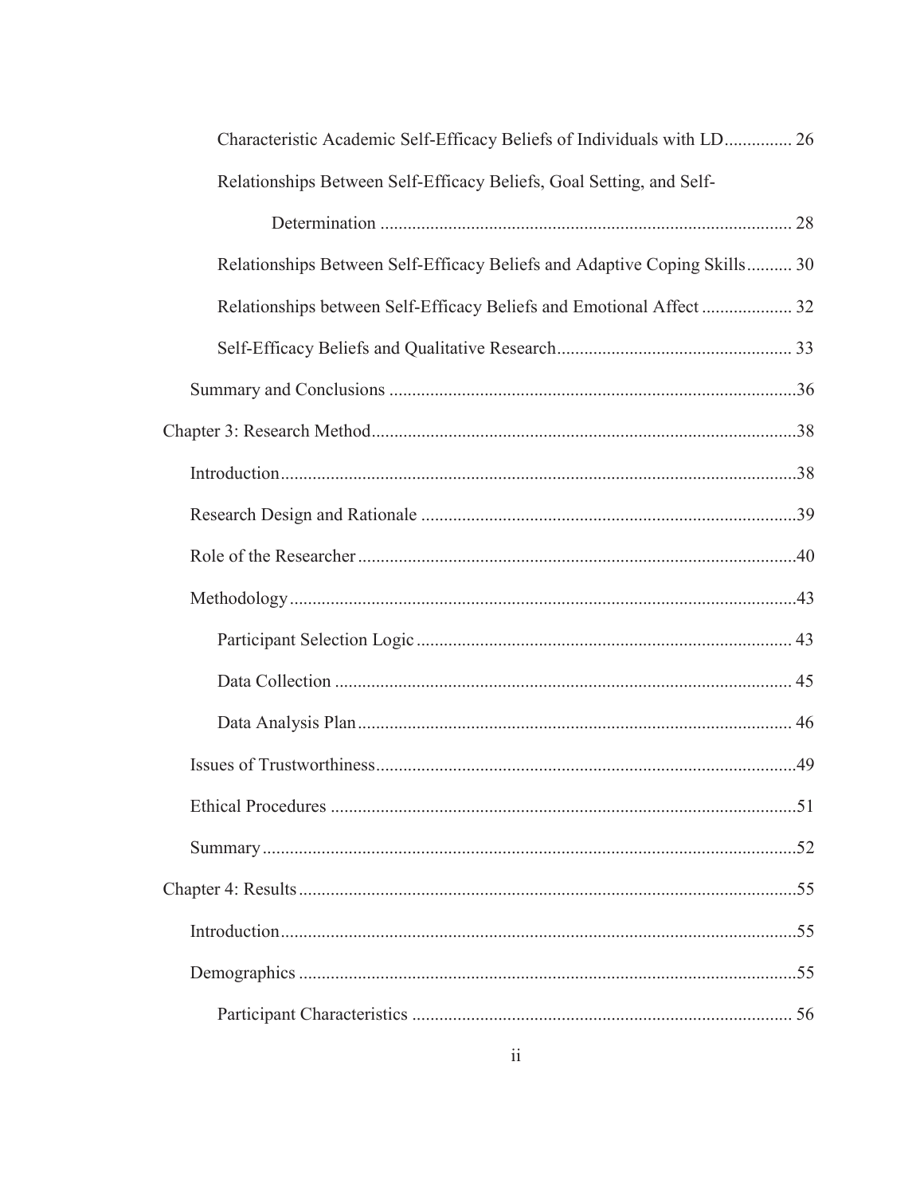Characteristic Academic Self-Efficacy Beliefs of Individuals with LD.............. 26

Relationships Between Self-Efficacy Beliefs, Goal Setting, and Self-Determination .......................................................................................... 28

Relationships Between Self-Efficacy Beliefs and Adaptive Coping Skills.......... 30

Relationships between Self-Efficacy Beliefs and Emotional Affect .................... 32

Self-Efficacy Beliefs and Qualitative Research................................................... 33

Summary and Conclusions .........................................................................................36

Chapter 3: Research Method.............................................................................................38

Introduction.................................................................................................................38

Research Design and Rationale ..................................................................................39

Role of the Researcher................................................................................................40

Methodology...............................................................................................................43

Participant Selection Logic .................................................................................. 43

Data Collection .................................................................................................... 45

Data Analysis Plan............................................................................................... 46

Issues of Trustworthiness............................................................................................49

Ethical Procedures ......................................................................................................51

Summary.....................................................................................................................52

Chapter 4: Results.............................................................................................................55

Introduction.................................................................................................................55

Demographics .............................................................................................................55

Participant Characteristics ................................................................................... 56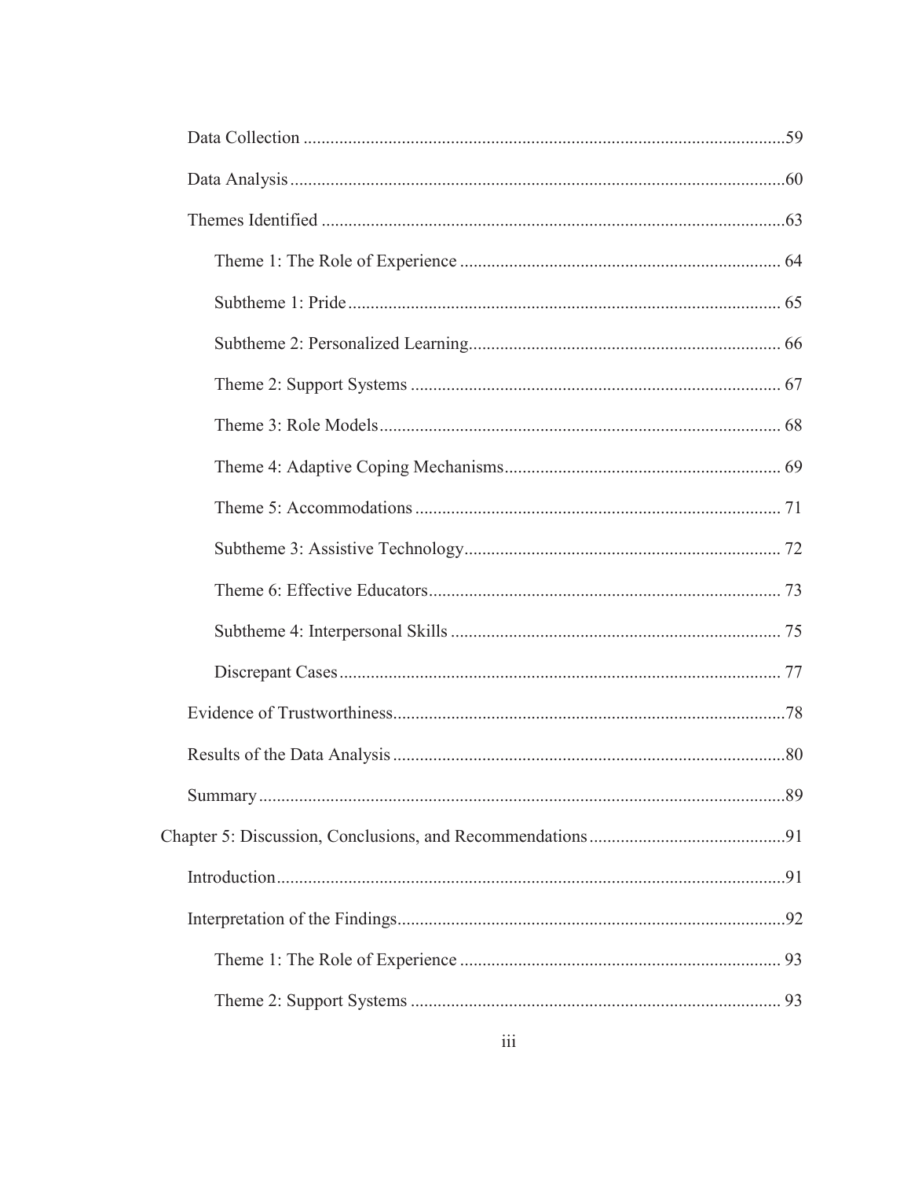Data Collection ....................................................................................................59

Data Analysis .......................................................................................................60

Themes Identified .................................................................................................63

Theme 1: The Role of Experience ................................................................ 64

Subtheme 1: Pride ......................................................................................... 65

Subtheme 2: Personalized Learning .............................................................. 66

Theme 2: Support Systems ........................................................................... 67

Theme 3: Role Models .................................................................................. 68

Theme 4: Adaptive Coping Mechanisms ...................................................... 69

Theme 5: Accommodations .......................................................................... 71

Subtheme 3: Assistive Technology ............................................................... 72

Theme 6: Effective Educators ....................................................................... 73

Subtheme 4: Interpersonal Skills .................................................................. 75

Discrepant Cases ........................................................................................... 77

Evidence of Trustworthiness .................................................................................78

Results of the Data Analysis ..................................................................................80

Summary ................................................................................................................89

Chapter 5: Discussion, Conclusions, and Recommendations ......................................91

Introduction ............................................................................................................91

Interpretation of the Findings .................................................................................92

Theme 1: The Role of Experience ................................................................ 93

Theme 2: Support Systems ........................................................................... 93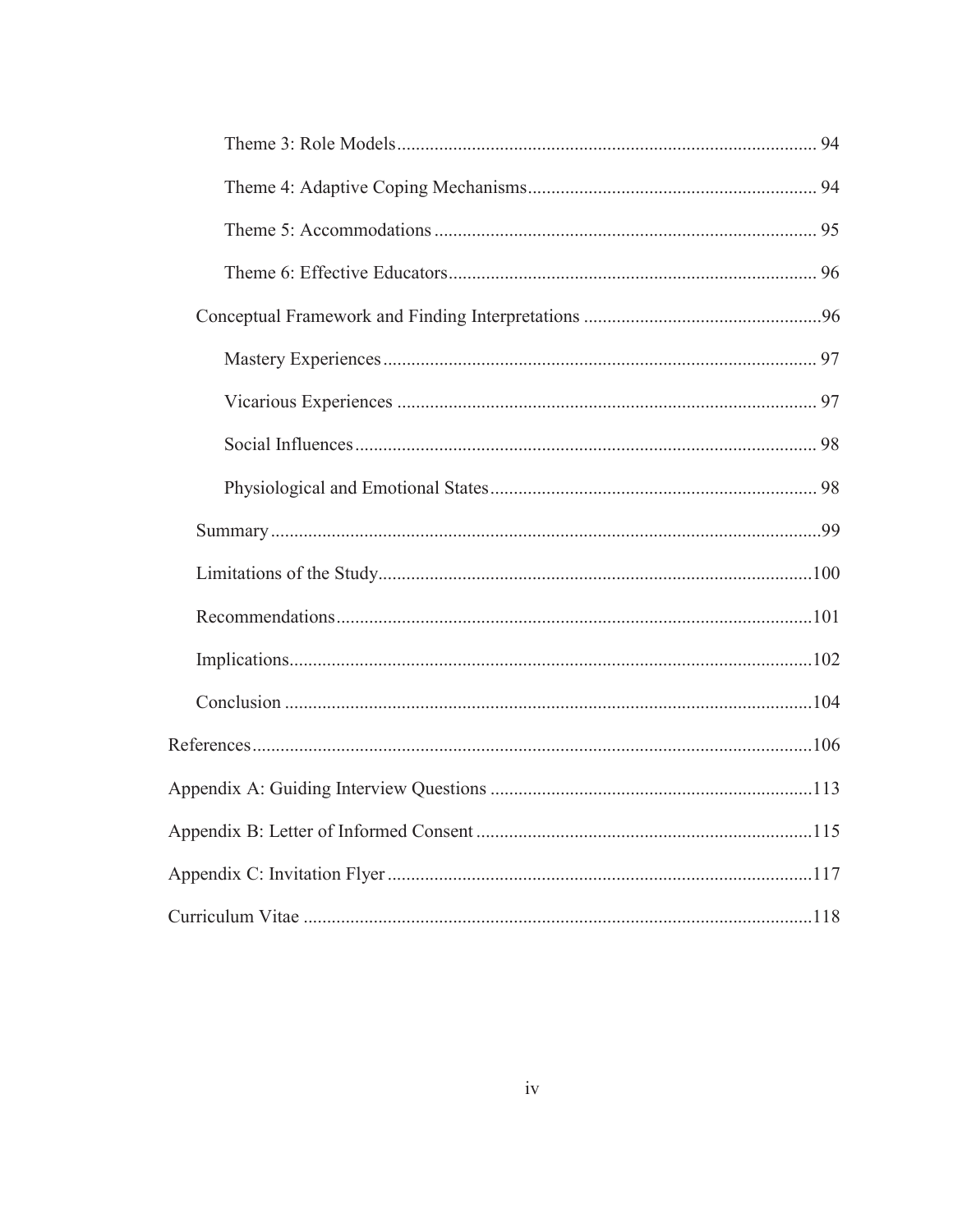Theme 3: Role Models ........................................................................................ 94

Theme 4: Adaptive Coping Mechanisms ............................................................. 94

Theme 5: Accommodations ................................................................................. 95

Theme 6: Effective Educators .............................................................................. 96

Conceptual Framework and Finding Interpretations ..................................................96

Mastery Experiences ............................................................................................ 97

Vicarious Experiences .......................................................................................... 97

Social Influences .................................................................................................. 98

Physiological and Emotional States ..................................................................... 98

Summary ....................................................................................................................99

Limitations of the Study ............................................................................................100

Recommendations .....................................................................................................101

Implications ...............................................................................................................102

Conclusion ................................................................................................................104

References .......................................................................................................................106

Appendix A: Guiding Interview Questions .....................................................................113

Appendix B: Letter of Informed Consent .......................................................................115

Appendix C: Invitation Flyer ..........................................................................................117

Curriculum Vitae ............................................................................................................118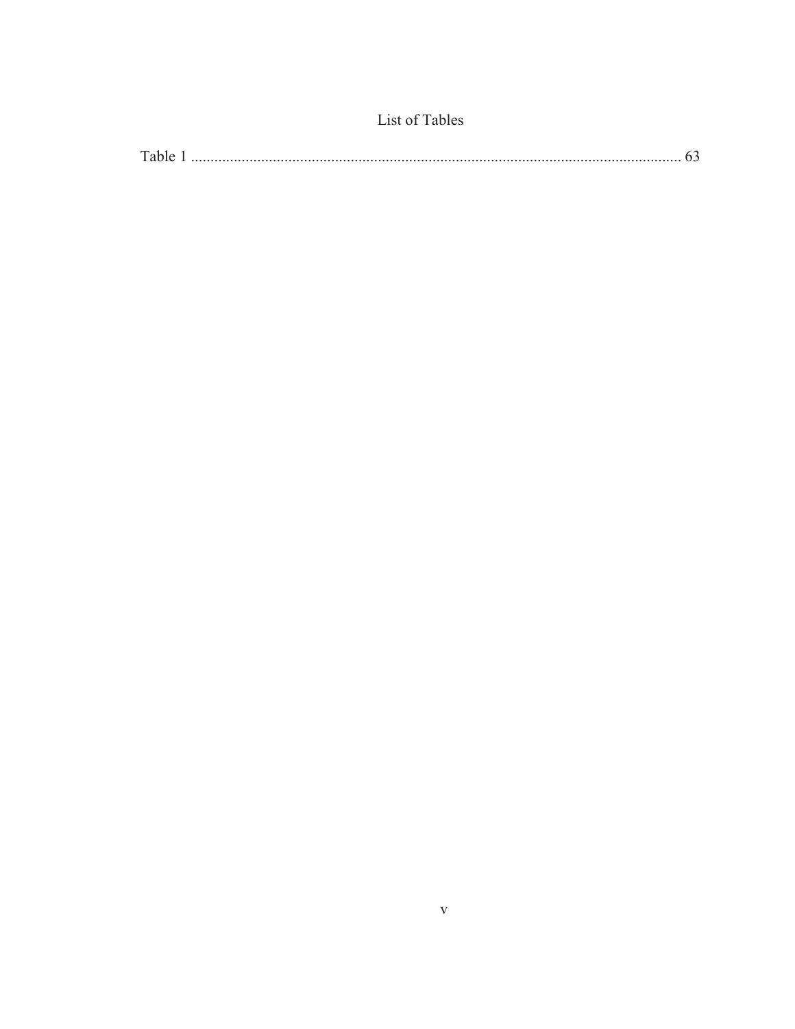# List of Tables

Table 1 .............................................................................................................................. 63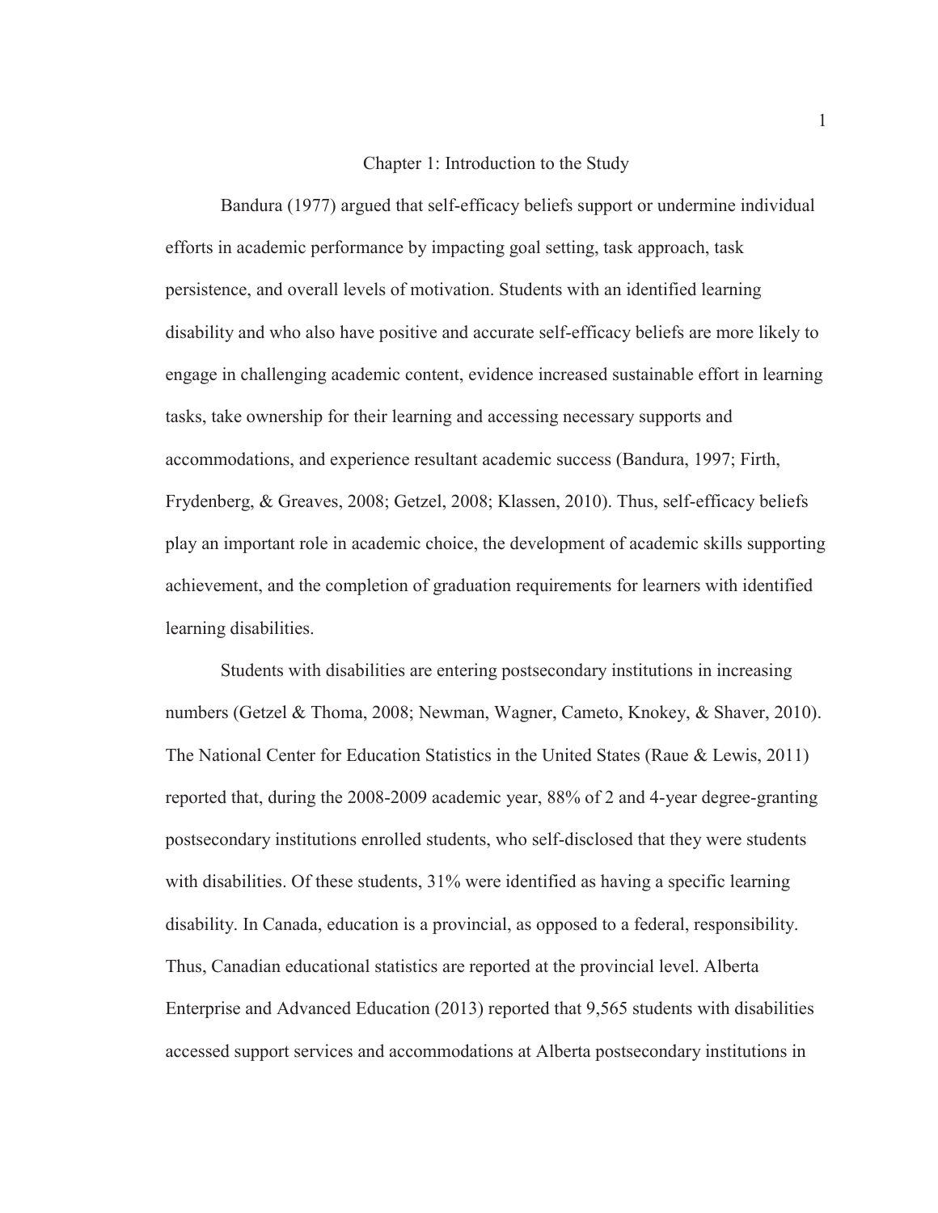# Chapter 1: Introduction to the Study

Bandura (1977) argued that self-efficacy beliefs support or undermine individual efforts in academic performance by impacting goal setting, task approach, task persistence, and overall levels of motivation. Students with an identified learning disability and who also have positive and accurate self-efficacy beliefs are more likely to engage in challenging academic content, evidence increased sustainable effort in learning tasks, take ownership for their learning and accessing necessary supports and accommodations, and experience resultant academic success (Bandura, 1997; Firth, Frydenberg, & Greaves, 2008; Getzel, 2008; Klassen, 2010). Thus, self-efficacy beliefs play an important role in academic choice, the development of academic skills supporting achievement, and the completion of graduation requirements for learners with identified learning disabilities.

Students with disabilities are entering postsecondary institutions in increasing numbers (Getzel & Thoma, 2008; Newman, Wagner, Cameto, Knokey, & Shaver, 2010). The National Center for Education Statistics in the United States (Raue & Lewis, 2011) reported that, during the 2008-2009 academic year, 88% of 2 and 4-year degree-granting postsecondary institutions enrolled students, who self-disclosed that they were students with disabilities. Of these students, 31% were identified as having a specific learning disability. In Canada, education is a provincial, as opposed to a federal, responsibility. Thus, Canadian educational statistics are reported at the provincial level. Alberta Enterprise and Advanced Education (2013) reported that 9,565 students with disabilities accessed support services and accommodations at Alberta postsecondary institutions in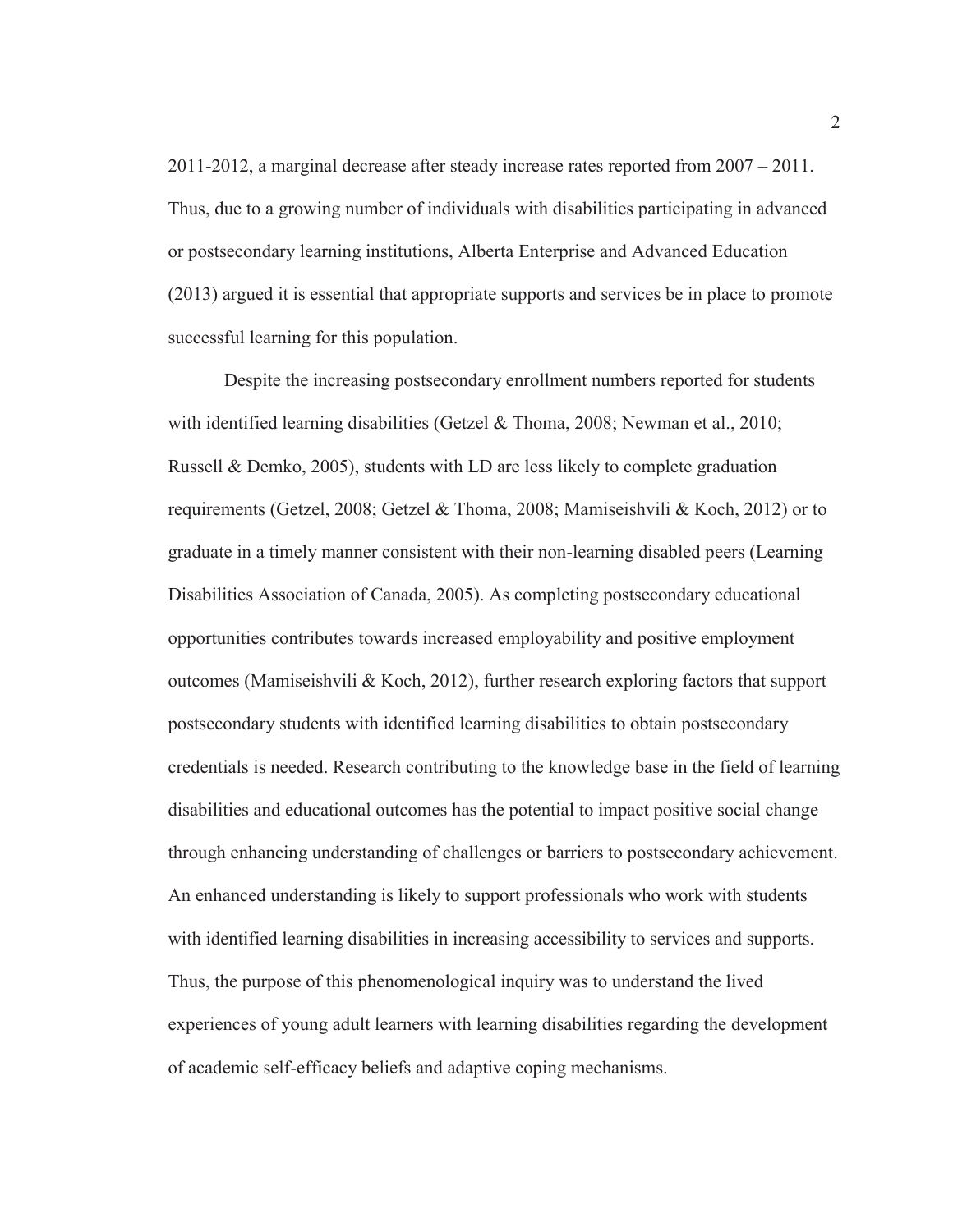2011-2012, a marginal decrease after steady increase rates reported from 2007 – 2011. Thus, due to a growing number of individuals with disabilities participating in advanced or postsecondary learning institutions, Alberta Enterprise and Advanced Education (2013) argued it is essential that appropriate supports and services be in place to promote successful learning for this population.

Despite the increasing postsecondary enrollment numbers reported for students with identified learning disabilities (Getzel & Thoma, 2008; Newman et al., 2010; Russell & Demko, 2005), students with LD are less likely to complete graduation requirements (Getzel, 2008; Getzel & Thoma, 2008; Mamiseishvili & Koch, 2012) or to graduate in a timely manner consistent with their non-learning disabled peers (Learning Disabilities Association of Canada, 2005). As completing postsecondary educational opportunities contributes towards increased employability and positive employment outcomes (Mamiseishvili & Koch, 2012), further research exploring factors that support postsecondary students with identified learning disabilities to obtain postsecondary credentials is needed. Research contributing to the knowledge base in the field of learning disabilities and educational outcomes has the potential to impact positive social change through enhancing understanding of challenges or barriers to postsecondary achievement. An enhanced understanding is likely to support professionals who work with students with identified learning disabilities in increasing accessibility to services and supports. Thus, the purpose of this phenomenological inquiry was to understand the lived experiences of young adult learners with learning disabilities regarding the development of academic self-efficacy beliefs and adaptive coping mechanisms.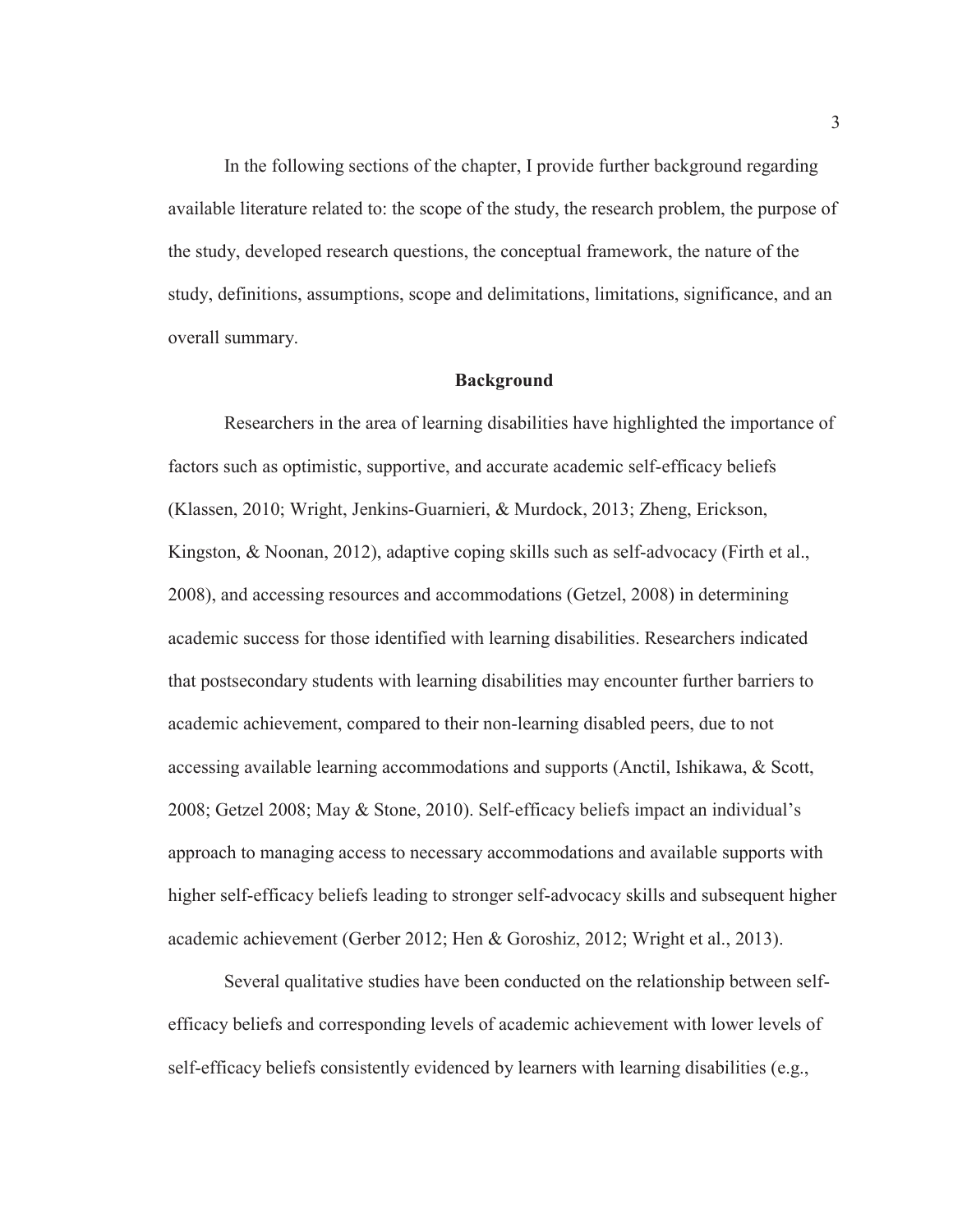In the following sections of the chapter, I provide further background regarding available literature related to: the scope of the study, the research problem, the purpose of the study, developed research questions, the conceptual framework, the nature of the study, definitions, assumptions, scope and delimitations, limitations, significance, and an overall summary.

## Background

Researchers in the area of learning disabilities have highlighted the importance of factors such as optimistic, supportive, and accurate academic self-efficacy beliefs (Klassen, 2010; Wright, Jenkins-Guarnieri, & Murdock, 2013; Zheng, Erickson, Kingston, & Noonan, 2012), adaptive coping skills such as self-advocacy (Firth et al., 2008), and accessing resources and accommodations (Getzel, 2008) in determining academic success for those identified with learning disabilities. Researchers indicated that postsecondary students with learning disabilities may encounter further barriers to academic achievement, compared to their non-learning disabled peers, due to not accessing available learning accommodations and supports (Anctil, Ishikawa, & Scott, 2008; Getzel 2008; May & Stone, 2010). Self-efficacy beliefs impact an individual's approach to managing access to necessary accommodations and available supports with higher self-efficacy beliefs leading to stronger self-advocacy skills and subsequent higher academic achievement (Gerber 2012; Hen & Goroshiz, 2012; Wright et al., 2013).

Several qualitative studies have been conducted on the relationship between self-efficacy beliefs and corresponding levels of academic achievement with lower levels of self-efficacy beliefs consistently evidenced by learners with learning disabilities (e.g.,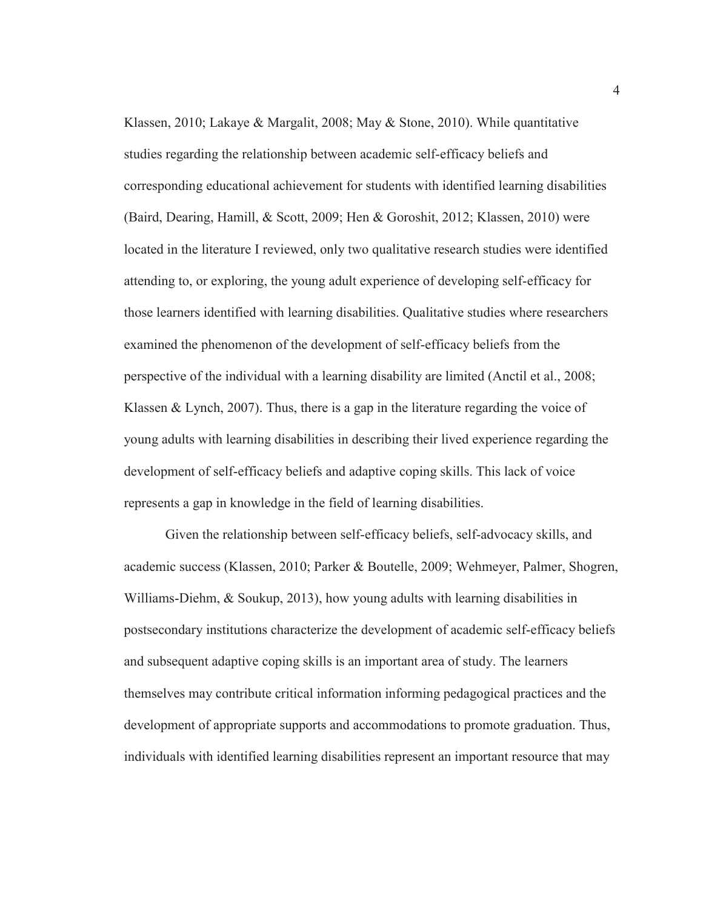Klassen, 2010; Lakaye & Margalit, 2008; May & Stone, 2010). While quantitative studies regarding the relationship between academic self-efficacy beliefs and corresponding educational achievement for students with identified learning disabilities (Baird, Dearing, Hamill, & Scott, 2009; Hen & Goroshit, 2012; Klassen, 2010) were located in the literature I reviewed, only two qualitative research studies were identified attending to, or exploring, the young adult experience of developing self-efficacy for those learners identified with learning disabilities. Qualitative studies where researchers examined the phenomenon of the development of self-efficacy beliefs from the perspective of the individual with a learning disability are limited (Anctil et al., 2008; Klassen & Lynch, 2007). Thus, there is a gap in the literature regarding the voice of young adults with learning disabilities in describing their lived experience regarding the development of self-efficacy beliefs and adaptive coping skills. This lack of voice represents a gap in knowledge in the field of learning disabilities.

Given the relationship between self-efficacy beliefs, self-advocacy skills, and academic success (Klassen, 2010; Parker & Boutelle, 2009; Wehmeyer, Palmer, Shogren, Williams-Diehm, & Soukup, 2013), how young adults with learning disabilities in postsecondary institutions characterize the development of academic self-efficacy beliefs and subsequent adaptive coping skills is an important area of study. The learners themselves may contribute critical information informing pedagogical practices and the development of appropriate supports and accommodations to promote graduation. Thus, individuals with identified learning disabilities represent an important resource that may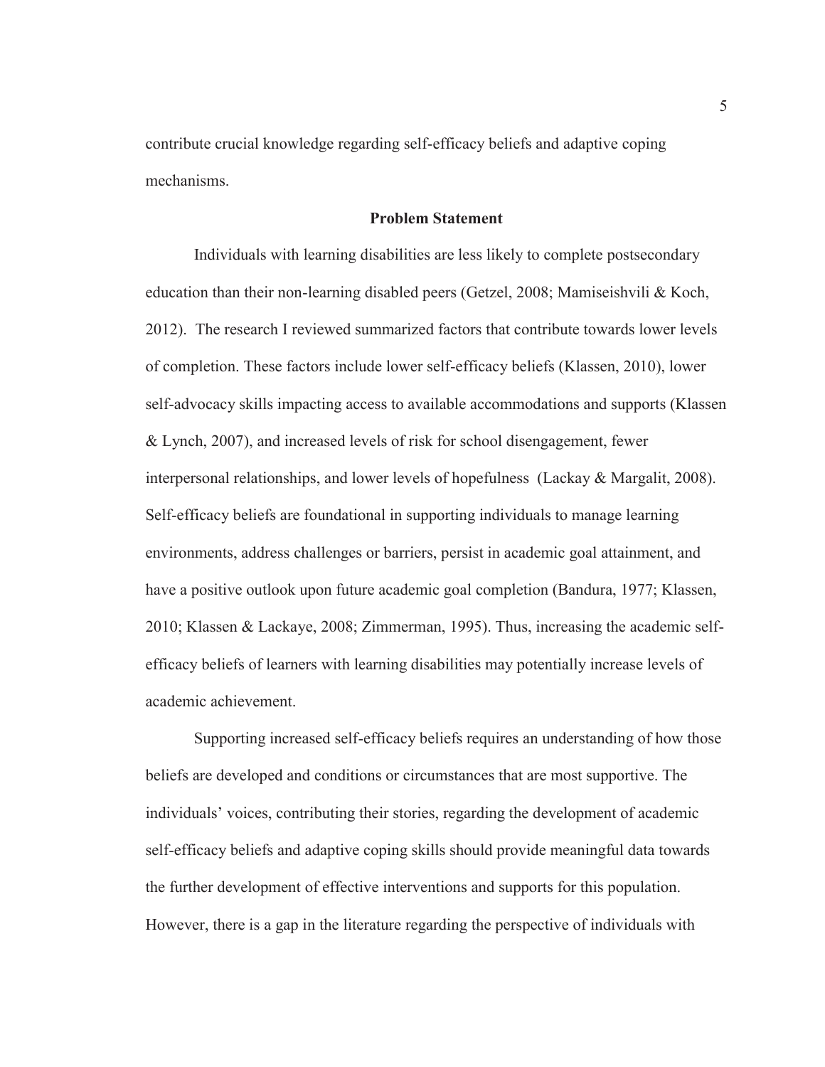contribute crucial knowledge regarding self-efficacy beliefs and adaptive coping mechanisms.

## Problem Statement

Individuals with learning disabilities are less likely to complete postsecondary education than their non-learning disabled peers (Getzel, 2008; Mamiseishvili & Koch, 2012). The research I reviewed summarized factors that contribute towards lower levels of completion. These factors include lower self-efficacy beliefs (Klassen, 2010), lower self-advocacy skills impacting access to available accommodations and supports (Klassen & Lynch, 2007), and increased levels of risk for school disengagement, fewer interpersonal relationships, and lower levels of hopefulness (Lackay & Margalit, 2008). Self-efficacy beliefs are foundational in supporting individuals to manage learning environments, address challenges or barriers, persist in academic goal attainment, and have a positive outlook upon future academic goal completion (Bandura, 1977; Klassen, 2010; Klassen & Lackaye, 2008; Zimmerman, 1995). Thus, increasing the academic self-efficacy beliefs of learners with learning disabilities may potentially increase levels of academic achievement.

Supporting increased self-efficacy beliefs requires an understanding of how those beliefs are developed and conditions or circumstances that are most supportive. The individuals' voices, contributing their stories, regarding the development of academic self-efficacy beliefs and adaptive coping skills should provide meaningful data towards the further development of effective interventions and supports for this population. However, there is a gap in the literature regarding the perspective of individuals with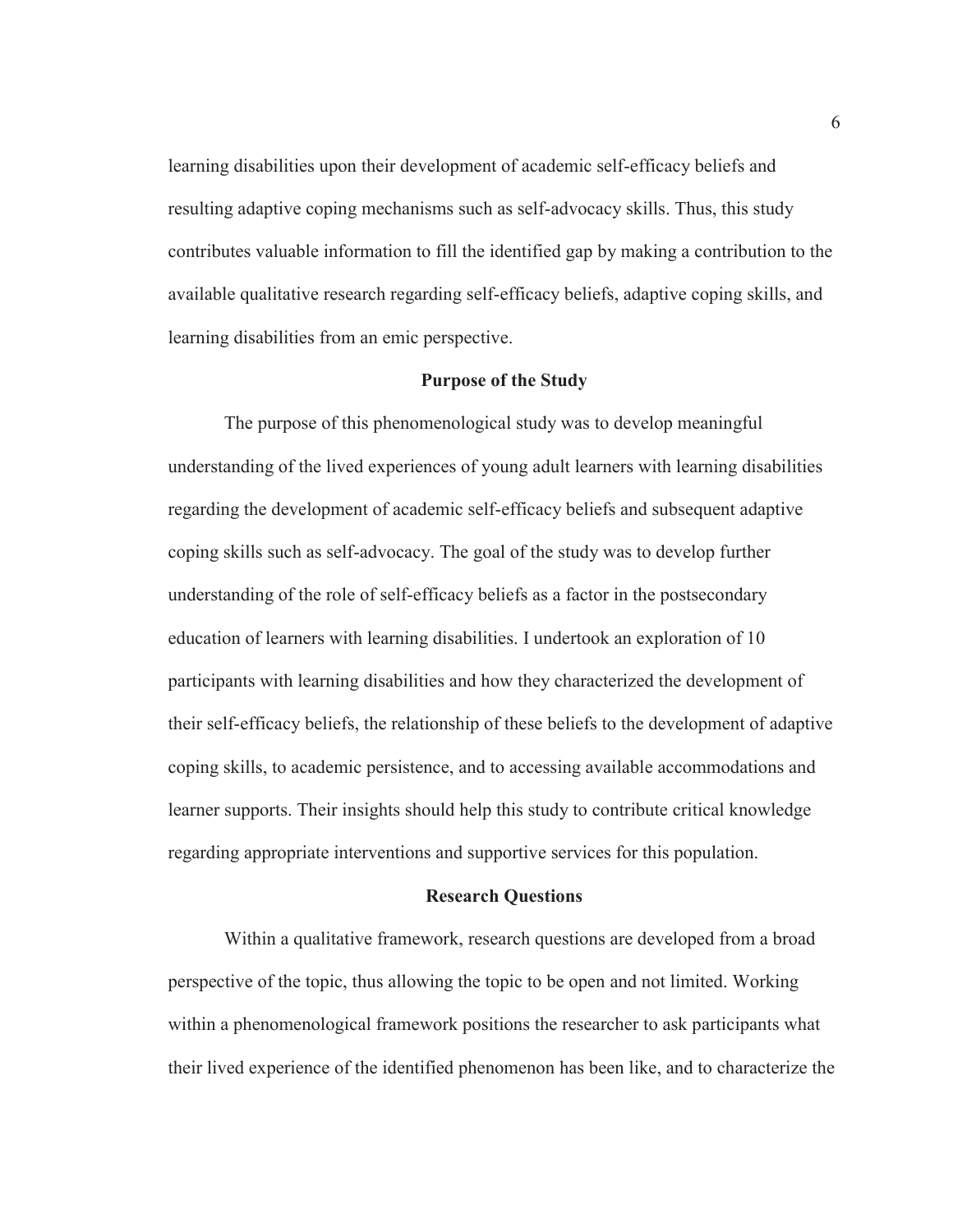learning disabilities upon their development of academic self-efficacy beliefs and resulting adaptive coping mechanisms such as self-advocacy skills. Thus, this study contributes valuable information to fill the identified gap by making a contribution to the available qualitative research regarding self-efficacy beliefs, adaptive coping skills, and learning disabilities from an emic perspective.

## Purpose of the Study

The purpose of this phenomenological study was to develop meaningful understanding of the lived experiences of young adult learners with learning disabilities regarding the development of academic self-efficacy beliefs and subsequent adaptive coping skills such as self-advocacy. The goal of the study was to develop further understanding of the role of self-efficacy beliefs as a factor in the postsecondary education of learners with learning disabilities. I undertook an exploration of 10 participants with learning disabilities and how they characterized the development of their self-efficacy beliefs, the relationship of these beliefs to the development of adaptive coping skills, to academic persistence, and to accessing available accommodations and learner supports. Their insights should help this study to contribute critical knowledge regarding appropriate interventions and supportive services for this population.

## Research Questions

Within a qualitative framework, research questions are developed from a broad perspective of the topic, thus allowing the topic to be open and not limited. Working within a phenomenological framework positions the researcher to ask participants what their lived experience of the identified phenomenon has been like, and to characterize the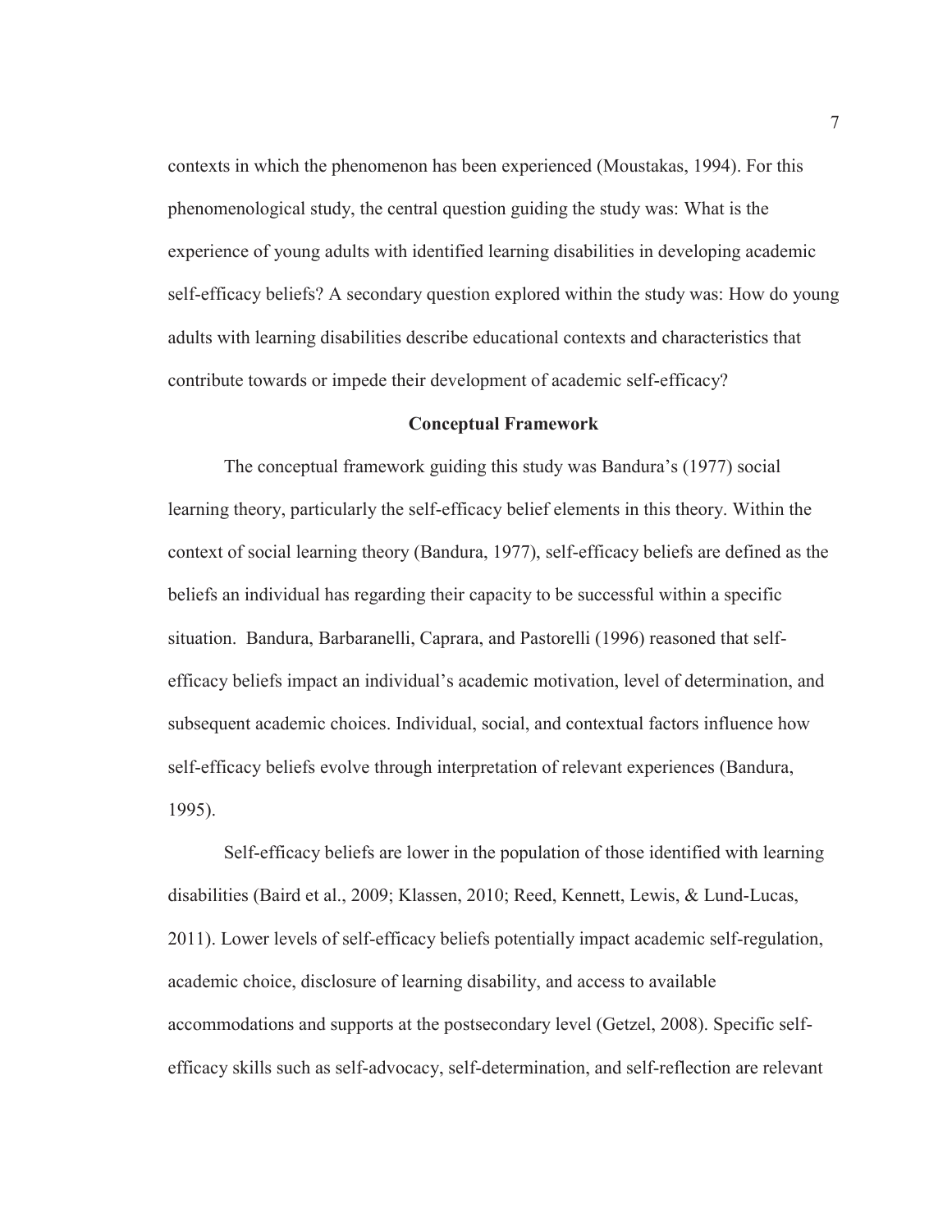contexts in which the phenomenon has been experienced (Moustakas, 1994). For this phenomenological study, the central question guiding the study was: What is the experience of young adults with identified learning disabilities in developing academic self-efficacy beliefs? A secondary question explored within the study was: How do young adults with learning disabilities describe educational contexts and characteristics that contribute towards or impede their development of academic self-efficacy?

## Conceptual Framework

The conceptual framework guiding this study was Bandura's (1977) social learning theory, particularly the self-efficacy belief elements in this theory. Within the context of social learning theory (Bandura, 1977), self-efficacy beliefs are defined as the beliefs an individual has regarding their capacity to be successful within a specific situation. Bandura, Barbaranelli, Caprara, and Pastorelli (1996) reasoned that self-efficacy beliefs impact an individual's academic motivation, level of determination, and subsequent academic choices. Individual, social, and contextual factors influence how self-efficacy beliefs evolve through interpretation of relevant experiences (Bandura, 1995).

Self-efficacy beliefs are lower in the population of those identified with learning disabilities (Baird et al., 2009; Klassen, 2010; Reed, Kennett, Lewis, & Lund-Lucas, 2011). Lower levels of self-efficacy beliefs potentially impact academic self-regulation, academic choice, disclosure of learning disability, and access to available accommodations and supports at the postsecondary level (Getzel, 2008). Specific self-efficacy skills such as self-advocacy, self-determination, and self-reflection are relevant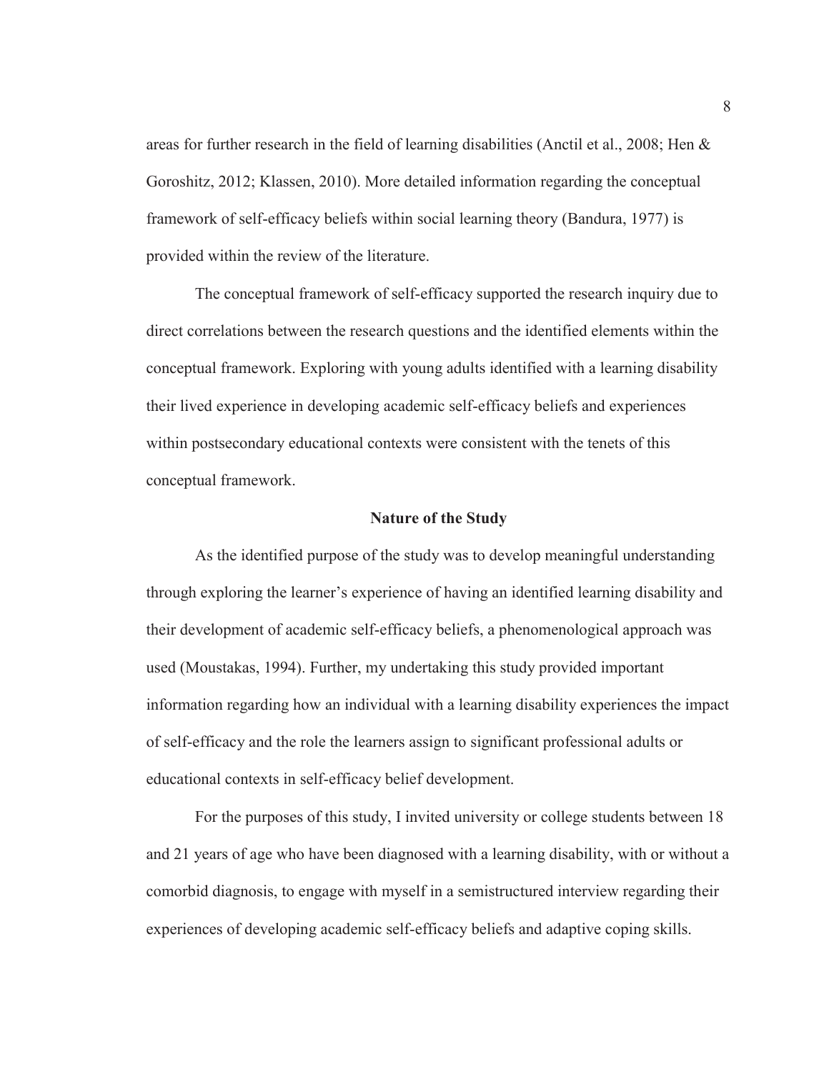areas for further research in the field of learning disabilities (Anctil et al., 2008; Hen & Goroshitz, 2012; Klassen, 2010). More detailed information regarding the conceptual framework of self-efficacy beliefs within social learning theory (Bandura, 1977) is provided within the review of the literature.

The conceptual framework of self-efficacy supported the research inquiry due to direct correlations between the research questions and the identified elements within the conceptual framework. Exploring with young adults identified with a learning disability their lived experience in developing academic self-efficacy beliefs and experiences within postsecondary educational contexts were consistent with the tenets of this conceptual framework.

## Nature of the Study

As the identified purpose of the study was to develop meaningful understanding through exploring the learner's experience of having an identified learning disability and their development of academic self-efficacy beliefs, a phenomenological approach was used (Moustakas, 1994). Further, my undertaking this study provided important information regarding how an individual with a learning disability experiences the impact of self-efficacy and the role the learners assign to significant professional adults or educational contexts in self-efficacy belief development.

For the purposes of this study, I invited university or college students between 18 and 21 years of age who have been diagnosed with a learning disability, with or without a comorbid diagnosis, to engage with myself in a semistructured interview regarding their experiences of developing academic self-efficacy beliefs and adaptive coping skills.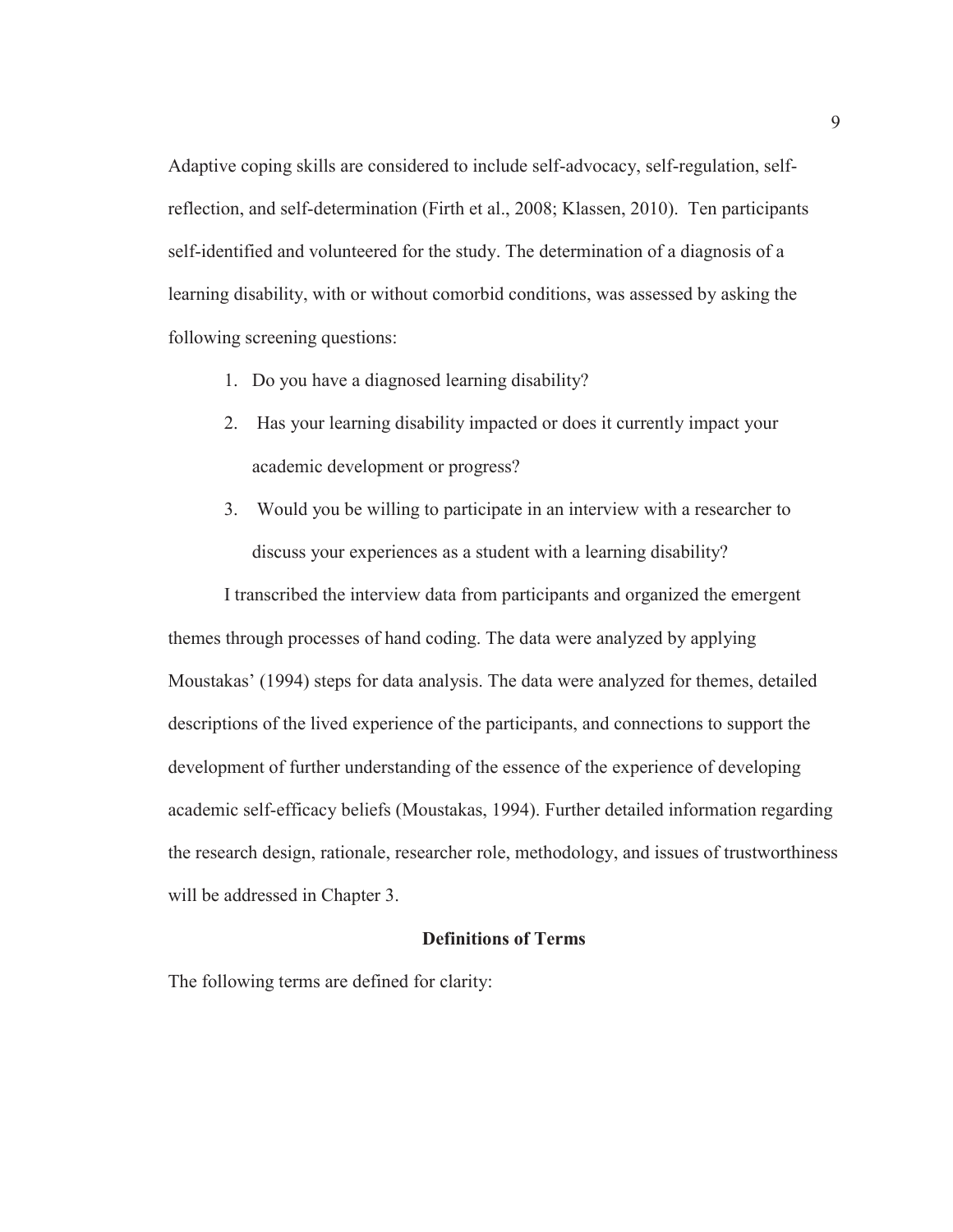Adaptive coping skills are considered to include self-advocacy, self-regulation, self-reflection, and self-determination (Firth et al., 2008; Klassen, 2010). Ten participants self-identified and volunteered for the study. The determination of a diagnosis of a learning disability, with or without comorbid conditions, was assessed by asking the following screening questions:

1. Do you have a diagnosed learning disability?
2. Has your learning disability impacted or does it currently impact your academic development or progress?
3. Would you be willing to participate in an interview with a researcher to discuss your experiences as a student with a learning disability?

I transcribed the interview data from participants and organized the emergent themes through processes of hand coding. The data were analyzed by applying Moustakas' (1994) steps for data analysis. The data were analyzed for themes, detailed descriptions of the lived experience of the participants, and connections to support the development of further understanding of the essence of the experience of developing academic self-efficacy beliefs (Moustakas, 1994). Further detailed information regarding the research design, rationale, researcher role, methodology, and issues of trustworthiness will be addressed in Chapter 3.

## Definitions of Terms

The following terms are defined for clarity: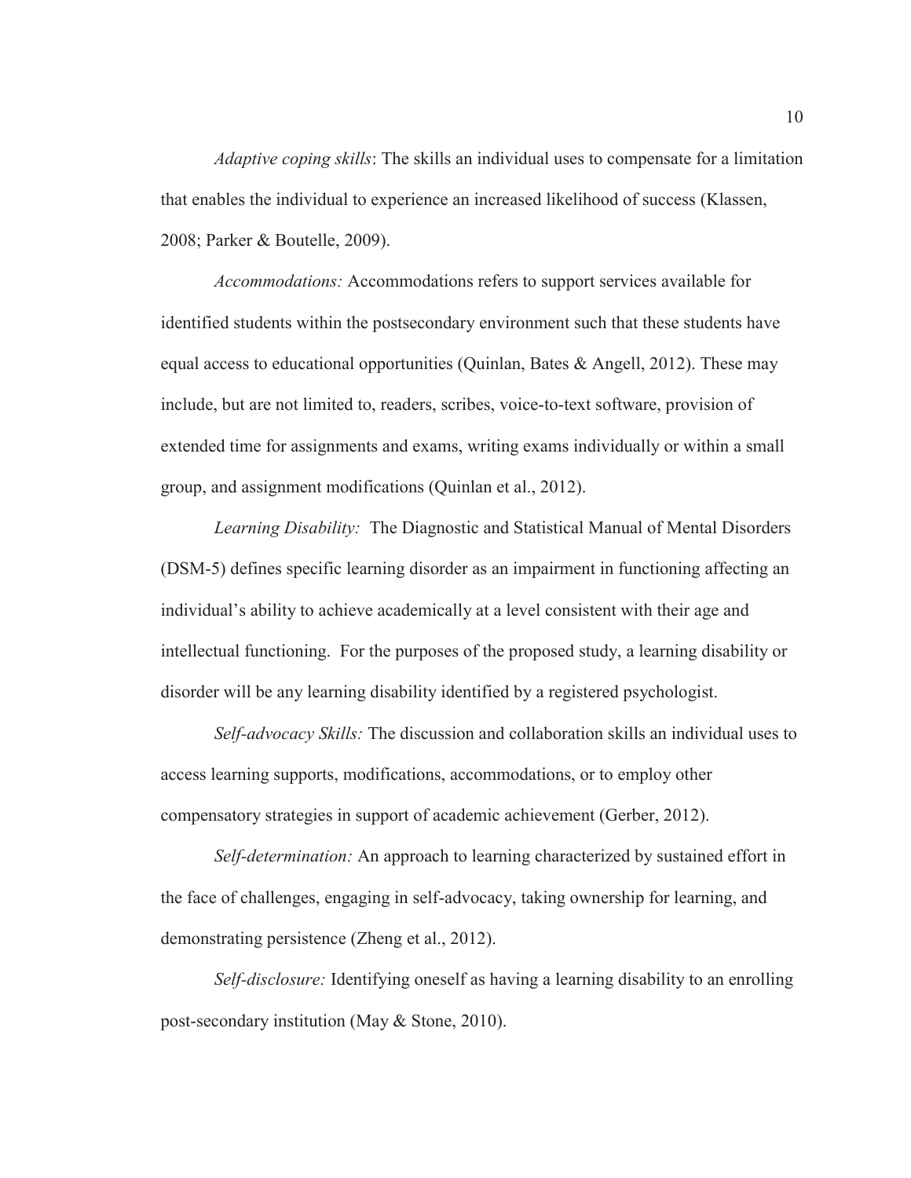*Adaptive coping skills*: The skills an individual uses to compensate for a limitation that enables the individual to experience an increased likelihood of success (Klassen, 2008; Parker & Boutelle, 2009).

*Accommodations:* Accommodations refers to support services available for identified students within the postsecondary environment such that these students have equal access to educational opportunities (Quinlan, Bates & Angell, 2012). These may include, but are not limited to, readers, scribes, voice-to-text software, provision of extended time for assignments and exams, writing exams individually or within a small group, and assignment modifications (Quinlan et al., 2012).

*Learning Disability:* The Diagnostic and Statistical Manual of Mental Disorders (DSM-5) defines specific learning disorder as an impairment in functioning affecting an individual's ability to achieve academically at a level consistent with their age and intellectual functioning. For the purposes of the proposed study, a learning disability or disorder will be any learning disability identified by a registered psychologist.

*Self-advocacy Skills:* The discussion and collaboration skills an individual uses to access learning supports, modifications, accommodations, or to employ other compensatory strategies in support of academic achievement (Gerber, 2012).

*Self-determination:* An approach to learning characterized by sustained effort in the face of challenges, engaging in self-advocacy, taking ownership for learning, and demonstrating persistence (Zheng et al., 2012).

*Self-disclosure:* Identifying oneself as having a learning disability to an enrolling post-secondary institution (May & Stone, 2010).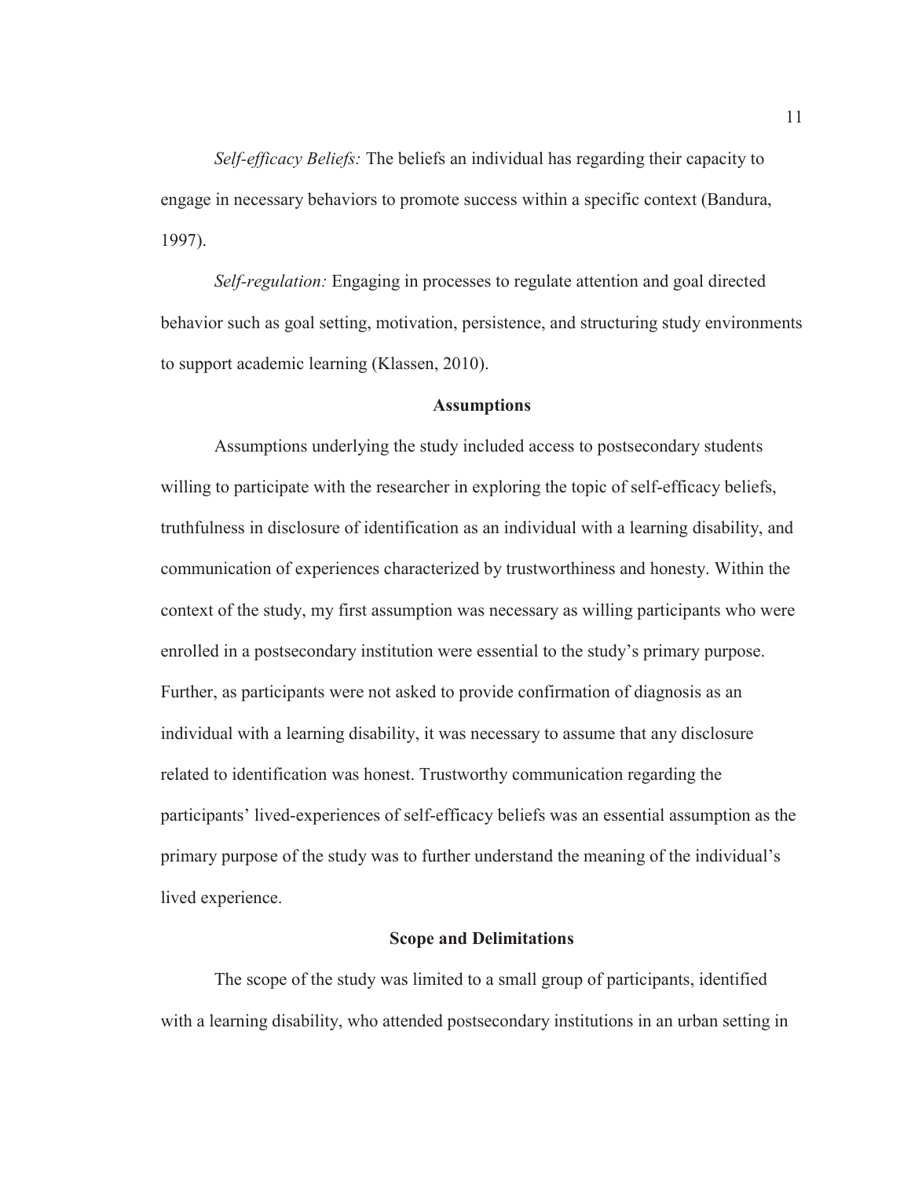*Self-efficacy Beliefs:* The beliefs an individual has regarding their capacity to engage in necessary behaviors to promote success within a specific context (Bandura, 1997).

*Self-regulation:* Engaging in processes to regulate attention and goal directed behavior such as goal setting, motivation, persistence, and structuring study environments to support academic learning (Klassen, 2010).

## Assumptions

Assumptions underlying the study included access to postsecondary students willing to participate with the researcher in exploring the topic of self-efficacy beliefs, truthfulness in disclosure of identification as an individual with a learning disability, and communication of experiences characterized by trustworthiness and honesty. Within the context of the study, my first assumption was necessary as willing participants who were enrolled in a postsecondary institution were essential to the study's primary purpose. Further, as participants were not asked to provide confirmation of diagnosis as an individual with a learning disability, it was necessary to assume that any disclosure related to identification was honest. Trustworthy communication regarding the participants' lived-experiences of self-efficacy beliefs was an essential assumption as the primary purpose of the study was to further understand the meaning of the individual's lived experience.

## Scope and Delimitations

The scope of the study was limited to a small group of participants, identified with a learning disability, who attended postsecondary institutions in an urban setting in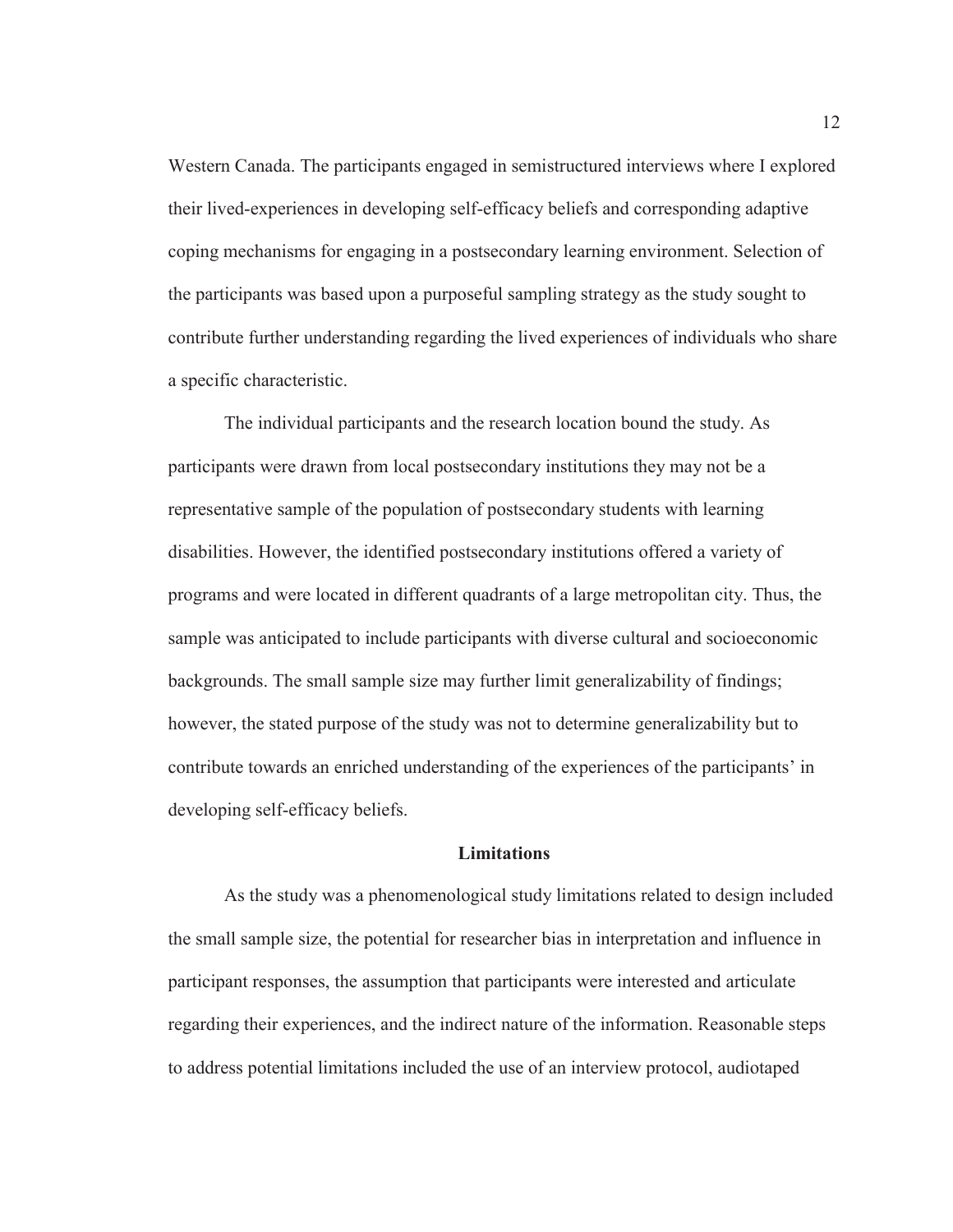Western Canada. The participants engaged in semistructured interviews where I explored their lived-experiences in developing self-efficacy beliefs and corresponding adaptive coping mechanisms for engaging in a postsecondary learning environment. Selection of the participants was based upon a purposeful sampling strategy as the study sought to contribute further understanding regarding the lived experiences of individuals who share a specific characteristic.

The individual participants and the research location bound the study. As participants were drawn from local postsecondary institutions they may not be a representative sample of the population of postsecondary students with learning disabilities. However, the identified postsecondary institutions offered a variety of programs and were located in different quadrants of a large metropolitan city. Thus, the sample was anticipated to include participants with diverse cultural and socioeconomic backgrounds. The small sample size may further limit generalizability of findings; however, the stated purpose of the study was not to determine generalizability but to contribute towards an enriched understanding of the experiences of the participants' in developing self-efficacy beliefs.

## Limitations

As the study was a phenomenological study limitations related to design included the small sample size, the potential for researcher bias in interpretation and influence in participant responses, the assumption that participants were interested and articulate regarding their experiences, and the indirect nature of the information. Reasonable steps to address potential limitations included the use of an interview protocol, audiotaped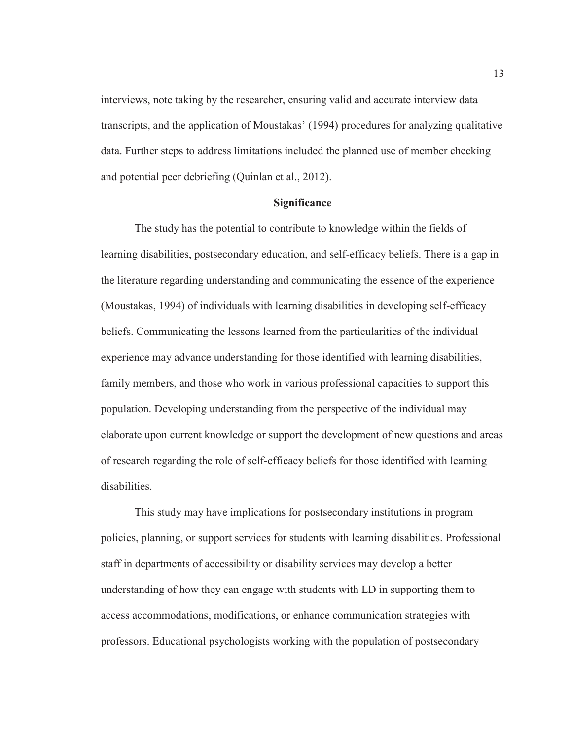interviews, note taking by the researcher, ensuring valid and accurate interview data transcripts, and the application of Moustakas' (1994) procedures for analyzing qualitative data. Further steps to address limitations included the planned use of member checking and potential peer debriefing (Quinlan et al., 2012).

## Significance

The study has the potential to contribute to knowledge within the fields of learning disabilities, postsecondary education, and self-efficacy beliefs. There is a gap in the literature regarding understanding and communicating the essence of the experience (Moustakas, 1994) of individuals with learning disabilities in developing self-efficacy beliefs. Communicating the lessons learned from the particularities of the individual experience may advance understanding for those identified with learning disabilities, family members, and those who work in various professional capacities to support this population. Developing understanding from the perspective of the individual may elaborate upon current knowledge or support the development of new questions and areas of research regarding the role of self-efficacy beliefs for those identified with learning disabilities.

This study may have implications for postsecondary institutions in program policies, planning, or support services for students with learning disabilities. Professional staff in departments of accessibility or disability services may develop a better understanding of how they can engage with students with LD in supporting them to access accommodations, modifications, or enhance communication strategies with professors. Educational psychologists working with the population of postsecondary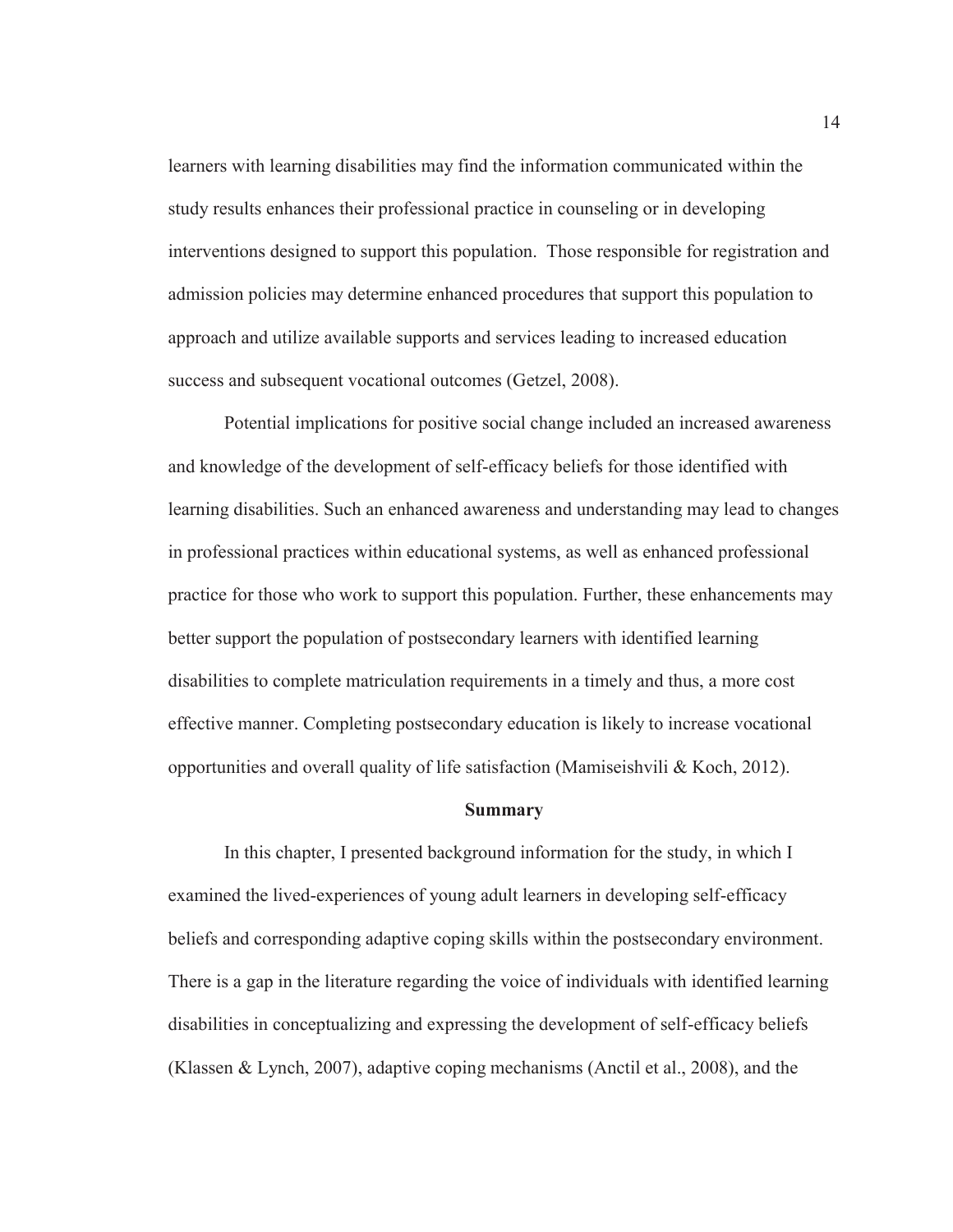learners with learning disabilities may find the information communicated within the study results enhances their professional practice in counseling or in developing interventions designed to support this population. Those responsible for registration and admission policies may determine enhanced procedures that support this population to approach and utilize available supports and services leading to increased education success and subsequent vocational outcomes (Getzel, 2008).

Potential implications for positive social change included an increased awareness and knowledge of the development of self-efficacy beliefs for those identified with learning disabilities. Such an enhanced awareness and understanding may lead to changes in professional practices within educational systems, as well as enhanced professional practice for those who work to support this population. Further, these enhancements may better support the population of postsecondary learners with identified learning disabilities to complete matriculation requirements in a timely and thus, a more cost effective manner. Completing postsecondary education is likely to increase vocational opportunities and overall quality of life satisfaction (Mamiseishvili & Koch, 2012).

## Summary

In this chapter, I presented background information for the study, in which I examined the lived-experiences of young adult learners in developing self-efficacy beliefs and corresponding adaptive coping skills within the postsecondary environment. There is a gap in the literature regarding the voice of individuals with identified learning disabilities in conceptualizing and expressing the development of self-efficacy beliefs (Klassen & Lynch, 2007), adaptive coping mechanisms (Anctil et al., 2008), and the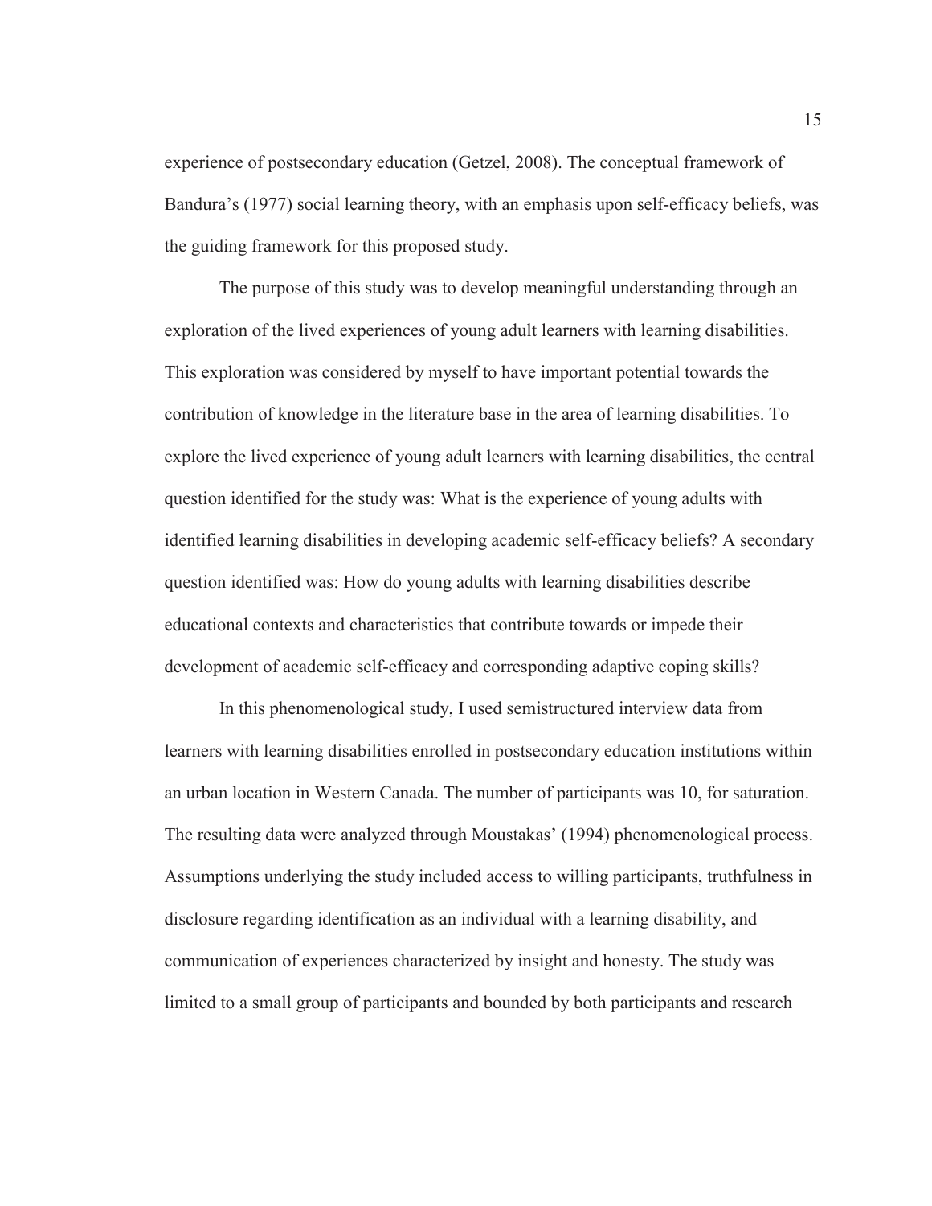experience of postsecondary education (Getzel, 2008). The conceptual framework of Bandura's (1977) social learning theory, with an emphasis upon self-efficacy beliefs, was the guiding framework for this proposed study.

The purpose of this study was to develop meaningful understanding through an exploration of the lived experiences of young adult learners with learning disabilities. This exploration was considered by myself to have important potential towards the contribution of knowledge in the literature base in the area of learning disabilities. To explore the lived experience of young adult learners with learning disabilities, the central question identified for the study was: What is the experience of young adults with identified learning disabilities in developing academic self-efficacy beliefs? A secondary question identified was: How do young adults with learning disabilities describe educational contexts and characteristics that contribute towards or impede their development of academic self-efficacy and corresponding adaptive coping skills?

In this phenomenological study, I used semistructured interview data from learners with learning disabilities enrolled in postsecondary education institutions within an urban location in Western Canada. The number of participants was 10, for saturation. The resulting data were analyzed through Moustakas' (1994) phenomenological process. Assumptions underlying the study included access to willing participants, truthfulness in disclosure regarding identification as an individual with a learning disability, and communication of experiences characterized by insight and honesty. The study was limited to a small group of participants and bounded by both participants and research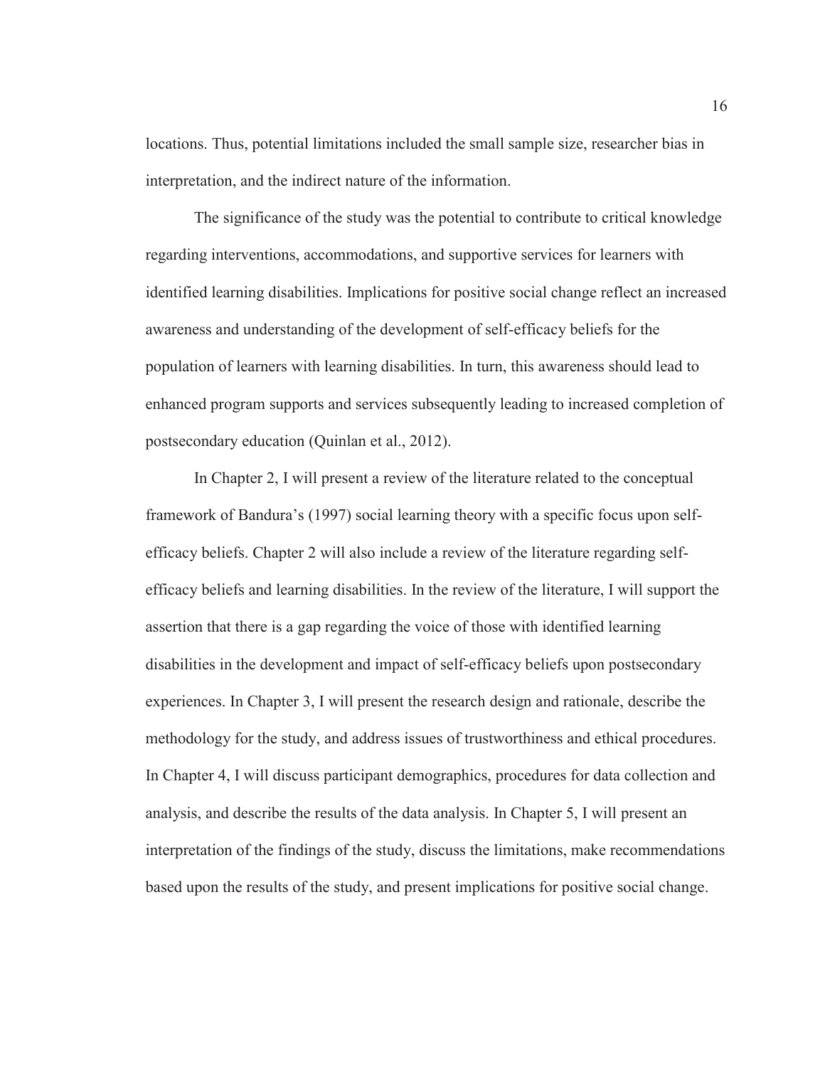locations. Thus, potential limitations included the small sample size, researcher bias in interpretation, and the indirect nature of the information.

The significance of the study was the potential to contribute to critical knowledge regarding interventions, accommodations, and supportive services for learners with identified learning disabilities. Implications for positive social change reflect an increased awareness and understanding of the development of self-efficacy beliefs for the population of learners with learning disabilities. In turn, this awareness should lead to enhanced program supports and services subsequently leading to increased completion of postsecondary education (Quinlan et al., 2012).

In Chapter 2, I will present a review of the literature related to the conceptual framework of Bandura's (1997) social learning theory with a specific focus upon self-efficacy beliefs. Chapter 2 will also include a review of the literature regarding self-efficacy beliefs and learning disabilities. In the review of the literature, I will support the assertion that there is a gap regarding the voice of those with identified learning disabilities in the development and impact of self-efficacy beliefs upon postsecondary experiences. In Chapter 3, I will present the research design and rationale, describe the methodology for the study, and address issues of trustworthiness and ethical procedures. In Chapter 4, I will discuss participant demographics, procedures for data collection and analysis, and describe the results of the data analysis. In Chapter 5, I will present an interpretation of the findings of the study, discuss the limitations, make recommendations based upon the results of the study, and present implications for positive social change.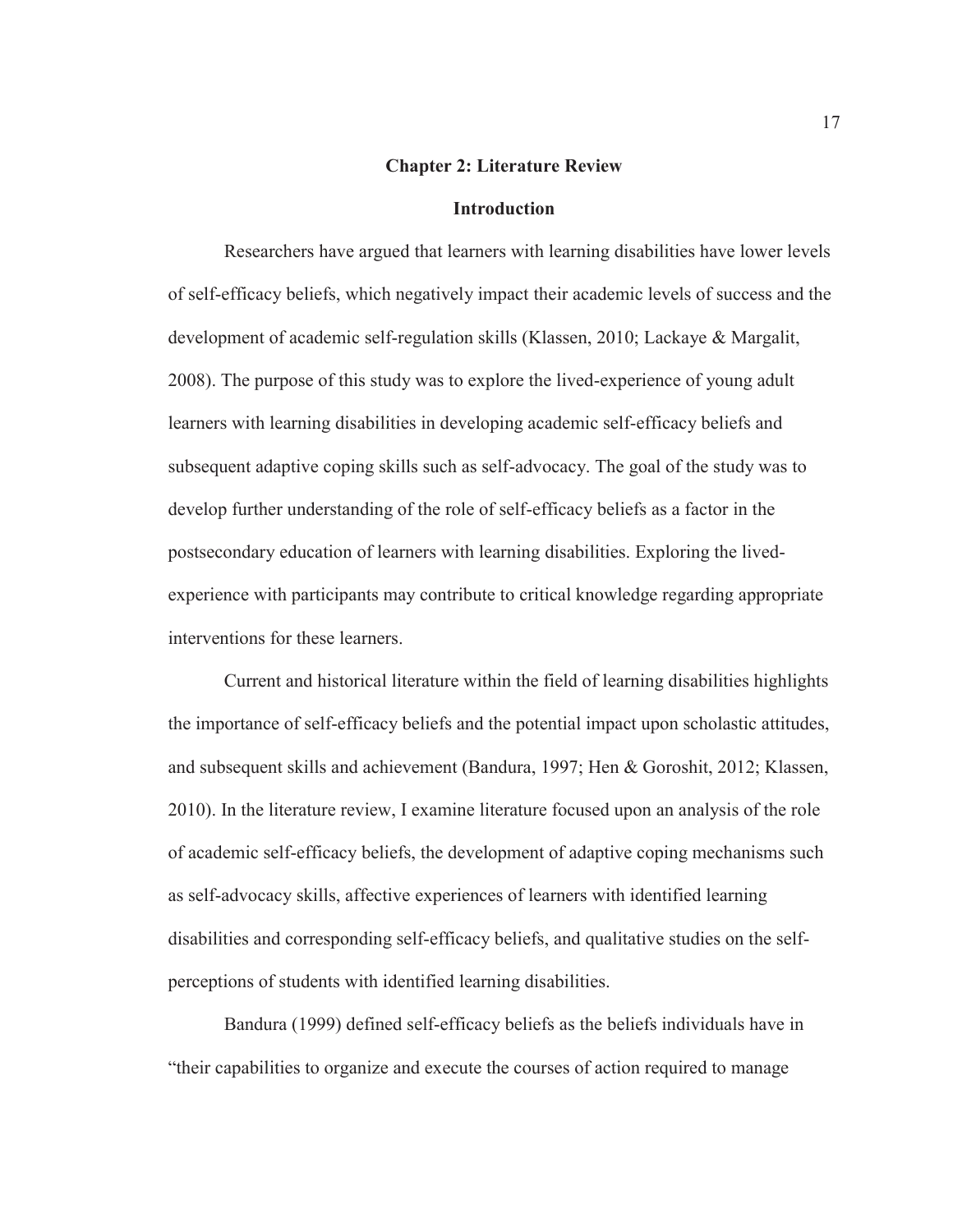# Chapter 2: Literature Review

## Introduction

Researchers have argued that learners with learning disabilities have lower levels of self-efficacy beliefs, which negatively impact their academic levels of success and the development of academic self-regulation skills (Klassen, 2010; Lackaye & Margalit, 2008). The purpose of this study was to explore the lived-experience of young adult learners with learning disabilities in developing academic self-efficacy beliefs and subsequent adaptive coping skills such as self-advocacy. The goal of the study was to develop further understanding of the role of self-efficacy beliefs as a factor in the postsecondary education of learners with learning disabilities. Exploring the lived-experience with participants may contribute to critical knowledge regarding appropriate interventions for these learners.

Current and historical literature within the field of learning disabilities highlights the importance of self-efficacy beliefs and the potential impact upon scholastic attitudes, and subsequent skills and achievement (Bandura, 1997; Hen & Goroshit, 2012; Klassen, 2010). In the literature review, I examine literature focused upon an analysis of the role of academic self-efficacy beliefs, the development of adaptive coping mechanisms such as self-advocacy skills, affective experiences of learners with identified learning disabilities and corresponding self-efficacy beliefs, and qualitative studies on the self-perceptions of students with identified learning disabilities.

Bandura (1999) defined self-efficacy beliefs as the beliefs individuals have in "their capabilities to organize and execute the courses of action required to manage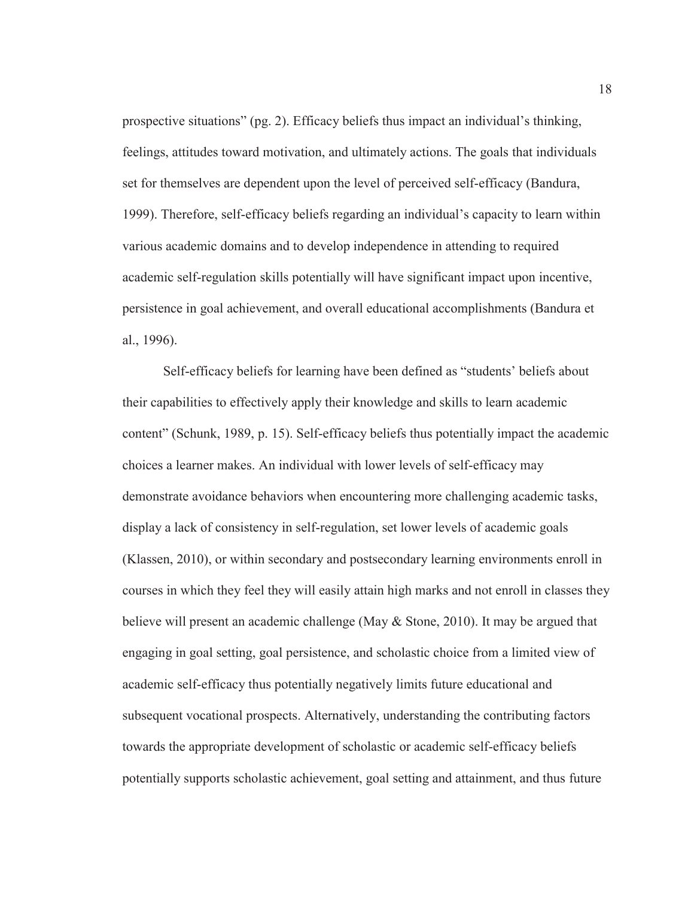prospective situations" (pg. 2). Efficacy beliefs thus impact an individual's thinking, feelings, attitudes toward motivation, and ultimately actions. The goals that individuals set for themselves are dependent upon the level of perceived self-efficacy (Bandura, 1999). Therefore, self-efficacy beliefs regarding an individual's capacity to learn within various academic domains and to develop independence in attending to required academic self-regulation skills potentially will have significant impact upon incentive, persistence in goal achievement, and overall educational accomplishments (Bandura et al., 1996).

Self-efficacy beliefs for learning have been defined as "students' beliefs about their capabilities to effectively apply their knowledge and skills to learn academic content" (Schunk, 1989, p. 15). Self-efficacy beliefs thus potentially impact the academic choices a learner makes. An individual with lower levels of self-efficacy may demonstrate avoidance behaviors when encountering more challenging academic tasks, display a lack of consistency in self-regulation, set lower levels of academic goals (Klassen, 2010), or within secondary and postsecondary learning environments enroll in courses in which they feel they will easily attain high marks and not enroll in classes they believe will present an academic challenge (May & Stone, 2010). It may be argued that engaging in goal setting, goal persistence, and scholastic choice from a limited view of academic self-efficacy thus potentially negatively limits future educational and subsequent vocational prospects. Alternatively, understanding the contributing factors towards the appropriate development of scholastic or academic self-efficacy beliefs potentially supports scholastic achievement, goal setting and attainment, and thus future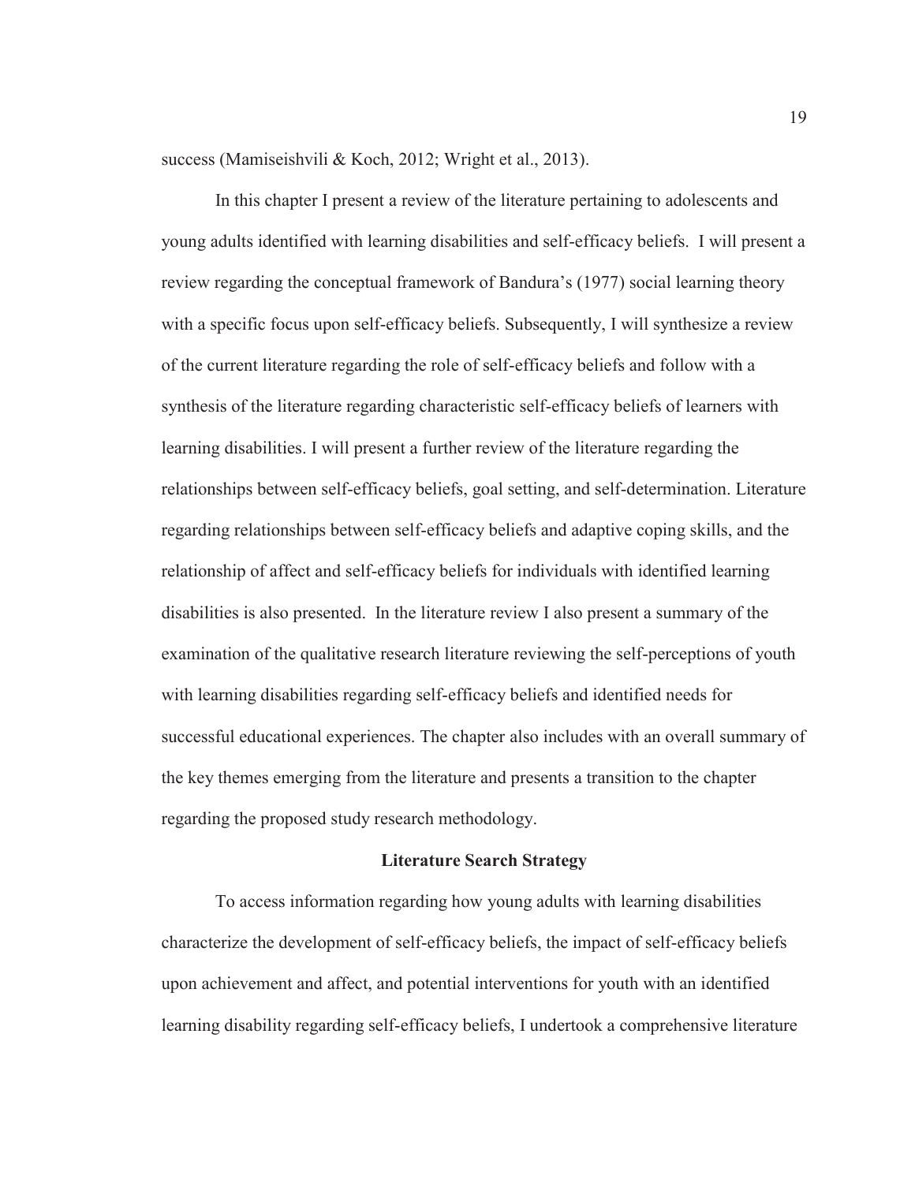success (Mamiseishvili & Koch, 2012; Wright et al., 2013).

In this chapter I present a review of the literature pertaining to adolescents and young adults identified with learning disabilities and self-efficacy beliefs. I will present a review regarding the conceptual framework of Bandura's (1977) social learning theory with a specific focus upon self-efficacy beliefs. Subsequently, I will synthesize a review of the current literature regarding the role of self-efficacy beliefs and follow with a synthesis of the literature regarding characteristic self-efficacy beliefs of learners with learning disabilities. I will present a further review of the literature regarding the relationships between self-efficacy beliefs, goal setting, and self-determination. Literature regarding relationships between self-efficacy beliefs and adaptive coping skills, and the relationship of affect and self-efficacy beliefs for individuals with identified learning disabilities is also presented. In the literature review I also present a summary of the examination of the qualitative research literature reviewing the self-perceptions of youth with learning disabilities regarding self-efficacy beliefs and identified needs for successful educational experiences. The chapter also includes with an overall summary of the key themes emerging from the literature and presents a transition to the chapter regarding the proposed study research methodology.

## Literature Search Strategy

To access information regarding how young adults with learning disabilities characterize the development of self-efficacy beliefs, the impact of self-efficacy beliefs upon achievement and affect, and potential interventions for youth with an identified learning disability regarding self-efficacy beliefs, I undertook a comprehensive literature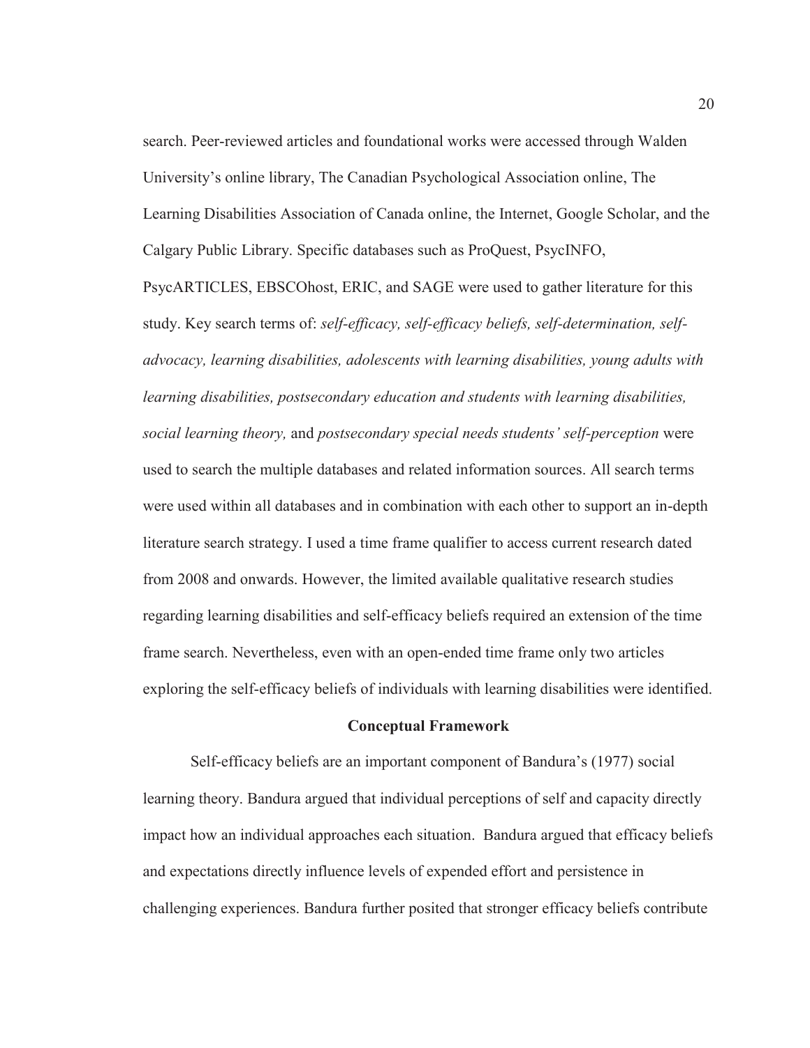search. Peer-reviewed articles and foundational works were accessed through Walden University's online library, The Canadian Psychological Association online, The Learning Disabilities Association of Canada online, the Internet, Google Scholar, and the Calgary Public Library. Specific databases such as ProQuest, PsycINFO, PsycARTICLES, EBSCOhost, ERIC, and SAGE were used to gather literature for this study. Key search terms of: *self-efficacy, self-efficacy beliefs, self-determination, self-advocacy, learning disabilities, adolescents with learning disabilities, young adults with learning disabilities, postsecondary education and students with learning disabilities, social learning theory,* and *postsecondary special needs students' self-perception* were used to search the multiple databases and related information sources. All search terms were used within all databases and in combination with each other to support an in-depth literature search strategy. I used a time frame qualifier to access current research dated from 2008 and onwards. However, the limited available qualitative research studies regarding learning disabilities and self-efficacy beliefs required an extension of the time frame search. Nevertheless, even with an open-ended time frame only two articles exploring the self-efficacy beliefs of individuals with learning disabilities were identified.

## Conceptual Framework

Self-efficacy beliefs are an important component of Bandura's (1977) social learning theory. Bandura argued that individual perceptions of self and capacity directly impact how an individual approaches each situation. Bandura argued that efficacy beliefs and expectations directly influence levels of expended effort and persistence in challenging experiences. Bandura further posited that stronger efficacy beliefs contribute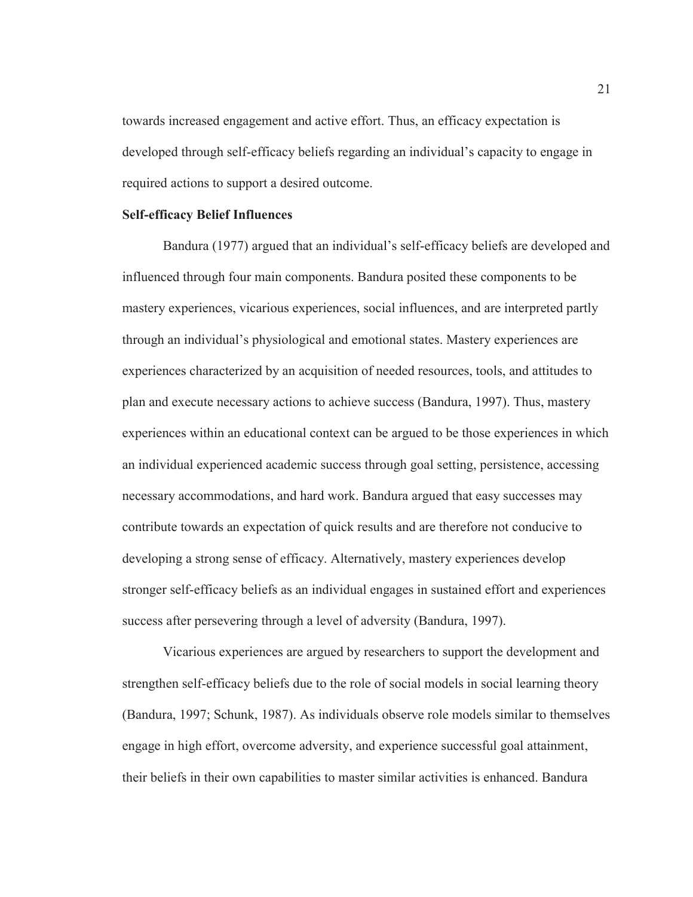towards increased engagement and active effort. Thus, an efficacy expectation is developed through self-efficacy beliefs regarding an individual's capacity to engage in required actions to support a desired outcome.

**Self-efficacy Belief Influences**

Bandura (1977) argued that an individual's self-efficacy beliefs are developed and influenced through four main components. Bandura posited these components to be mastery experiences, vicarious experiences, social influences, and are interpreted partly through an individual's physiological and emotional states. Mastery experiences are experiences characterized by an acquisition of needed resources, tools, and attitudes to plan and execute necessary actions to achieve success (Bandura, 1997). Thus, mastery experiences within an educational context can be argued to be those experiences in which an individual experienced academic success through goal setting, persistence, accessing necessary accommodations, and hard work. Bandura argued that easy successes may contribute towards an expectation of quick results and are therefore not conducive to developing a strong sense of efficacy. Alternatively, mastery experiences develop stronger self-efficacy beliefs as an individual engages in sustained effort and experiences success after persevering through a level of adversity (Bandura, 1997).

Vicarious experiences are argued by researchers to support the development and strengthen self-efficacy beliefs due to the role of social models in social learning theory (Bandura, 1997; Schunk, 1987). As individuals observe role models similar to themselves engage in high effort, overcome adversity, and experience successful goal attainment, their beliefs in their own capabilities to master similar activities is enhanced. Bandura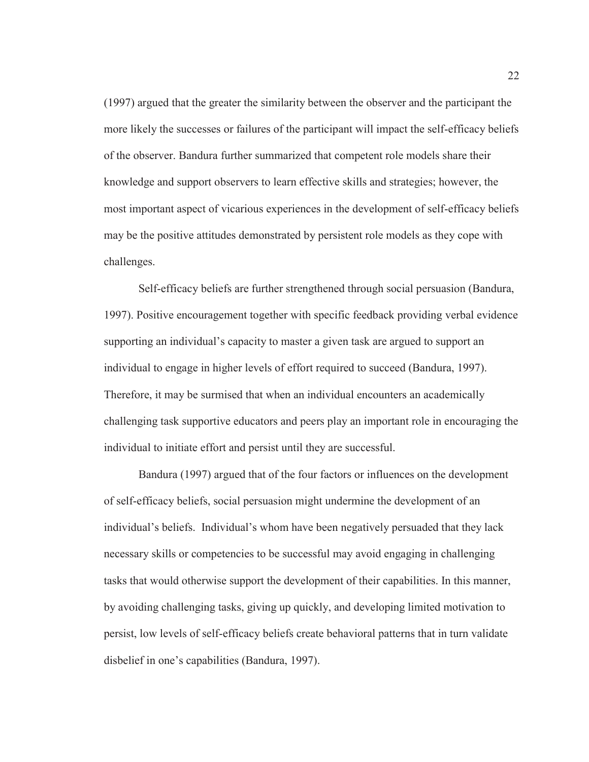(1997) argued that the greater the similarity between the observer and the participant the more likely the successes or failures of the participant will impact the self-efficacy beliefs of the observer. Bandura further summarized that competent role models share their knowledge and support observers to learn effective skills and strategies; however, the most important aspect of vicarious experiences in the development of self-efficacy beliefs may be the positive attitudes demonstrated by persistent role models as they cope with challenges.

Self-efficacy beliefs are further strengthened through social persuasion (Bandura, 1997). Positive encouragement together with specific feedback providing verbal evidence supporting an individual's capacity to master a given task are argued to support an individual to engage in higher levels of effort required to succeed (Bandura, 1997). Therefore, it may be surmised that when an individual encounters an academically challenging task supportive educators and peers play an important role in encouraging the individual to initiate effort and persist until they are successful.

Bandura (1997) argued that of the four factors or influences on the development of self-efficacy beliefs, social persuasion might undermine the development of an individual's beliefs. Individual's whom have been negatively persuaded that they lack necessary skills or competencies to be successful may avoid engaging in challenging tasks that would otherwise support the development of their capabilities. In this manner, by avoiding challenging tasks, giving up quickly, and developing limited motivation to persist, low levels of self-efficacy beliefs create behavioral patterns that in turn validate disbelief in one's capabilities (Bandura, 1997).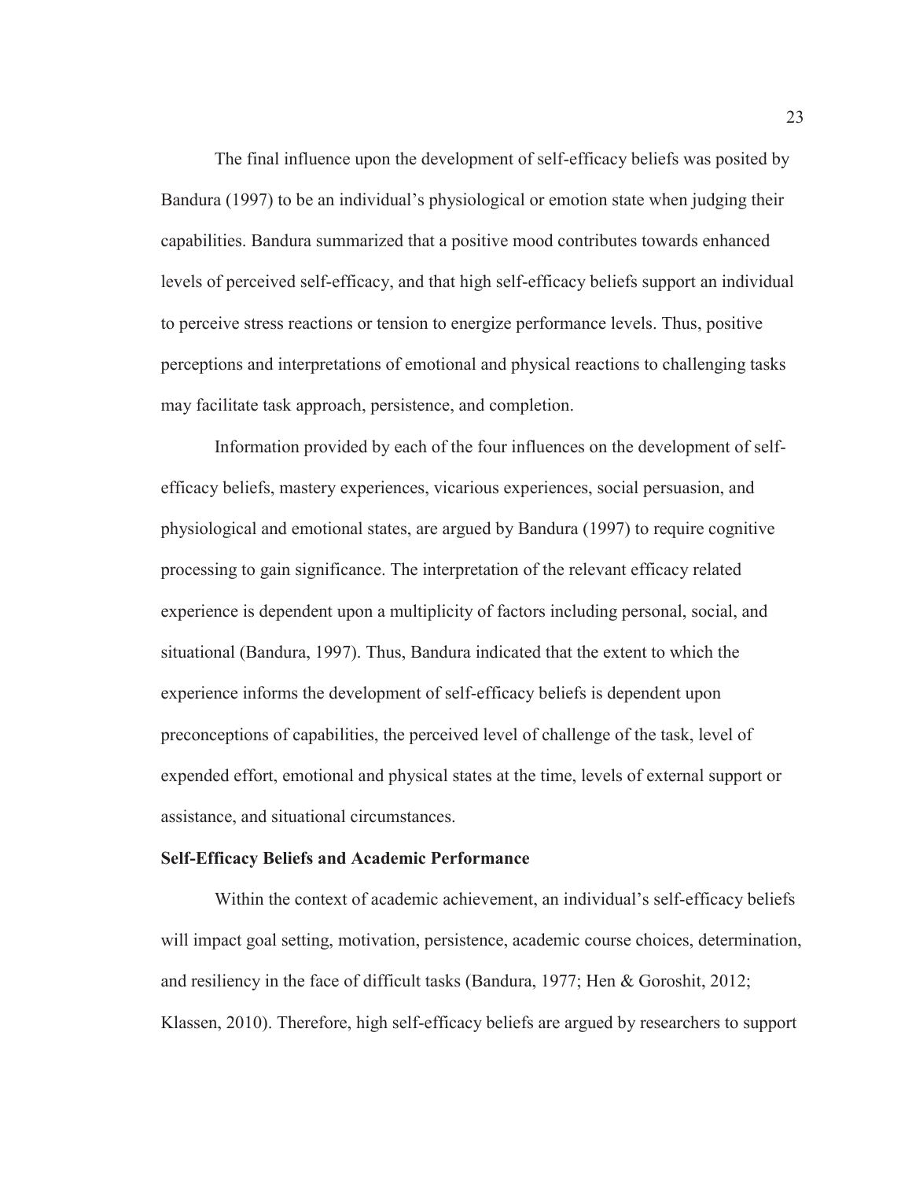The final influence upon the development of self-efficacy beliefs was posited by Bandura (1997) to be an individual's physiological or emotion state when judging their capabilities. Bandura summarized that a positive mood contributes towards enhanced levels of perceived self-efficacy, and that high self-efficacy beliefs support an individual to perceive stress reactions or tension to energize performance levels. Thus, positive perceptions and interpretations of emotional and physical reactions to challenging tasks may facilitate task approach, persistence, and completion.

Information provided by each of the four influences on the development of self-efficacy beliefs, mastery experiences, vicarious experiences, social persuasion, and physiological and emotional states, are argued by Bandura (1997) to require cognitive processing to gain significance. The interpretation of the relevant efficacy related experience is dependent upon a multiplicity of factors including personal, social, and situational (Bandura, 1997). Thus, Bandura indicated that the extent to which the experience informs the development of self-efficacy beliefs is dependent upon preconceptions of capabilities, the perceived level of challenge of the task, level of expended effort, emotional and physical states at the time, levels of external support or assistance, and situational circumstances.

**Self-Efficacy Beliefs and Academic Performance**

Within the context of academic achievement, an individual's self-efficacy beliefs will impact goal setting, motivation, persistence, academic course choices, determination, and resiliency in the face of difficult tasks (Bandura, 1977; Hen & Goroshit, 2012; Klassen, 2010). Therefore, high self-efficacy beliefs are argued by researchers to support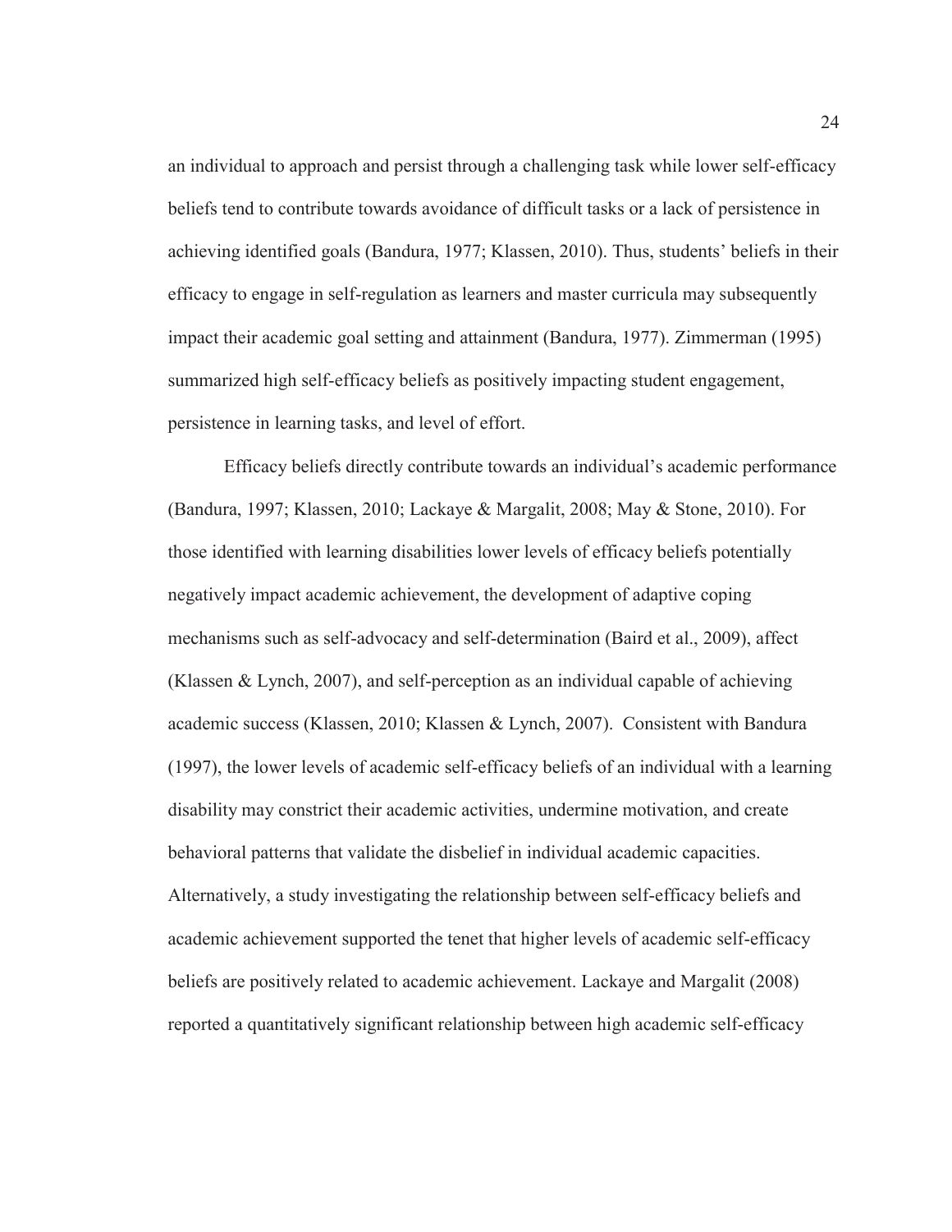an individual to approach and persist through a challenging task while lower self-efficacy beliefs tend to contribute towards avoidance of difficult tasks or a lack of persistence in achieving identified goals (Bandura, 1977; Klassen, 2010). Thus, students' beliefs in their efficacy to engage in self-regulation as learners and master curricula may subsequently impact their academic goal setting and attainment (Bandura, 1977). Zimmerman (1995) summarized high self-efficacy beliefs as positively impacting student engagement, persistence in learning tasks, and level of effort.

Efficacy beliefs directly contribute towards an individual's academic performance (Bandura, 1997; Klassen, 2010; Lackaye & Margalit, 2008; May & Stone, 2010). For those identified with learning disabilities lower levels of efficacy beliefs potentially negatively impact academic achievement, the development of adaptive coping mechanisms such as self-advocacy and self-determination (Baird et al., 2009), affect (Klassen & Lynch, 2007), and self-perception as an individual capable of achieving academic success (Klassen, 2010; Klassen & Lynch, 2007). Consistent with Bandura (1997), the lower levels of academic self-efficacy beliefs of an individual with a learning disability may constrict their academic activities, undermine motivation, and create behavioral patterns that validate the disbelief in individual academic capacities. Alternatively, a study investigating the relationship between self-efficacy beliefs and academic achievement supported the tenet that higher levels of academic self-efficacy beliefs are positively related to academic achievement. Lackaye and Margalit (2008) reported a quantitatively significant relationship between high academic self-efficacy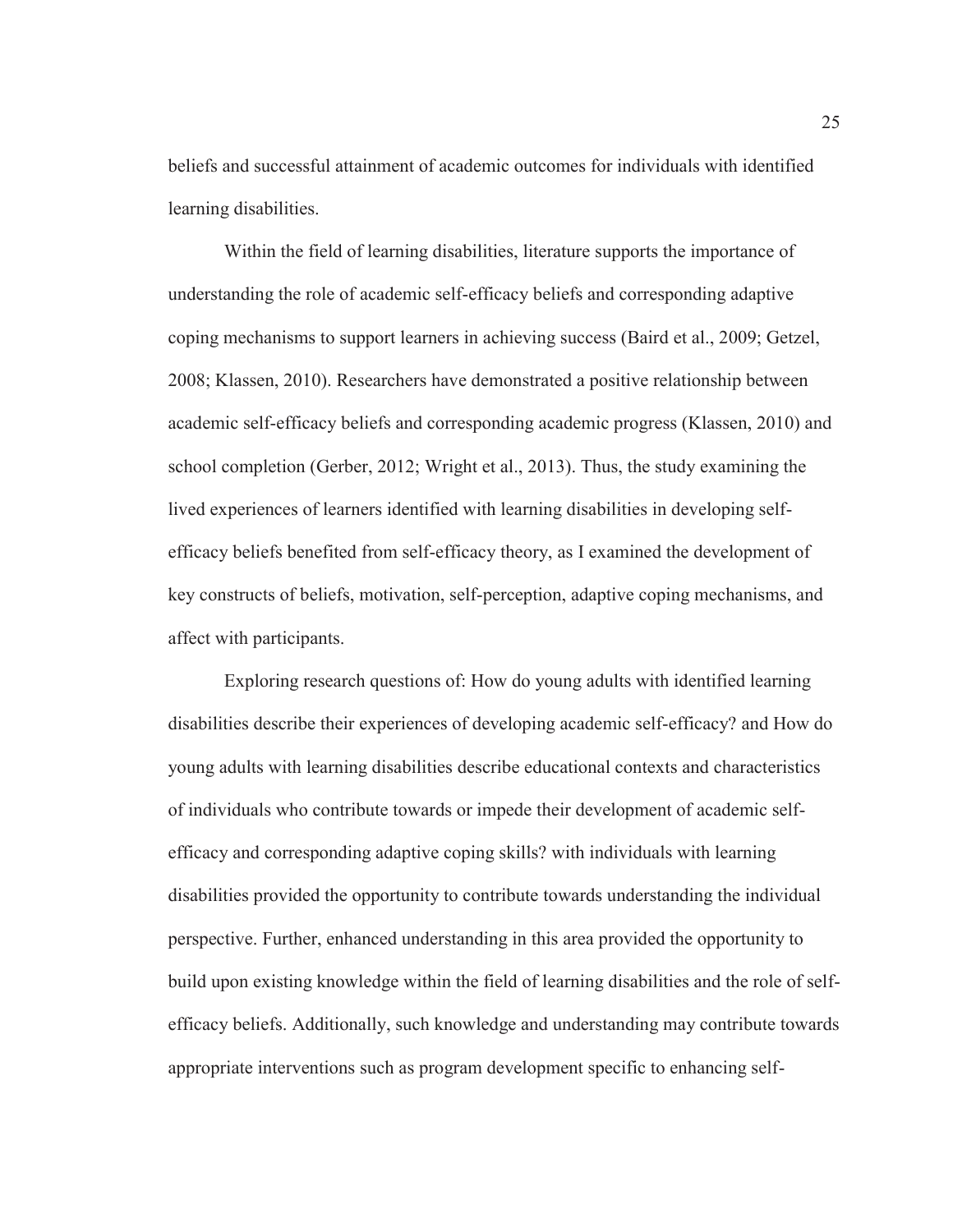beliefs and successful attainment of academic outcomes for individuals with identified learning disabilities.

Within the field of learning disabilities, literature supports the importance of understanding the role of academic self-efficacy beliefs and corresponding adaptive coping mechanisms to support learners in achieving success (Baird et al., 2009; Getzel, 2008; Klassen, 2010). Researchers have demonstrated a positive relationship between academic self-efficacy beliefs and corresponding academic progress (Klassen, 2010) and school completion (Gerber, 2012; Wright et al., 2013). Thus, the study examining the lived experiences of learners identified with learning disabilities in developing self-efficacy beliefs benefited from self-efficacy theory, as I examined the development of key constructs of beliefs, motivation, self-perception, adaptive coping mechanisms, and affect with participants.

Exploring research questions of: How do young adults with identified learning disabilities describe their experiences of developing academic self-efficacy? and How do young adults with learning disabilities describe educational contexts and characteristics of individuals who contribute towards or impede their development of academic self-efficacy and corresponding adaptive coping skills? with individuals with learning disabilities provided the opportunity to contribute towards understanding the individual perspective. Further, enhanced understanding in this area provided the opportunity to build upon existing knowledge within the field of learning disabilities and the role of self-efficacy beliefs. Additionally, such knowledge and understanding may contribute towards appropriate interventions such as program development specific to enhancing self-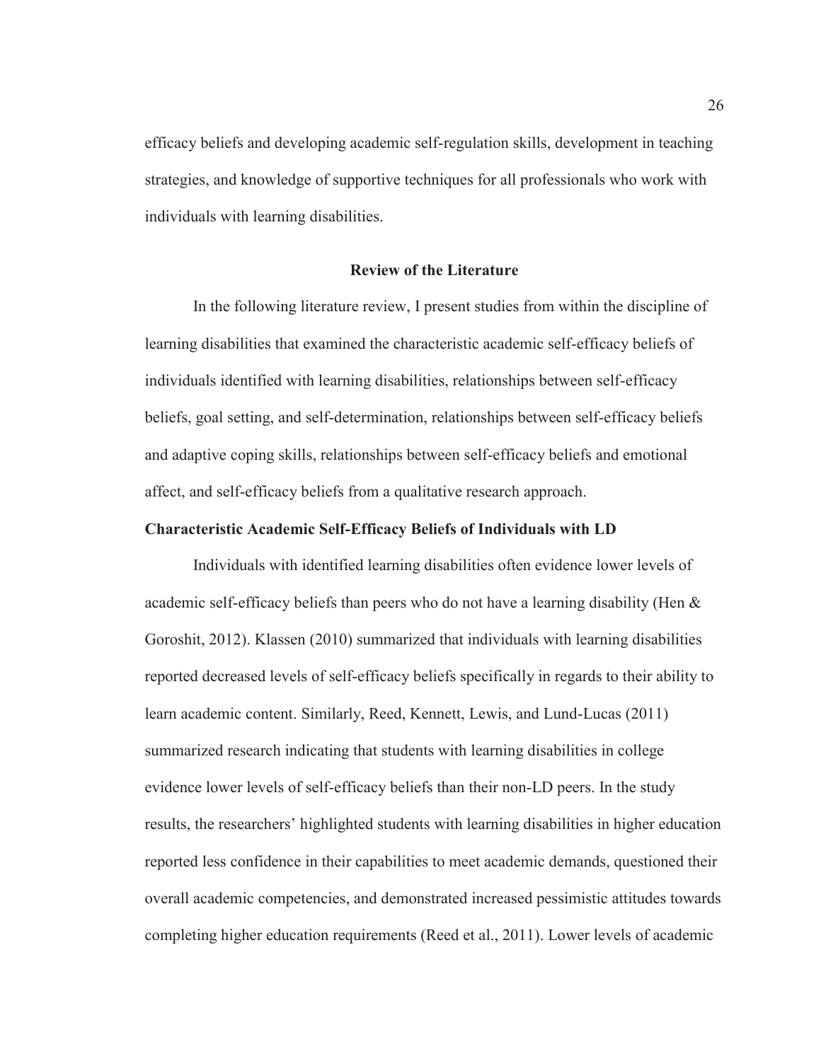efficacy beliefs and developing academic self-regulation skills, development in teaching strategies, and knowledge of supportive techniques for all professionals who work with individuals with learning disabilities.

## Review of the Literature

In the following literature review, I present studies from within the discipline of learning disabilities that examined the characteristic academic self-efficacy beliefs of individuals identified with learning disabilities, relationships between self-efficacy beliefs, goal setting, and self-determination, relationships between self-efficacy beliefs and adaptive coping skills, relationships between self-efficacy beliefs and emotional affect, and self-efficacy beliefs from a qualitative research approach.

### Characteristic Academic Self-Efficacy Beliefs of Individuals with LD

Individuals with identified learning disabilities often evidence lower levels of academic self-efficacy beliefs than peers who do not have a learning disability (Hen & Goroshit, 2012). Klassen (2010) summarized that individuals with learning disabilities reported decreased levels of self-efficacy beliefs specifically in regards to their ability to learn academic content. Similarly, Reed, Kennett, Lewis, and Lund-Lucas (2011) summarized research indicating that students with learning disabilities in college evidence lower levels of self-efficacy beliefs than their non-LD peers. In the study results, the researchers' highlighted students with learning disabilities in higher education reported less confidence in their capabilities to meet academic demands, questioned their overall academic competencies, and demonstrated increased pessimistic attitudes towards completing higher education requirements (Reed et al., 2011). Lower levels of academic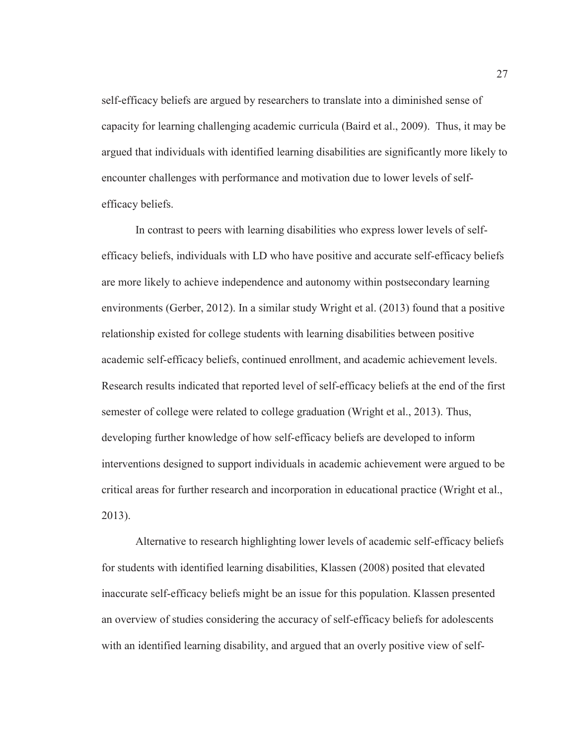self-efficacy beliefs are argued by researchers to translate into a diminished sense of capacity for learning challenging academic curricula (Baird et al., 2009). Thus, it may be argued that individuals with identified learning disabilities are significantly more likely to encounter challenges with performance and motivation due to lower levels of self-efficacy beliefs.

In contrast to peers with learning disabilities who express lower levels of self-efficacy beliefs, individuals with LD who have positive and accurate self-efficacy beliefs are more likely to achieve independence and autonomy within postsecondary learning environments (Gerber, 2012). In a similar study Wright et al. (2013) found that a positive relationship existed for college students with learning disabilities between positive academic self-efficacy beliefs, continued enrollment, and academic achievement levels. Research results indicated that reported level of self-efficacy beliefs at the end of the first semester of college were related to college graduation (Wright et al., 2013). Thus, developing further knowledge of how self-efficacy beliefs are developed to inform interventions designed to support individuals in academic achievement were argued to be critical areas for further research and incorporation in educational practice (Wright et al., 2013).

Alternative to research highlighting lower levels of academic self-efficacy beliefs for students with identified learning disabilities, Klassen (2008) posited that elevated inaccurate self-efficacy beliefs might be an issue for this population. Klassen presented an overview of studies considering the accuracy of self-efficacy beliefs for adolescents with an identified learning disability, and argued that an overly positive view of self-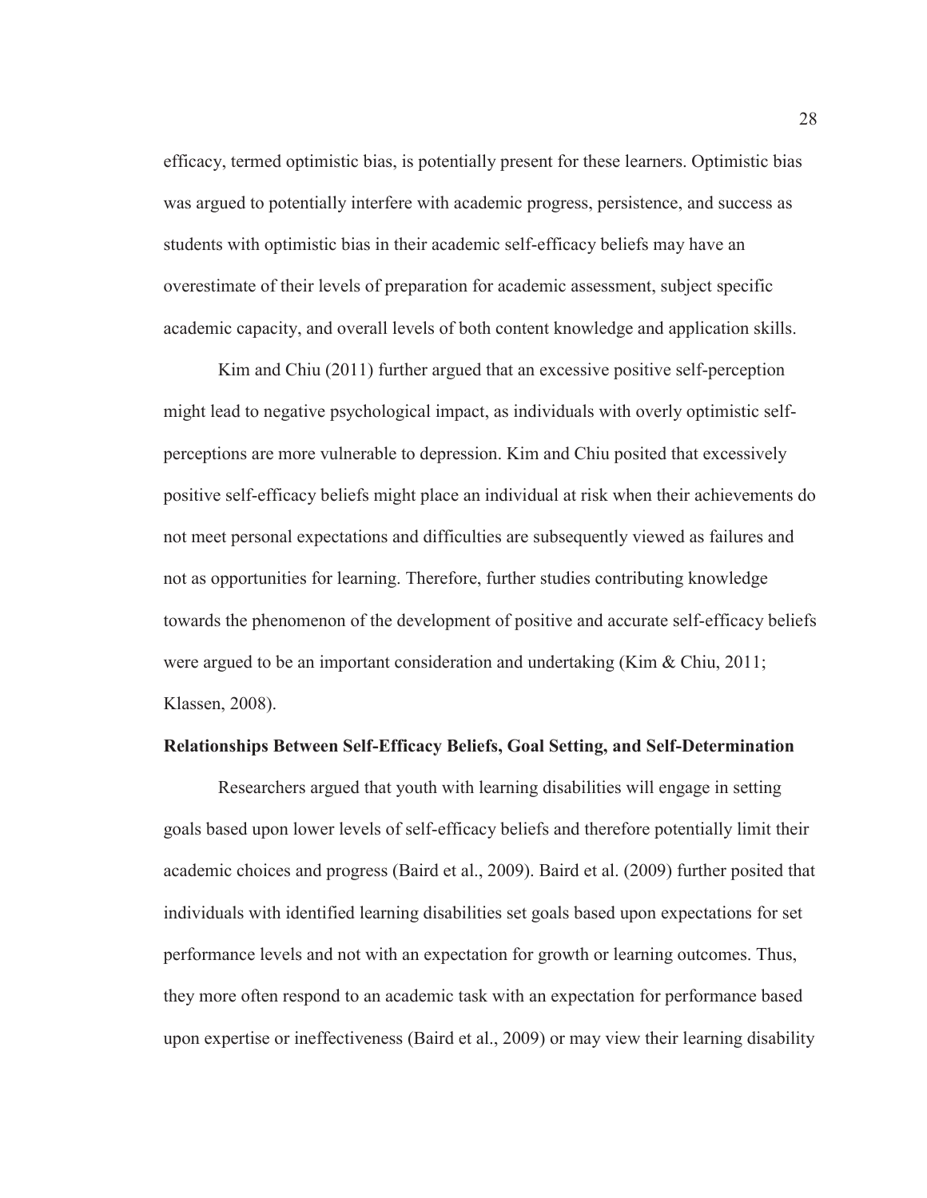efficacy, termed optimistic bias, is potentially present for these learners. Optimistic bias was argued to potentially interfere with academic progress, persistence, and success as students with optimistic bias in their academic self-efficacy beliefs may have an overestimate of their levels of preparation for academic assessment, subject specific academic capacity, and overall levels of both content knowledge and application skills.

Kim and Chiu (2011) further argued that an excessive positive self-perception might lead to negative psychological impact, as individuals with overly optimistic self-perceptions are more vulnerable to depression. Kim and Chiu posited that excessively positive self-efficacy beliefs might place an individual at risk when their achievements do not meet personal expectations and difficulties are subsequently viewed as failures and not as opportunities for learning. Therefore, further studies contributing knowledge towards the phenomenon of the development of positive and accurate self-efficacy beliefs were argued to be an important consideration and undertaking (Kim & Chiu, 2011; Klassen, 2008).

**Relationships Between Self-Efficacy Beliefs, Goal Setting, and Self-Determination**

Researchers argued that youth with learning disabilities will engage in setting goals based upon lower levels of self-efficacy beliefs and therefore potentially limit their academic choices and progress (Baird et al., 2009). Baird et al. (2009) further posited that individuals with identified learning disabilities set goals based upon expectations for set performance levels and not with an expectation for growth or learning outcomes. Thus, they more often respond to an academic task with an expectation for performance based upon expertise or ineffectiveness (Baird et al., 2009) or may view their learning disability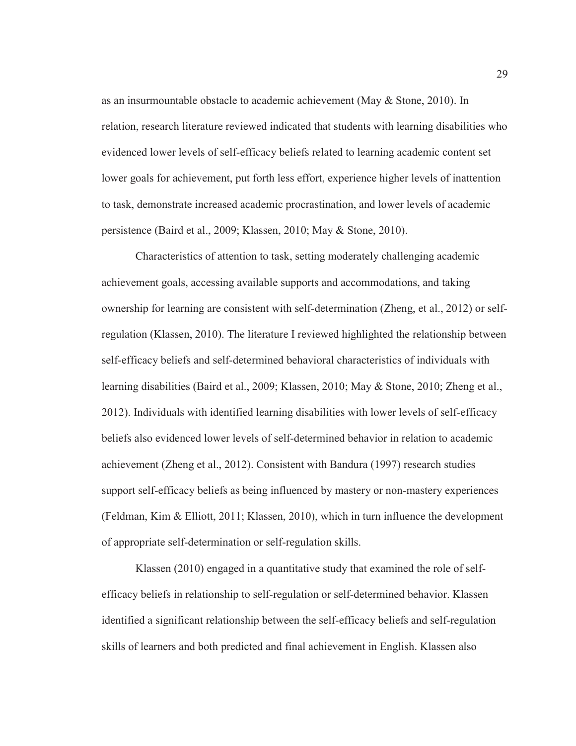as an insurmountable obstacle to academic achievement (May & Stone, 2010). In relation, research literature reviewed indicated that students with learning disabilities who evidenced lower levels of self-efficacy beliefs related to learning academic content set lower goals for achievement, put forth less effort, experience higher levels of inattention to task, demonstrate increased academic procrastination, and lower levels of academic persistence (Baird et al., 2009; Klassen, 2010; May & Stone, 2010).

Characteristics of attention to task, setting moderately challenging academic achievement goals, accessing available supports and accommodations, and taking ownership for learning are consistent with self-determination (Zheng, et al., 2012) or self-regulation (Klassen, 2010). The literature I reviewed highlighted the relationship between self-efficacy beliefs and self-determined behavioral characteristics of individuals with learning disabilities (Baird et al., 2009; Klassen, 2010; May & Stone, 2010; Zheng et al., 2012). Individuals with identified learning disabilities with lower levels of self-efficacy beliefs also evidenced lower levels of self-determined behavior in relation to academic achievement (Zheng et al., 2012). Consistent with Bandura (1997) research studies support self-efficacy beliefs as being influenced by mastery or non-mastery experiences (Feldman, Kim & Elliott, 2011; Klassen, 2010), which in turn influence the development of appropriate self-determination or self-regulation skills.

Klassen (2010) engaged in a quantitative study that examined the role of self-efficacy beliefs in relationship to self-regulation or self-determined behavior. Klassen identified a significant relationship between the self-efficacy beliefs and self-regulation skills of learners and both predicted and final achievement in English. Klassen also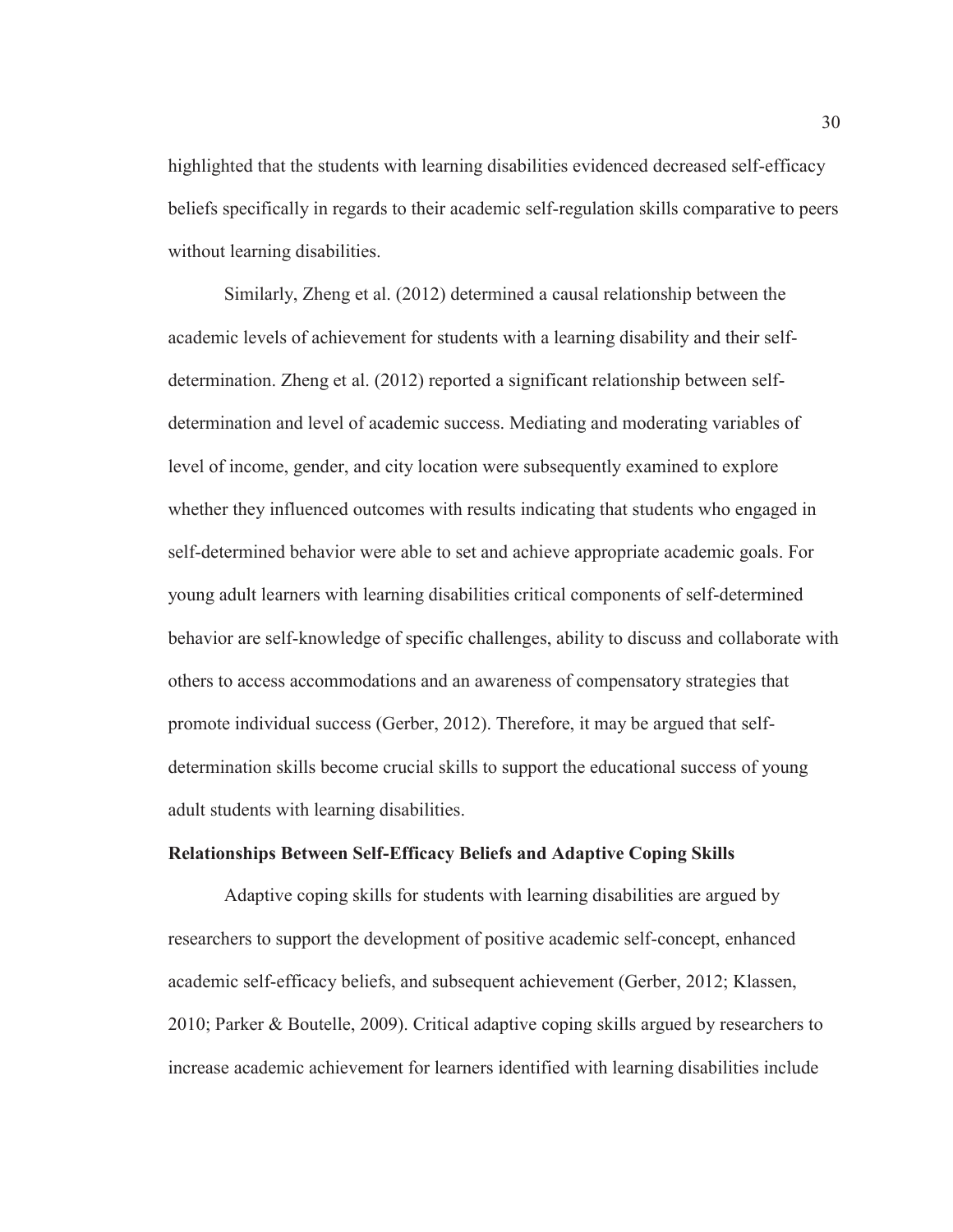highlighted that the students with learning disabilities evidenced decreased self-efficacy beliefs specifically in regards to their academic self-regulation skills comparative to peers without learning disabilities.

Similarly, Zheng et al. (2012) determined a causal relationship between the academic levels of achievement for students with a learning disability and their self-determination. Zheng et al. (2012) reported a significant relationship between self-determination and level of academic success. Mediating and moderating variables of level of income, gender, and city location were subsequently examined to explore whether they influenced outcomes with results indicating that students who engaged in self-determined behavior were able to set and achieve appropriate academic goals. For young adult learners with learning disabilities critical components of self-determined behavior are self-knowledge of specific challenges, ability to discuss and collaborate with others to access accommodations and an awareness of compensatory strategies that promote individual success (Gerber, 2012). Therefore, it may be argued that self-determination skills become crucial skills to support the educational success of young adult students with learning disabilities.

### Relationships Between Self-Efficacy Beliefs and Adaptive Coping Skills

Adaptive coping skills for students with learning disabilities are argued by researchers to support the development of positive academic self-concept, enhanced academic self-efficacy beliefs, and subsequent achievement (Gerber, 2012; Klassen, 2010; Parker & Boutelle, 2009). Critical adaptive coping skills argued by researchers to increase academic achievement for learners identified with learning disabilities include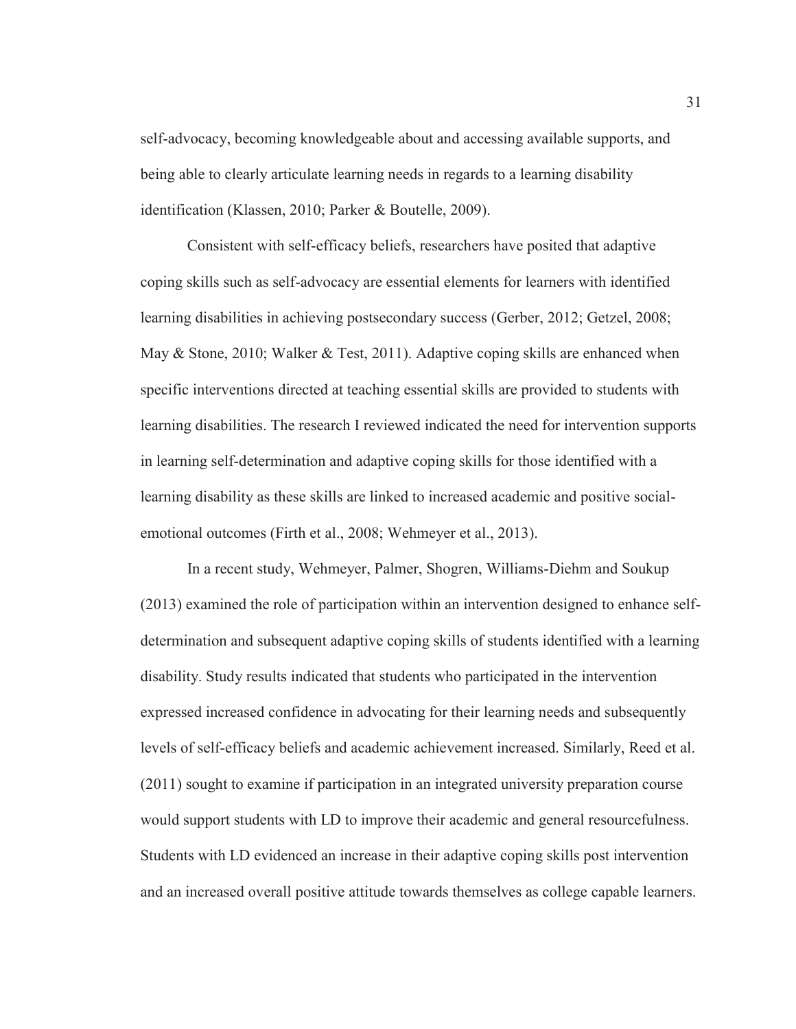self-advocacy, becoming knowledgeable about and accessing available supports, and being able to clearly articulate learning needs in regards to a learning disability identification (Klassen, 2010; Parker & Boutelle, 2009).

Consistent with self-efficacy beliefs, researchers have posited that adaptive coping skills such as self-advocacy are essential elements for learners with identified learning disabilities in achieving postsecondary success (Gerber, 2012; Getzel, 2008; May & Stone, 2010; Walker & Test, 2011). Adaptive coping skills are enhanced when specific interventions directed at teaching essential skills are provided to students with learning disabilities. The research I reviewed indicated the need for intervention supports in learning self-determination and adaptive coping skills for those identified with a learning disability as these skills are linked to increased academic and positive social-emotional outcomes (Firth et al., 2008; Wehmeyer et al., 2013).

In a recent study, Wehmeyer, Palmer, Shogren, Williams-Diehm and Soukup (2013) examined the role of participation within an intervention designed to enhance self-determination and subsequent adaptive coping skills of students identified with a learning disability. Study results indicated that students who participated in the intervention expressed increased confidence in advocating for their learning needs and subsequently levels of self-efficacy beliefs and academic achievement increased. Similarly, Reed et al. (2011) sought to examine if participation in an integrated university preparation course would support students with LD to improve their academic and general resourcefulness. Students with LD evidenced an increase in their adaptive coping skills post intervention and an increased overall positive attitude towards themselves as college capable learners.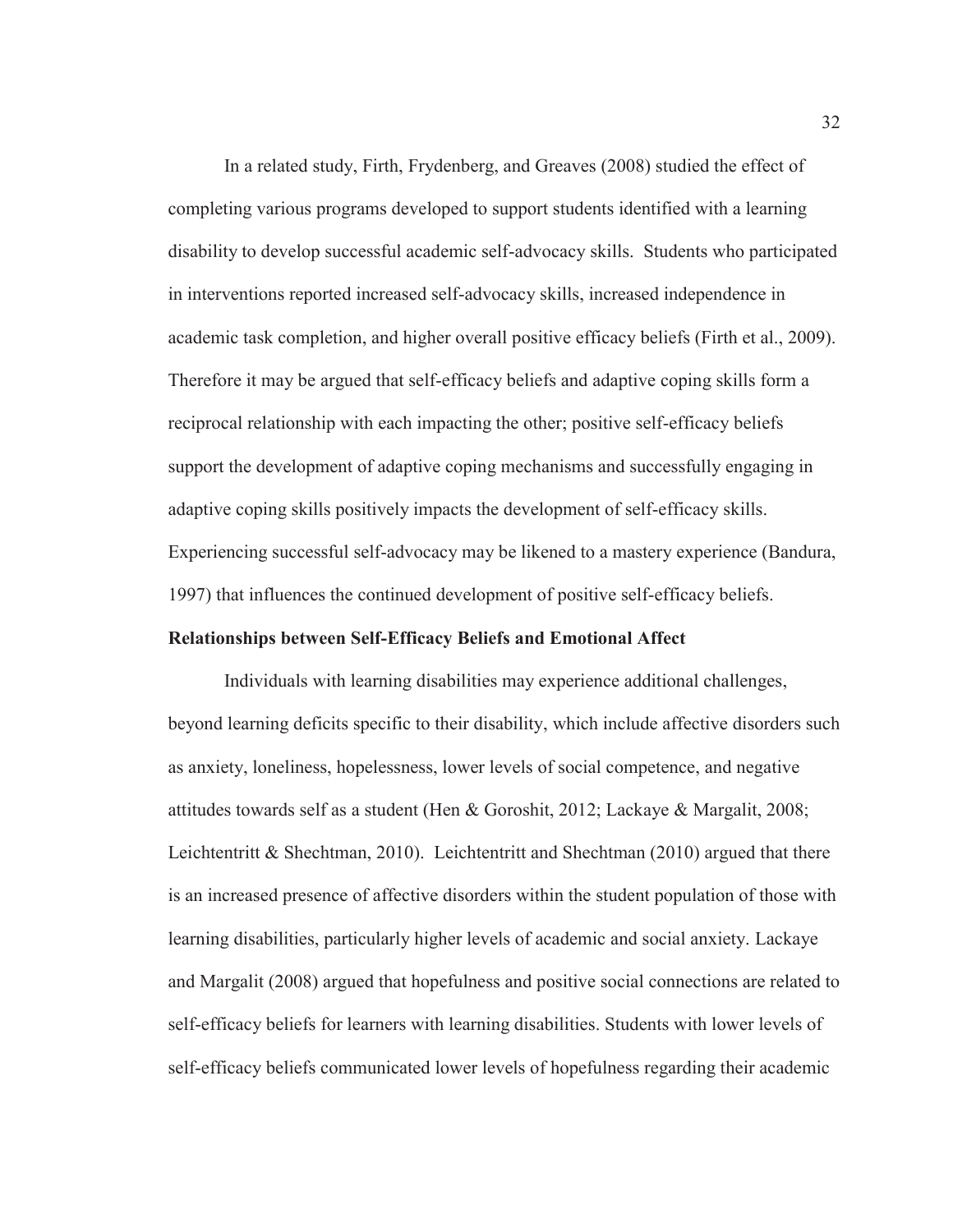In a related study, Firth, Frydenberg, and Greaves (2008) studied the effect of completing various programs developed to support students identified with a learning disability to develop successful academic self-advocacy skills. Students who participated in interventions reported increased self-advocacy skills, increased independence in academic task completion, and higher overall positive efficacy beliefs (Firth et al., 2009). Therefore it may be argued that self-efficacy beliefs and adaptive coping skills form a reciprocal relationship with each impacting the other; positive self-efficacy beliefs support the development of adaptive coping mechanisms and successfully engaging in adaptive coping skills positively impacts the development of self-efficacy skills. Experiencing successful self-advocacy may be likened to a mastery experience (Bandura, 1997) that influences the continued development of positive self-efficacy beliefs.

**Relationships between Self-Efficacy Beliefs and Emotional Affect**

Individuals with learning disabilities may experience additional challenges, beyond learning deficits specific to their disability, which include affective disorders such as anxiety, loneliness, hopelessness, lower levels of social competence, and negative attitudes towards self as a student (Hen & Goroshit, 2012; Lackaye & Margalit, 2008; Leichtentritt & Shechtman, 2010). Leichtentritt and Shechtman (2010) argued that there is an increased presence of affective disorders within the student population of those with learning disabilities, particularly higher levels of academic and social anxiety. Lackaye and Margalit (2008) argued that hopefulness and positive social connections are related to self-efficacy beliefs for learners with learning disabilities. Students with lower levels of self-efficacy beliefs communicated lower levels of hopefulness regarding their academic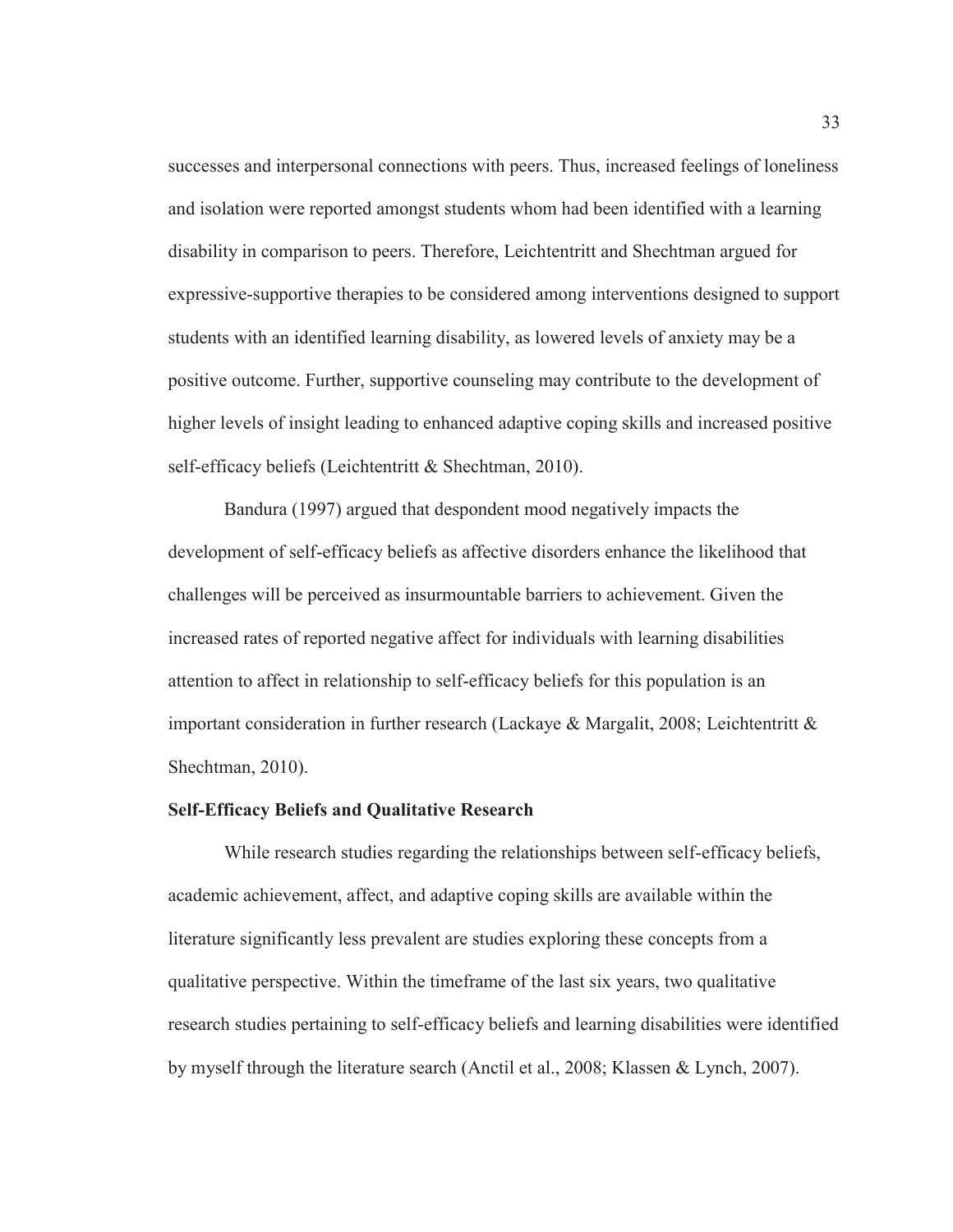successes and interpersonal connections with peers. Thus, increased feelings of loneliness and isolation were reported amongst students whom had been identified with a learning disability in comparison to peers. Therefore, Leichtentritt and Shechtman argued for expressive-supportive therapies to be considered among interventions designed to support students with an identified learning disability, as lowered levels of anxiety may be a positive outcome. Further, supportive counseling may contribute to the development of higher levels of insight leading to enhanced adaptive coping skills and increased positive self-efficacy beliefs (Leichtentritt & Shechtman, 2010).

Bandura (1997) argued that despondent mood negatively impacts the development of self-efficacy beliefs as affective disorders enhance the likelihood that challenges will be perceived as insurmountable barriers to achievement. Given the increased rates of reported negative affect for individuals with learning disabilities attention to affect in relationship to self-efficacy beliefs for this population is an important consideration in further research (Lackaye & Margalit, 2008; Leichtentritt & Shechtman, 2010).

**Self-Efficacy Beliefs and Qualitative Research**

While research studies regarding the relationships between self-efficacy beliefs, academic achievement, affect, and adaptive coping skills are available within the literature significantly less prevalent are studies exploring these concepts from a qualitative perspective. Within the timeframe of the last six years, two qualitative research studies pertaining to self-efficacy beliefs and learning disabilities were identified by myself through the literature search (Anctil et al., 2008; Klassen & Lynch, 2007).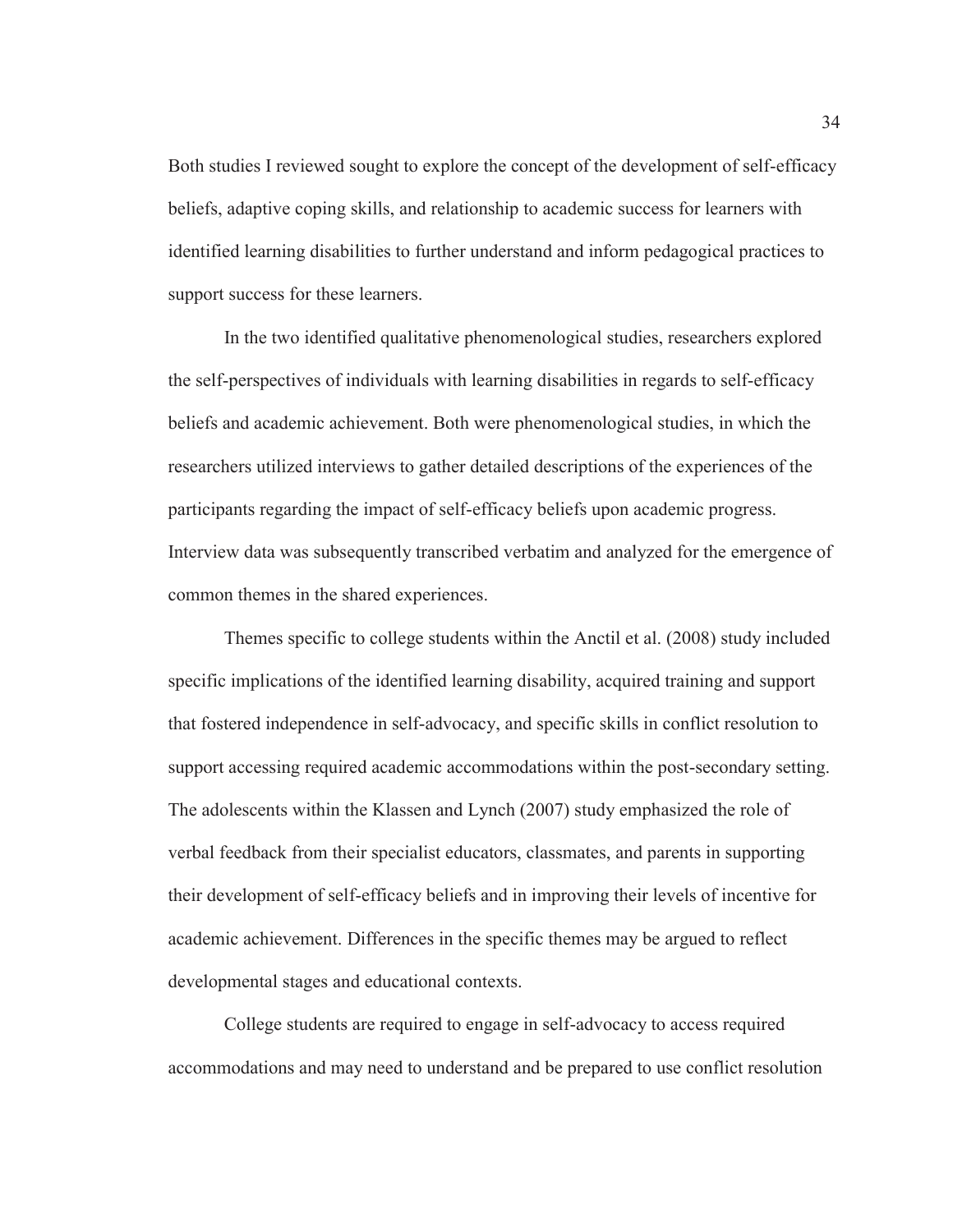Both studies I reviewed sought to explore the concept of the development of self-efficacy beliefs, adaptive coping skills, and relationship to academic success for learners with identified learning disabilities to further understand and inform pedagogical practices to support success for these learners.

In the two identified qualitative phenomenological studies, researchers explored the self-perspectives of individuals with learning disabilities in regards to self-efficacy beliefs and academic achievement. Both were phenomenological studies, in which the researchers utilized interviews to gather detailed descriptions of the experiences of the participants regarding the impact of self-efficacy beliefs upon academic progress. Interview data was subsequently transcribed verbatim and analyzed for the emergence of common themes in the shared experiences.

Themes specific to college students within the Anctil et al. (2008) study included specific implications of the identified learning disability, acquired training and support that fostered independence in self-advocacy, and specific skills in conflict resolution to support accessing required academic accommodations within the post-secondary setting. The adolescents within the Klassen and Lynch (2007) study emphasized the role of verbal feedback from their specialist educators, classmates, and parents in supporting their development of self-efficacy beliefs and in improving their levels of incentive for academic achievement. Differences in the specific themes may be argued to reflect developmental stages and educational contexts.

College students are required to engage in self-advocacy to access required accommodations and may need to understand and be prepared to use conflict resolution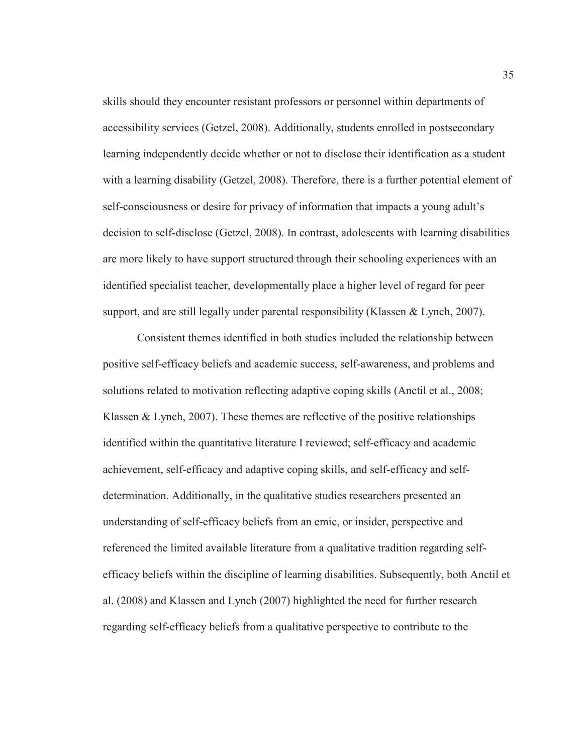skills should they encounter resistant professors or personnel within departments of accessibility services (Getzel, 2008). Additionally, students enrolled in postsecondary learning independently decide whether or not to disclose their identification as a student with a learning disability (Getzel, 2008). Therefore, there is a further potential element of self-consciousness or desire for privacy of information that impacts a young adult's decision to self-disclose (Getzel, 2008). In contrast, adolescents with learning disabilities are more likely to have support structured through their schooling experiences with an identified specialist teacher, developmentally place a higher level of regard for peer support, and are still legally under parental responsibility (Klassen & Lynch, 2007).

Consistent themes identified in both studies included the relationship between positive self-efficacy beliefs and academic success, self-awareness, and problems and solutions related to motivation reflecting adaptive coping skills (Anctil et al., 2008; Klassen & Lynch, 2007). These themes are reflective of the positive relationships identified within the quantitative literature I reviewed; self-efficacy and academic achievement, self-efficacy and adaptive coping skills, and self-efficacy and self-determination. Additionally, in the qualitative studies researchers presented an understanding of self-efficacy beliefs from an emic, or insider, perspective and referenced the limited available literature from a qualitative tradition regarding self-efficacy beliefs within the discipline of learning disabilities. Subsequently, both Anctil et al. (2008) and Klassen and Lynch (2007) highlighted the need for further research regarding self-efficacy beliefs from a qualitative perspective to contribute to the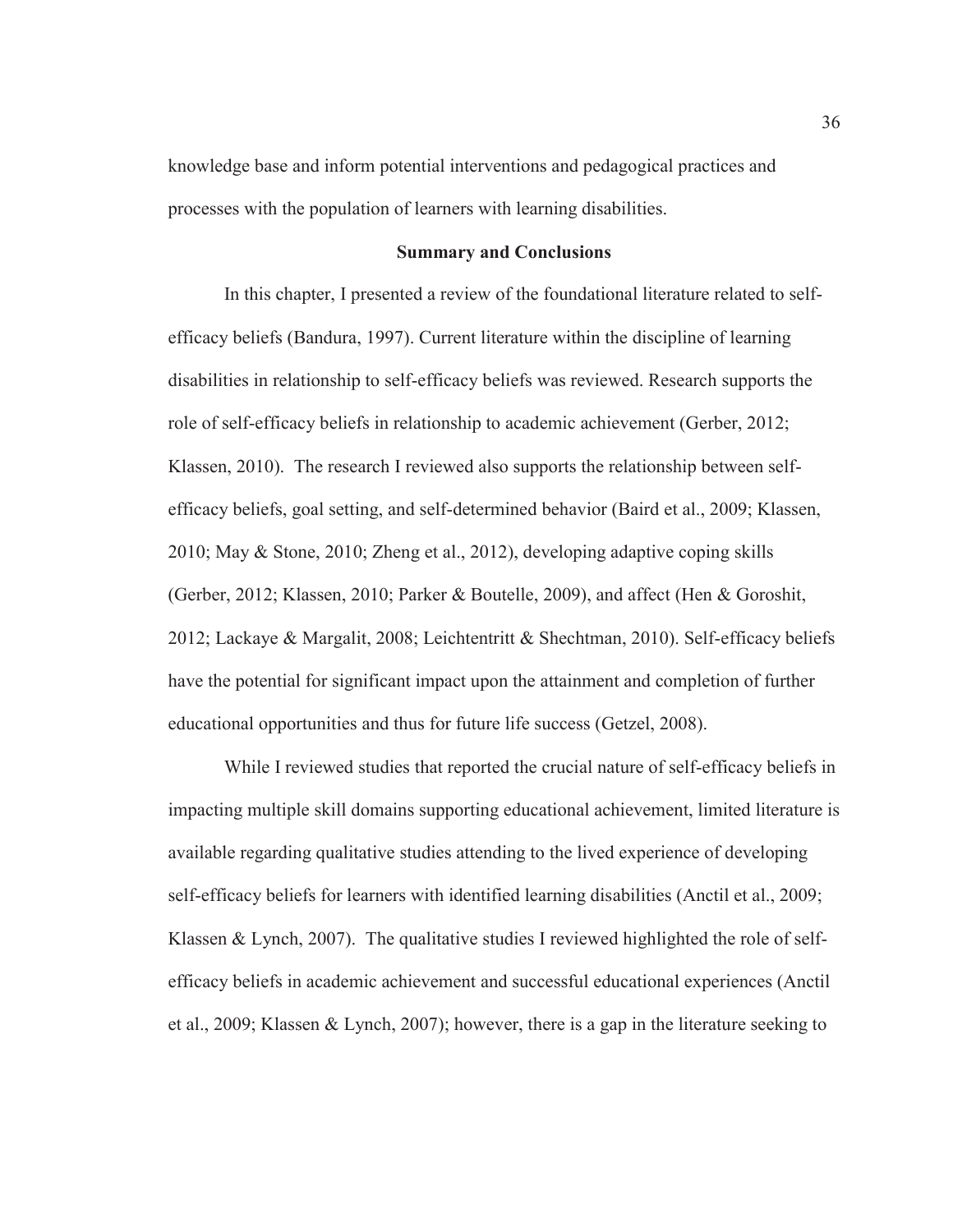knowledge base and inform potential interventions and pedagogical practices and processes with the population of learners with learning disabilities.

## Summary and Conclusions

In this chapter, I presented a review of the foundational literature related to self-efficacy beliefs (Bandura, 1997). Current literature within the discipline of learning disabilities in relationship to self-efficacy beliefs was reviewed. Research supports the role of self-efficacy beliefs in relationship to academic achievement (Gerber, 2012; Klassen, 2010). The research I reviewed also supports the relationship between self-efficacy beliefs, goal setting, and self-determined behavior (Baird et al., 2009; Klassen, 2010; May & Stone, 2010; Zheng et al., 2012), developing adaptive coping skills (Gerber, 2012; Klassen, 2010; Parker & Boutelle, 2009), and affect (Hen & Goroshit, 2012; Lackaye & Margalit, 2008; Leichtentritt & Shechtman, 2010). Self-efficacy beliefs have the potential for significant impact upon the attainment and completion of further educational opportunities and thus for future life success (Getzel, 2008).

While I reviewed studies that reported the crucial nature of self-efficacy beliefs in impacting multiple skill domains supporting educational achievement, limited literature is available regarding qualitative studies attending to the lived experience of developing self-efficacy beliefs for learners with identified learning disabilities (Anctil et al., 2009; Klassen & Lynch, 2007). The qualitative studies I reviewed highlighted the role of self-efficacy beliefs in academic achievement and successful educational experiences (Anctil et al., 2009; Klassen & Lynch, 2007); however, there is a gap in the literature seeking to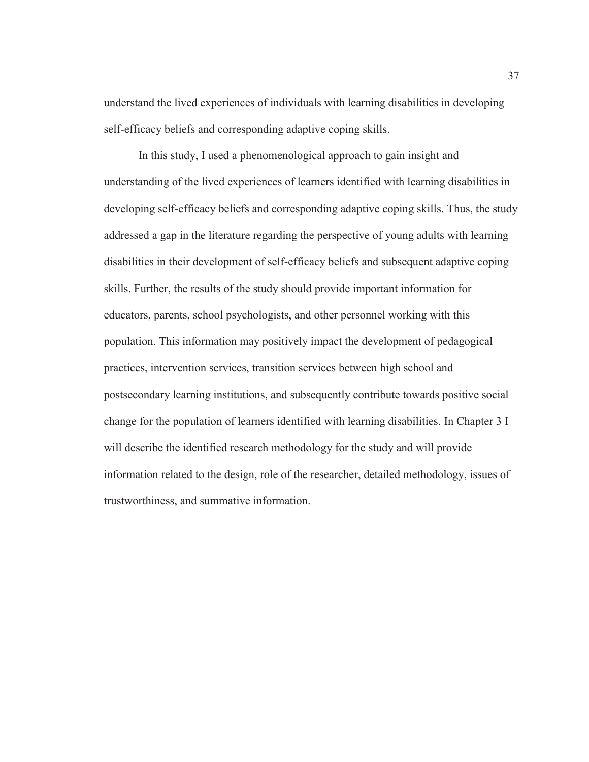understand the lived experiences of individuals with learning disabilities in developing self-efficacy beliefs and corresponding adaptive coping skills.

In this study, I used a phenomenological approach to gain insight and understanding of the lived experiences of learners identified with learning disabilities in developing self-efficacy beliefs and corresponding adaptive coping skills. Thus, the study addressed a gap in the literature regarding the perspective of young adults with learning disabilities in their development of self-efficacy beliefs and subsequent adaptive coping skills. Further, the results of the study should provide important information for educators, parents, school psychologists, and other personnel working with this population. This information may positively impact the development of pedagogical practices, intervention services, transition services between high school and postsecondary learning institutions, and subsequently contribute towards positive social change for the population of learners identified with learning disabilities. In Chapter 3 I will describe the identified research methodology for the study and will provide information related to the design, role of the researcher, detailed methodology, issues of trustworthiness, and summative information.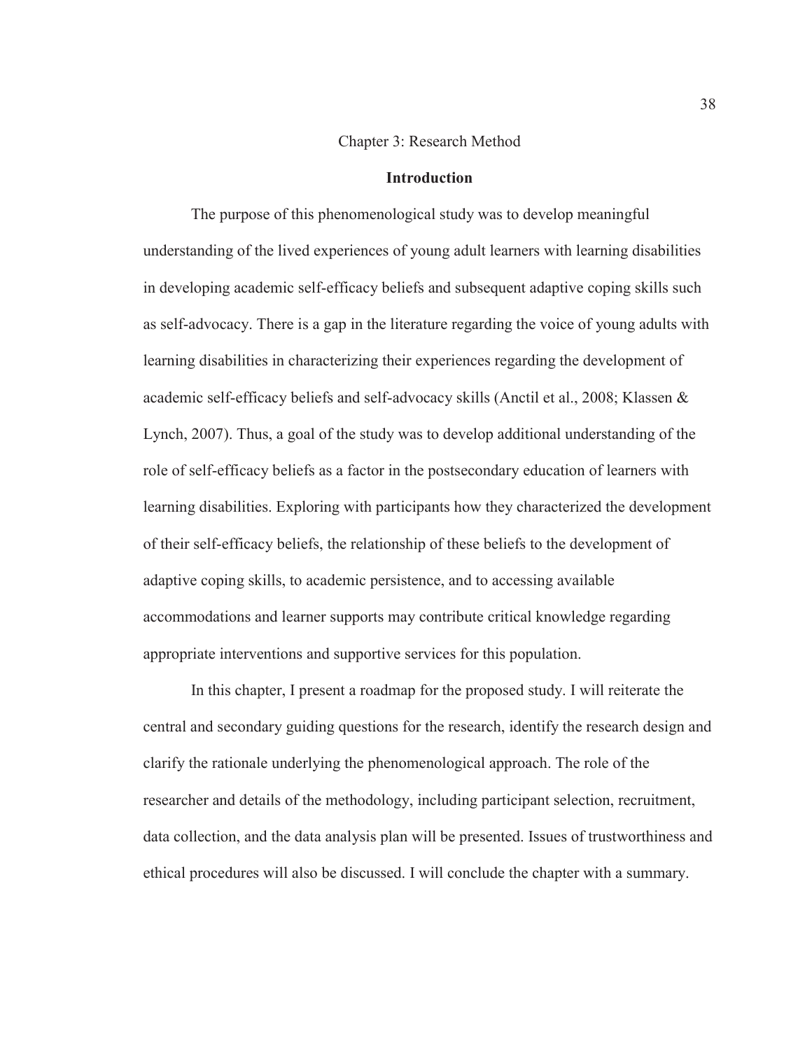# Chapter 3: Research Method

## Introduction

The purpose of this phenomenological study was to develop meaningful understanding of the lived experiences of young adult learners with learning disabilities in developing academic self-efficacy beliefs and subsequent adaptive coping skills such as self-advocacy. There is a gap in the literature regarding the voice of young adults with learning disabilities in characterizing their experiences regarding the development of academic self-efficacy beliefs and self-advocacy skills (Anctil et al., 2008; Klassen & Lynch, 2007). Thus, a goal of the study was to develop additional understanding of the role of self-efficacy beliefs as a factor in the postsecondary education of learners with learning disabilities. Exploring with participants how they characterized the development of their self-efficacy beliefs, the relationship of these beliefs to the development of adaptive coping skills, to academic persistence, and to accessing available accommodations and learner supports may contribute critical knowledge regarding appropriate interventions and supportive services for this population.

In this chapter, I present a roadmap for the proposed study. I will reiterate the central and secondary guiding questions for the research, identify the research design and clarify the rationale underlying the phenomenological approach. The role of the researcher and details of the methodology, including participant selection, recruitment, data collection, and the data analysis plan will be presented. Issues of trustworthiness and ethical procedures will also be discussed. I will conclude the chapter with a summary.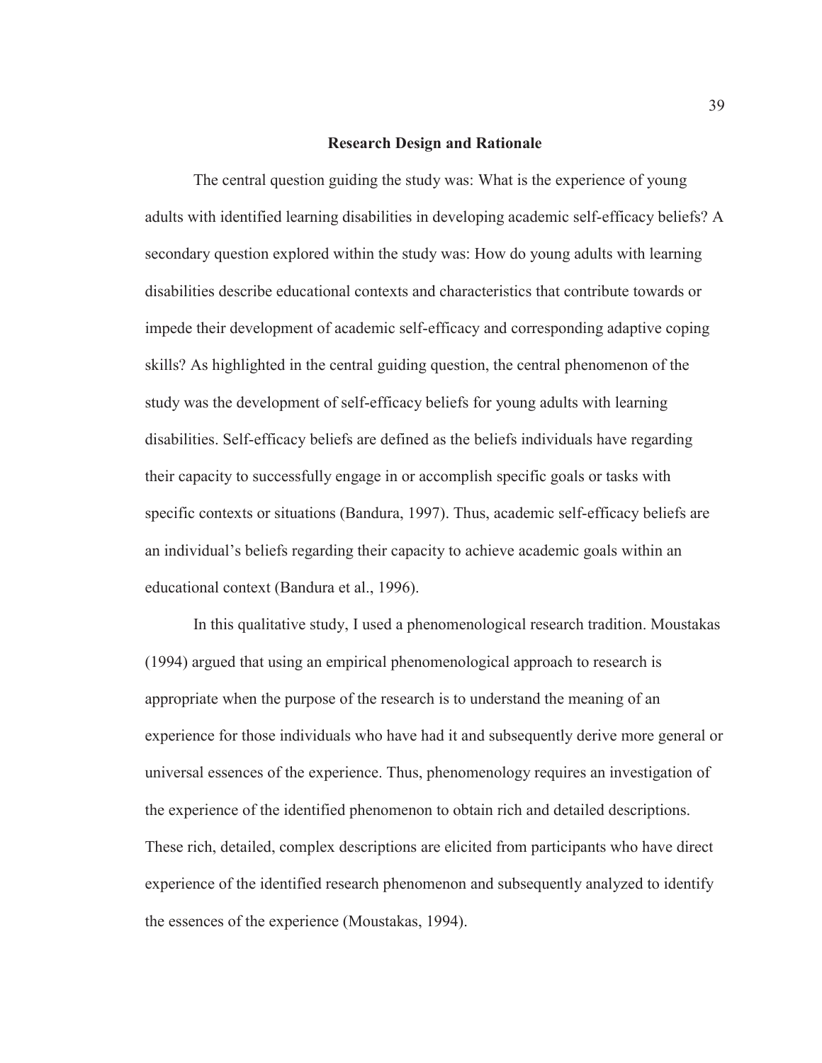## Research Design and Rationale

The central question guiding the study was: What is the experience of young adults with identified learning disabilities in developing academic self-efficacy beliefs? A secondary question explored within the study was: How do young adults with learning disabilities describe educational contexts and characteristics that contribute towards or impede their development of academic self-efficacy and corresponding adaptive coping skills? As highlighted in the central guiding question, the central phenomenon of the study was the development of self-efficacy beliefs for young adults with learning disabilities. Self-efficacy beliefs are defined as the beliefs individuals have regarding their capacity to successfully engage in or accomplish specific goals or tasks with specific contexts or situations (Bandura, 1997). Thus, academic self-efficacy beliefs are an individual's beliefs regarding their capacity to achieve academic goals within an educational context (Bandura et al., 1996).

In this qualitative study, I used a phenomenological research tradition. Moustakas (1994) argued that using an empirical phenomenological approach to research is appropriate when the purpose of the research is to understand the meaning of an experience for those individuals who have had it and subsequently derive more general or universal essences of the experience. Thus, phenomenology requires an investigation of the experience of the identified phenomenon to obtain rich and detailed descriptions. These rich, detailed, complex descriptions are elicited from participants who have direct experience of the identified research phenomenon and subsequently analyzed to identify the essences of the experience (Moustakas, 1994).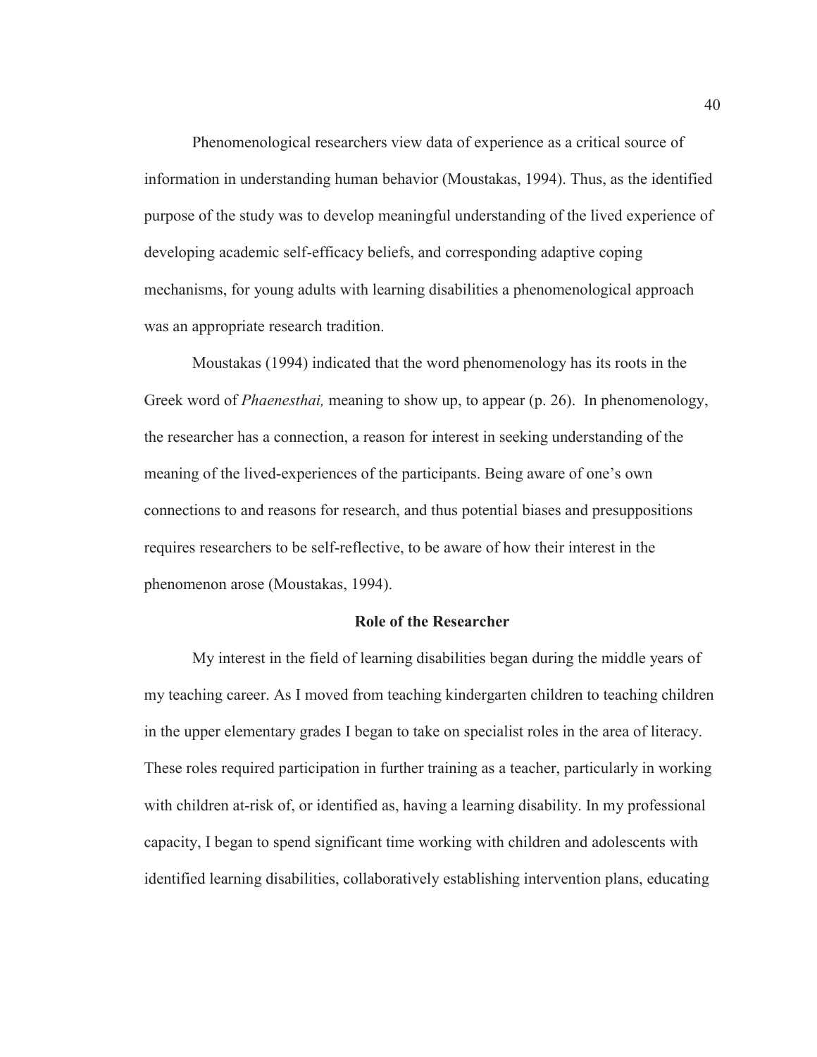Phenomenological researchers view data of experience as a critical source of information in understanding human behavior (Moustakas, 1994). Thus, as the identified purpose of the study was to develop meaningful understanding of the lived experience of developing academic self-efficacy beliefs, and corresponding adaptive coping mechanisms, for young adults with learning disabilities a phenomenological approach was an appropriate research tradition.

Moustakas (1994) indicated that the word phenomenology has its roots in the Greek word of *Phaenesthai,* meaning to show up, to appear (p. 26). In phenomenology, the researcher has a connection, a reason for interest in seeking understanding of the meaning of the lived-experiences of the participants. Being aware of one's own connections to and reasons for research, and thus potential biases and presuppositions requires researchers to be self-reflective, to be aware of how their interest in the phenomenon arose (Moustakas, 1994).

## Role of the Researcher

My interest in the field of learning disabilities began during the middle years of my teaching career. As I moved from teaching kindergarten children to teaching children in the upper elementary grades I began to take on specialist roles in the area of literacy. These roles required participation in further training as a teacher, particularly in working with children at-risk of, or identified as, having a learning disability. In my professional capacity, I began to spend significant time working with children and adolescents with identified learning disabilities, collaboratively establishing intervention plans, educating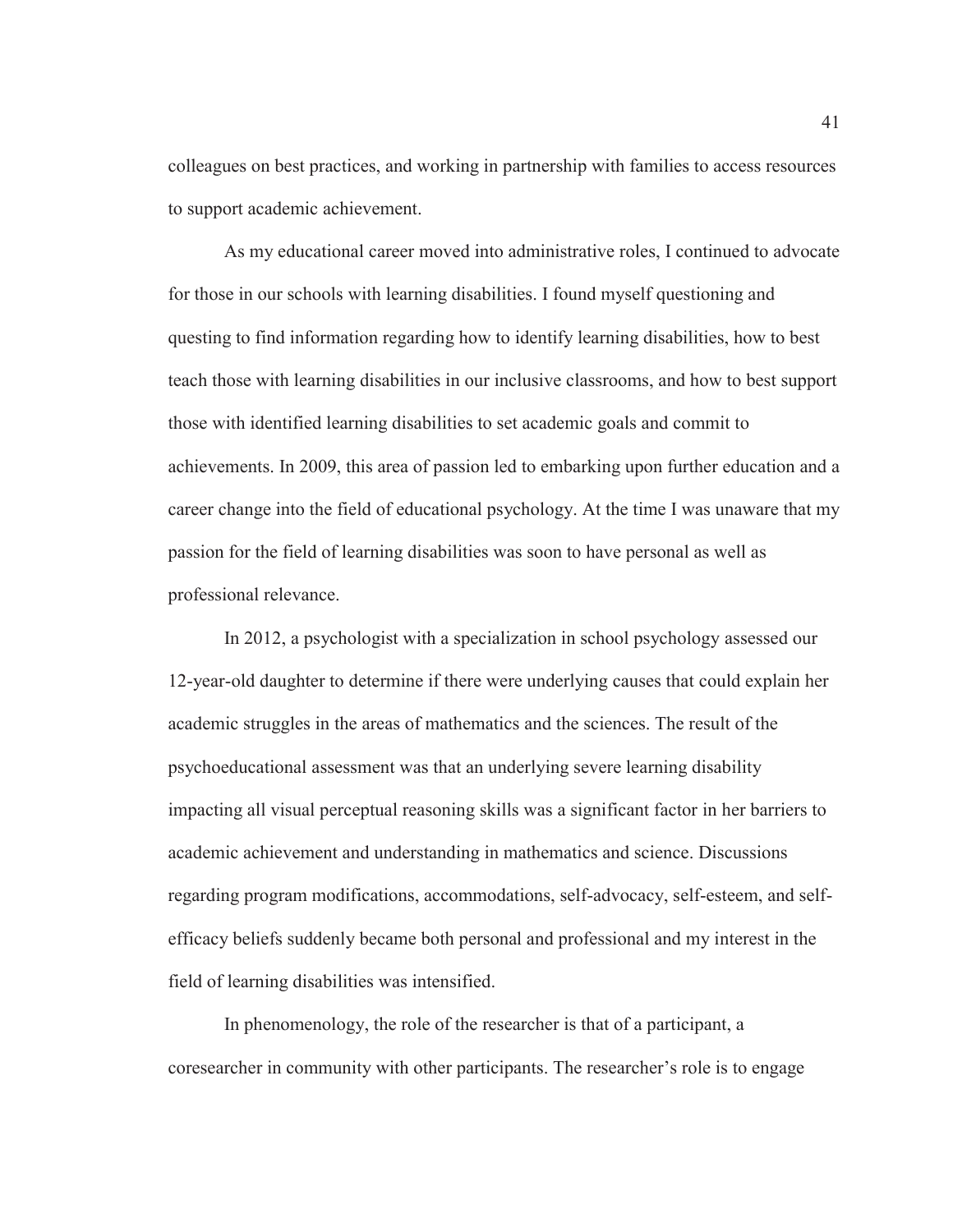colleagues on best practices, and working in partnership with families to access resources to support academic achievement.

As my educational career moved into administrative roles, I continued to advocate for those in our schools with learning disabilities. I found myself questioning and questing to find information regarding how to identify learning disabilities, how to best teach those with learning disabilities in our inclusive classrooms, and how to best support those with identified learning disabilities to set academic goals and commit to achievements. In 2009, this area of passion led to embarking upon further education and a career change into the field of educational psychology. At the time I was unaware that my passion for the field of learning disabilities was soon to have personal as well as professional relevance.

In 2012, a psychologist with a specialization in school psychology assessed our 12-year-old daughter to determine if there were underlying causes that could explain her academic struggles in the areas of mathematics and the sciences. The result of the psychoeducational assessment was that an underlying severe learning disability impacting all visual perceptual reasoning skills was a significant factor in her barriers to academic achievement and understanding in mathematics and science. Discussions regarding program modifications, accommodations, self-advocacy, self-esteem, and self-efficacy beliefs suddenly became both personal and professional and my interest in the field of learning disabilities was intensified.

In phenomenology, the role of the researcher is that of a participant, a coresearcher in community with other participants. The researcher's role is to engage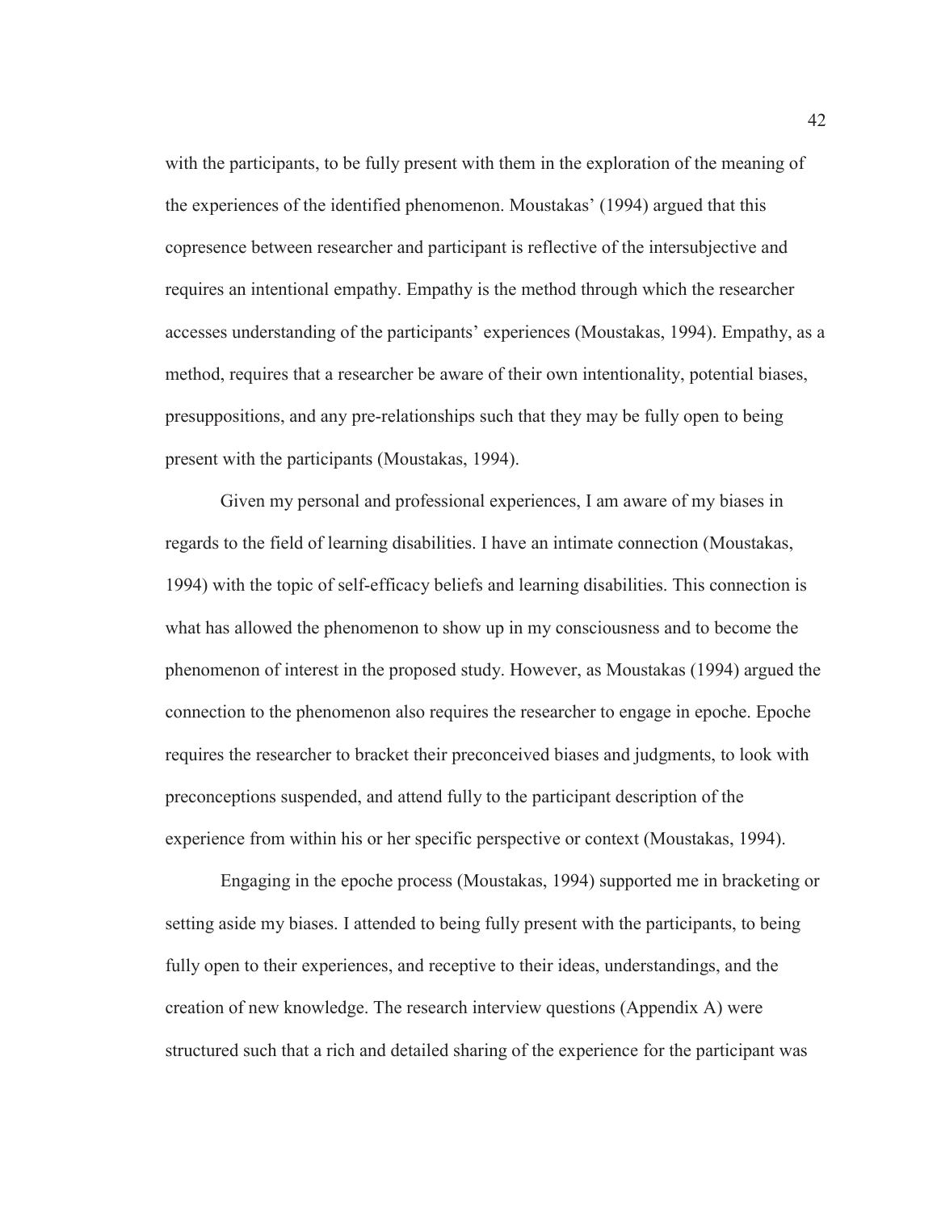with the participants, to be fully present with them in the exploration of the meaning of the experiences of the identified phenomenon. Moustakas' (1994) argued that this copresence between researcher and participant is reflective of the intersubjective and requires an intentional empathy. Empathy is the method through which the researcher accesses understanding of the participants' experiences (Moustakas, 1994). Empathy, as a method, requires that a researcher be aware of their own intentionality, potential biases, presuppositions, and any pre-relationships such that they may be fully open to being present with the participants (Moustakas, 1994).

Given my personal and professional experiences, I am aware of my biases in regards to the field of learning disabilities. I have an intimate connection (Moustakas, 1994) with the topic of self-efficacy beliefs and learning disabilities. This connection is what has allowed the phenomenon to show up in my consciousness and to become the phenomenon of interest in the proposed study. However, as Moustakas (1994) argued the connection to the phenomenon also requires the researcher to engage in epoche. Epoche requires the researcher to bracket their preconceived biases and judgments, to look with preconceptions suspended, and attend fully to the participant description of the experience from within his or her specific perspective or context (Moustakas, 1994).

Engaging in the epoche process (Moustakas, 1994) supported me in bracketing or setting aside my biases. I attended to being fully present with the participants, to being fully open to their experiences, and receptive to their ideas, understandings, and the creation of new knowledge. The research interview questions (Appendix A) were structured such that a rich and detailed sharing of the experience for the participant was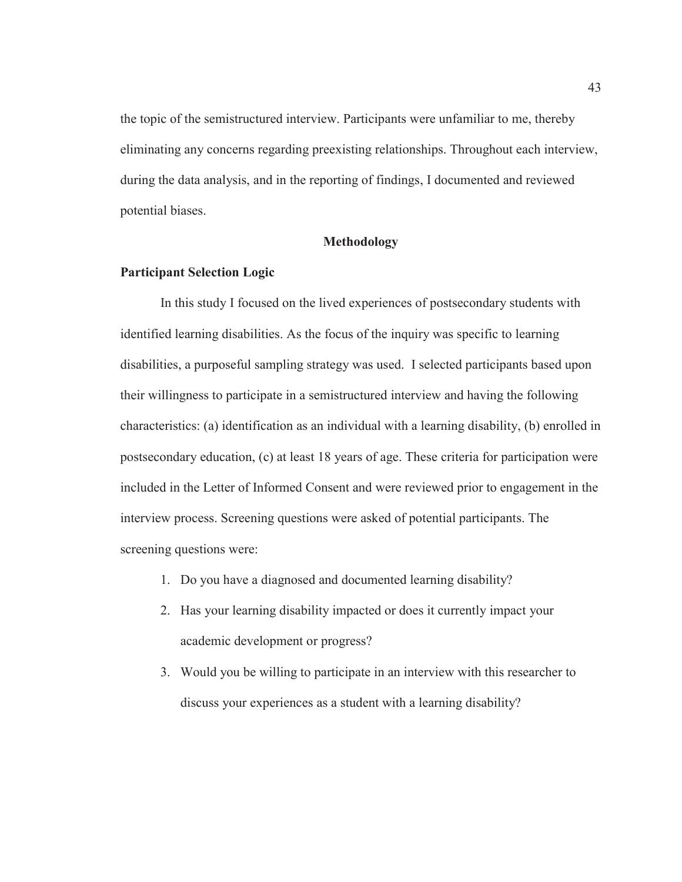the topic of the semistructured interview. Participants were unfamiliar to me, thereby eliminating any concerns regarding preexisting relationships. Throughout each interview, during the data analysis, and in the reporting of findings, I documented and reviewed potential biases.

## Methodology

### Participant Selection Logic

In this study I focused on the lived experiences of postsecondary students with identified learning disabilities. As the focus of the inquiry was specific to learning disabilities, a purposeful sampling strategy was used. I selected participants based upon their willingness to participate in a semistructured interview and having the following characteristics: (a) identification as an individual with a learning disability, (b) enrolled in postsecondary education, (c) at least 18 years of age. These criteria for participation were included in the Letter of Informed Consent and were reviewed prior to engagement in the interview process. Screening questions were asked of potential participants. The screening questions were:

1. Do you have a diagnosed and documented learning disability?
2. Has your learning disability impacted or does it currently impact your academic development or progress?
3. Would you be willing to participate in an interview with this researcher to discuss your experiences as a student with a learning disability?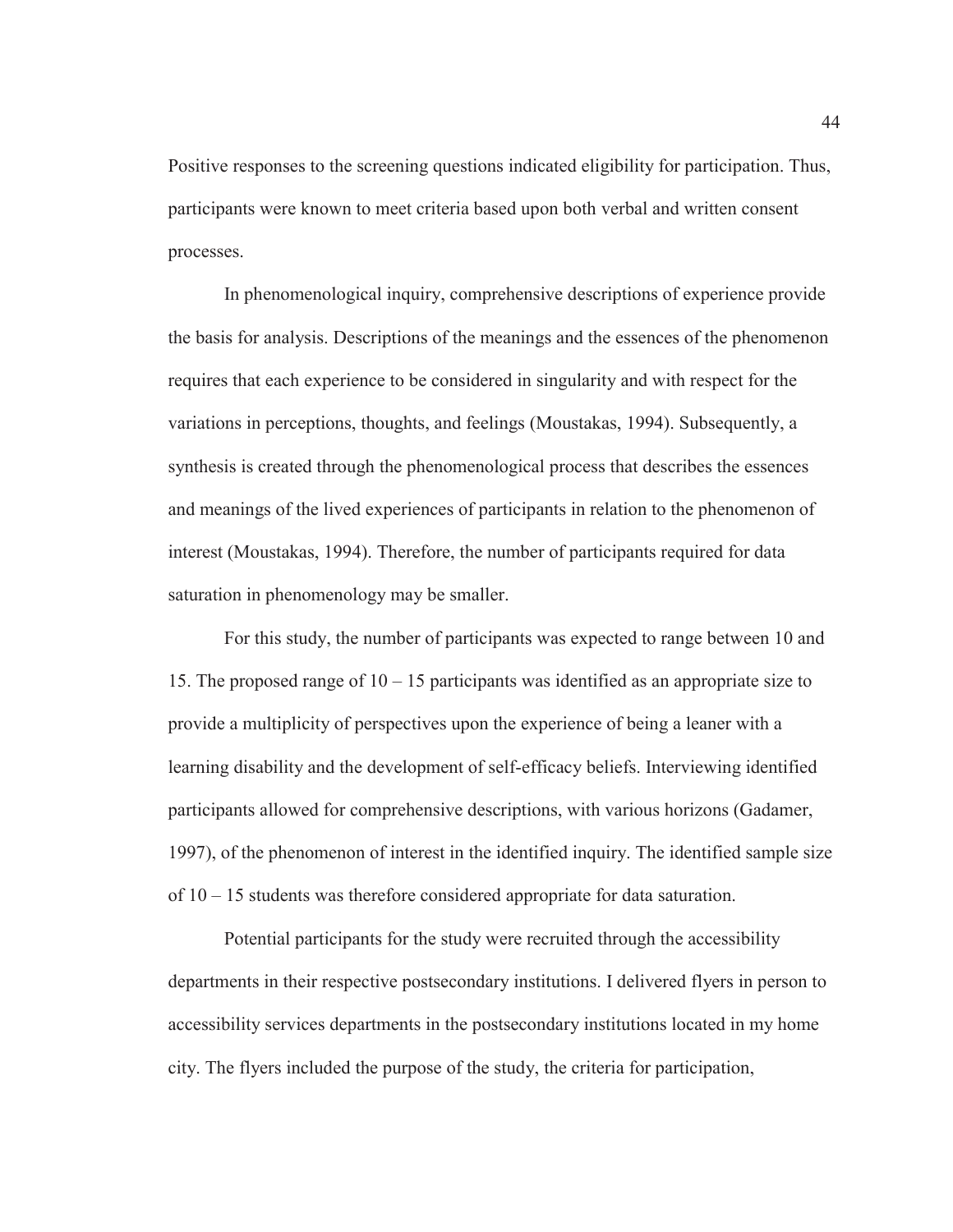Positive responses to the screening questions indicated eligibility for participation. Thus, participants were known to meet criteria based upon both verbal and written consent processes.

In phenomenological inquiry, comprehensive descriptions of experience provide the basis for analysis. Descriptions of the meanings and the essences of the phenomenon requires that each experience to be considered in singularity and with respect for the variations in perceptions, thoughts, and feelings (Moustakas, 1994). Subsequently, a synthesis is created through the phenomenological process that describes the essences and meanings of the lived experiences of participants in relation to the phenomenon of interest (Moustakas, 1994). Therefore, the number of participants required for data saturation in phenomenology may be smaller.

For this study, the number of participants was expected to range between 10 and 15. The proposed range of 10 – 15 participants was identified as an appropriate size to provide a multiplicity of perspectives upon the experience of being a leaner with a learning disability and the development of self-efficacy beliefs. Interviewing identified participants allowed for comprehensive descriptions, with various horizons (Gadamer, 1997), of the phenomenon of interest in the identified inquiry. The identified sample size of 10 – 15 students was therefore considered appropriate for data saturation.

Potential participants for the study were recruited through the accessibility departments in their respective postsecondary institutions. I delivered flyers in person to accessibility services departments in the postsecondary institutions located in my home city. The flyers included the purpose of the study, the criteria for participation,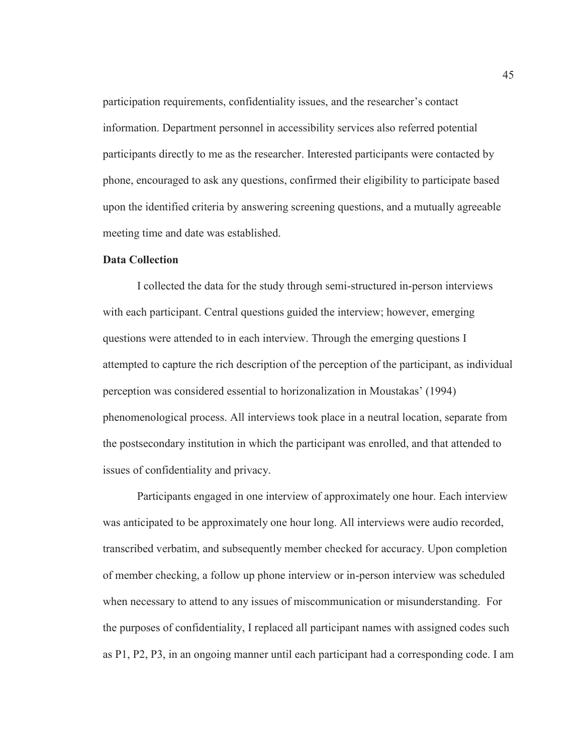participation requirements, confidentiality issues, and the researcher's contact information. Department personnel in accessibility services also referred potential participants directly to me as the researcher. Interested participants were contacted by phone, encouraged to ask any questions, confirmed their eligibility to participate based upon the identified criteria by answering screening questions, and a mutually agreeable meeting time and date was established.

**Data Collection**

I collected the data for the study through semi-structured in-person interviews with each participant. Central questions guided the interview; however, emerging questions were attended to in each interview. Through the emerging questions I attempted to capture the rich description of the perception of the participant, as individual perception was considered essential to horizonalization in Moustakas' (1994) phenomenological process. All interviews took place in a neutral location, separate from the postsecondary institution in which the participant was enrolled, and that attended to issues of confidentiality and privacy.

Participants engaged in one interview of approximately one hour. Each interview was anticipated to be approximately one hour long. All interviews were audio recorded, transcribed verbatim, and subsequently member checked for accuracy. Upon completion of member checking, a follow up phone interview or in-person interview was scheduled when necessary to attend to any issues of miscommunication or misunderstanding. For the purposes of confidentiality, I replaced all participant names with assigned codes such as P1, P2, P3, in an ongoing manner until each participant had a corresponding code. I am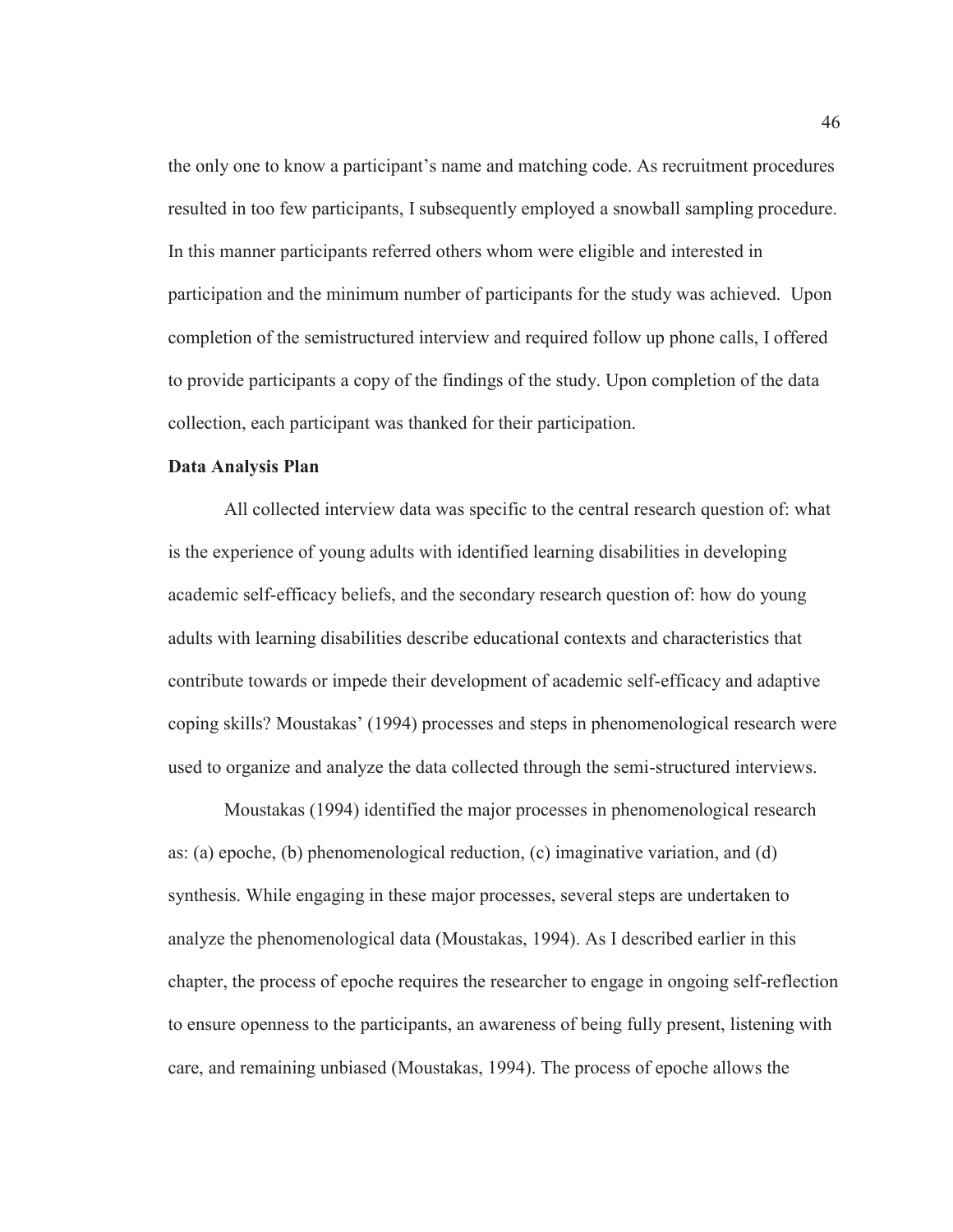the only one to know a participant's name and matching code. As recruitment procedures resulted in too few participants, I subsequently employed a snowball sampling procedure. In this manner participants referred others whom were eligible and interested in participation and the minimum number of participants for the study was achieved. Upon completion of the semistructured interview and required follow up phone calls, I offered to provide participants a copy of the findings of the study. Upon completion of the data collection, each participant was thanked for their participation.

**Data Analysis Plan**

All collected interview data was specific to the central research question of: what is the experience of young adults with identified learning disabilities in developing academic self-efficacy beliefs, and the secondary research question of: how do young adults with learning disabilities describe educational contexts and characteristics that contribute towards or impede their development of academic self-efficacy and adaptive coping skills? Moustakas' (1994) processes and steps in phenomenological research were used to organize and analyze the data collected through the semi-structured interviews.

Moustakas (1994) identified the major processes in phenomenological research as: (a) epoche, (b) phenomenological reduction, (c) imaginative variation, and (d) synthesis. While engaging in these major processes, several steps are undertaken to analyze the phenomenological data (Moustakas, 1994). As I described earlier in this chapter, the process of epoche requires the researcher to engage in ongoing self-reflection to ensure openness to the participants, an awareness of being fully present, listening with care, and remaining unbiased (Moustakas, 1994). The process of epoche allows the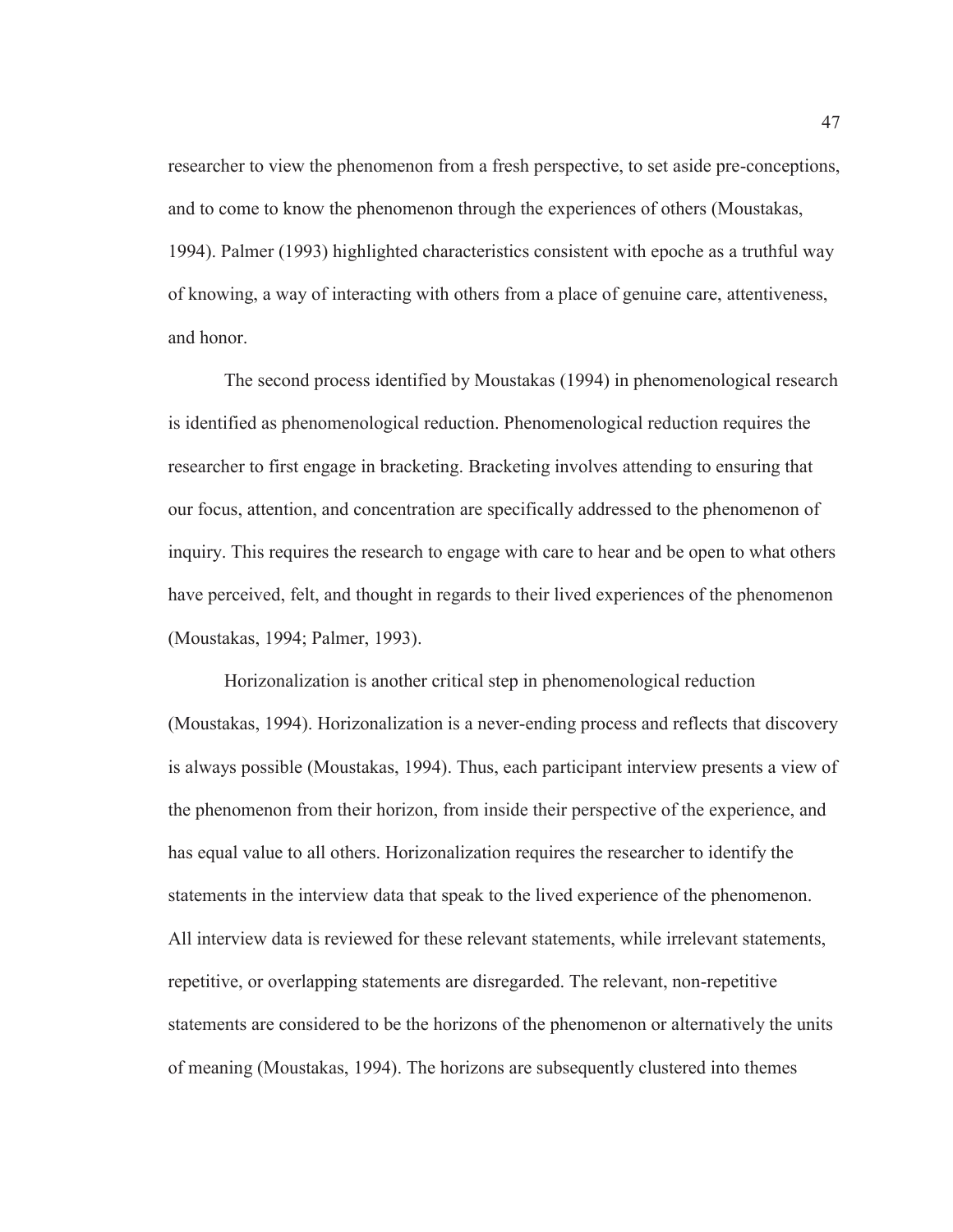researcher to view the phenomenon from a fresh perspective, to set aside pre-conceptions, and to come to know the phenomenon through the experiences of others (Moustakas, 1994). Palmer (1993) highlighted characteristics consistent with epoche as a truthful way of knowing, a way of interacting with others from a place of genuine care, attentiveness, and honor.

The second process identified by Moustakas (1994) in phenomenological research is identified as phenomenological reduction. Phenomenological reduction requires the researcher to first engage in bracketing. Bracketing involves attending to ensuring that our focus, attention, and concentration are specifically addressed to the phenomenon of inquiry. This requires the research to engage with care to hear and be open to what others have perceived, felt, and thought in regards to their lived experiences of the phenomenon (Moustakas, 1994; Palmer, 1993).

Horizonalization is another critical step in phenomenological reduction (Moustakas, 1994). Horizonalization is a never-ending process and reflects that discovery is always possible (Moustakas, 1994). Thus, each participant interview presents a view of the phenomenon from their horizon, from inside their perspective of the experience, and has equal value to all others. Horizonalization requires the researcher to identify the statements in the interview data that speak to the lived experience of the phenomenon. All interview data is reviewed for these relevant statements, while irrelevant statements, repetitive, or overlapping statements are disregarded. The relevant, non-repetitive statements are considered to be the horizons of the phenomenon or alternatively the units of meaning (Moustakas, 1994). The horizons are subsequently clustered into themes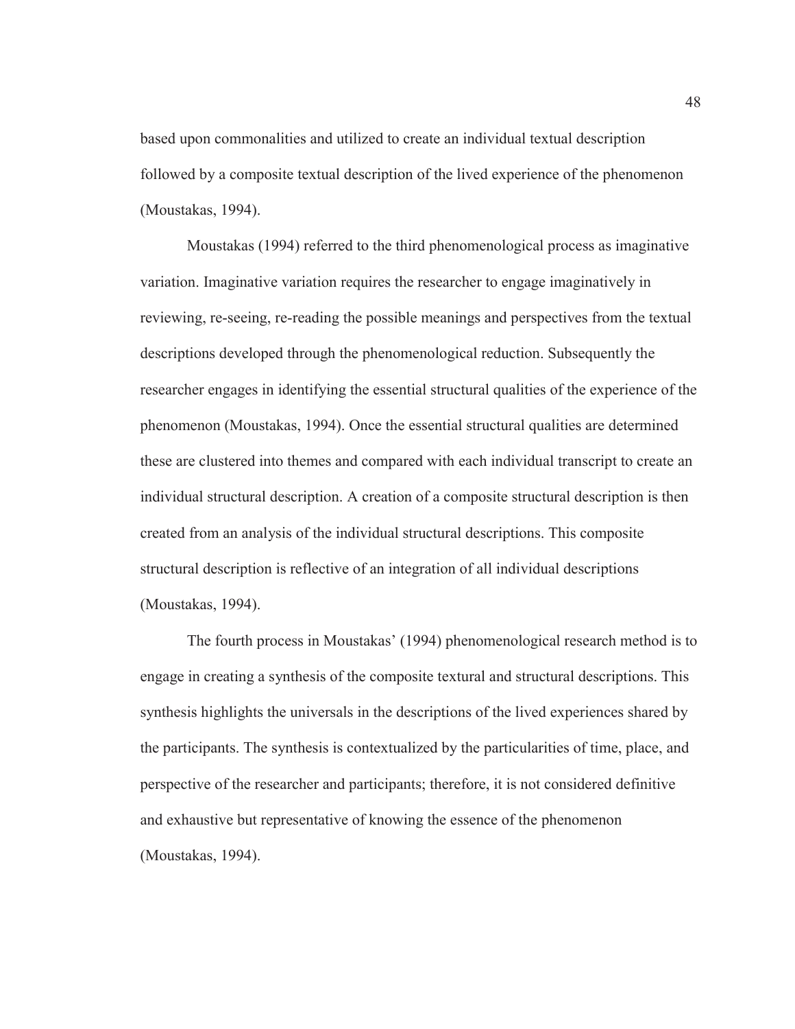based upon commonalities and utilized to create an individual textual description followed by a composite textual description of the lived experience of the phenomenon (Moustakas, 1994).

Moustakas (1994) referred to the third phenomenological process as imaginative variation. Imaginative variation requires the researcher to engage imaginatively in reviewing, re-seeing, re-reading the possible meanings and perspectives from the textual descriptions developed through the phenomenological reduction. Subsequently the researcher engages in identifying the essential structural qualities of the experience of the phenomenon (Moustakas, 1994). Once the essential structural qualities are determined these are clustered into themes and compared with each individual transcript to create an individual structural description. A creation of a composite structural description is then created from an analysis of the individual structural descriptions. This composite structural description is reflective of an integration of all individual descriptions (Moustakas, 1994).

The fourth process in Moustakas' (1994) phenomenological research method is to engage in creating a synthesis of the composite textural and structural descriptions. This synthesis highlights the universals in the descriptions of the lived experiences shared by the participants. The synthesis is contextualized by the particularities of time, place, and perspective of the researcher and participants; therefore, it is not considered definitive and exhaustive but representative of knowing the essence of the phenomenon (Moustakas, 1994).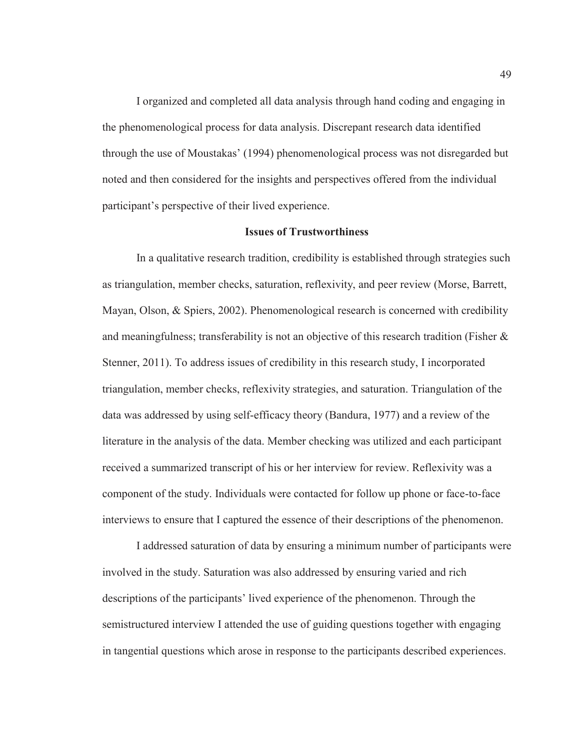I organized and completed all data analysis through hand coding and engaging in the phenomenological process for data analysis. Discrepant research data identified through the use of Moustakas' (1994) phenomenological process was not disregarded but noted and then considered for the insights and perspectives offered from the individual participant's perspective of their lived experience.

## Issues of Trustworthiness

In a qualitative research tradition, credibility is established through strategies such as triangulation, member checks, saturation, reflexivity, and peer review (Morse, Barrett, Mayan, Olson, & Spiers, 2002). Phenomenological research is concerned with credibility and meaningfulness; transferability is not an objective of this research tradition (Fisher & Stenner, 2011). To address issues of credibility in this research study, I incorporated triangulation, member checks, reflexivity strategies, and saturation. Triangulation of the data was addressed by using self-efficacy theory (Bandura, 1977) and a review of the literature in the analysis of the data. Member checking was utilized and each participant received a summarized transcript of his or her interview for review. Reflexivity was a component of the study. Individuals were contacted for follow up phone or face-to-face interviews to ensure that I captured the essence of their descriptions of the phenomenon.

I addressed saturation of data by ensuring a minimum number of participants were involved in the study. Saturation was also addressed by ensuring varied and rich descriptions of the participants' lived experience of the phenomenon. Through the semistructured interview I attended the use of guiding questions together with engaging in tangential questions which arose in response to the participants described experiences.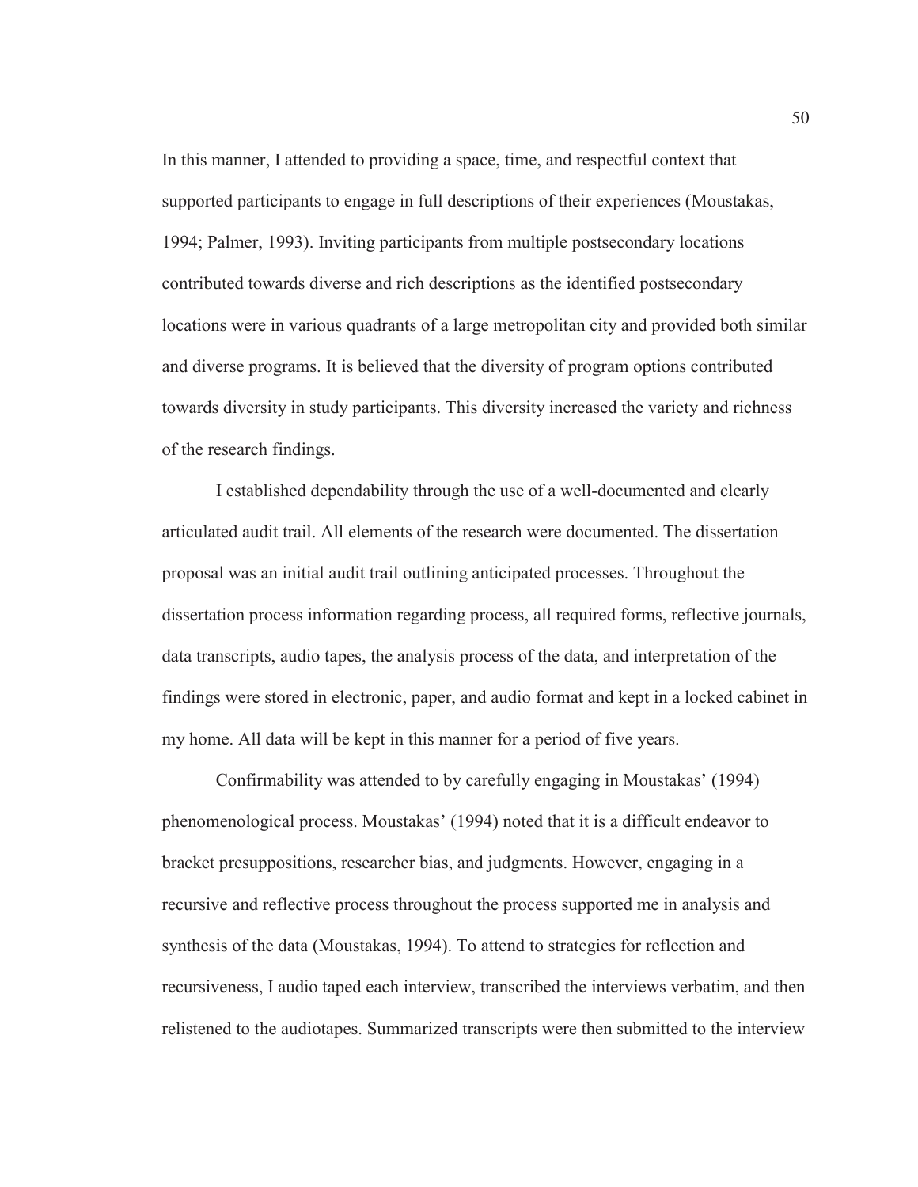In this manner, I attended to providing a space, time, and respectful context that supported participants to engage in full descriptions of their experiences (Moustakas, 1994; Palmer, 1993). Inviting participants from multiple postsecondary locations contributed towards diverse and rich descriptions as the identified postsecondary locations were in various quadrants of a large metropolitan city and provided both similar and diverse programs. It is believed that the diversity of program options contributed towards diversity in study participants. This diversity increased the variety and richness of the research findings.

I established dependability through the use of a well-documented and clearly articulated audit trail. All elements of the research were documented. The dissertation proposal was an initial audit trail outlining anticipated processes. Throughout the dissertation process information regarding process, all required forms, reflective journals, data transcripts, audio tapes, the analysis process of the data, and interpretation of the findings were stored in electronic, paper, and audio format and kept in a locked cabinet in my home. All data will be kept in this manner for a period of five years.

Confirmability was attended to by carefully engaging in Moustakas' (1994) phenomenological process. Moustakas' (1994) noted that it is a difficult endeavor to bracket presuppositions, researcher bias, and judgments. However, engaging in a recursive and reflective process throughout the process supported me in analysis and synthesis of the data (Moustakas, 1994). To attend to strategies for reflection and recursiveness, I audio taped each interview, transcribed the interviews verbatim, and then relistened to the audiotapes. Summarized transcripts were then submitted to the interview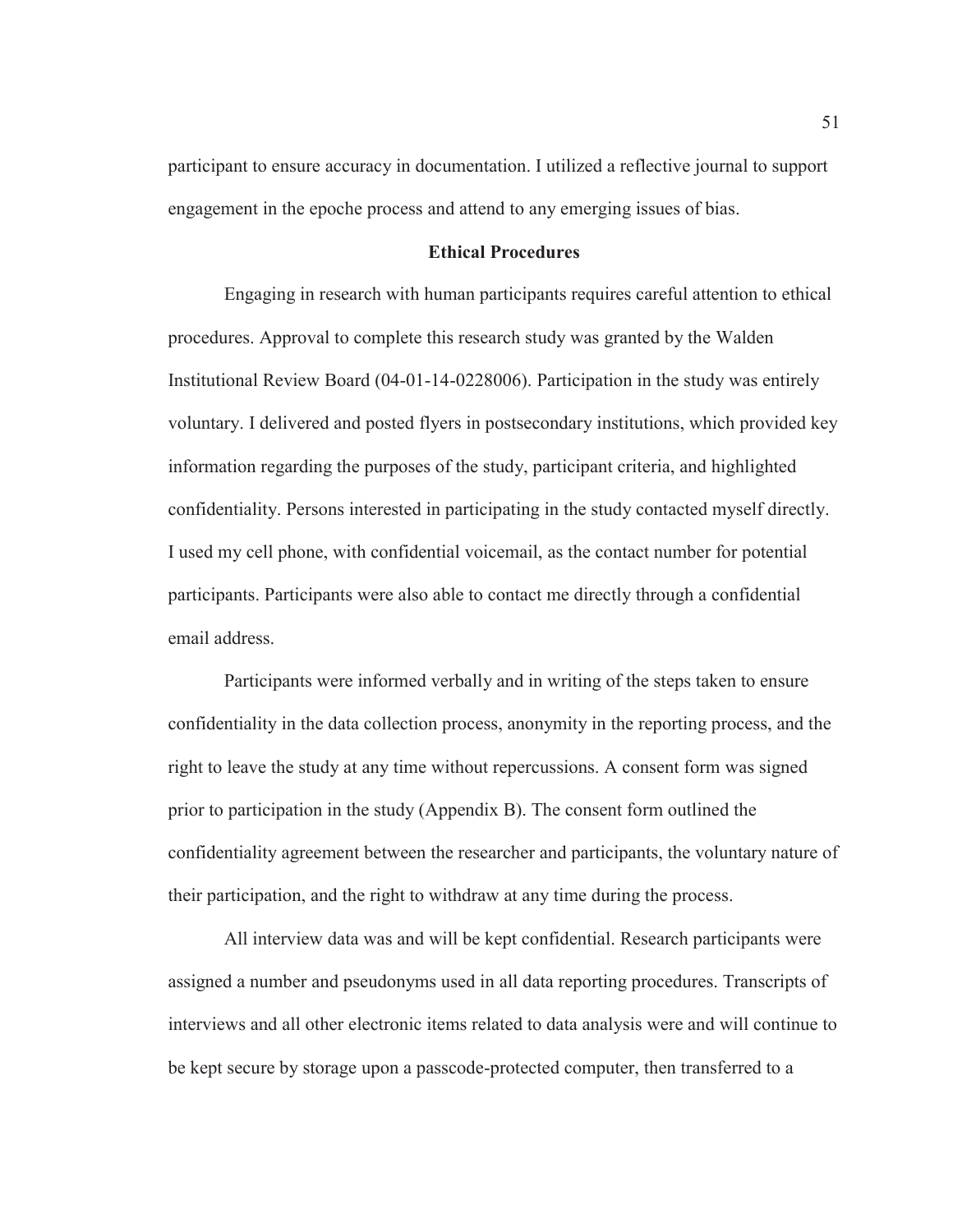participant to ensure accuracy in documentation. I utilized a reflective journal to support engagement in the epoche process and attend to any emerging issues of bias.

## Ethical Procedures

Engaging in research with human participants requires careful attention to ethical procedures. Approval to complete this research study was granted by the Walden Institutional Review Board (04-01-14-0228006). Participation in the study was entirely voluntary. I delivered and posted flyers in postsecondary institutions, which provided key information regarding the purposes of the study, participant criteria, and highlighted confidentiality. Persons interested in participating in the study contacted myself directly. I used my cell phone, with confidential voicemail, as the contact number for potential participants. Participants were also able to contact me directly through a confidential email address.

Participants were informed verbally and in writing of the steps taken to ensure confidentiality in the data collection process, anonymity in the reporting process, and the right to leave the study at any time without repercussions. A consent form was signed prior to participation in the study (Appendix B). The consent form outlined the confidentiality agreement between the researcher and participants, the voluntary nature of their participation, and the right to withdraw at any time during the process.

All interview data was and will be kept confidential. Research participants were assigned a number and pseudonyms used in all data reporting procedures. Transcripts of interviews and all other electronic items related to data analysis were and will continue to be kept secure by storage upon a passcode-protected computer, then transferred to a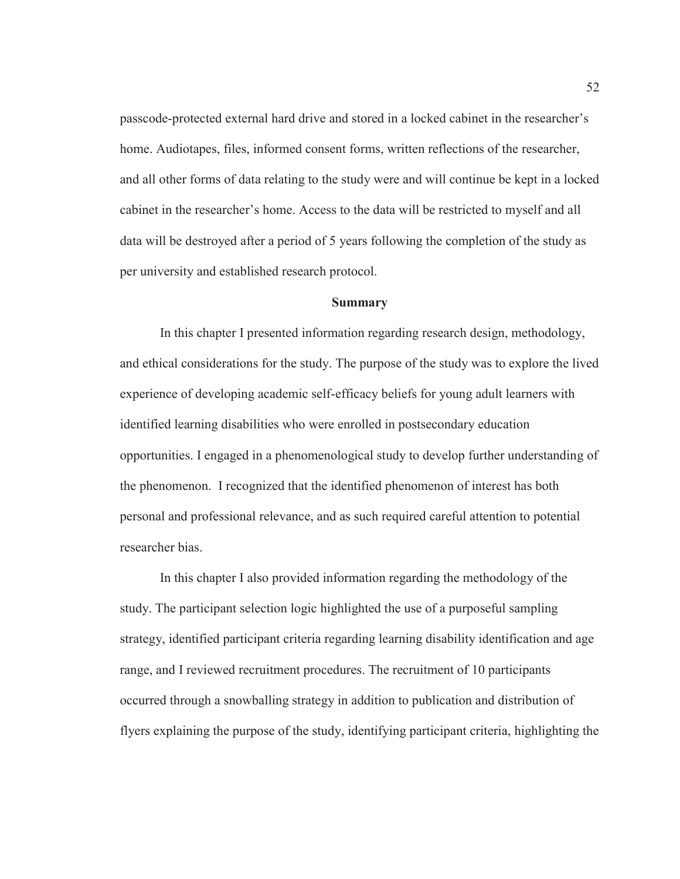passcode-protected external hard drive and stored in a locked cabinet in the researcher's home. Audiotapes, files, informed consent forms, written reflections of the researcher, and all other forms of data relating to the study were and will continue be kept in a locked cabinet in the researcher's home. Access to the data will be restricted to myself and all data will be destroyed after a period of 5 years following the completion of the study as per university and established research protocol.

## Summary

In this chapter I presented information regarding research design, methodology, and ethical considerations for the study. The purpose of the study was to explore the lived experience of developing academic self-efficacy beliefs for young adult learners with identified learning disabilities who were enrolled in postsecondary education opportunities. I engaged in a phenomenological study to develop further understanding of the phenomenon. I recognized that the identified phenomenon of interest has both personal and professional relevance, and as such required careful attention to potential researcher bias.

In this chapter I also provided information regarding the methodology of the study. The participant selection logic highlighted the use of a purposeful sampling strategy, identified participant criteria regarding learning disability identification and age range, and I reviewed recruitment procedures. The recruitment of 10 participants occurred through a snowballing strategy in addition to publication and distribution of flyers explaining the purpose of the study, identifying participant criteria, highlighting the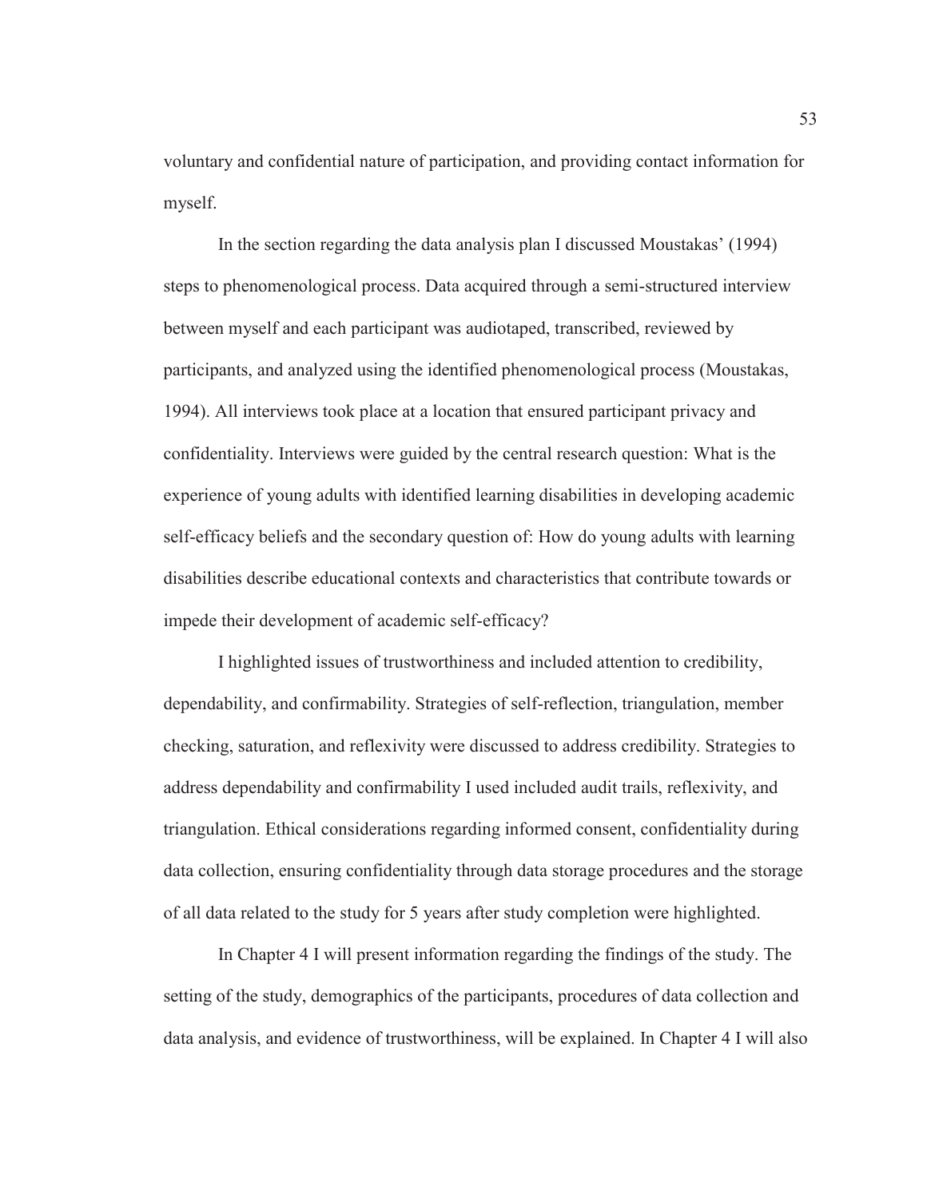voluntary and confidential nature of participation, and providing contact information for myself.

In the section regarding the data analysis plan I discussed Moustakas' (1994) steps to phenomenological process. Data acquired through a semi-structured interview between myself and each participant was audiotaped, transcribed, reviewed by participants, and analyzed using the identified phenomenological process (Moustakas, 1994). All interviews took place at a location that ensured participant privacy and confidentiality. Interviews were guided by the central research question: What is the experience of young adults with identified learning disabilities in developing academic self-efficacy beliefs and the secondary question of: How do young adults with learning disabilities describe educational contexts and characteristics that contribute towards or impede their development of academic self-efficacy?

I highlighted issues of trustworthiness and included attention to credibility, dependability, and confirmability. Strategies of self-reflection, triangulation, member checking, saturation, and reflexivity were discussed to address credibility. Strategies to address dependability and confirmability I used included audit trails, reflexivity, and triangulation. Ethical considerations regarding informed consent, confidentiality during data collection, ensuring confidentiality through data storage procedures and the storage of all data related to the study for 5 years after study completion were highlighted.

In Chapter 4 I will present information regarding the findings of the study. The setting of the study, demographics of the participants, procedures of data collection and data analysis, and evidence of trustworthiness, will be explained. In Chapter 4 I will also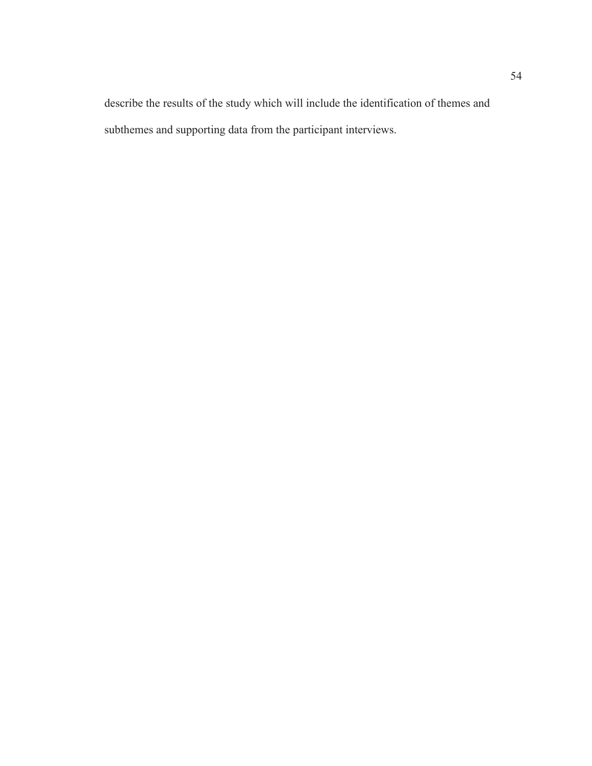describe the results of the study which will include the identification of themes and subthemes and supporting data from the participant interviews.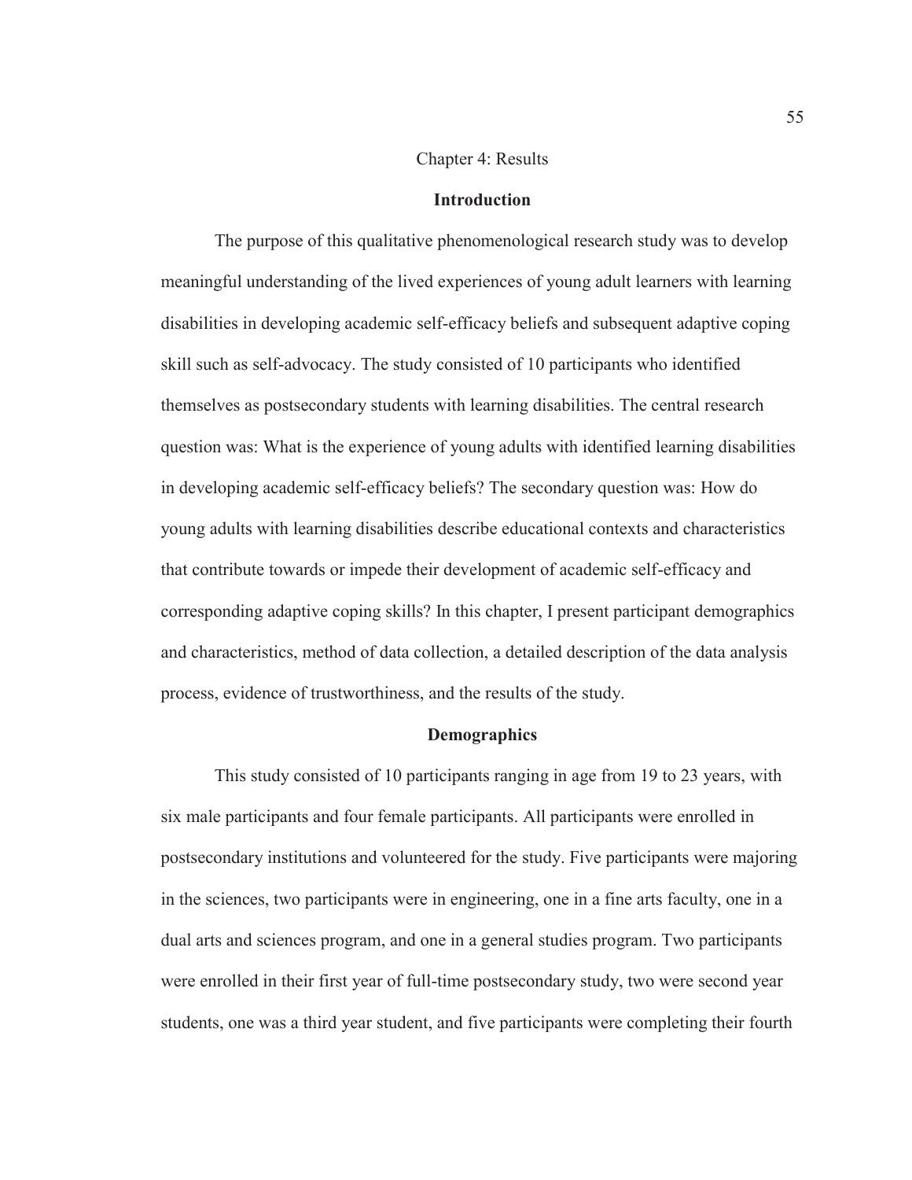# Chapter 4: Results

## Introduction

The purpose of this qualitative phenomenological research study was to develop meaningful understanding of the lived experiences of young adult learners with learning disabilities in developing academic self-efficacy beliefs and subsequent adaptive coping skill such as self-advocacy. The study consisted of 10 participants who identified themselves as postsecondary students with learning disabilities. The central research question was: What is the experience of young adults with identified learning disabilities in developing academic self-efficacy beliefs? The secondary question was: How do young adults with learning disabilities describe educational contexts and characteristics that contribute towards or impede their development of academic self-efficacy and corresponding adaptive coping skills? In this chapter, I present participant demographics and characteristics, method of data collection, a detailed description of the data analysis process, evidence of trustworthiness, and the results of the study.

## Demographics

This study consisted of 10 participants ranging in age from 19 to 23 years, with six male participants and four female participants. All participants were enrolled in postsecondary institutions and volunteered for the study. Five participants were majoring in the sciences, two participants were in engineering, one in a fine arts faculty, one in a dual arts and sciences program, and one in a general studies program. Two participants were enrolled in their first year of full-time postsecondary study, two were second year students, one was a third year student, and five participants were completing their fourth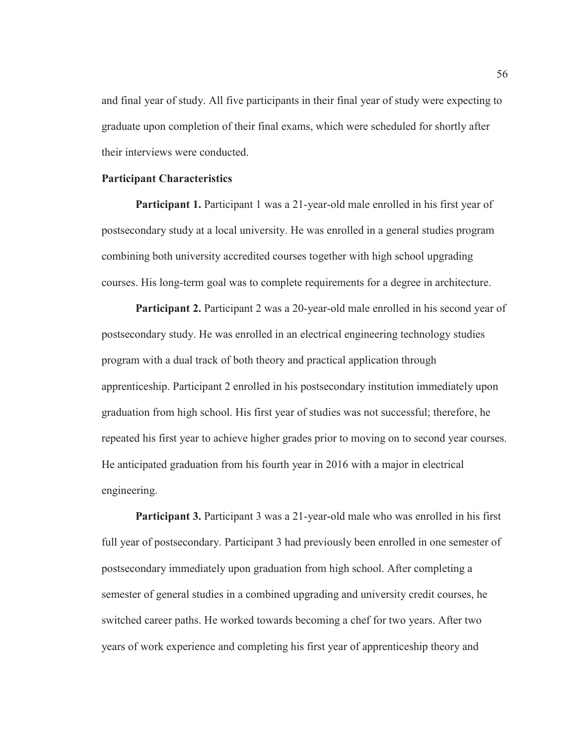and final year of study. All five participants in their final year of study were expecting to graduate upon completion of their final exams, which were scheduled for shortly after their interviews were conducted.

### Participant Characteristics

**Participant 1.** Participant 1 was a 21-year-old male enrolled in his first year of postsecondary study at a local university. He was enrolled in a general studies program combining both university accredited courses together with high school upgrading courses. His long-term goal was to complete requirements for a degree in architecture.

**Participant 2.** Participant 2 was a 20-year-old male enrolled in his second year of postsecondary study. He was enrolled in an electrical engineering technology studies program with a dual track of both theory and practical application through apprenticeship. Participant 2 enrolled in his postsecondary institution immediately upon graduation from high school. His first year of studies was not successful; therefore, he repeated his first year to achieve higher grades prior to moving on to second year courses. He anticipated graduation from his fourth year in 2016 with a major in electrical engineering.

**Participant 3.** Participant 3 was a 21-year-old male who was enrolled in his first full year of postsecondary. Participant 3 had previously been enrolled in one semester of postsecondary immediately upon graduation from high school. After completing a semester of general studies in a combined upgrading and university credit courses, he switched career paths. He worked towards becoming a chef for two years. After two years of work experience and completing his first year of apprenticeship theory and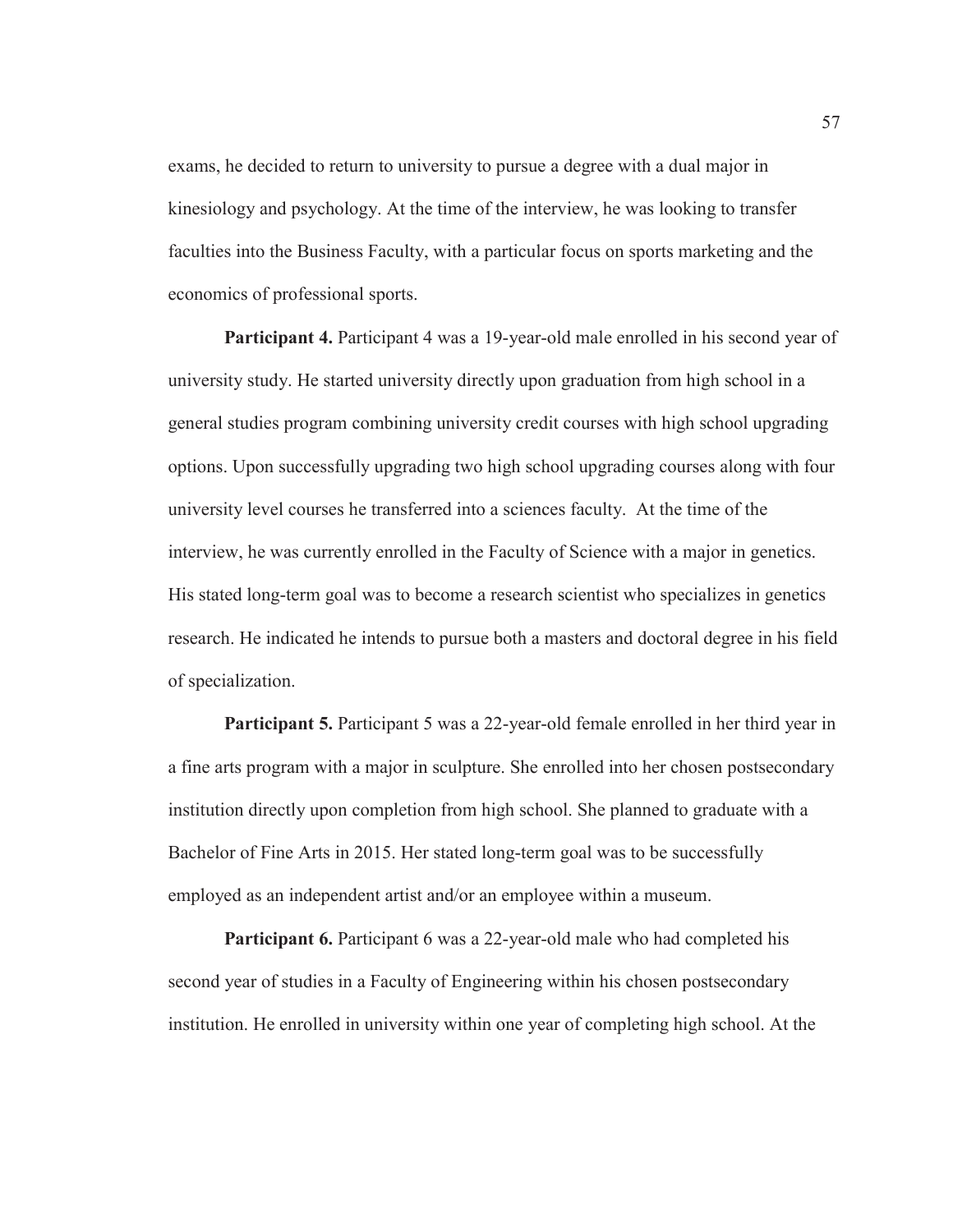exams, he decided to return to university to pursue a degree with a dual major in kinesiology and psychology. At the time of the interview, he was looking to transfer faculties into the Business Faculty, with a particular focus on sports marketing and the economics of professional sports.

**Participant 4.** Participant 4 was a 19-year-old male enrolled in his second year of university study. He started university directly upon graduation from high school in a general studies program combining university credit courses with high school upgrading options. Upon successfully upgrading two high school upgrading courses along with four university level courses he transferred into a sciences faculty. At the time of the interview, he was currently enrolled in the Faculty of Science with a major in genetics. His stated long-term goal was to become a research scientist who specializes in genetics research. He indicated he intends to pursue both a masters and doctoral degree in his field of specialization.

**Participant 5.** Participant 5 was a 22-year-old female enrolled in her third year in a fine arts program with a major in sculpture. She enrolled into her chosen postsecondary institution directly upon completion from high school. She planned to graduate with a Bachelor of Fine Arts in 2015. Her stated long-term goal was to be successfully employed as an independent artist and/or an employee within a museum.

**Participant 6.** Participant 6 was a 22-year-old male who had completed his second year of studies in a Faculty of Engineering within his chosen postsecondary institution. He enrolled in university within one year of completing high school. At the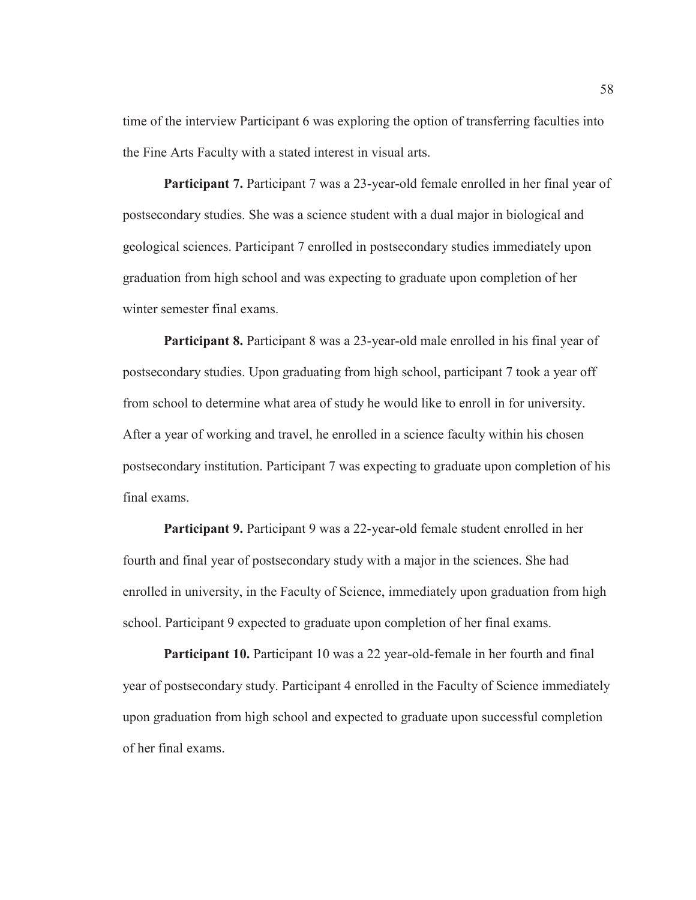time of the interview Participant 6 was exploring the option of transferring faculties into the Fine Arts Faculty with a stated interest in visual arts.

**Participant 7.** Participant 7 was a 23-year-old female enrolled in her final year of postsecondary studies. She was a science student with a dual major in biological and geological sciences. Participant 7 enrolled in postsecondary studies immediately upon graduation from high school and was expecting to graduate upon completion of her winter semester final exams.

**Participant 8.** Participant 8 was a 23-year-old male enrolled in his final year of postsecondary studies. Upon graduating from high school, participant 7 took a year off from school to determine what area of study he would like to enroll in for university. After a year of working and travel, he enrolled in a science faculty within his chosen postsecondary institution. Participant 7 was expecting to graduate upon completion of his final exams.

**Participant 9.** Participant 9 was a 22-year-old female student enrolled in her fourth and final year of postsecondary study with a major in the sciences. She had enrolled in university, in the Faculty of Science, immediately upon graduation from high school. Participant 9 expected to graduate upon completion of her final exams.

**Participant 10.** Participant 10 was a 22 year-old-female in her fourth and final year of postsecondary study. Participant 4 enrolled in the Faculty of Science immediately upon graduation from high school and expected to graduate upon successful completion of her final exams.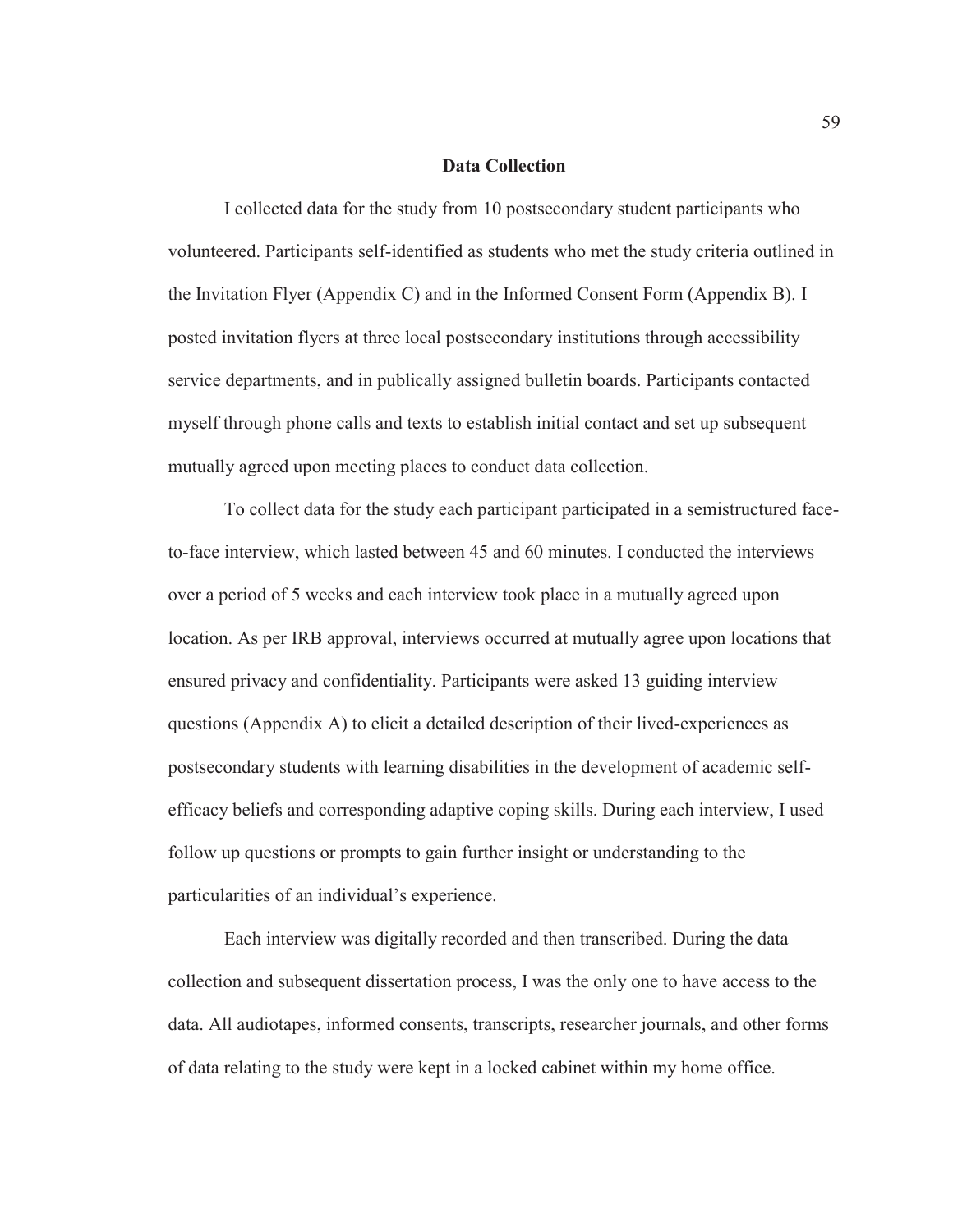## Data Collection

I collected data for the study from 10 postsecondary student participants who volunteered. Participants self-identified as students who met the study criteria outlined in the Invitation Flyer (Appendix C) and in the Informed Consent Form (Appendix B). I posted invitation flyers at three local postsecondary institutions through accessibility service departments, and in publically assigned bulletin boards. Participants contacted myself through phone calls and texts to establish initial contact and set up subsequent mutually agreed upon meeting places to conduct data collection.

To collect data for the study each participant participated in a semistructured face-to-face interview, which lasted between 45 and 60 minutes. I conducted the interviews over a period of 5 weeks and each interview took place in a mutually agreed upon location. As per IRB approval, interviews occurred at mutually agree upon locations that ensured privacy and confidentiality. Participants were asked 13 guiding interview questions (Appendix A) to elicit a detailed description of their lived-experiences as postsecondary students with learning disabilities in the development of academic self-efficacy beliefs and corresponding adaptive coping skills. During each interview, I used follow up questions or prompts to gain further insight or understanding to the particularities of an individual's experience.

Each interview was digitally recorded and then transcribed. During the data collection and subsequent dissertation process, I was the only one to have access to the data. All audiotapes, informed consents, transcripts, researcher journals, and other forms of data relating to the study were kept in a locked cabinet within my home office.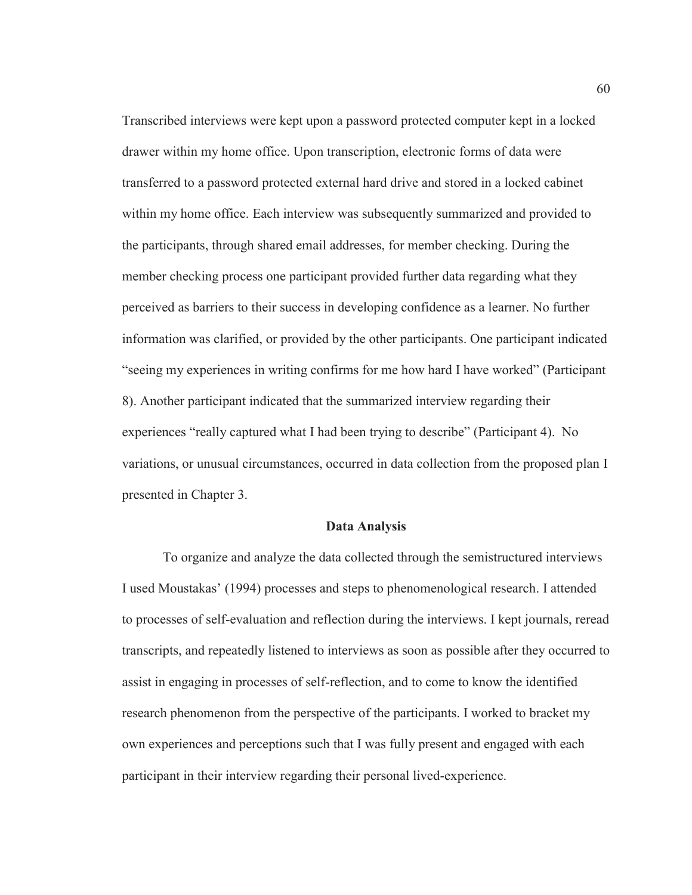Transcribed interviews were kept upon a password protected computer kept in a locked drawer within my home office. Upon transcription, electronic forms of data were transferred to a password protected external hard drive and stored in a locked cabinet within my home office. Each interview was subsequently summarized and provided to the participants, through shared email addresses, for member checking. During the member checking process one participant provided further data regarding what they perceived as barriers to their success in developing confidence as a learner. No further information was clarified, or provided by the other participants. One participant indicated "seeing my experiences in writing confirms for me how hard I have worked" (Participant 8). Another participant indicated that the summarized interview regarding their experiences "really captured what I had been trying to describe" (Participant 4). No variations, or unusual circumstances, occurred in data collection from the proposed plan I presented in Chapter 3.

## Data Analysis

To organize and analyze the data collected through the semistructured interviews I used Moustakas' (1994) processes and steps to phenomenological research. I attended to processes of self-evaluation and reflection during the interviews. I kept journals, reread transcripts, and repeatedly listened to interviews as soon as possible after they occurred to assist in engaging in processes of self-reflection, and to come to know the identified research phenomenon from the perspective of the participants. I worked to bracket my own experiences and perceptions such that I was fully present and engaged with each participant in their interview regarding their personal lived-experience.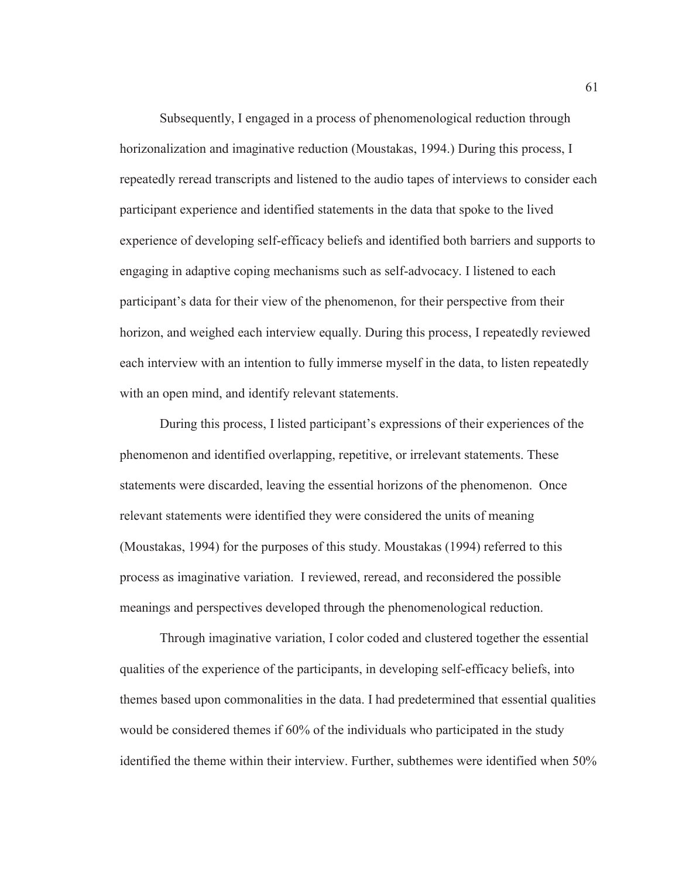Subsequently, I engaged in a process of phenomenological reduction through horizonalization and imaginative reduction (Moustakas, 1994.) During this process, I repeatedly reread transcripts and listened to the audio tapes of interviews to consider each participant experience and identified statements in the data that spoke to the lived experience of developing self-efficacy beliefs and identified both barriers and supports to engaging in adaptive coping mechanisms such as self-advocacy. I listened to each participant's data for their view of the phenomenon, for their perspective from their horizon, and weighed each interview equally. During this process, I repeatedly reviewed each interview with an intention to fully immerse myself in the data, to listen repeatedly with an open mind, and identify relevant statements.

During this process, I listed participant's expressions of their experiences of the phenomenon and identified overlapping, repetitive, or irrelevant statements. These statements were discarded, leaving the essential horizons of the phenomenon. Once relevant statements were identified they were considered the units of meaning (Moustakas, 1994) for the purposes of this study. Moustakas (1994) referred to this process as imaginative variation. I reviewed, reread, and reconsidered the possible meanings and perspectives developed through the phenomenological reduction.

Through imaginative variation, I color coded and clustered together the essential qualities of the experience of the participants, in developing self-efficacy beliefs, into themes based upon commonalities in the data. I had predetermined that essential qualities would be considered themes if 60% of the individuals who participated in the study identified the theme within their interview. Further, subthemes were identified when 50%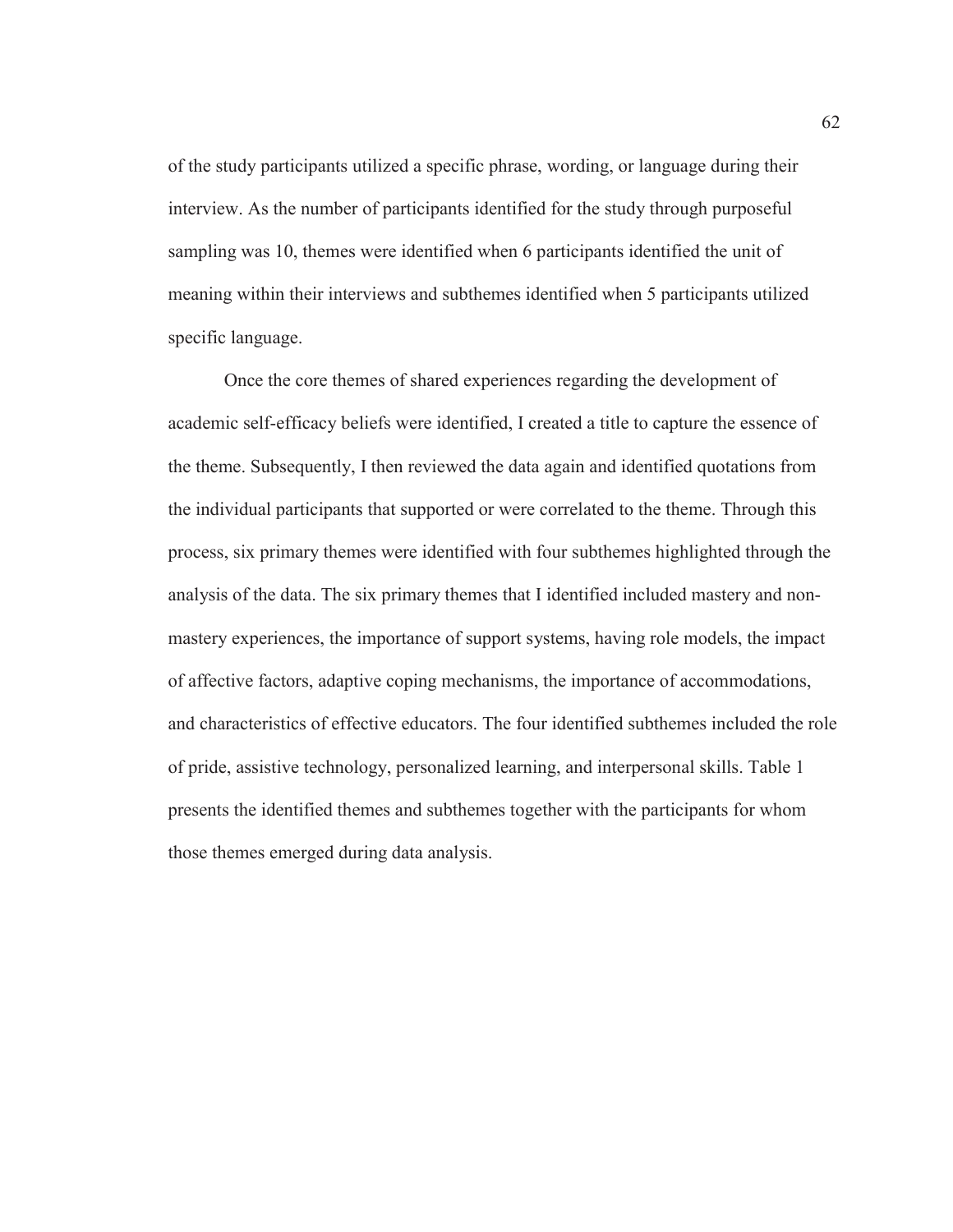of the study participants utilized a specific phrase, wording, or language during their interview. As the number of participants identified for the study through purposeful sampling was 10, themes were identified when 6 participants identified the unit of meaning within their interviews and subthemes identified when 5 participants utilized specific language.

Once the core themes of shared experiences regarding the development of academic self-efficacy beliefs were identified, I created a title to capture the essence of the theme. Subsequently, I then reviewed the data again and identified quotations from the individual participants that supported or were correlated to the theme. Through this process, six primary themes were identified with four subthemes highlighted through the analysis of the data. The six primary themes that I identified included mastery and non-mastery experiences, the importance of support systems, having role models, the impact of affective factors, adaptive coping mechanisms, the importance of accommodations, and characteristics of effective educators. The four identified subthemes included the role of pride, assistive technology, personalized learning, and interpersonal skills. Table 1 presents the identified themes and subthemes together with the participants for whom those themes emerged during data analysis.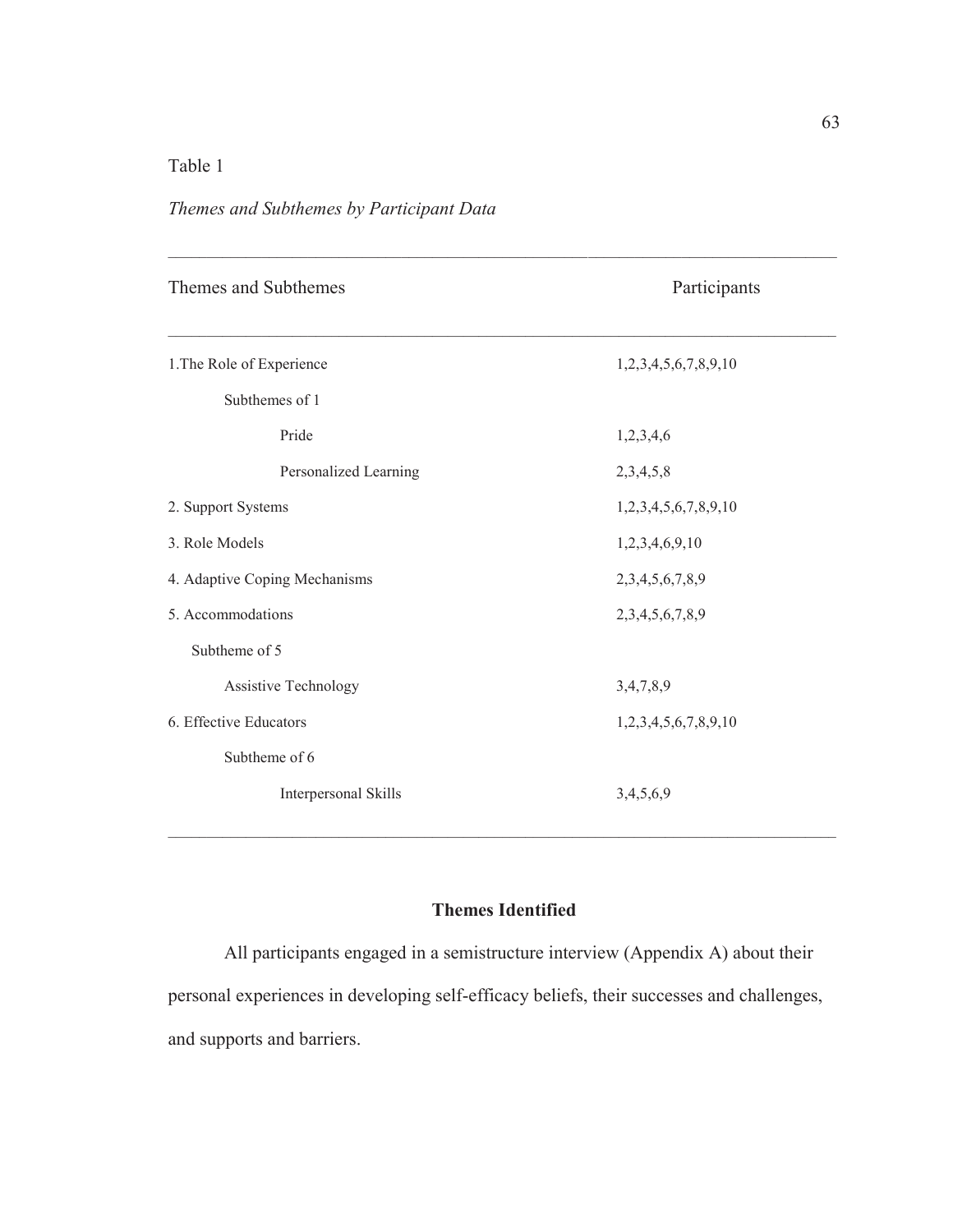Table 1

*Themes and Subthemes by Participant Data*

| Themes and Subthemes | Participants |
|---|---|
| 1.The Role of Experience | 1,2,3,4,5,6,7,8,9,10 |
| Subthemes of 1 | |
| Pride | 1,2,3,4,6 |
| Personalized Learning | 2,3,4,5,8 |
| 2. Support Systems | 1,2,3,4,5,6,7,8,9,10 |
| 3. Role Models | 1,2,3,4,6,9,10 |
| 4. Adaptive Coping Mechanisms | 2,3,4,5,6,7,8,9 |
| 5. Accommodations | 2,3,4,5,6,7,8,9 |
| Subtheme of 5 | |
| Assistive Technology | 3,4,7,8,9 |
| 6. Effective Educators | 1,2,3,4,5,6,7,8,9,10 |
| Subtheme of 6 | |
| Interpersonal Skills | 3,4,5,6,9 |

## Themes Identified

All participants engaged in a semistructure interview (Appendix A) about their personal experiences in developing self-efficacy beliefs, their successes and challenges, and supports and barriers.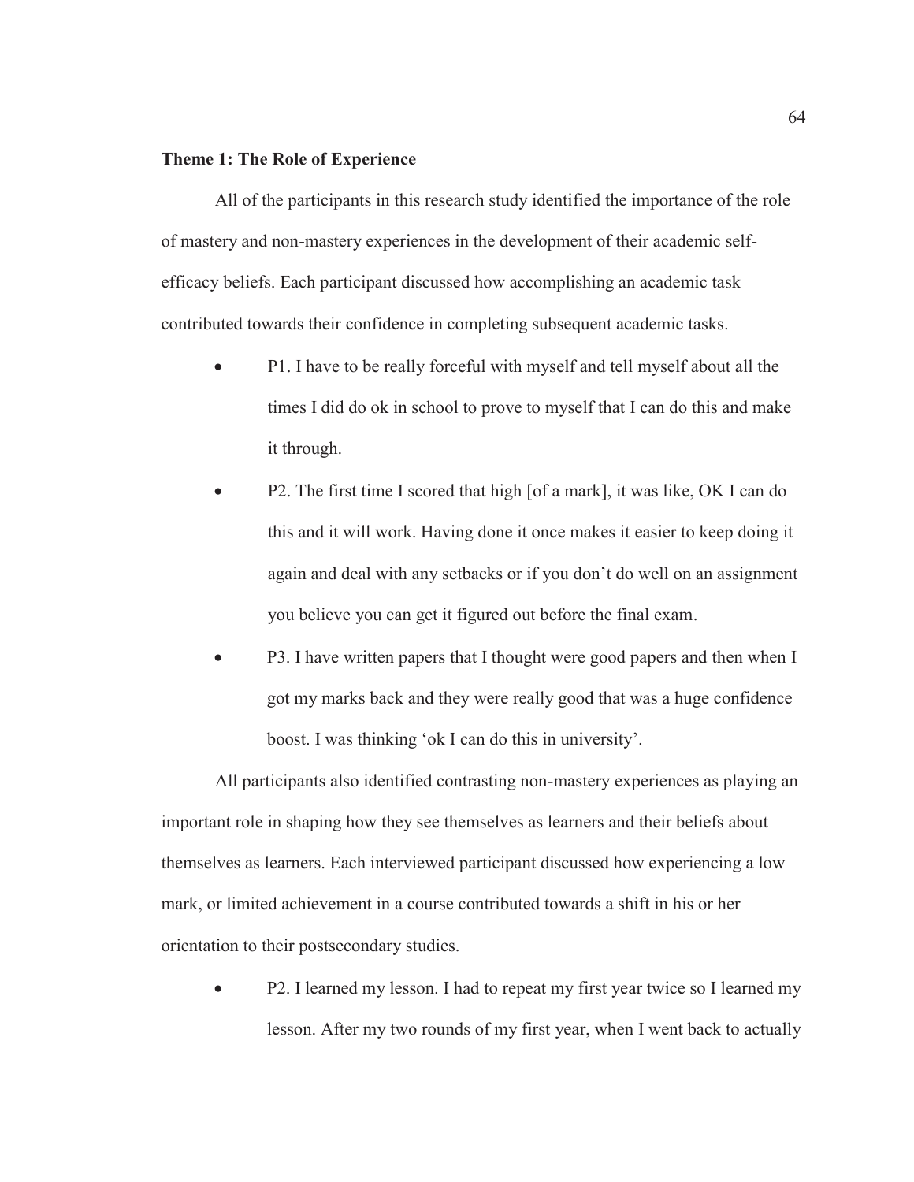**Theme 1: The Role of Experience**

All of the participants in this research study identified the importance of the role of mastery and non-mastery experiences in the development of their academic self-efficacy beliefs. Each participant discussed how accomplishing an academic task contributed towards their confidence in completing subsequent academic tasks.

- P1. I have to be really forceful with myself and tell myself about all the times I did do ok in school to prove to myself that I can do this and make it through.
- P2. The first time I scored that high [of a mark], it was like, OK I can do this and it will work. Having done it once makes it easier to keep doing it again and deal with any setbacks or if you don't do well on an assignment you believe you can get it figured out before the final exam.
- P3. I have written papers that I thought were good papers and then when I got my marks back and they were really good that was a huge confidence boost. I was thinking 'ok I can do this in university'.

All participants also identified contrasting non-mastery experiences as playing an important role in shaping how they see themselves as learners and their beliefs about themselves as learners. Each interviewed participant discussed how experiencing a low mark, or limited achievement in a course contributed towards a shift in his or her orientation to their postsecondary studies.

- P2. I learned my lesson. I had to repeat my first year twice so I learned my lesson. After my two rounds of my first year, when I went back to actually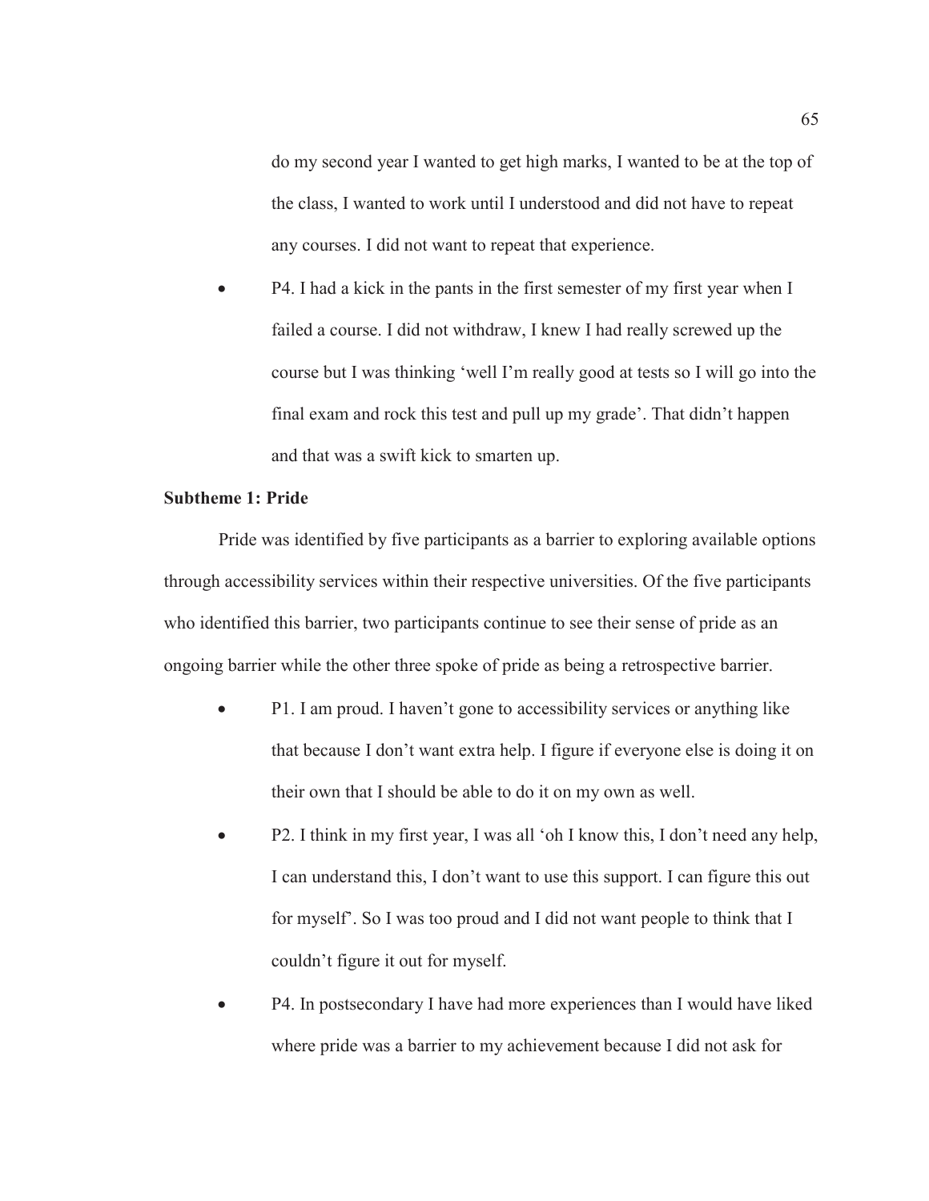do my second year I wanted to get high marks, I wanted to be at the top of the class, I wanted to work until I understood and did not have to repeat any courses. I did not want to repeat that experience.

- P4. I had a kick in the pants in the first semester of my first year when I failed a course. I did not withdraw, I knew I had really screwed up the course but I was thinking 'well I'm really good at tests so I will go into the final exam and rock this test and pull up my grade'. That didn't happen and that was a swift kick to smarten up.

**Subtheme 1: Pride**

Pride was identified by five participants as a barrier to exploring available options through accessibility services within their respective universities. Of the five participants who identified this barrier, two participants continue to see their sense of pride as an ongoing barrier while the other three spoke of pride as being a retrospective barrier.

- P1. I am proud. I haven't gone to accessibility services or anything like that because I don't want extra help. I figure if everyone else is doing it on their own that I should be able to do it on my own as well.
- P2. I think in my first year, I was all 'oh I know this, I don't need any help, I can understand this, I don't want to use this support. I can figure this out for myself'. So I was too proud and I did not want people to think that I couldn't figure it out for myself.
- P4. In postsecondary I have had more experiences than I would have liked where pride was a barrier to my achievement because I did not ask for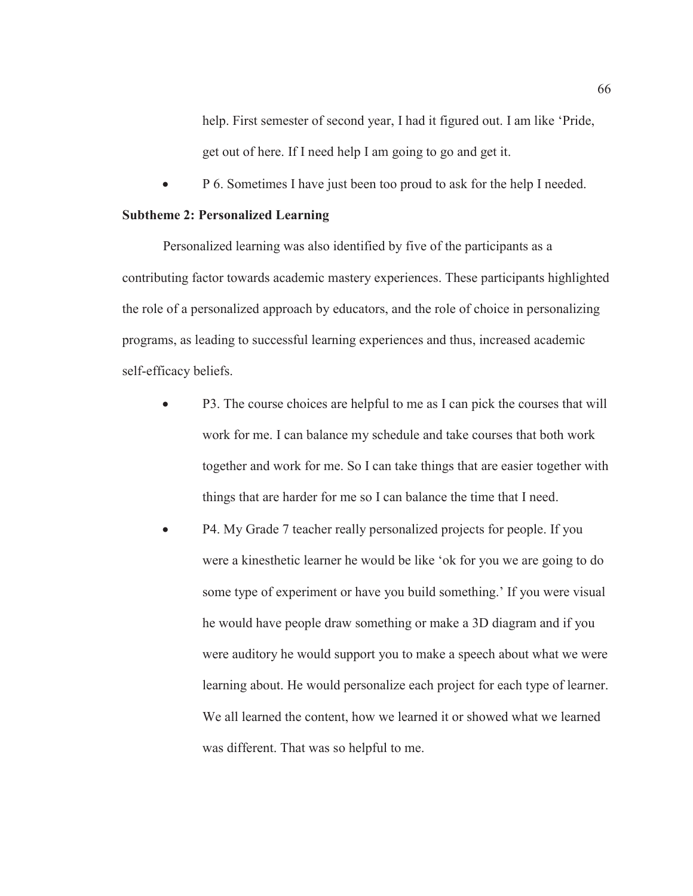help. First semester of second year, I had it figured out. I am like 'Pride, get out of here. If I need help I am going to go and get it.

- P 6. Sometimes I have just been too proud to ask for the help I needed.

**Subtheme 2: Personalized Learning**

Personalized learning was also identified by five of the participants as a contributing factor towards academic mastery experiences. These participants highlighted the role of a personalized approach by educators, and the role of choice in personalizing programs, as leading to successful learning experiences and thus, increased academic self-efficacy beliefs.

- P3. The course choices are helpful to me as I can pick the courses that will work for me. I can balance my schedule and take courses that both work together and work for me. So I can take things that are easier together with things that are harder for me so I can balance the time that I need.
- P4. My Grade 7 teacher really personalized projects for people. If you were a kinesthetic learner he would be like 'ok for you we are going to do some type of experiment or have you build something.' If you were visual he would have people draw something or make a 3D diagram and if you were auditory he would support you to make a speech about what we were learning about. He would personalize each project for each type of learner. We all learned the content, how we learned it or showed what we learned was different. That was so helpful to me.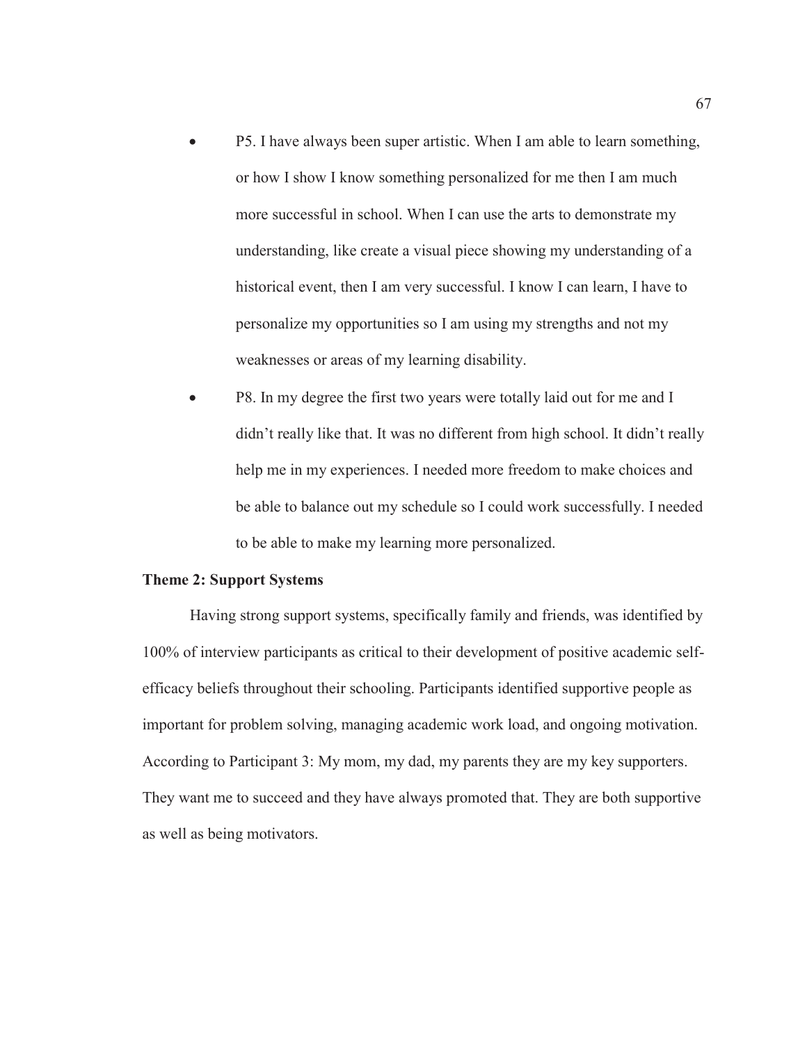- P5. I have always been super artistic. When I am able to learn something, or how I show I know something personalized for me then I am much more successful in school. When I can use the arts to demonstrate my understanding, like create a visual piece showing my understanding of a historical event, then I am very successful. I know I can learn, I have to personalize my opportunities so I am using my strengths and not my weaknesses or areas of my learning disability.
- P8. In my degree the first two years were totally laid out for me and I didn't really like that. It was no different from high school. It didn't really help me in my experiences. I needed more freedom to make choices and be able to balance out my schedule so I could work successfully. I needed to be able to make my learning more personalized.

**Theme 2: Support Systems**

Having strong support systems, specifically family and friends, was identified by 100% of interview participants as critical to their development of positive academic self-efficacy beliefs throughout their schooling. Participants identified supportive people as important for problem solving, managing academic work load, and ongoing motivation. According to Participant 3: My mom, my dad, my parents they are my key supporters. They want me to succeed and they have always promoted that. They are both supportive as well as being motivators.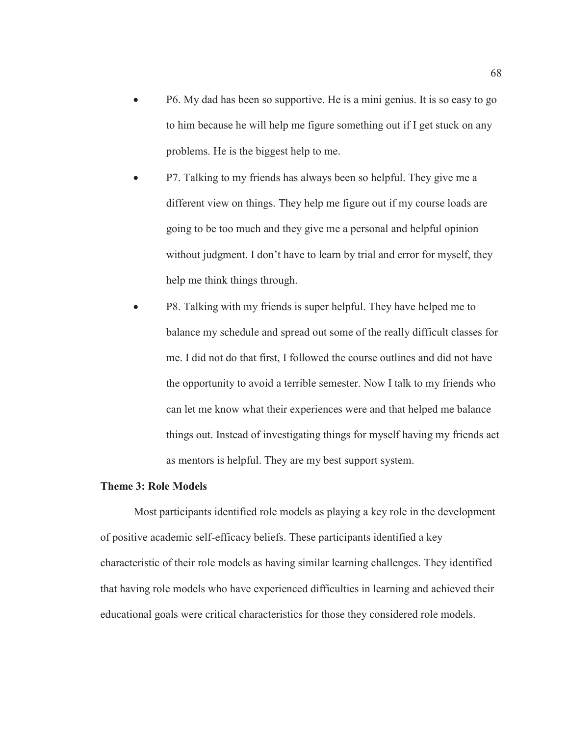- P6. My dad has been so supportive. He is a mini genius. It is so easy to go to him because he will help me figure something out if I get stuck on any problems. He is the biggest help to me.
- P7. Talking to my friends has always been so helpful. They give me a different view on things. They help me figure out if my course loads are going to be too much and they give me a personal and helpful opinion without judgment. I don't have to learn by trial and error for myself, they help me think things through.
- P8. Talking with my friends is super helpful. They have helped me to balance my schedule and spread out some of the really difficult classes for me. I did not do that first, I followed the course outlines and did not have the opportunity to avoid a terrible semester. Now I talk to my friends who can let me know what their experiences were and that helped me balance things out. Instead of investigating things for myself having my friends act as mentors is helpful. They are my best support system.

**Theme 3: Role Models**

Most participants identified role models as playing a key role in the development of positive academic self-efficacy beliefs. These participants identified a key characteristic of their role models as having similar learning challenges. They identified that having role models who have experienced difficulties in learning and achieved their educational goals were critical characteristics for those they considered role models.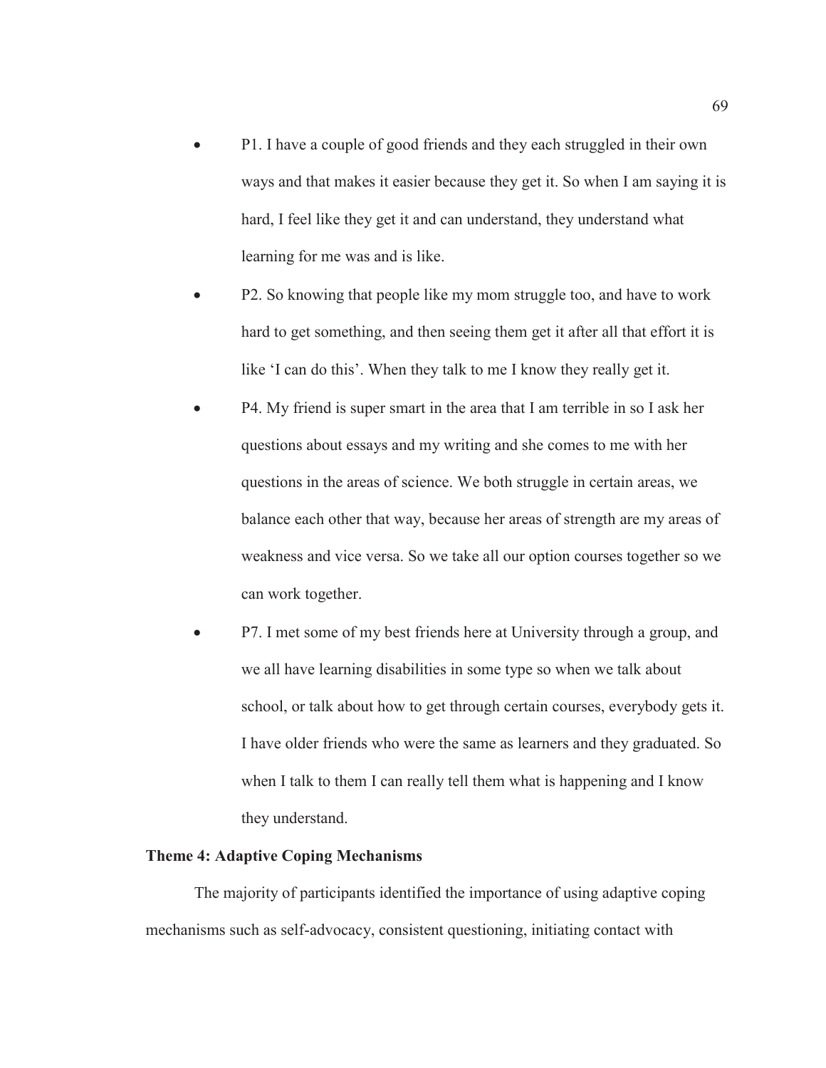- P1. I have a couple of good friends and they each struggled in their own ways and that makes it easier because they get it. So when I am saying it is hard, I feel like they get it and can understand, they understand what learning for me was and is like.
- P2. So knowing that people like my mom struggle too, and have to work hard to get something, and then seeing them get it after all that effort it is like 'I can do this'. When they talk to me I know they really get it.
- P4. My friend is super smart in the area that I am terrible in so I ask her questions about essays and my writing and she comes to me with her questions in the areas of science. We both struggle in certain areas, we balance each other that way, because her areas of strength are my areas of weakness and vice versa. So we take all our option courses together so we can work together.
- P7. I met some of my best friends here at University through a group, and we all have learning disabilities in some type so when we talk about school, or talk about how to get through certain courses, everybody gets it. I have older friends who were the same as learners and they graduated. So when I talk to them I can really tell them what is happening and I know they understand.

### Theme 4: Adaptive Coping Mechanisms

The majority of participants identified the importance of using adaptive coping mechanisms such as self-advocacy, consistent questioning, initiating contact with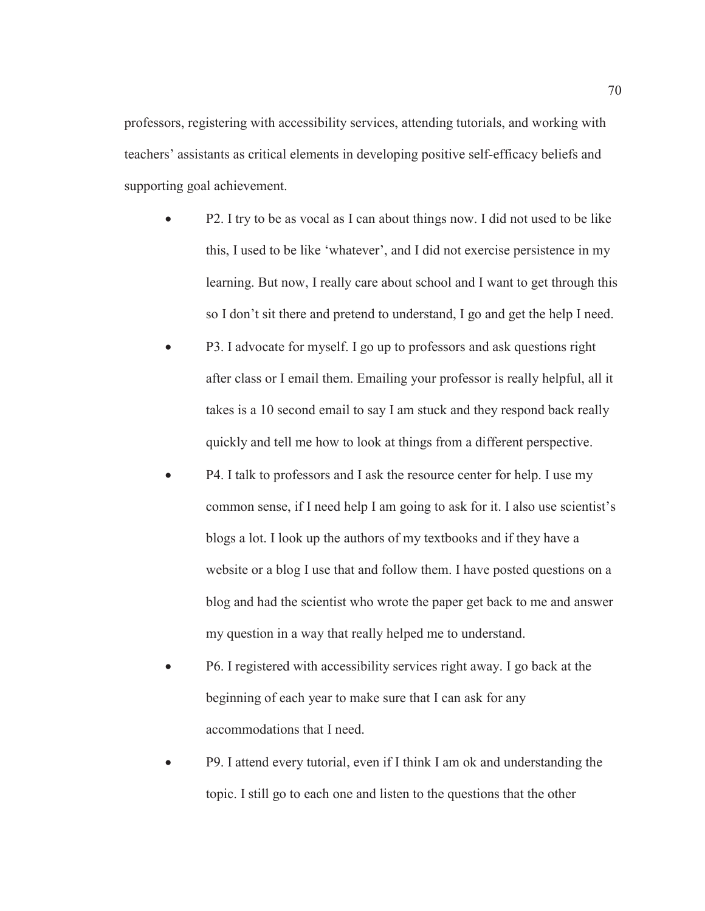professors, registering with accessibility services, attending tutorials, and working with teachers' assistants as critical elements in developing positive self-efficacy beliefs and supporting goal achievement.

- P2. I try to be as vocal as I can about things now. I did not used to be like this, I used to be like 'whatever', and I did not exercise persistence in my learning. But now, I really care about school and I want to get through this so I don't sit there and pretend to understand, I go and get the help I need.
- P3. I advocate for myself. I go up to professors and ask questions right after class or I email them. Emailing your professor is really helpful, all it takes is a 10 second email to say I am stuck and they respond back really quickly and tell me how to look at things from a different perspective.
- P4. I talk to professors and I ask the resource center for help. I use my common sense, if I need help I am going to ask for it. I also use scientist's blogs a lot. I look up the authors of my textbooks and if they have a website or a blog I use that and follow them. I have posted questions on a blog and had the scientist who wrote the paper get back to me and answer my question in a way that really helped me to understand.
- P6. I registered with accessibility services right away. I go back at the beginning of each year to make sure that I can ask for any accommodations that I need.
- P9. I attend every tutorial, even if I think I am ok and understanding the topic. I still go to each one and listen to the questions that the other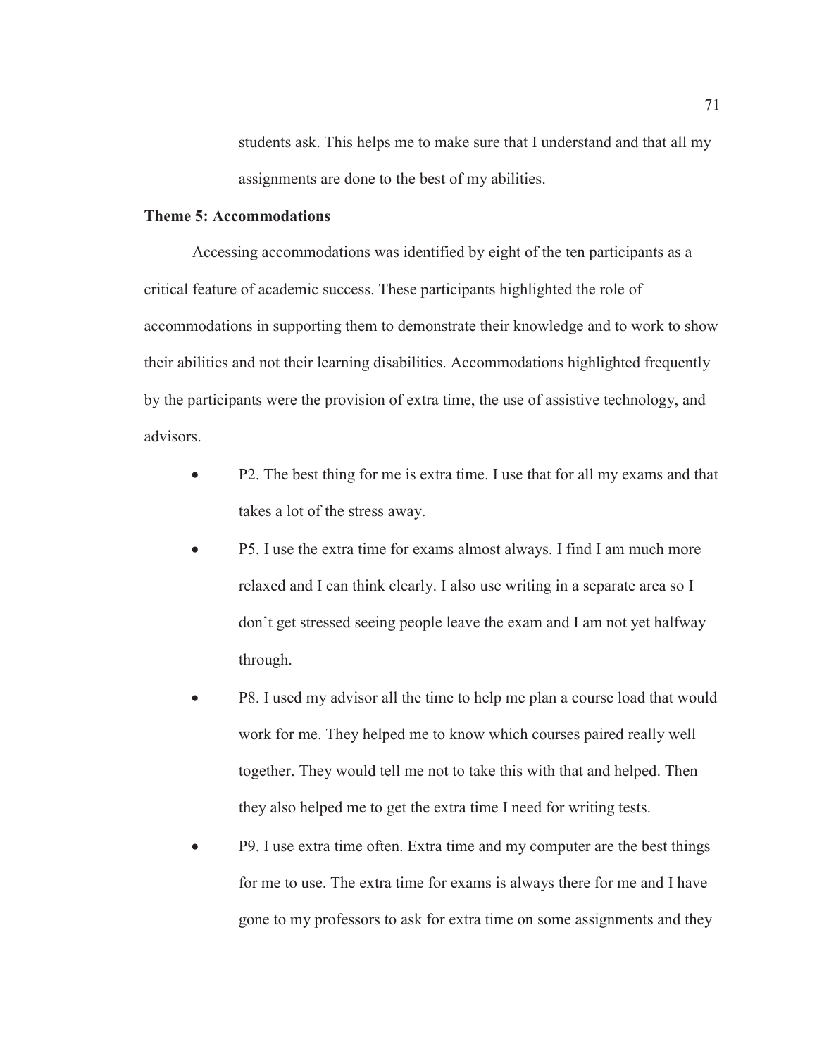students ask. This helps me to make sure that I understand and that all my assignments are done to the best of my abilities.

**Theme 5: Accommodations**

Accessing accommodations was identified by eight of the ten participants as a critical feature of academic success. These participants highlighted the role of accommodations in supporting them to demonstrate their knowledge and to work to show their abilities and not their learning disabilities. Accommodations highlighted frequently by the participants were the provision of extra time, the use of assistive technology, and advisors.

- P2. The best thing for me is extra time. I use that for all my exams and that takes a lot of the stress away.
- P5. I use the extra time for exams almost always. I find I am much more relaxed and I can think clearly. I also use writing in a separate area so I don't get stressed seeing people leave the exam and I am not yet halfway through.
- P8. I used my advisor all the time to help me plan a course load that would work for me. They helped me to know which courses paired really well together. They would tell me not to take this with that and helped. Then they also helped me to get the extra time I need for writing tests.
- P9. I use extra time often. Extra time and my computer are the best things for me to use. The extra time for exams is always there for me and I have gone to my professors to ask for extra time on some assignments and they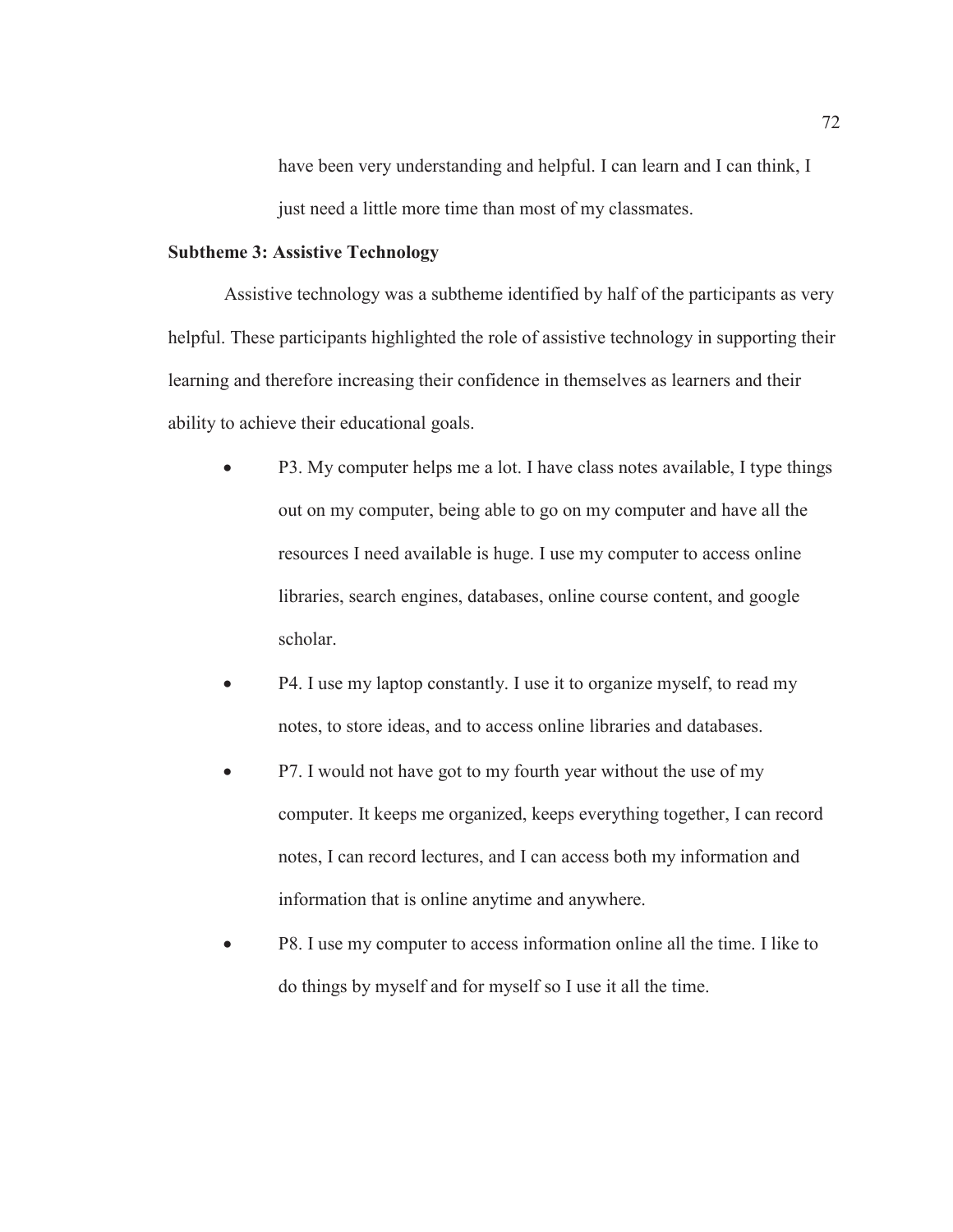have been very understanding and helpful. I can learn and I can think, I just need a little more time than most of my classmates.

**Subtheme 3: Assistive Technology**

Assistive technology was a subtheme identified by half of the participants as very helpful. These participants highlighted the role of assistive technology in supporting their learning and therefore increasing their confidence in themselves as learners and their ability to achieve their educational goals.

- P3. My computer helps me a lot. I have class notes available, I type things out on my computer, being able to go on my computer and have all the resources I need available is huge. I use my computer to access online libraries, search engines, databases, online course content, and google scholar.
- P4. I use my laptop constantly. I use it to organize myself, to read my notes, to store ideas, and to access online libraries and databases.
- P7. I would not have got to my fourth year without the use of my computer. It keeps me organized, keeps everything together, I can record notes, I can record lectures, and I can access both my information and information that is online anytime and anywhere.
- P8. I use my computer to access information online all the time. I like to do things by myself and for myself so I use it all the time.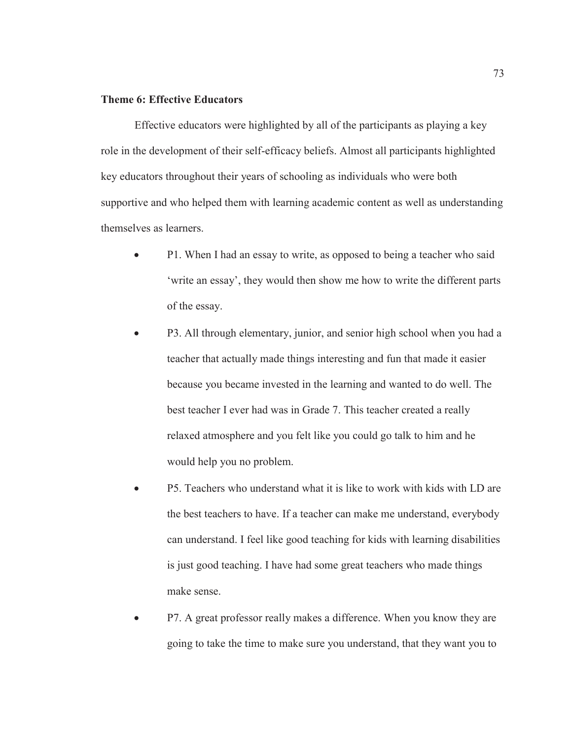**Theme 6: Effective Educators**

Effective educators were highlighted by all of the participants as playing a key role in the development of their self-efficacy beliefs. Almost all participants highlighted key educators throughout their years of schooling as individuals who were both supportive and who helped them with learning academic content as well as understanding themselves as learners.

- P1. When I had an essay to write, as opposed to being a teacher who said 'write an essay', they would then show me how to write the different parts of the essay.
- P3. All through elementary, junior, and senior high school when you had a teacher that actually made things interesting and fun that made it easier because you became invested in the learning and wanted to do well. The best teacher I ever had was in Grade 7. This teacher created a really relaxed atmosphere and you felt like you could go talk to him and he would help you no problem.
- P5. Teachers who understand what it is like to work with kids with LD are the best teachers to have. If a teacher can make me understand, everybody can understand. I feel like good teaching for kids with learning disabilities is just good teaching. I have had some great teachers who made things make sense.
- P7. A great professor really makes a difference. When you know they are going to take the time to make sure you understand, that they want you to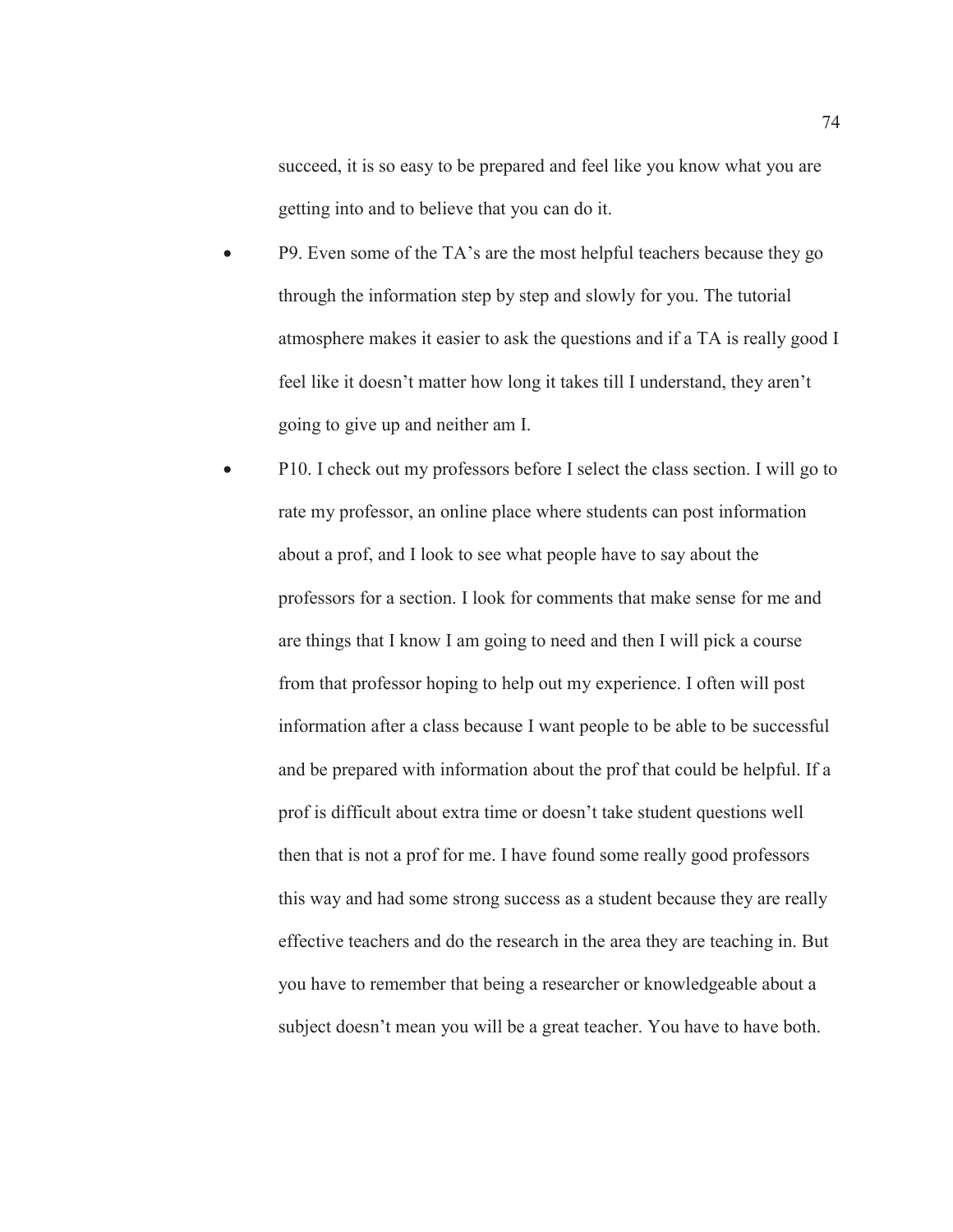succeed, it is so easy to be prepared and feel like you know what you are getting into and to believe that you can do it.

- P9. Even some of the TA's are the most helpful teachers because they go through the information step by step and slowly for you. The tutorial atmosphere makes it easier to ask the questions and if a TA is really good I feel like it doesn't matter how long it takes till I understand, they aren't going to give up and neither am I.
- P10. I check out my professors before I select the class section. I will go to rate my professor, an online place where students can post information about a prof, and I look to see what people have to say about the professors for a section. I look for comments that make sense for me and are things that I know I am going to need and then I will pick a course from that professor hoping to help out my experience. I often will post information after a class because I want people to be able to be successful and be prepared with information about the prof that could be helpful. If a prof is difficult about extra time or doesn't take student questions well then that is not a prof for me. I have found some really good professors this way and had some strong success as a student because they are really effective teachers and do the research in the area they are teaching in. But you have to remember that being a researcher or knowledgeable about a subject doesn't mean you will be a great teacher. You have to have both.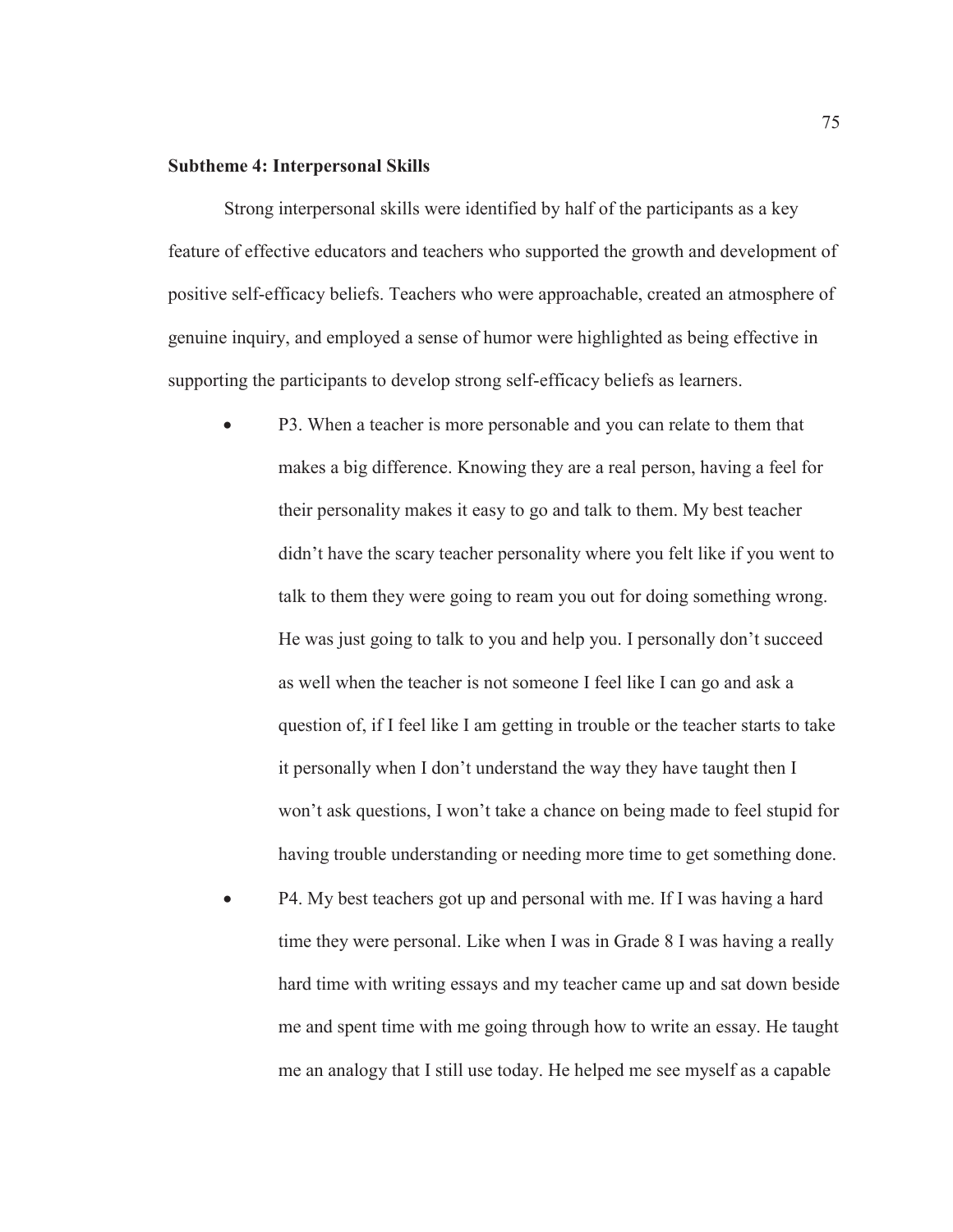**Subtheme 4: Interpersonal Skills**

Strong interpersonal skills were identified by half of the participants as a key feature of effective educators and teachers who supported the growth and development of positive self-efficacy beliefs. Teachers who were approachable, created an atmosphere of genuine inquiry, and employed a sense of humor were highlighted as being effective in supporting the participants to develop strong self-efficacy beliefs as learners.

- P3. When a teacher is more personable and you can relate to them that makes a big difference. Knowing they are a real person, having a feel for their personality makes it easy to go and talk to them. My best teacher didn't have the scary teacher personality where you felt like if you went to talk to them they were going to ream you out for doing something wrong. He was just going to talk to you and help you. I personally don't succeed as well when the teacher is not someone I feel like I can go and ask a question of, if I feel like I am getting in trouble or the teacher starts to take it personally when I don't understand the way they have taught then I won't ask questions, I won't take a chance on being made to feel stupid for having trouble understanding or needing more time to get something done.
- P4. My best teachers got up and personal with me. If I was having a hard time they were personal. Like when I was in Grade 8 I was having a really hard time with writing essays and my teacher came up and sat down beside me and spent time with me going through how to write an essay. He taught me an analogy that I still use today. He helped me see myself as a capable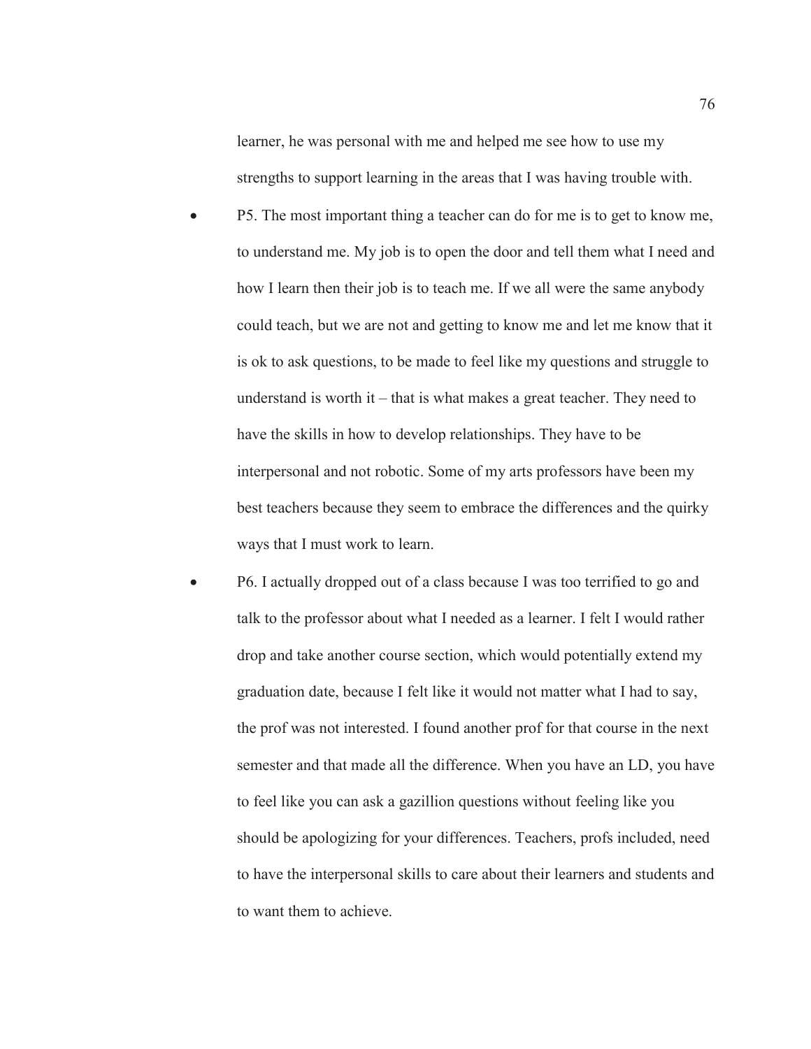learner, he was personal with me and helped me see how to use my strengths to support learning in the areas that I was having trouble with.

- P5. The most important thing a teacher can do for me is to get to know me, to understand me. My job is to open the door and tell them what I need and how I learn then their job is to teach me. If we all were the same anybody could teach, but we are not and getting to know me and let me know that it is ok to ask questions, to be made to feel like my questions and struggle to understand is worth it – that is what makes a great teacher. They need to have the skills in how to develop relationships. They have to be interpersonal and not robotic. Some of my arts professors have been my best teachers because they seem to embrace the differences and the quirky ways that I must work to learn.
- P6. I actually dropped out of a class because I was too terrified to go and talk to the professor about what I needed as a learner. I felt I would rather drop and take another course section, which would potentially extend my graduation date, because I felt like it would not matter what I had to say, the prof was not interested. I found another prof for that course in the next semester and that made all the difference. When you have an LD, you have to feel like you can ask a gazillion questions without feeling like you should be apologizing for your differences. Teachers, profs included, need to have the interpersonal skills to care about their learners and students and to want them to achieve.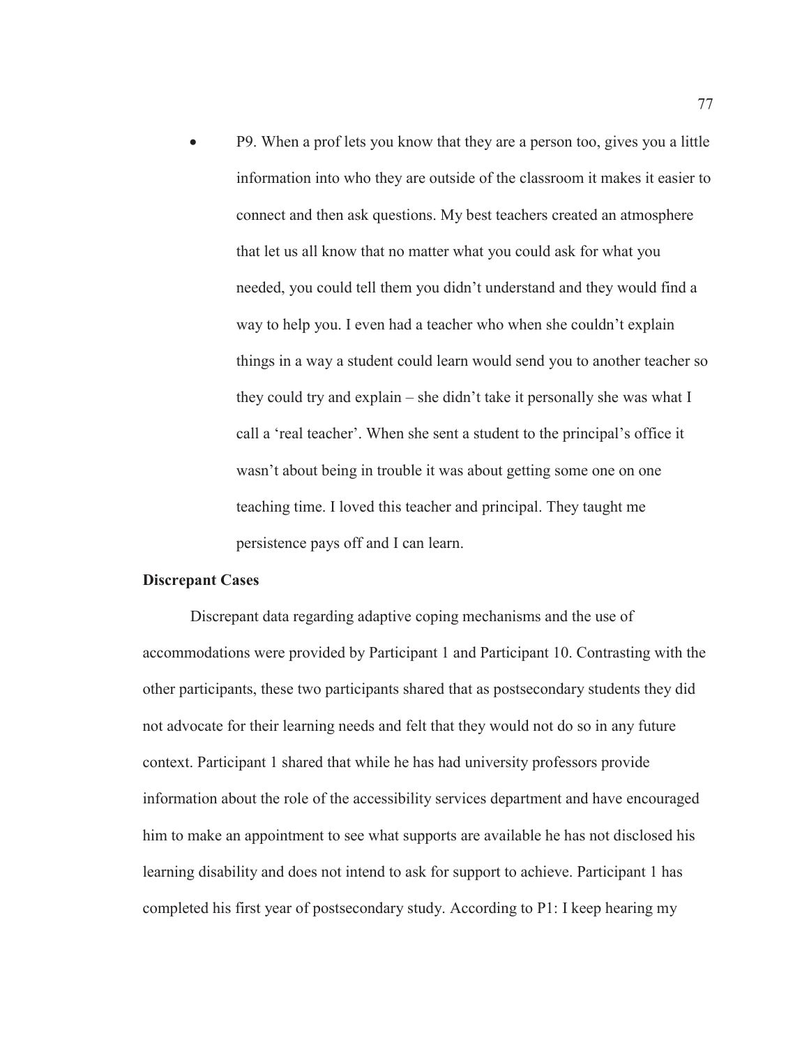- P9. When a prof lets you know that they are a person too, gives you a little information into who they are outside of the classroom it makes it easier to connect and then ask questions. My best teachers created an atmosphere that let us all know that no matter what you could ask for what you needed, you could tell them you didn't understand and they would find a way to help you. I even had a teacher who when she couldn't explain things in a way a student could learn would send you to another teacher so they could try and explain – she didn't take it personally she was what I call a 'real teacher'. When she sent a student to the principal's office it wasn't about being in trouble it was about getting some one on one teaching time. I loved this teacher and principal. They taught me persistence pays off and I can learn.

**Discrepant Cases**

Discrepant data regarding adaptive coping mechanisms and the use of accommodations were provided by Participant 1 and Participant 10. Contrasting with the other participants, these two participants shared that as postsecondary students they did not advocate for their learning needs and felt that they would not do so in any future context. Participant 1 shared that while he has had university professors provide information about the role of the accessibility services department and have encouraged him to make an appointment to see what supports are available he has not disclosed his learning disability and does not intend to ask for support to achieve. Participant 1 has completed his first year of postsecondary study. According to P1: I keep hearing my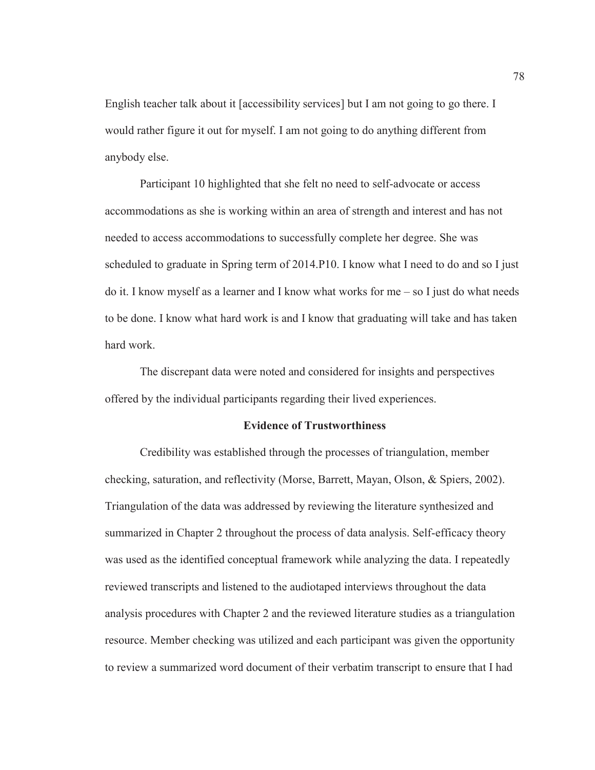English teacher talk about it [accessibility services] but I am not going to go there. I would rather figure it out for myself. I am not going to do anything different from anybody else.

Participant 10 highlighted that she felt no need to self-advocate or access accommodations as she is working within an area of strength and interest and has not needed to access accommodations to successfully complete her degree. She was scheduled to graduate in Spring term of 2014.P10. I know what I need to do and so I just do it. I know myself as a learner and I know what works for me – so I just do what needs to be done. I know what hard work is and I know that graduating will take and has taken hard work.

The discrepant data were noted and considered for insights and perspectives offered by the individual participants regarding their lived experiences.

## Evidence of Trustworthiness

Credibility was established through the processes of triangulation, member checking, saturation, and reflectivity (Morse, Barrett, Mayan, Olson, & Spiers, 2002). Triangulation of the data was addressed by reviewing the literature synthesized and summarized in Chapter 2 throughout the process of data analysis. Self-efficacy theory was used as the identified conceptual framework while analyzing the data. I repeatedly reviewed transcripts and listened to the audiotaped interviews throughout the data analysis procedures with Chapter 2 and the reviewed literature studies as a triangulation resource. Member checking was utilized and each participant was given the opportunity to review a summarized word document of their verbatim transcript to ensure that I had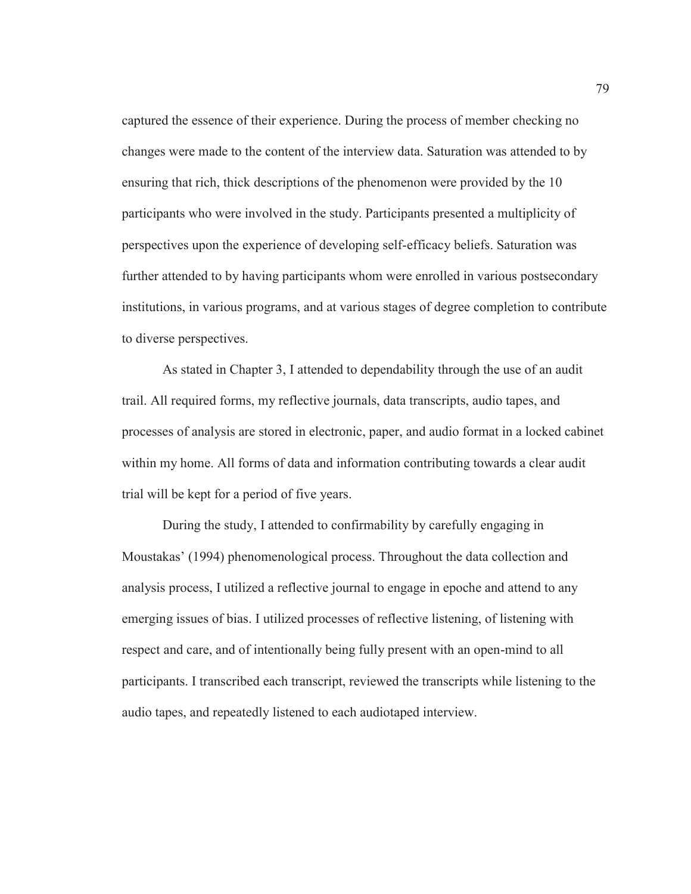captured the essence of their experience. During the process of member checking no changes were made to the content of the interview data. Saturation was attended to by ensuring that rich, thick descriptions of the phenomenon were provided by the 10 participants who were involved in the study. Participants presented a multiplicity of perspectives upon the experience of developing self-efficacy beliefs. Saturation was further attended to by having participants whom were enrolled in various postsecondary institutions, in various programs, and at various stages of degree completion to contribute to diverse perspectives.

As stated in Chapter 3, I attended to dependability through the use of an audit trail. All required forms, my reflective journals, data transcripts, audio tapes, and processes of analysis are stored in electronic, paper, and audio format in a locked cabinet within my home. All forms of data and information contributing towards a clear audit trial will be kept for a period of five years.

During the study, I attended to confirmability by carefully engaging in Moustakas' (1994) phenomenological process. Throughout the data collection and analysis process, I utilized a reflective journal to engage in epoche and attend to any emerging issues of bias. I utilized processes of reflective listening, of listening with respect and care, and of intentionally being fully present with an open-mind to all participants. I transcribed each transcript, reviewed the transcripts while listening to the audio tapes, and repeatedly listened to each audiotaped interview.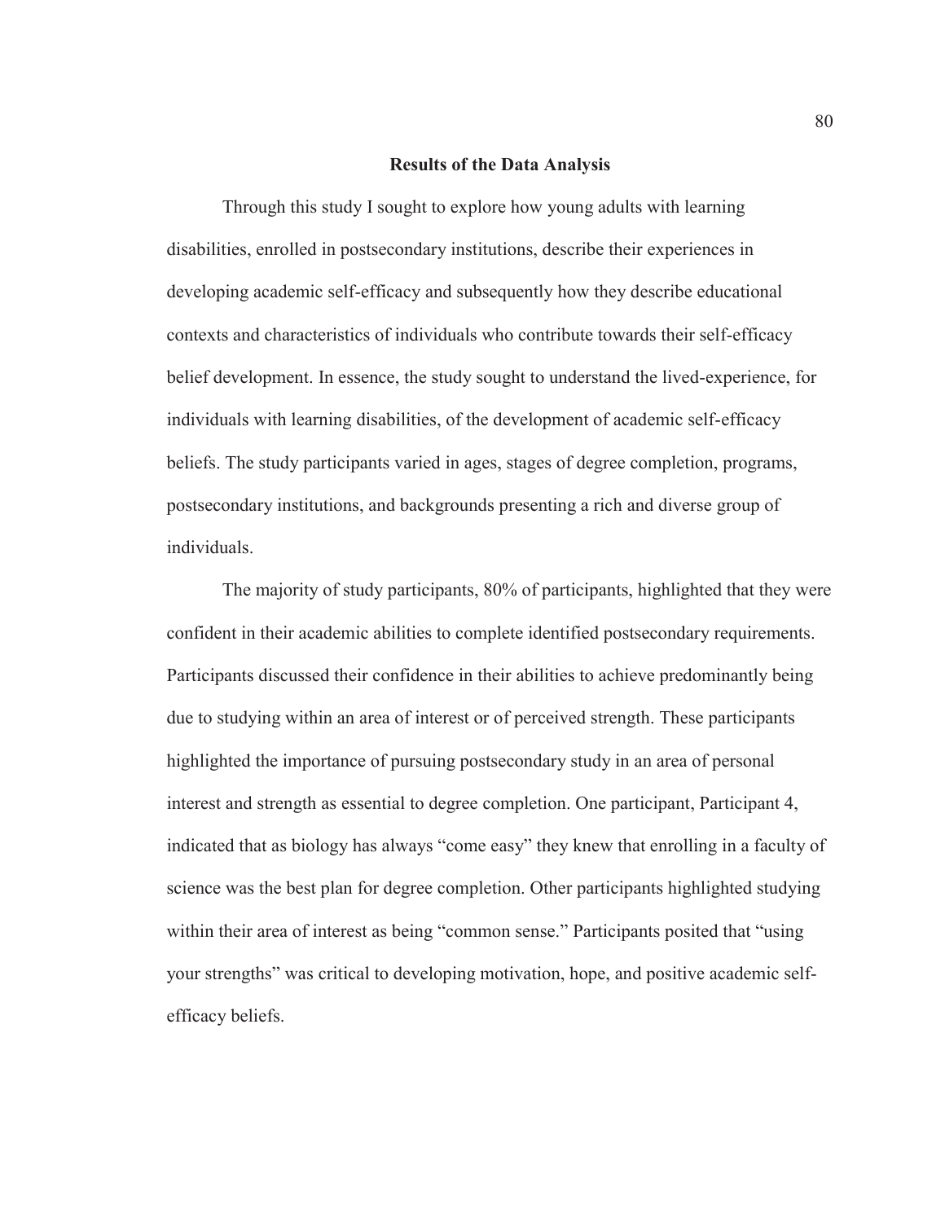## Results of the Data Analysis

Through this study I sought to explore how young adults with learning disabilities, enrolled in postsecondary institutions, describe their experiences in developing academic self-efficacy and subsequently how they describe educational contexts and characteristics of individuals who contribute towards their self-efficacy belief development. In essence, the study sought to understand the lived-experience, for individuals with learning disabilities, of the development of academic self-efficacy beliefs. The study participants varied in ages, stages of degree completion, programs, postsecondary institutions, and backgrounds presenting a rich and diverse group of individuals.

The majority of study participants, 80% of participants, highlighted that they were confident in their academic abilities to complete identified postsecondary requirements. Participants discussed their confidence in their abilities to achieve predominantly being due to studying within an area of interest or of perceived strength. These participants highlighted the importance of pursuing postsecondary study in an area of personal interest and strength as essential to degree completion. One participant, Participant 4, indicated that as biology has always "come easy" they knew that enrolling in a faculty of science was the best plan for degree completion. Other participants highlighted studying within their area of interest as being "common sense." Participants posited that "using your strengths" was critical to developing motivation, hope, and positive academic self-efficacy beliefs.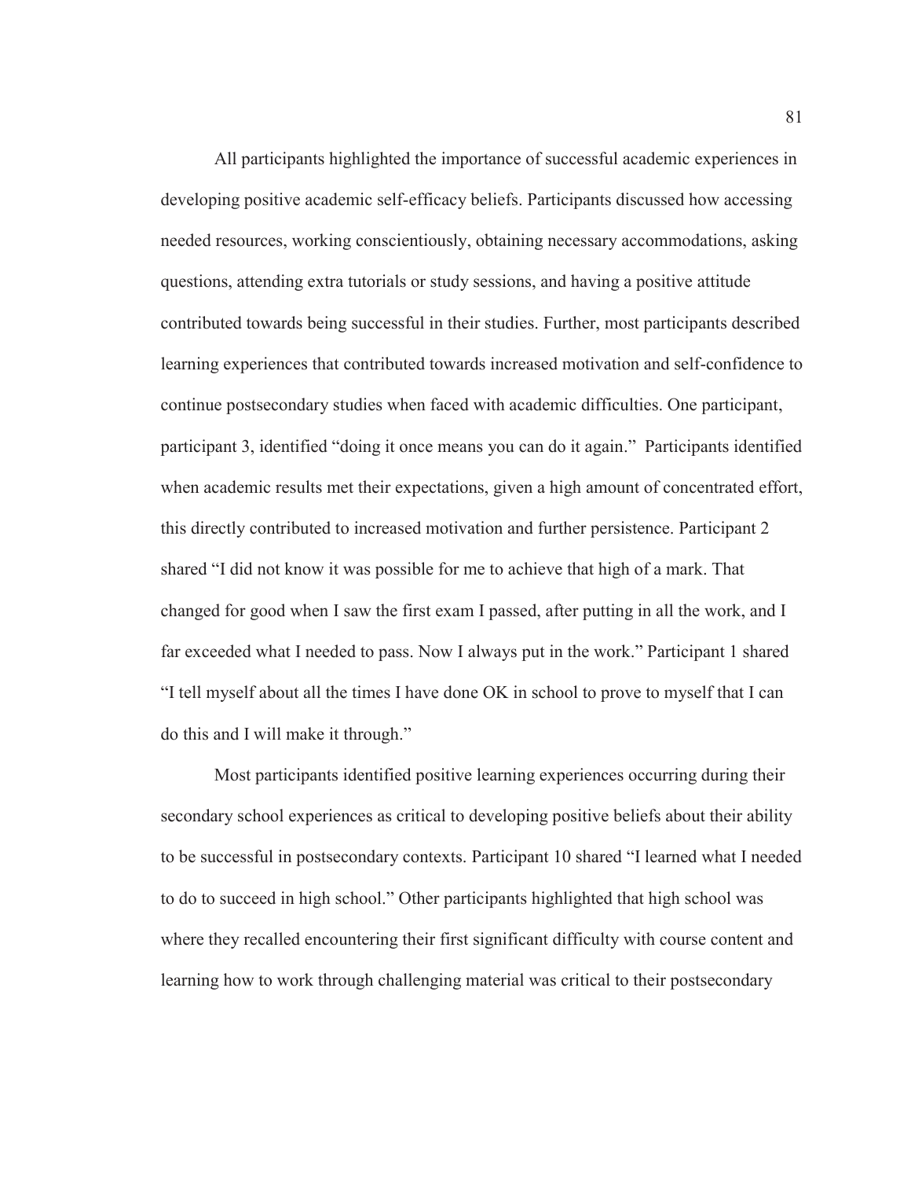All participants highlighted the importance of successful academic experiences in developing positive academic self-efficacy beliefs. Participants discussed how accessing needed resources, working conscientiously, obtaining necessary accommodations, asking questions, attending extra tutorials or study sessions, and having a positive attitude contributed towards being successful in their studies. Further, most participants described learning experiences that contributed towards increased motivation and self-confidence to continue postsecondary studies when faced with academic difficulties. One participant, participant 3, identified "doing it once means you can do it again." Participants identified when academic results met their expectations, given a high amount of concentrated effort, this directly contributed to increased motivation and further persistence. Participant 2 shared "I did not know it was possible for me to achieve that high of a mark. That changed for good when I saw the first exam I passed, after putting in all the work, and I far exceeded what I needed to pass. Now I always put in the work." Participant 1 shared "I tell myself about all the times I have done OK in school to prove to myself that I can do this and I will make it through."

Most participants identified positive learning experiences occurring during their secondary school experiences as critical to developing positive beliefs about their ability to be successful in postsecondary contexts. Participant 10 shared "I learned what I needed to do to succeed in high school." Other participants highlighted that high school was where they recalled encountering their first significant difficulty with course content and learning how to work through challenging material was critical to their postsecondary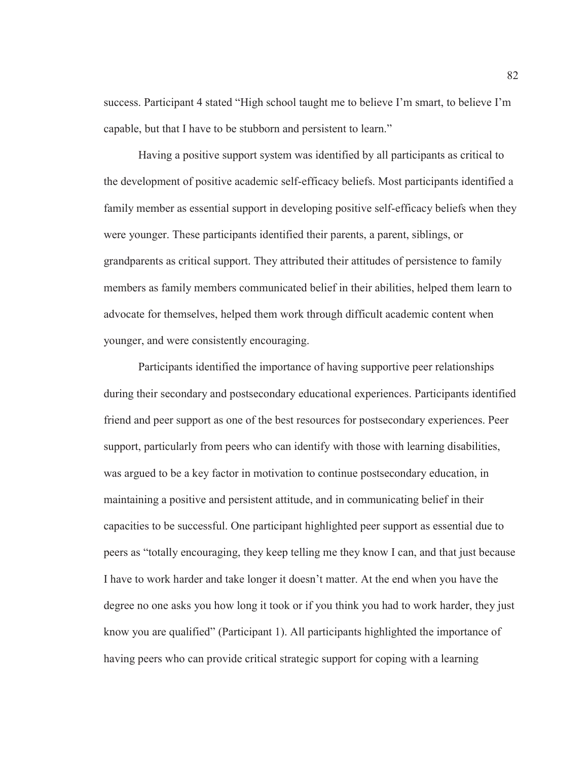success. Participant 4 stated "High school taught me to believe I'm smart, to believe I'm capable, but that I have to be stubborn and persistent to learn."

Having a positive support system was identified by all participants as critical to the development of positive academic self-efficacy beliefs. Most participants identified a family member as essential support in developing positive self-efficacy beliefs when they were younger. These participants identified their parents, a parent, siblings, or grandparents as critical support. They attributed their attitudes of persistence to family members as family members communicated belief in their abilities, helped them learn to advocate for themselves, helped them work through difficult academic content when younger, and were consistently encouraging.

Participants identified the importance of having supportive peer relationships during their secondary and postsecondary educational experiences. Participants identified friend and peer support as one of the best resources for postsecondary experiences. Peer support, particularly from peers who can identify with those with learning disabilities, was argued to be a key factor in motivation to continue postsecondary education, in maintaining a positive and persistent attitude, and in communicating belief in their capacities to be successful. One participant highlighted peer support as essential due to peers as "totally encouraging, they keep telling me they know I can, and that just because I have to work harder and take longer it doesn't matter. At the end when you have the degree no one asks you how long it took or if you think you had to work harder, they just know you are qualified" (Participant 1). All participants highlighted the importance of having peers who can provide critical strategic support for coping with a learning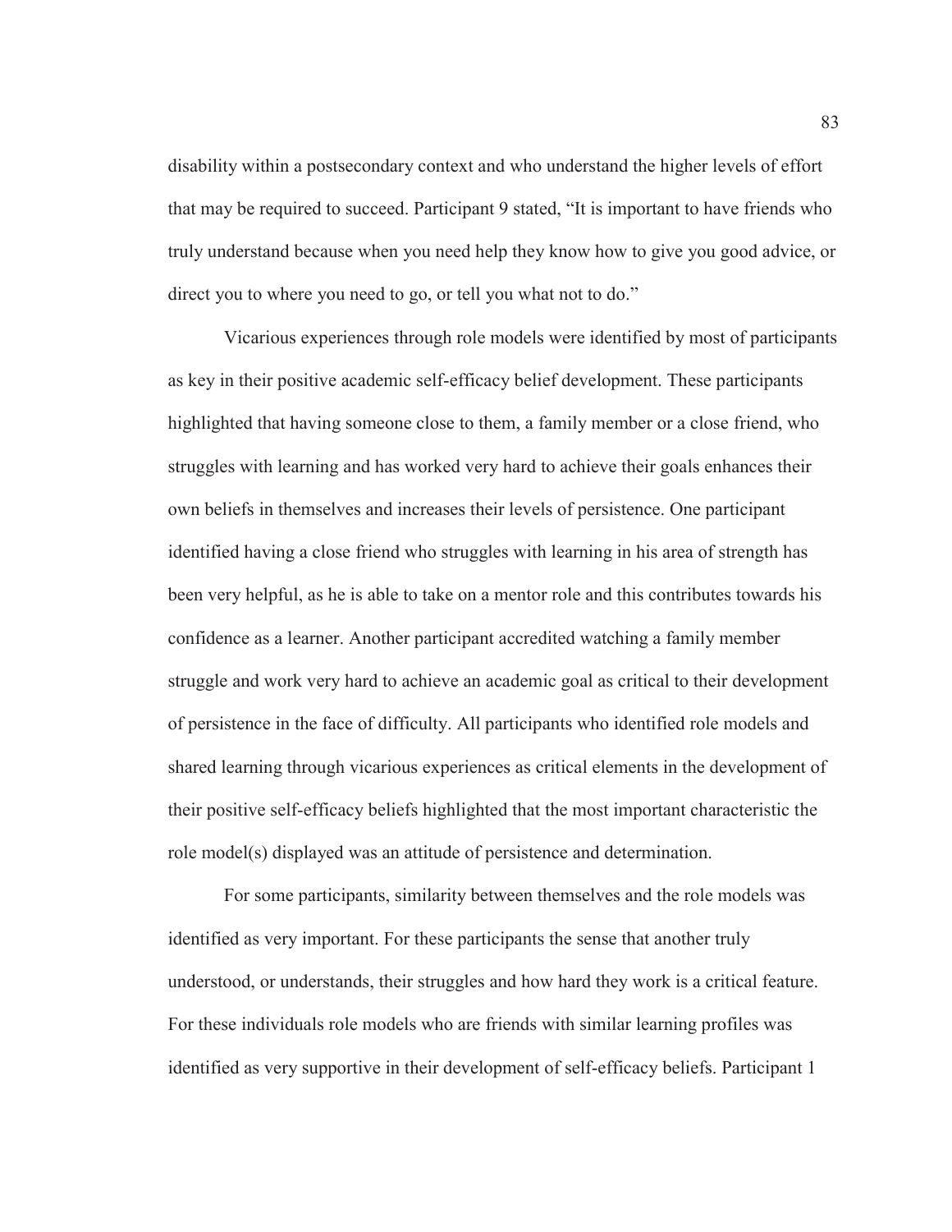disability within a postsecondary context and who understand the higher levels of effort that may be required to succeed. Participant 9 stated, "It is important to have friends who truly understand because when you need help they know how to give you good advice, or direct you to where you need to go, or tell you what not to do."

Vicarious experiences through role models were identified by most of participants as key in their positive academic self-efficacy belief development. These participants highlighted that having someone close to them, a family member or a close friend, who struggles with learning and has worked very hard to achieve their goals enhances their own beliefs in themselves and increases their levels of persistence. One participant identified having a close friend who struggles with learning in his area of strength has been very helpful, as he is able to take on a mentor role and this contributes towards his confidence as a learner. Another participant accredited watching a family member struggle and work very hard to achieve an academic goal as critical to their development of persistence in the face of difficulty. All participants who identified role models and shared learning through vicarious experiences as critical elements in the development of their positive self-efficacy beliefs highlighted that the most important characteristic the role model(s) displayed was an attitude of persistence and determination.

For some participants, similarity between themselves and the role models was identified as very important. For these participants the sense that another truly understood, or understands, their struggles and how hard they work is a critical feature. For these individuals role models who are friends with similar learning profiles was identified as very supportive in their development of self-efficacy beliefs. Participant 1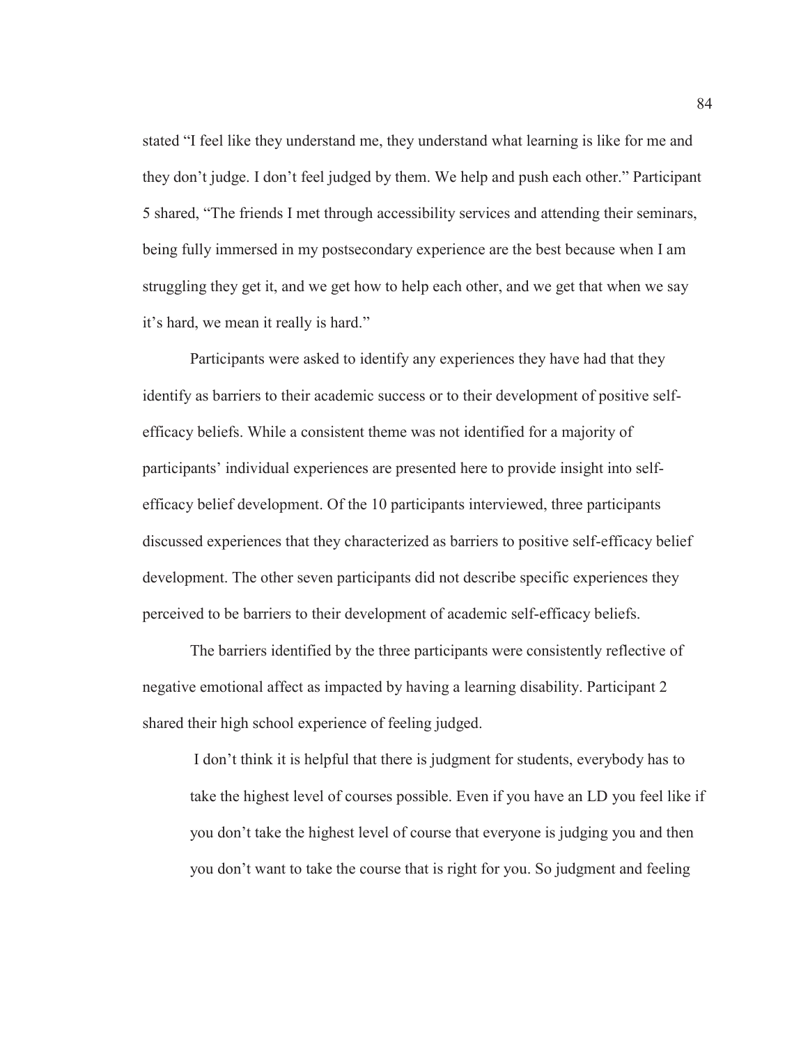stated "I feel like they understand me, they understand what learning is like for me and they don't judge. I don't feel judged by them. We help and push each other." Participant 5 shared, "The friends I met through accessibility services and attending their seminars, being fully immersed in my postsecondary experience are the best because when I am struggling they get it, and we get how to help each other, and we get that when we say it's hard, we mean it really is hard."

Participants were asked to identify any experiences they have had that they identify as barriers to their academic success or to their development of positive self-efficacy beliefs. While a consistent theme was not identified for a majority of participants' individual experiences are presented here to provide insight into self-efficacy belief development. Of the 10 participants interviewed, three participants discussed experiences that they characterized as barriers to positive self-efficacy belief development. The other seven participants did not describe specific experiences they perceived to be barriers to their development of academic self-efficacy beliefs.

The barriers identified by the three participants were consistently reflective of negative emotional affect as impacted by having a learning disability. Participant 2 shared their high school experience of feeling judged.

> I don't think it is helpful that there is judgment for students, everybody has to take the highest level of courses possible. Even if you have an LD you feel like if you don't take the highest level of course that everyone is judging you and then you don't want to take the course that is right for you. So judgment and feeling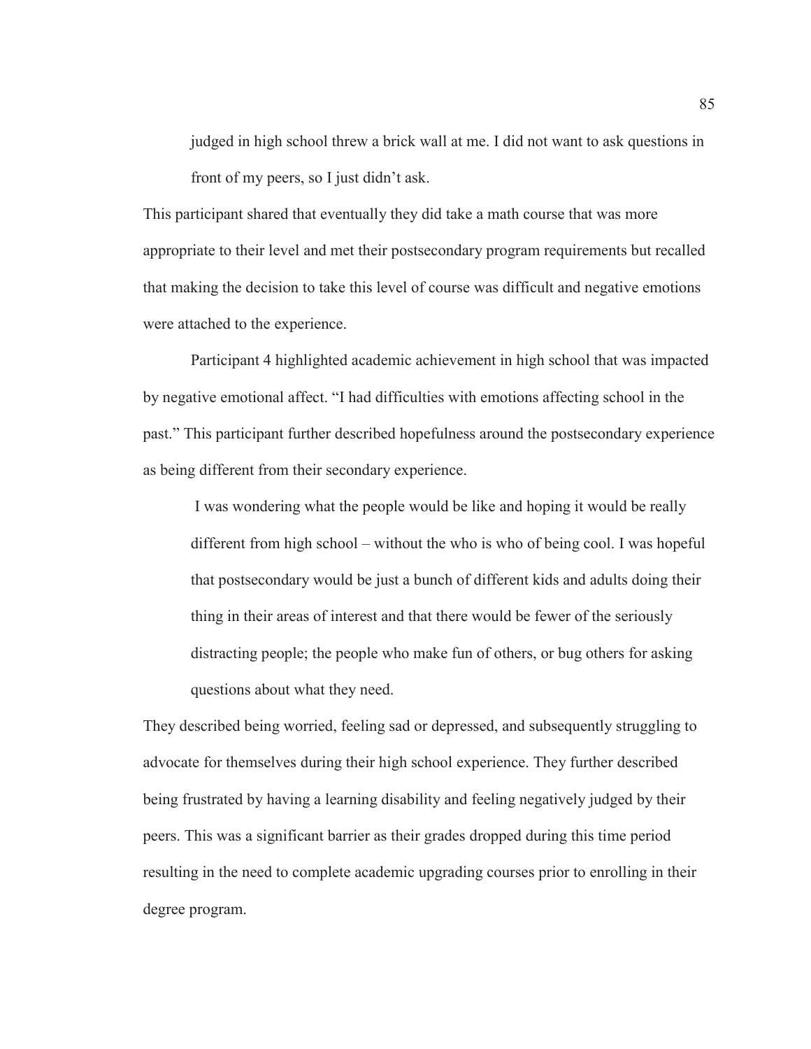> judged in high school threw a brick wall at me. I did not want to ask questions in front of my peers, so I just didn't ask.

This participant shared that eventually they did take a math course that was more appropriate to their level and met their postsecondary program requirements but recalled that making the decision to take this level of course was difficult and negative emotions were attached to the experience.

Participant 4 highlighted academic achievement in high school that was impacted by negative emotional affect. "I had difficulties with emotions affecting school in the past." This participant further described hopefulness around the postsecondary experience as being different from their secondary experience.

> I was wondering what the people would be like and hoping it would be really different from high school – without the who is who of being cool. I was hopeful that postsecondary would be just a bunch of different kids and adults doing their thing in their areas of interest and that there would be fewer of the seriously distracting people; the people who make fun of others, or bug others for asking questions about what they need.

They described being worried, feeling sad or depressed, and subsequently struggling to advocate for themselves during their high school experience. They further described being frustrated by having a learning disability and feeling negatively judged by their peers. This was a significant barrier as their grades dropped during this time period resulting in the need to complete academic upgrading courses prior to enrolling in their degree program.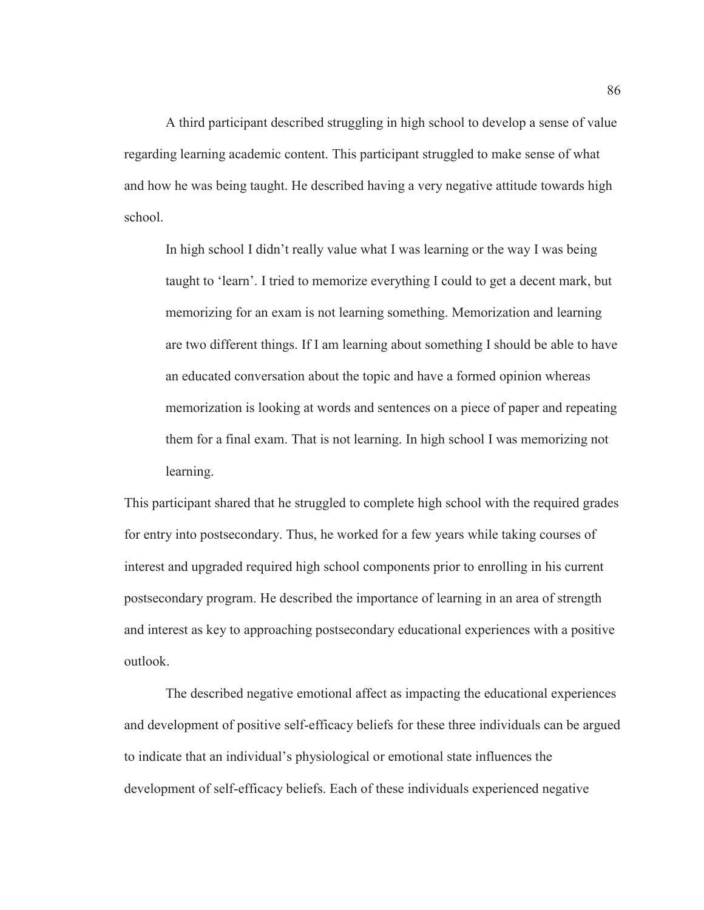A third participant described struggling in high school to develop a sense of value regarding learning academic content. This participant struggled to make sense of what and how he was being taught. He described having a very negative attitude towards high school.

> In high school I didn't really value what I was learning or the way I was being taught to 'learn'. I tried to memorize everything I could to get a decent mark, but memorizing for an exam is not learning something. Memorization and learning are two different things. If I am learning about something I should be able to have an educated conversation about the topic and have a formed opinion whereas memorization is looking at words and sentences on a piece of paper and repeating them for a final exam. That is not learning. In high school I was memorizing not learning.

This participant shared that he struggled to complete high school with the required grades for entry into postsecondary. Thus, he worked for a few years while taking courses of interest and upgraded required high school components prior to enrolling in his current postsecondary program. He described the importance of learning in an area of strength and interest as key to approaching postsecondary educational experiences with a positive outlook.

The described negative emotional affect as impacting the educational experiences and development of positive self-efficacy beliefs for these three individuals can be argued to indicate that an individual's physiological or emotional state influences the development of self-efficacy beliefs. Each of these individuals experienced negative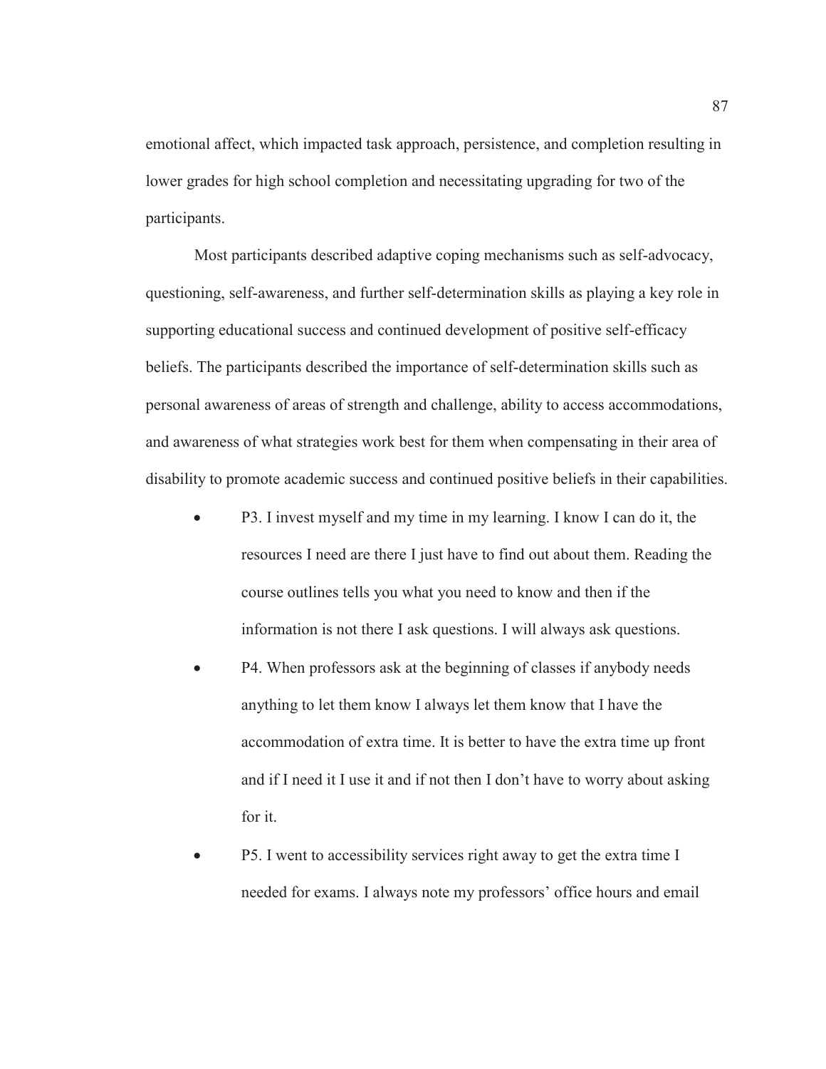emotional affect, which impacted task approach, persistence, and completion resulting in lower grades for high school completion and necessitating upgrading for two of the participants.

Most participants described adaptive coping mechanisms such as self-advocacy, questioning, self-awareness, and further self-determination skills as playing a key role in supporting educational success and continued development of positive self-efficacy beliefs. The participants described the importance of self-determination skills such as personal awareness of areas of strength and challenge, ability to access accommodations, and awareness of what strategies work best for them when compensating in their area of disability to promote academic success and continued positive beliefs in their capabilities.

- P3. I invest myself and my time in my learning. I know I can do it, the resources I need are there I just have to find out about them. Reading the course outlines tells you what you need to know and then if the information is not there I ask questions. I will always ask questions.
- P4. When professors ask at the beginning of classes if anybody needs anything to let them know I always let them know that I have the accommodation of extra time. It is better to have the extra time up front and if I need it I use it and if not then I don't have to worry about asking for it.
- P5. I went to accessibility services right away to get the extra time I needed for exams. I always note my professors' office hours and email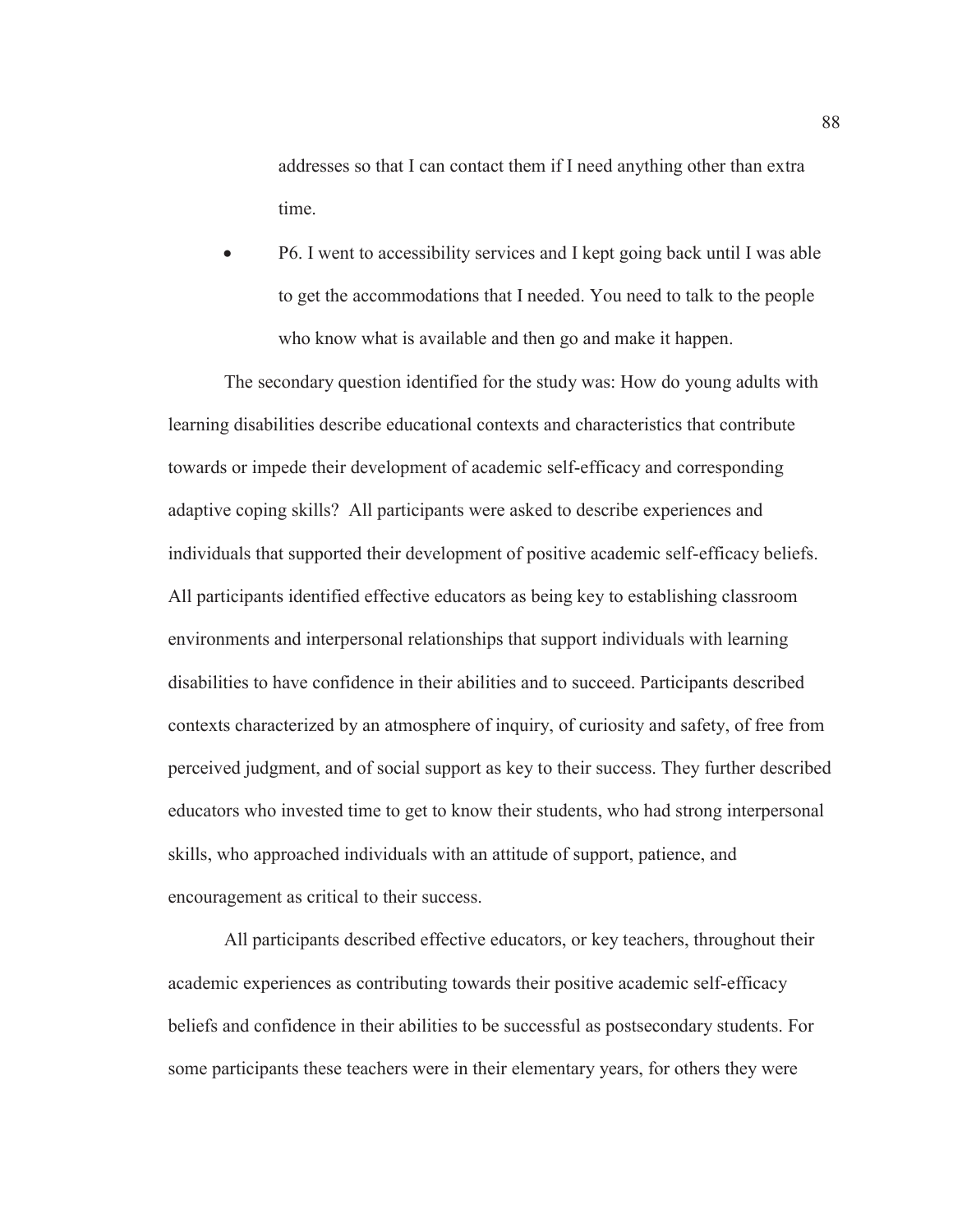addresses so that I can contact them if I need anything other than extra time.

- P6. I went to accessibility services and I kept going back until I was able to get the accommodations that I needed. You need to talk to the people who know what is available and then go and make it happen.

The secondary question identified for the study was: How do young adults with learning disabilities describe educational contexts and characteristics that contribute towards or impede their development of academic self-efficacy and corresponding adaptive coping skills? All participants were asked to describe experiences and individuals that supported their development of positive academic self-efficacy beliefs. All participants identified effective educators as being key to establishing classroom environments and interpersonal relationships that support individuals with learning disabilities to have confidence in their abilities and to succeed. Participants described contexts characterized by an atmosphere of inquiry, of curiosity and safety, of free from perceived judgment, and of social support as key to their success. They further described educators who invested time to get to know their students, who had strong interpersonal skills, who approached individuals with an attitude of support, patience, and encouragement as critical to their success.

All participants described effective educators, or key teachers, throughout their academic experiences as contributing towards their positive academic self-efficacy beliefs and confidence in their abilities to be successful as postsecondary students. For some participants these teachers were in their elementary years, for others they were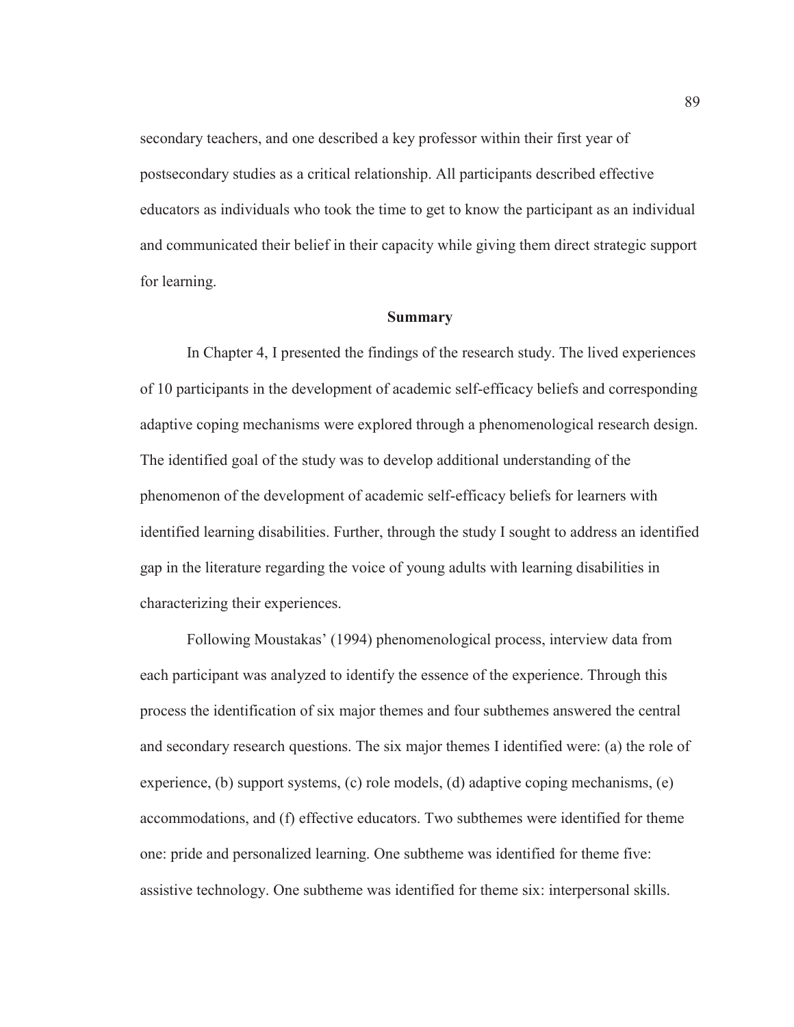secondary teachers, and one described a key professor within their first year of postsecondary studies as a critical relationship. All participants described effective educators as individuals who took the time to get to know the participant as an individual and communicated their belief in their capacity while giving them direct strategic support for learning.

## Summary

In Chapter 4, I presented the findings of the research study. The lived experiences of 10 participants in the development of academic self-efficacy beliefs and corresponding adaptive coping mechanisms were explored through a phenomenological research design. The identified goal of the study was to develop additional understanding of the phenomenon of the development of academic self-efficacy beliefs for learners with identified learning disabilities. Further, through the study I sought to address an identified gap in the literature regarding the voice of young adults with learning disabilities in characterizing their experiences.

Following Moustakas' (1994) phenomenological process, interview data from each participant was analyzed to identify the essence of the experience. Through this process the identification of six major themes and four subthemes answered the central and secondary research questions. The six major themes I identified were: (a) the role of experience, (b) support systems, (c) role models, (d) adaptive coping mechanisms, (e) accommodations, and (f) effective educators. Two subthemes were identified for theme one: pride and personalized learning. One subtheme was identified for theme five: assistive technology. One subtheme was identified for theme six: interpersonal skills.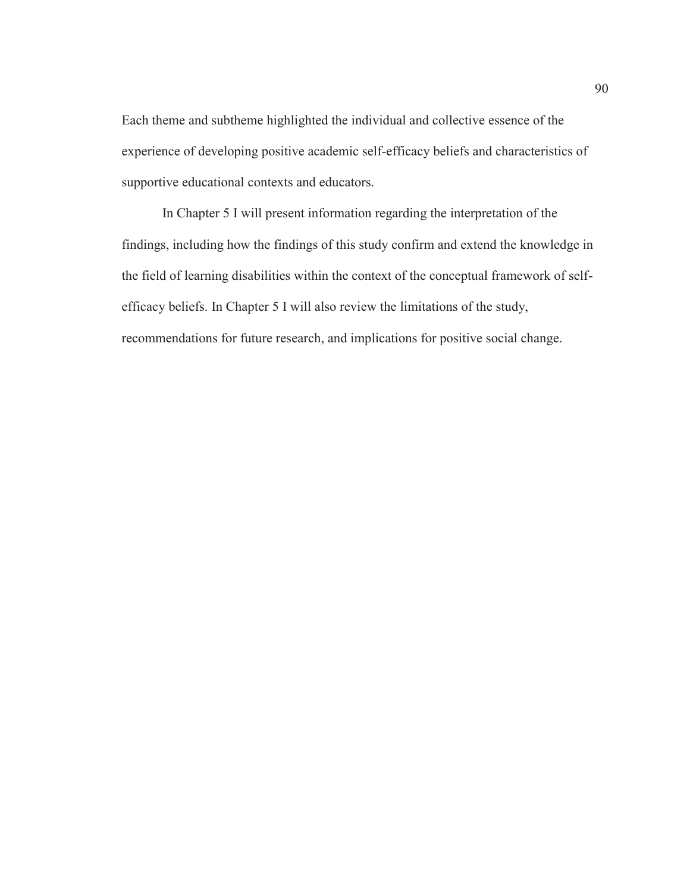Each theme and subtheme highlighted the individual and collective essence of the experience of developing positive academic self-efficacy beliefs and characteristics of supportive educational contexts and educators.

In Chapter 5 I will present information regarding the interpretation of the findings, including how the findings of this study confirm and extend the knowledge in the field of learning disabilities within the context of the conceptual framework of self-efficacy beliefs. In Chapter 5 I will also review the limitations of the study, recommendations for future research, and implications for positive social change.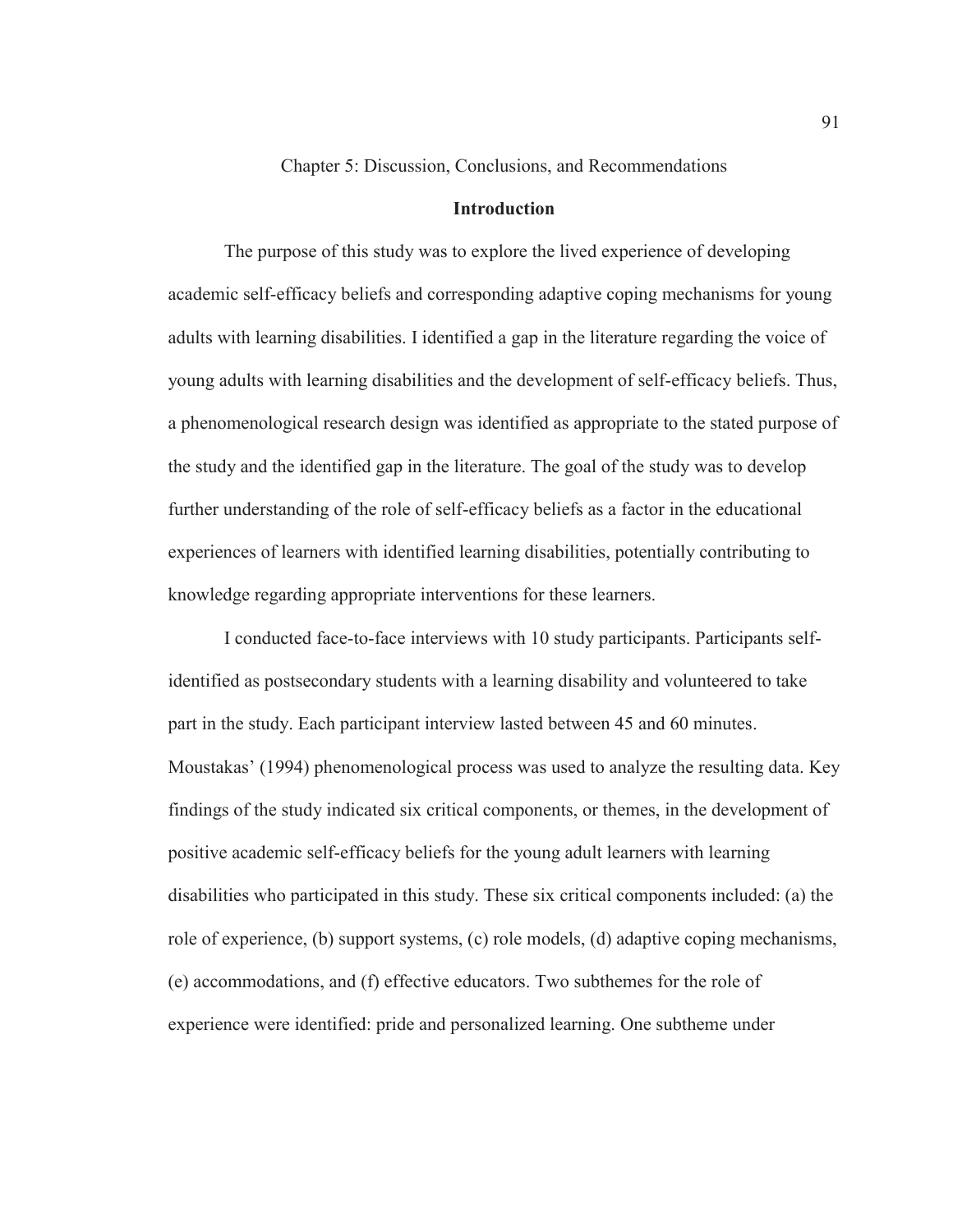# Chapter 5: Discussion, Conclusions, and Recommendations

## Introduction

The purpose of this study was to explore the lived experience of developing academic self-efficacy beliefs and corresponding adaptive coping mechanisms for young adults with learning disabilities. I identified a gap in the literature regarding the voice of young adults with learning disabilities and the development of self-efficacy beliefs. Thus, a phenomenological research design was identified as appropriate to the stated purpose of the study and the identified gap in the literature. The goal of the study was to develop further understanding of the role of self-efficacy beliefs as a factor in the educational experiences of learners with identified learning disabilities, potentially contributing to knowledge regarding appropriate interventions for these learners.

I conducted face-to-face interviews with 10 study participants. Participants self-identified as postsecondary students with a learning disability and volunteered to take part in the study. Each participant interview lasted between 45 and 60 minutes. Moustakas' (1994) phenomenological process was used to analyze the resulting data. Key findings of the study indicated six critical components, or themes, in the development of positive academic self-efficacy beliefs for the young adult learners with learning disabilities who participated in this study. These six critical components included: (a) the role of experience, (b) support systems, (c) role models, (d) adaptive coping mechanisms, (e) accommodations, and (f) effective educators. Two subthemes for the role of experience were identified: pride and personalized learning. One subtheme under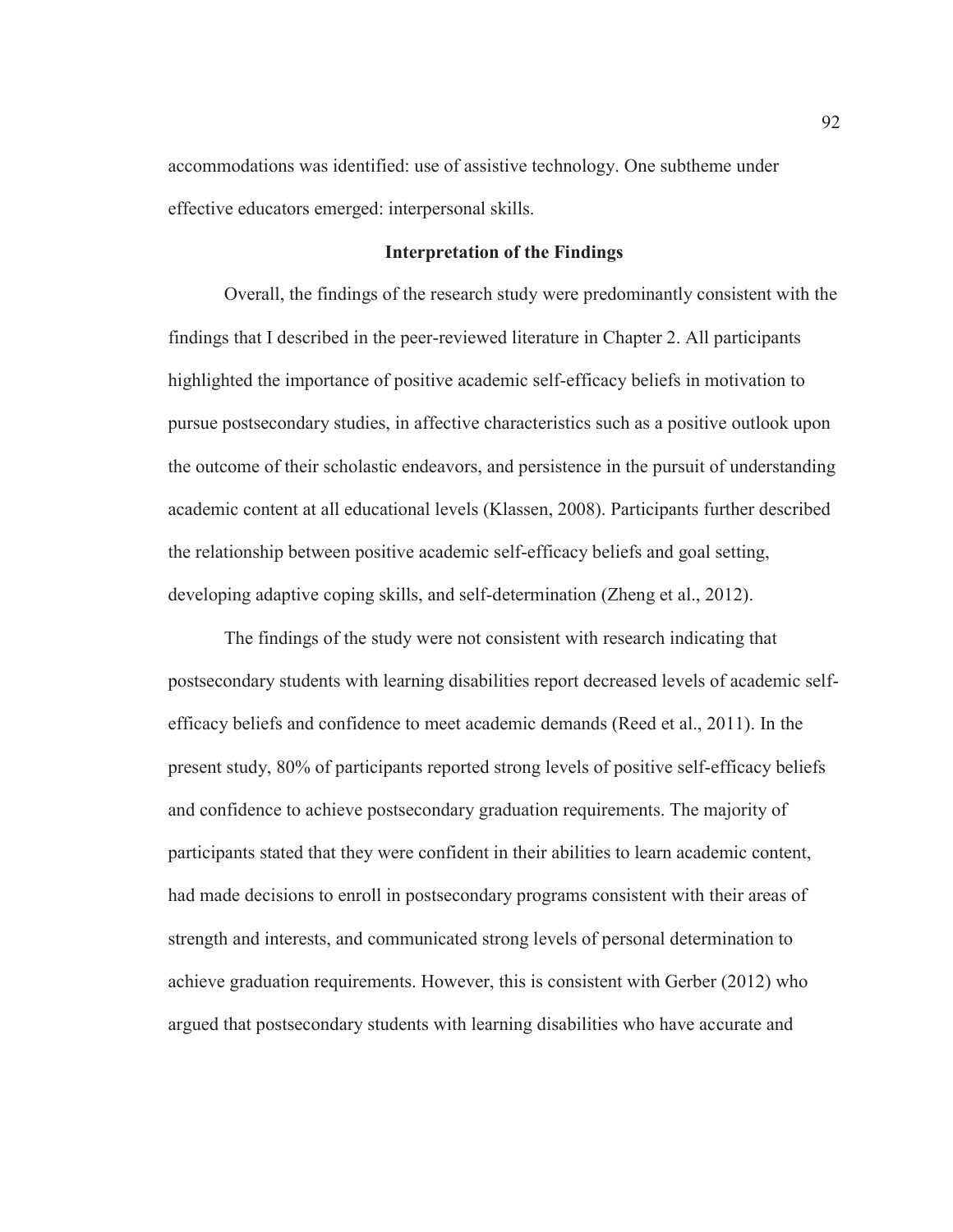accommodations was identified: use of assistive technology. One subtheme under effective educators emerged: interpersonal skills.

## Interpretation of the Findings

Overall, the findings of the research study were predominantly consistent with the findings that I described in the peer-reviewed literature in Chapter 2. All participants highlighted the importance of positive academic self-efficacy beliefs in motivation to pursue postsecondary studies, in affective characteristics such as a positive outlook upon the outcome of their scholastic endeavors, and persistence in the pursuit of understanding academic content at all educational levels (Klassen, 2008). Participants further described the relationship between positive academic self-efficacy beliefs and goal setting, developing adaptive coping skills, and self-determination (Zheng et al., 2012).

The findings of the study were not consistent with research indicating that postsecondary students with learning disabilities report decreased levels of academic self-efficacy beliefs and confidence to meet academic demands (Reed et al., 2011). In the present study, 80% of participants reported strong levels of positive self-efficacy beliefs and confidence to achieve postsecondary graduation requirements. The majority of participants stated that they were confident in their abilities to learn academic content, had made decisions to enroll in postsecondary programs consistent with their areas of strength and interests, and communicated strong levels of personal determination to achieve graduation requirements. However, this is consistent with Gerber (2012) who argued that postsecondary students with learning disabilities who have accurate and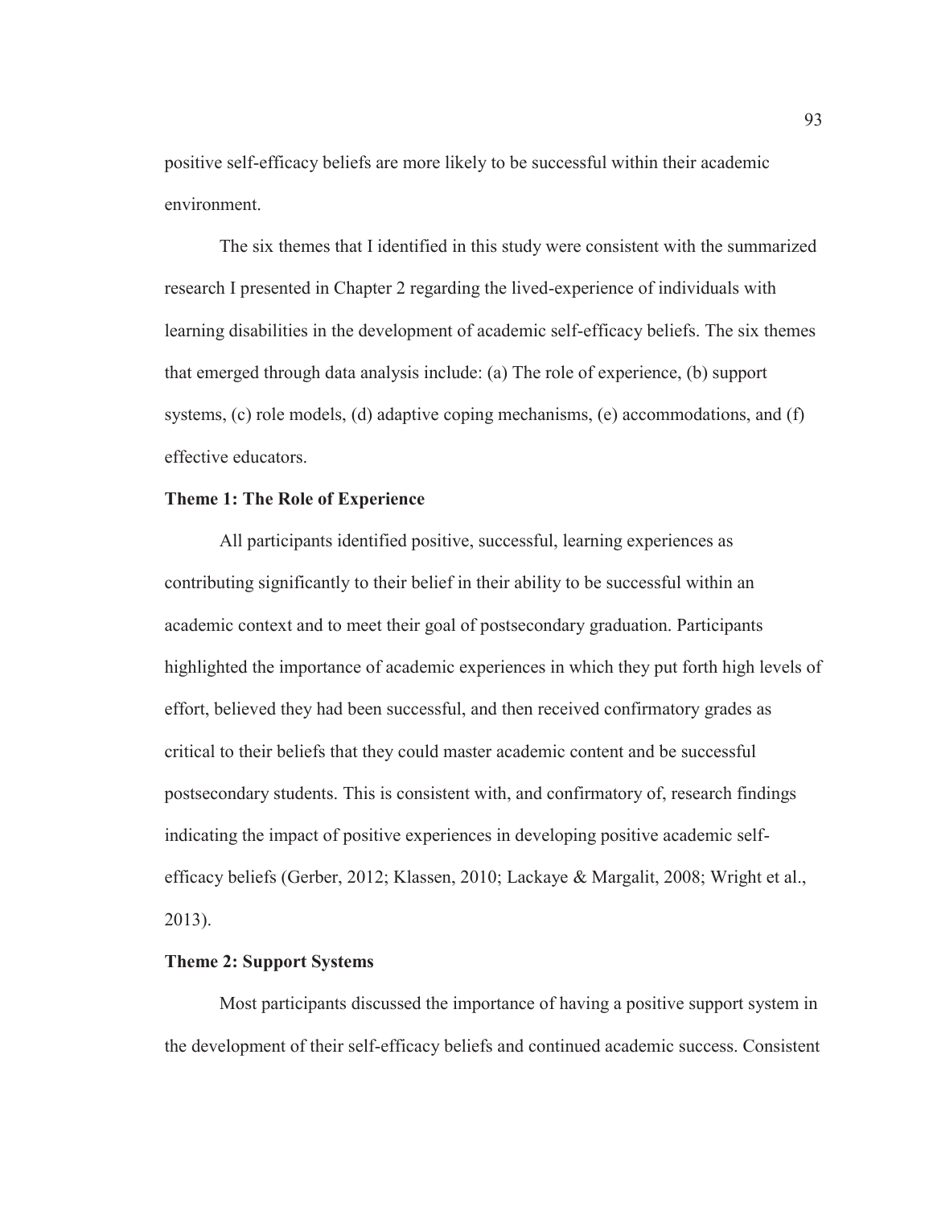positive self-efficacy beliefs are more likely to be successful within their academic environment.

The six themes that I identified in this study were consistent with the summarized research I presented in Chapter 2 regarding the lived-experience of individuals with learning disabilities in the development of academic self-efficacy beliefs. The six themes that emerged through data analysis include: (a) The role of experience, (b) support systems, (c) role models, (d) adaptive coping mechanisms, (e) accommodations, and (f) effective educators.

### Theme 1: The Role of Experience

All participants identified positive, successful, learning experiences as contributing significantly to their belief in their ability to be successful within an academic context and to meet their goal of postsecondary graduation. Participants highlighted the importance of academic experiences in which they put forth high levels of effort, believed they had been successful, and then received confirmatory grades as critical to their beliefs that they could master academic content and be successful postsecondary students. This is consistent with, and confirmatory of, research findings indicating the impact of positive experiences in developing positive academic self-efficacy beliefs (Gerber, 2012; Klassen, 2010; Lackaye & Margalit, 2008; Wright et al., 2013).

### Theme 2: Support Systems

Most participants discussed the importance of having a positive support system in the development of their self-efficacy beliefs and continued academic success. Consistent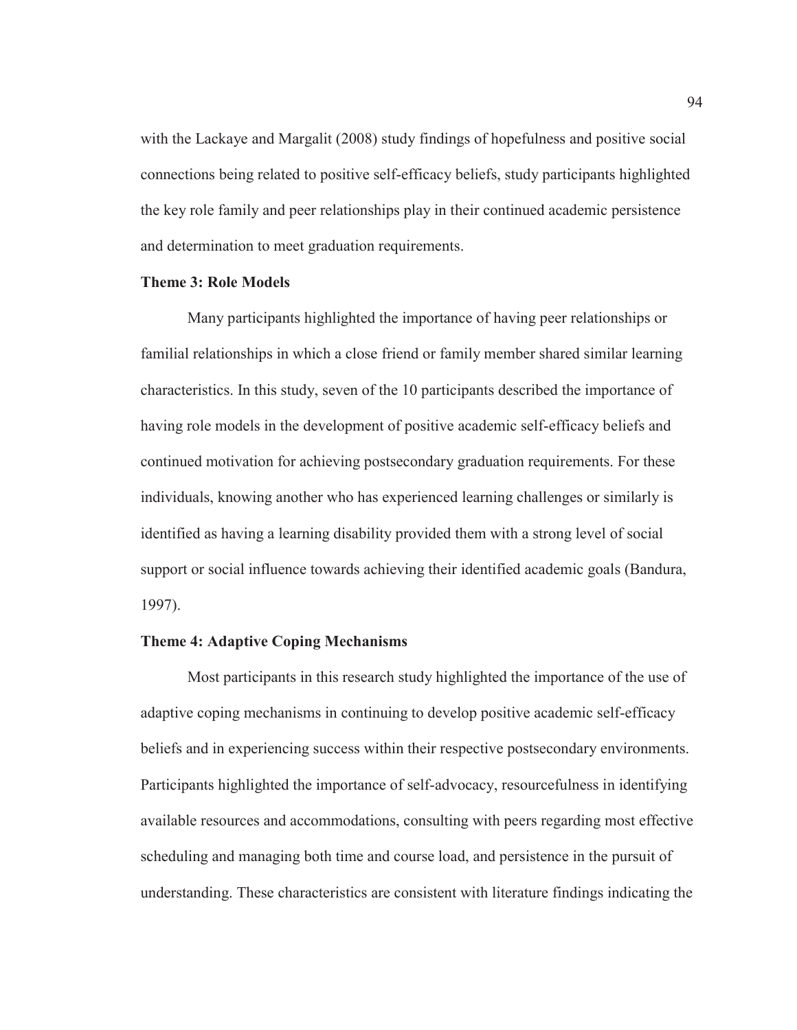with the Lackaye and Margalit (2008) study findings of hopefulness and positive social connections being related to positive self-efficacy beliefs, study participants highlighted the key role family and peer relationships play in their continued academic persistence and determination to meet graduation requirements.

### Theme 3: Role Models

Many participants highlighted the importance of having peer relationships or familial relationships in which a close friend or family member shared similar learning characteristics. In this study, seven of the 10 participants described the importance of having role models in the development of positive academic self-efficacy beliefs and continued motivation for achieving postsecondary graduation requirements. For these individuals, knowing another who has experienced learning challenges or similarly is identified as having a learning disability provided them with a strong level of social support or social influence towards achieving their identified academic goals (Bandura, 1997).

### Theme 4: Adaptive Coping Mechanisms

Most participants in this research study highlighted the importance of the use of adaptive coping mechanisms in continuing to develop positive academic self-efficacy beliefs and in experiencing success within their respective postsecondary environments. Participants highlighted the importance of self-advocacy, resourcefulness in identifying available resources and accommodations, consulting with peers regarding most effective scheduling and managing both time and course load, and persistence in the pursuit of understanding. These characteristics are consistent with literature findings indicating the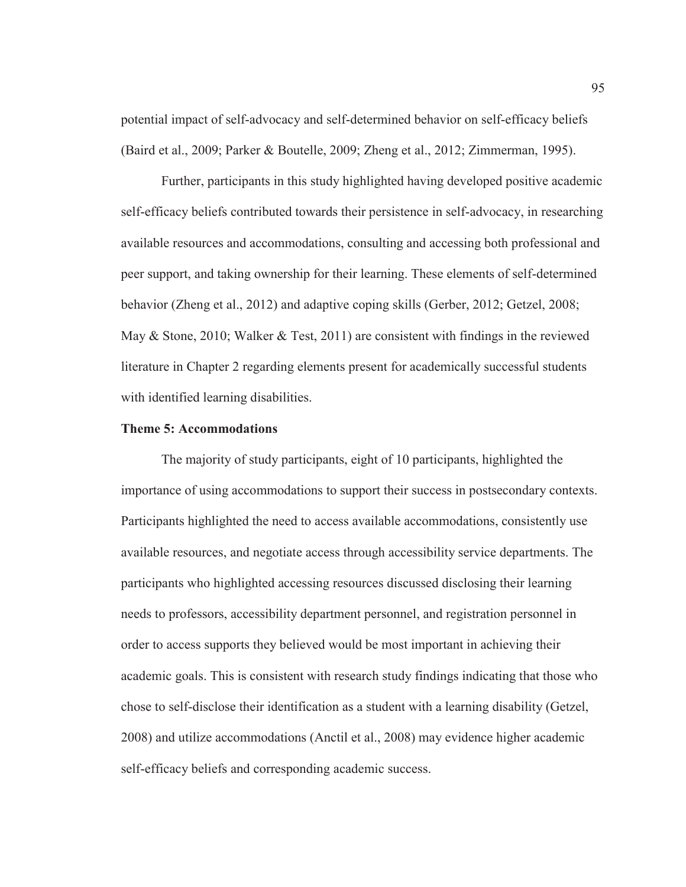potential impact of self-advocacy and self-determined behavior on self-efficacy beliefs (Baird et al., 2009; Parker & Boutelle, 2009; Zheng et al., 2012; Zimmerman, 1995).

Further, participants in this study highlighted having developed positive academic self-efficacy beliefs contributed towards their persistence in self-advocacy, in researching available resources and accommodations, consulting and accessing both professional and peer support, and taking ownership for their learning. These elements of self-determined behavior (Zheng et al., 2012) and adaptive coping skills (Gerber, 2012; Getzel, 2008; May & Stone, 2010; Walker & Test, 2011) are consistent with findings in the reviewed literature in Chapter 2 regarding elements present for academically successful students with identified learning disabilities.

**Theme 5: Accommodations**

The majority of study participants, eight of 10 participants, highlighted the importance of using accommodations to support their success in postsecondary contexts. Participants highlighted the need to access available accommodations, consistently use available resources, and negotiate access through accessibility service departments. The participants who highlighted accessing resources discussed disclosing their learning needs to professors, accessibility department personnel, and registration personnel in order to access supports they believed would be most important in achieving their academic goals. This is consistent with research study findings indicating that those who chose to self-disclose their identification as a student with a learning disability (Getzel, 2008) and utilize accommodations (Anctil et al., 2008) may evidence higher academic self-efficacy beliefs and corresponding academic success.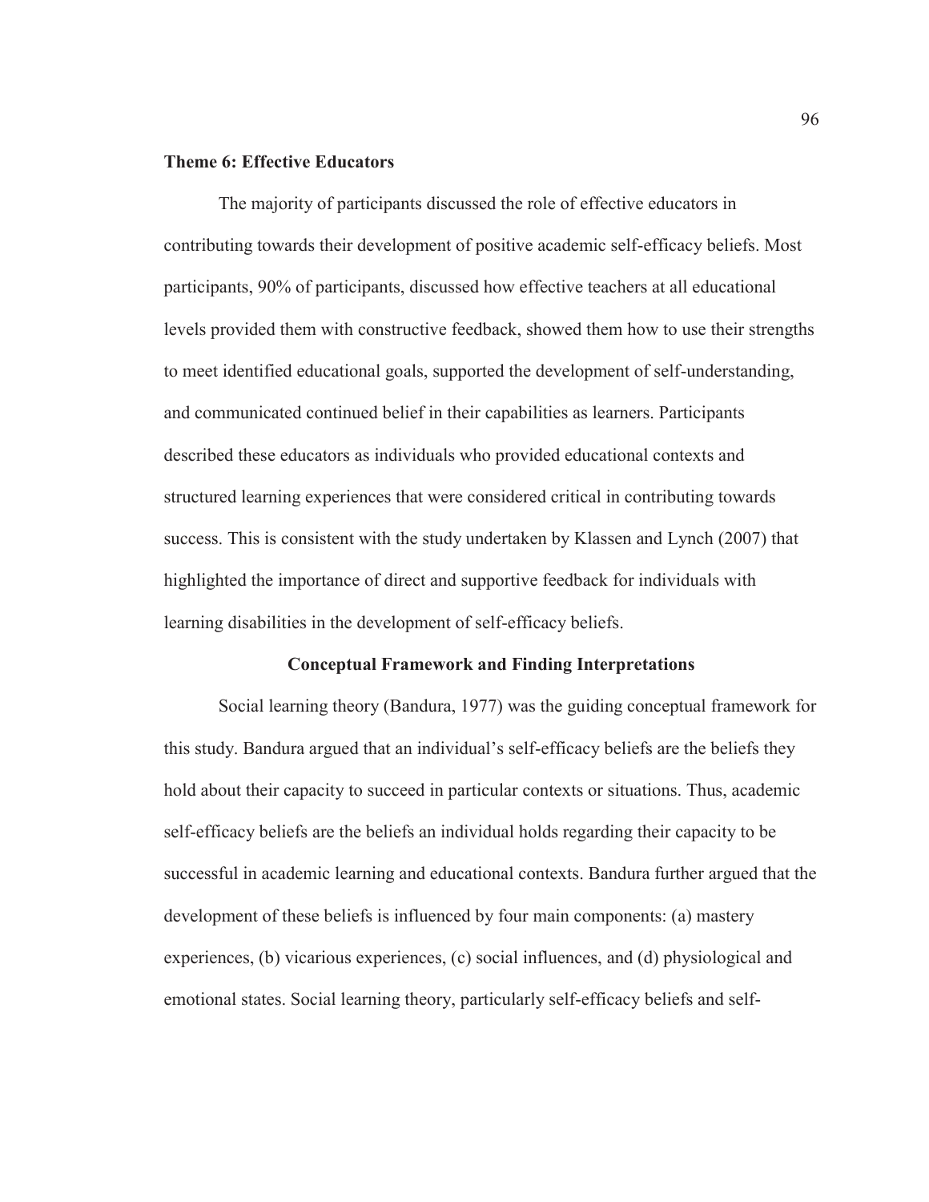**Theme 6: Effective Educators**

The majority of participants discussed the role of effective educators in contributing towards their development of positive academic self-efficacy beliefs. Most participants, 90% of participants, discussed how effective teachers at all educational levels provided them with constructive feedback, showed them how to use their strengths to meet identified educational goals, supported the development of self-understanding, and communicated continued belief in their capabilities as learners. Participants described these educators as individuals who provided educational contexts and structured learning experiences that were considered critical in contributing towards success. This is consistent with the study undertaken by Klassen and Lynch (2007) that highlighted the importance of direct and supportive feedback for individuals with learning disabilities in the development of self-efficacy beliefs.

## Conceptual Framework and Finding Interpretations

Social learning theory (Bandura, 1977) was the guiding conceptual framework for this study. Bandura argued that an individual's self-efficacy beliefs are the beliefs they hold about their capacity to succeed in particular contexts or situations. Thus, academic self-efficacy beliefs are the beliefs an individual holds regarding their capacity to be successful in academic learning and educational contexts. Bandura further argued that the development of these beliefs is influenced by four main components: (a) mastery experiences, (b) vicarious experiences, (c) social influences, and (d) physiological and emotional states. Social learning theory, particularly self-efficacy beliefs and self-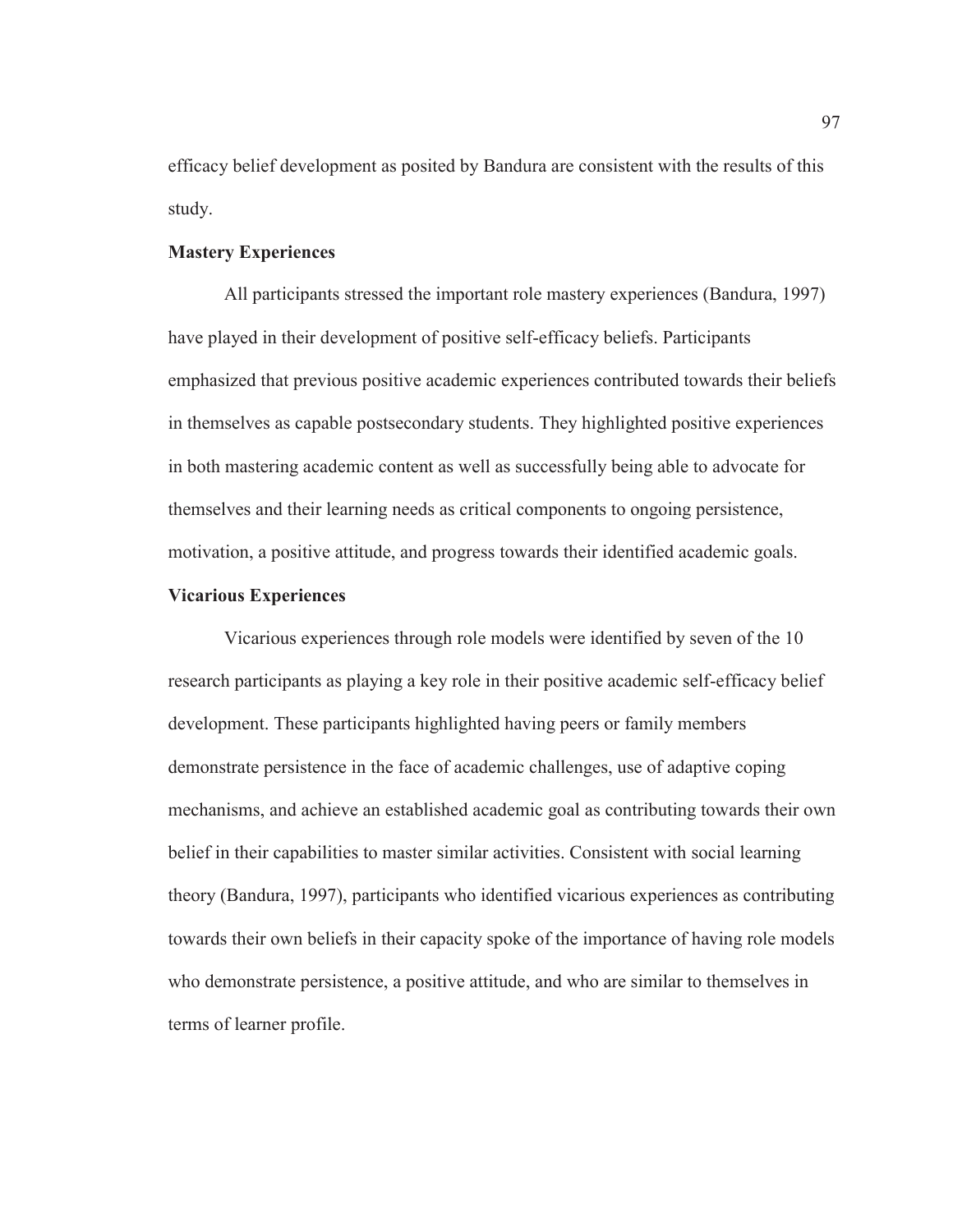efficacy belief development as posited by Bandura are consistent with the results of this study.

### Mastery Experiences

All participants stressed the important role mastery experiences (Bandura, 1997) have played in their development of positive self-efficacy beliefs. Participants emphasized that previous positive academic experiences contributed towards their beliefs in themselves as capable postsecondary students. They highlighted positive experiences in both mastering academic content as well as successfully being able to advocate for themselves and their learning needs as critical components to ongoing persistence, motivation, a positive attitude, and progress towards their identified academic goals.

### Vicarious Experiences

Vicarious experiences through role models were identified by seven of the 10 research participants as playing a key role in their positive academic self-efficacy belief development. These participants highlighted having peers or family members demonstrate persistence in the face of academic challenges, use of adaptive coping mechanisms, and achieve an established academic goal as contributing towards their own belief in their capabilities to master similar activities. Consistent with social learning theory (Bandura, 1997), participants who identified vicarious experiences as contributing towards their own beliefs in their capacity spoke of the importance of having role models who demonstrate persistence, a positive attitude, and who are similar to themselves in terms of learner profile.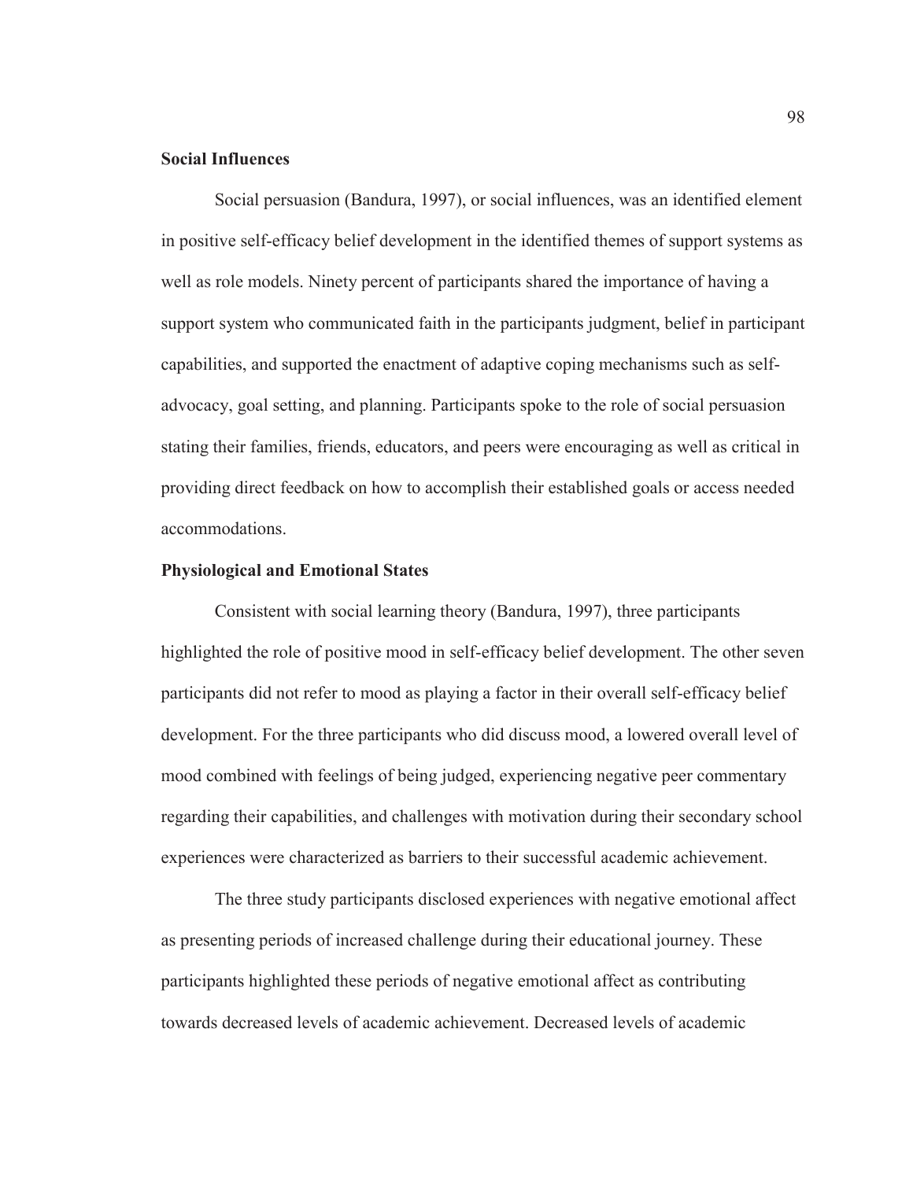### Social Influences

Social persuasion (Bandura, 1997), or social influences, was an identified element in positive self-efficacy belief development in the identified themes of support systems as well as role models. Ninety percent of participants shared the importance of having a support system who communicated faith in the participants judgment, belief in participant capabilities, and supported the enactment of adaptive coping mechanisms such as self-advocacy, goal setting, and planning. Participants spoke to the role of social persuasion stating their families, friends, educators, and peers were encouraging as well as critical in providing direct feedback on how to accomplish their established goals or access needed accommodations.

### Physiological and Emotional States

Consistent with social learning theory (Bandura, 1997), three participants highlighted the role of positive mood in self-efficacy belief development. The other seven participants did not refer to mood as playing a factor in their overall self-efficacy belief development. For the three participants who did discuss mood, a lowered overall level of mood combined with feelings of being judged, experiencing negative peer commentary regarding their capabilities, and challenges with motivation during their secondary school experiences were characterized as barriers to their successful academic achievement.

The three study participants disclosed experiences with negative emotional affect as presenting periods of increased challenge during their educational journey. These participants highlighted these periods of negative emotional affect as contributing towards decreased levels of academic achievement. Decreased levels of academic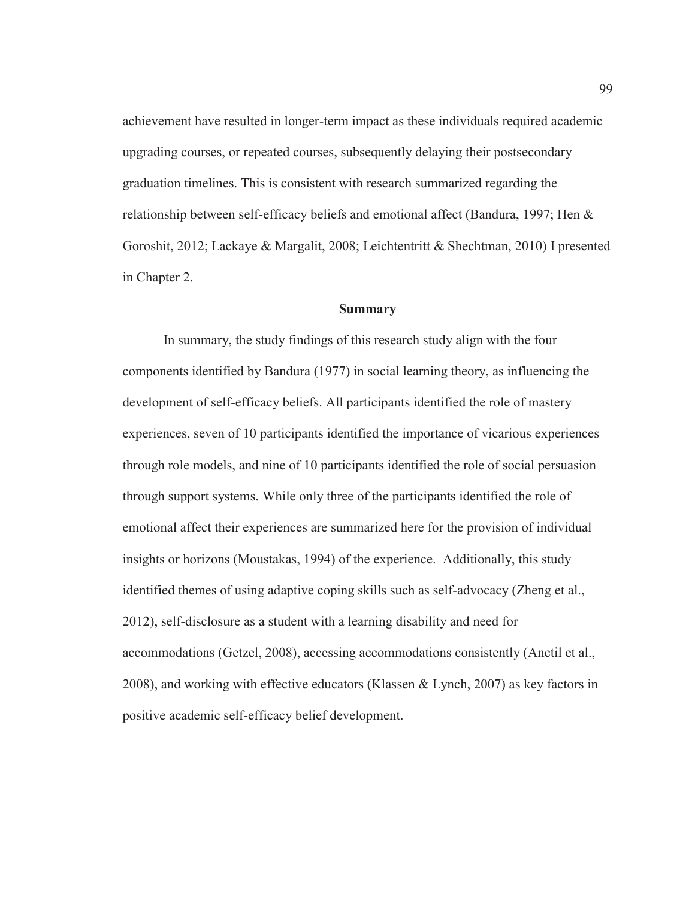achievement have resulted in longer-term impact as these individuals required academic upgrading courses, or repeated courses, subsequently delaying their postsecondary graduation timelines. This is consistent with research summarized regarding the relationship between self-efficacy beliefs and emotional affect (Bandura, 1997; Hen & Goroshit, 2012; Lackaye & Margalit, 2008; Leichtentritt & Shechtman, 2010) I presented in Chapter 2.

## Summary

In summary, the study findings of this research study align with the four components identified by Bandura (1977) in social learning theory, as influencing the development of self-efficacy beliefs. All participants identified the role of mastery experiences, seven of 10 participants identified the importance of vicarious experiences through role models, and nine of 10 participants identified the role of social persuasion through support systems. While only three of the participants identified the role of emotional affect their experiences are summarized here for the provision of individual insights or horizons (Moustakas, 1994) of the experience. Additionally, this study identified themes of using adaptive coping skills such as self-advocacy (Zheng et al., 2012), self-disclosure as a student with a learning disability and need for accommodations (Getzel, 2008), accessing accommodations consistently (Anctil et al., 2008), and working with effective educators (Klassen & Lynch, 2007) as key factors in positive academic self-efficacy belief development.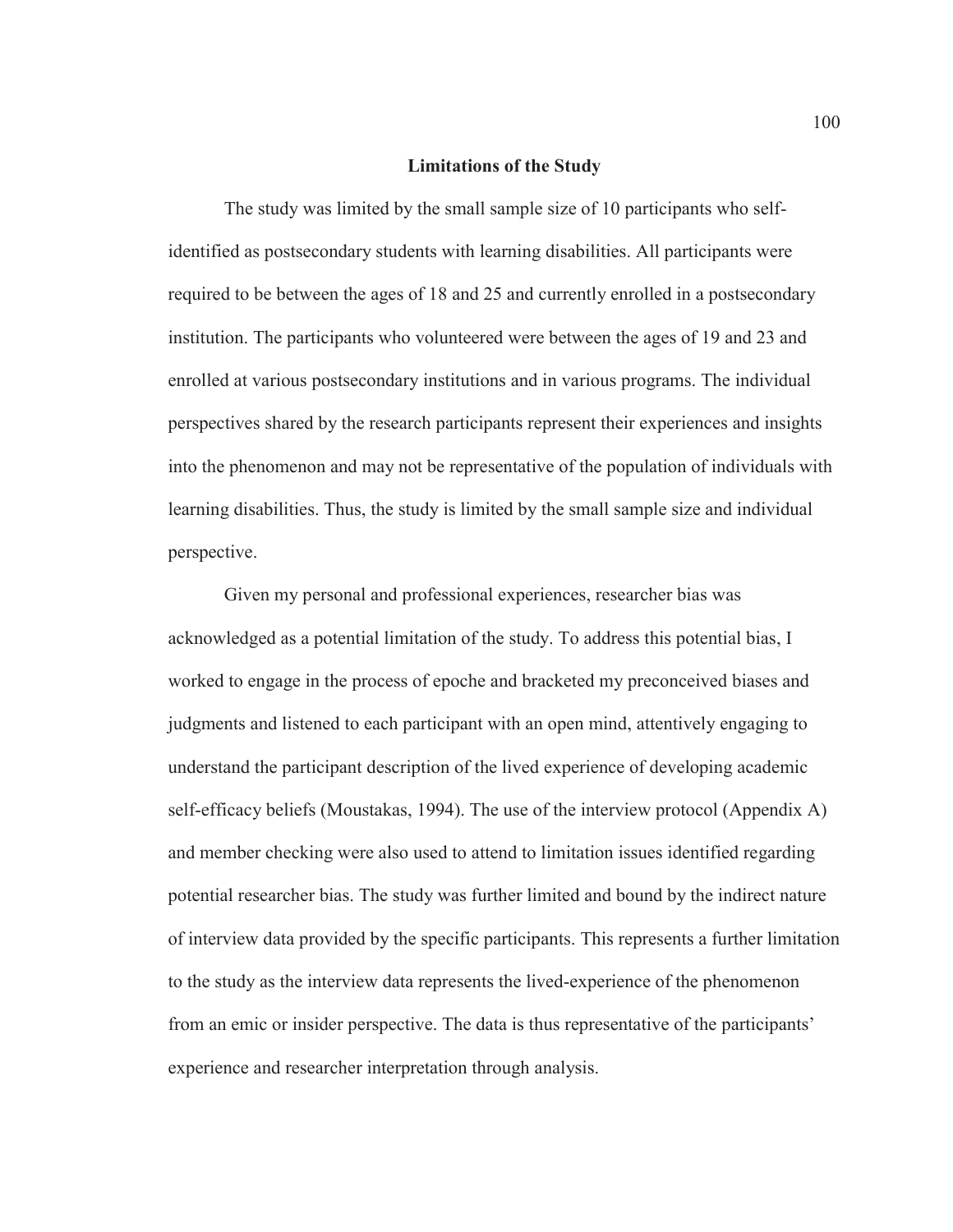## Limitations of the Study

The study was limited by the small sample size of 10 participants who self-identified as postsecondary students with learning disabilities. All participants were required to be between the ages of 18 and 25 and currently enrolled in a postsecondary institution. The participants who volunteered were between the ages of 19 and 23 and enrolled at various postsecondary institutions and in various programs. The individual perspectives shared by the research participants represent their experiences and insights into the phenomenon and may not be representative of the population of individuals with learning disabilities. Thus, the study is limited by the small sample size and individual perspective.

Given my personal and professional experiences, researcher bias was acknowledged as a potential limitation of the study. To address this potential bias, I worked to engage in the process of epoche and bracketed my preconceived biases and judgments and listened to each participant with an open mind, attentively engaging to understand the participant description of the lived experience of developing academic self-efficacy beliefs (Moustakas, 1994). The use of the interview protocol (Appendix A) and member checking were also used to attend to limitation issues identified regarding potential researcher bias. The study was further limited and bound by the indirect nature of interview data provided by the specific participants. This represents a further limitation to the study as the interview data represents the lived-experience of the phenomenon from an emic or insider perspective. The data is thus representative of the participants' experience and researcher interpretation through analysis.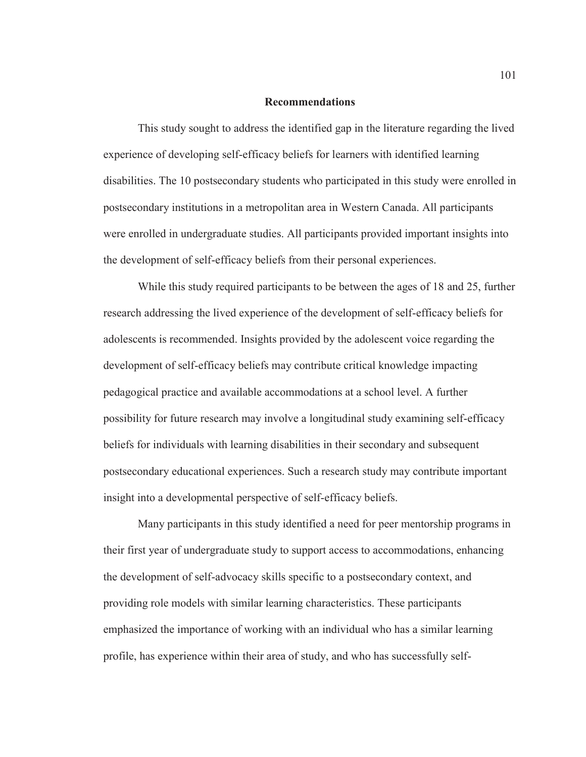## Recommendations

This study sought to address the identified gap in the literature regarding the lived experience of developing self-efficacy beliefs for learners with identified learning disabilities. The 10 postsecondary students who participated in this study were enrolled in postsecondary institutions in a metropolitan area in Western Canada. All participants were enrolled in undergraduate studies. All participants provided important insights into the development of self-efficacy beliefs from their personal experiences.

While this study required participants to be between the ages of 18 and 25, further research addressing the lived experience of the development of self-efficacy beliefs for adolescents is recommended. Insights provided by the adolescent voice regarding the development of self-efficacy beliefs may contribute critical knowledge impacting pedagogical practice and available accommodations at a school level. A further possibility for future research may involve a longitudinal study examining self-efficacy beliefs for individuals with learning disabilities in their secondary and subsequent postsecondary educational experiences. Such a research study may contribute important insight into a developmental perspective of self-efficacy beliefs.

Many participants in this study identified a need for peer mentorship programs in their first year of undergraduate study to support access to accommodations, enhancing the development of self-advocacy skills specific to a postsecondary context, and providing role models with similar learning characteristics. These participants emphasized the importance of working with an individual who has a similar learning profile, has experience within their area of study, and who has successfully self-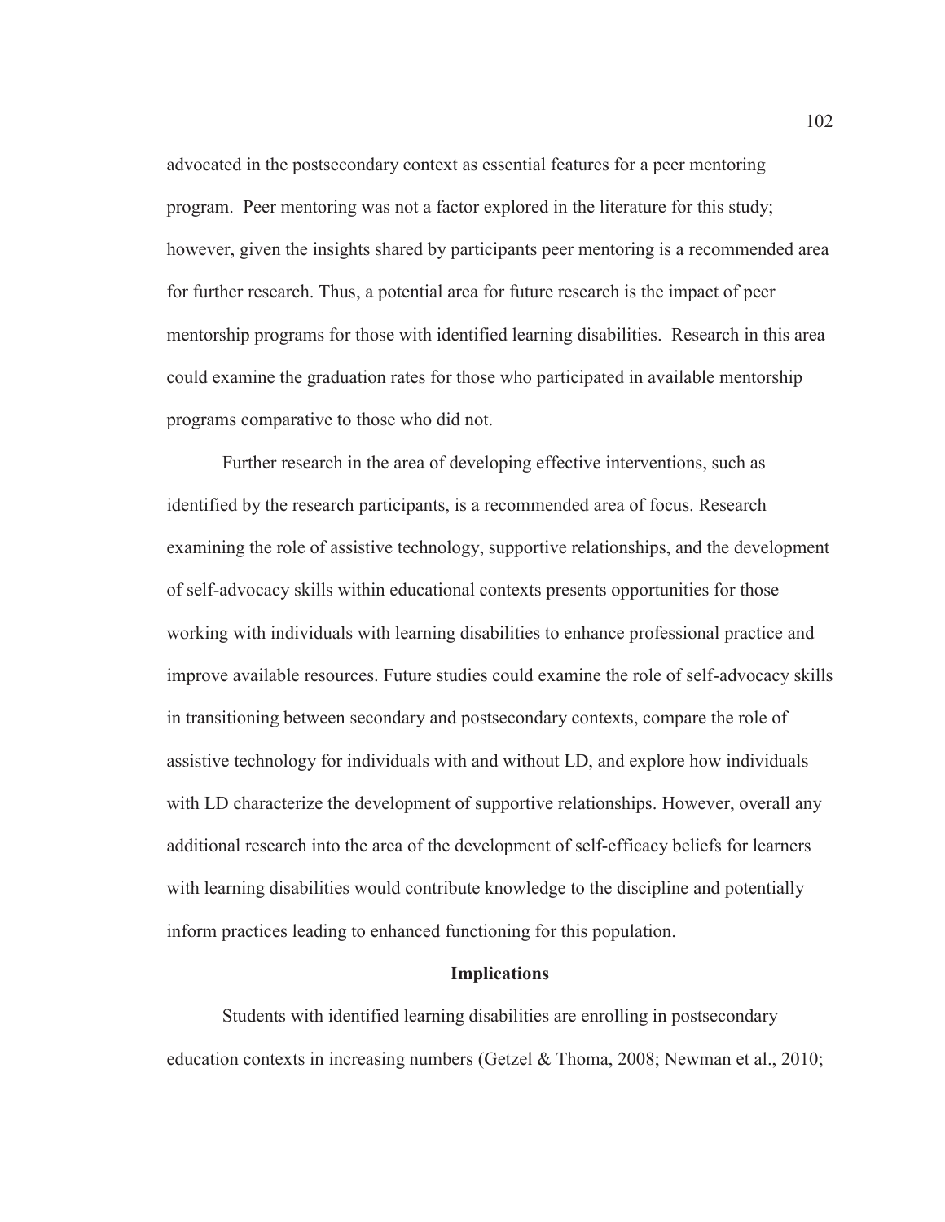advocated in the postsecondary context as essential features for a peer mentoring program. Peer mentoring was not a factor explored in the literature for this study; however, given the insights shared by participants peer mentoring is a recommended area for further research. Thus, a potential area for future research is the impact of peer mentorship programs for those with identified learning disabilities. Research in this area could examine the graduation rates for those who participated in available mentorship programs comparative to those who did not.

Further research in the area of developing effective interventions, such as identified by the research participants, is a recommended area of focus. Research examining the role of assistive technology, supportive relationships, and the development of self-advocacy skills within educational contexts presents opportunities for those working with individuals with learning disabilities to enhance professional practice and improve available resources. Future studies could examine the role of self-advocacy skills in transitioning between secondary and postsecondary contexts, compare the role of assistive technology for individuals with and without LD, and explore how individuals with LD characterize the development of supportive relationships. However, overall any additional research into the area of the development of self-efficacy beliefs for learners with learning disabilities would contribute knowledge to the discipline and potentially inform practices leading to enhanced functioning for this population.

## Implications

Students with identified learning disabilities are enrolling in postsecondary education contexts in increasing numbers (Getzel & Thoma, 2008; Newman et al., 2010;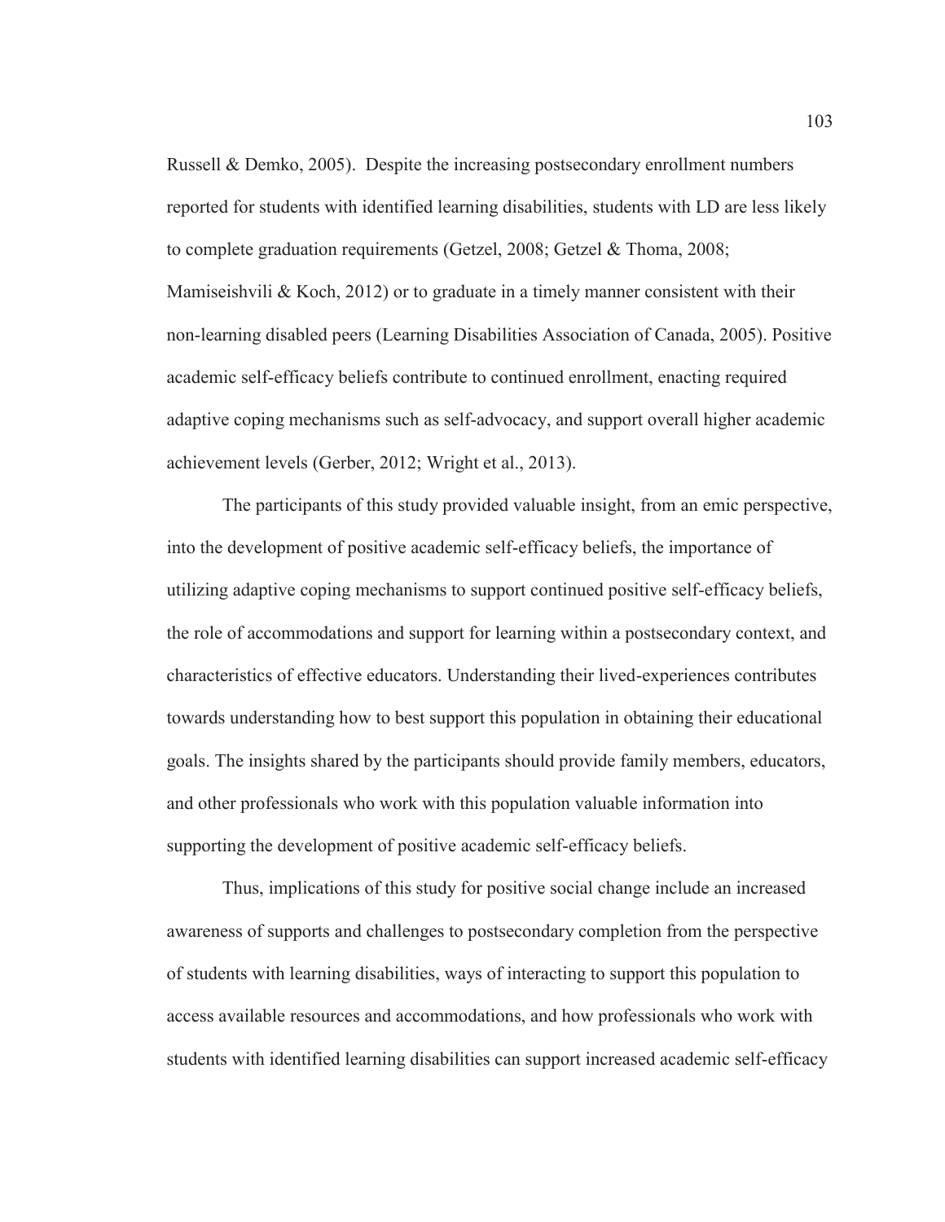Russell & Demko, 2005). Despite the increasing postsecondary enrollment numbers reported for students with identified learning disabilities, students with LD are less likely to complete graduation requirements (Getzel, 2008; Getzel & Thoma, 2008; Mamiseishvili & Koch, 2012) or to graduate in a timely manner consistent with their non-learning disabled peers (Learning Disabilities Association of Canada, 2005). Positive academic self-efficacy beliefs contribute to continued enrollment, enacting required adaptive coping mechanisms such as self-advocacy, and support overall higher academic achievement levels (Gerber, 2012; Wright et al., 2013).

The participants of this study provided valuable insight, from an emic perspective, into the development of positive academic self-efficacy beliefs, the importance of utilizing adaptive coping mechanisms to support continued positive self-efficacy beliefs, the role of accommodations and support for learning within a postsecondary context, and characteristics of effective educators. Understanding their lived-experiences contributes towards understanding how to best support this population in obtaining their educational goals. The insights shared by the participants should provide family members, educators, and other professionals who work with this population valuable information into supporting the development of positive academic self-efficacy beliefs.

Thus, implications of this study for positive social change include an increased awareness of supports and challenges to postsecondary completion from the perspective of students with learning disabilities, ways of interacting to support this population to access available resources and accommodations, and how professionals who work with students with identified learning disabilities can support increased academic self-efficacy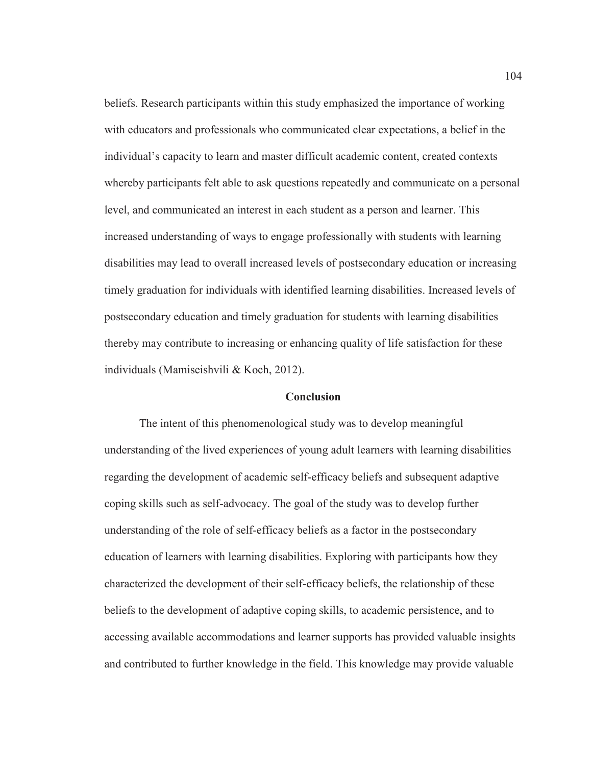beliefs. Research participants within this study emphasized the importance of working with educators and professionals who communicated clear expectations, a belief in the individual's capacity to learn and master difficult academic content, created contexts whereby participants felt able to ask questions repeatedly and communicate on a personal level, and communicated an interest in each student as a person and learner. This increased understanding of ways to engage professionally with students with learning disabilities may lead to overall increased levels of postsecondary education or increasing timely graduation for individuals with identified learning disabilities. Increased levels of postsecondary education and timely graduation for students with learning disabilities thereby may contribute to increasing or enhancing quality of life satisfaction for these individuals (Mamiseishvili & Koch, 2012).

## Conclusion

The intent of this phenomenological study was to develop meaningful understanding of the lived experiences of young adult learners with learning disabilities regarding the development of academic self-efficacy beliefs and subsequent adaptive coping skills such as self-advocacy. The goal of the study was to develop further understanding of the role of self-efficacy beliefs as a factor in the postsecondary education of learners with learning disabilities. Exploring with participants how they characterized the development of their self-efficacy beliefs, the relationship of these beliefs to the development of adaptive coping skills, to academic persistence, and to accessing available accommodations and learner supports has provided valuable insights and contributed to further knowledge in the field. This knowledge may provide valuable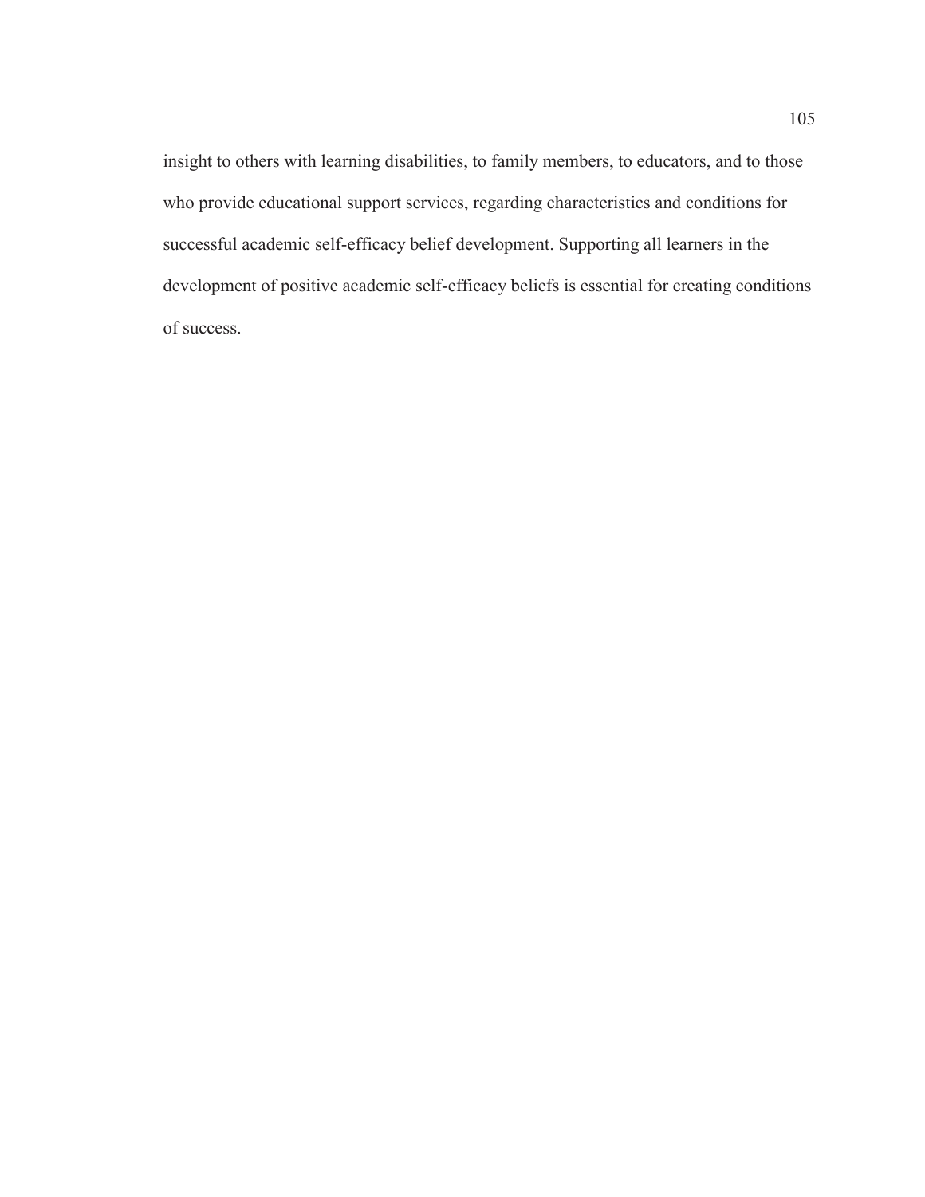insight to others with learning disabilities, to family members, to educators, and to those who provide educational support services, regarding characteristics and conditions for successful academic self-efficacy belief development. Supporting all learners in the development of positive academic self-efficacy beliefs is essential for creating conditions of success.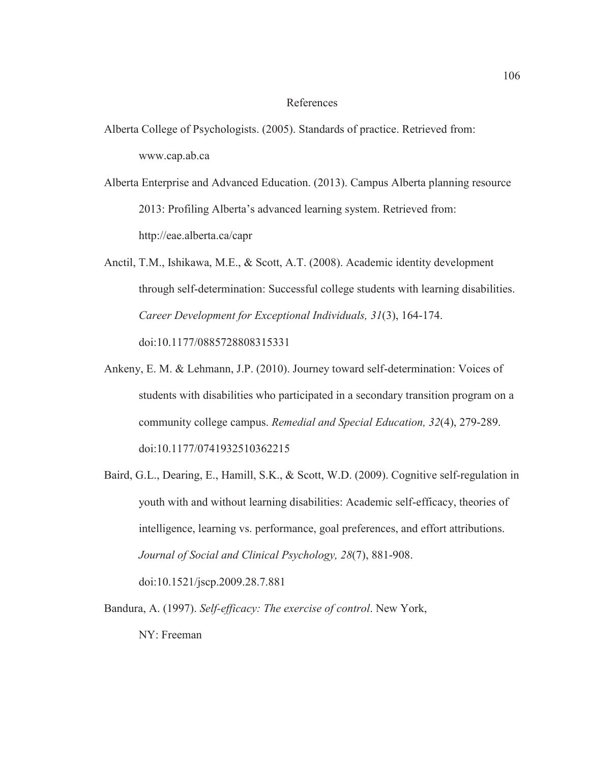# References

Alberta College of Psychologists. (2005). Standards of practice. Retrieved from: www.cap.ab.ca

Alberta Enterprise and Advanced Education. (2013). Campus Alberta planning resource 2013: Profiling Alberta's advanced learning system. Retrieved from: http://eae.alberta.ca/capr

Anctil, T.M., Ishikawa, M.E., & Scott, A.T. (2008). Academic identity development through self-determination: Successful college students with learning disabilities. *Career Development for Exceptional Individuals, 31*(3), 164-174. doi:10.1177/0885728808315331

Ankeny, E. M. & Lehmann, J.P. (2010). Journey toward self-determination: Voices of students with disabilities who participated in a secondary transition program on a community college campus. *Remedial and Special Education, 32*(4), 279-289. doi:10.1177/0741932510362215

Baird, G.L., Dearing, E., Hamill, S.K., & Scott, W.D. (2009). Cognitive self-regulation in youth with and without learning disabilities: Academic self-efficacy, theories of intelligence, learning vs. performance, goal preferences, and effort attributions. *Journal of Social and Clinical Psychology, 28*(7), 881-908. doi:10.1521/jscp.2009.28.7.881

Bandura, A. (1997). *Self-efficacy: The exercise of control*. New York, NY: Freeman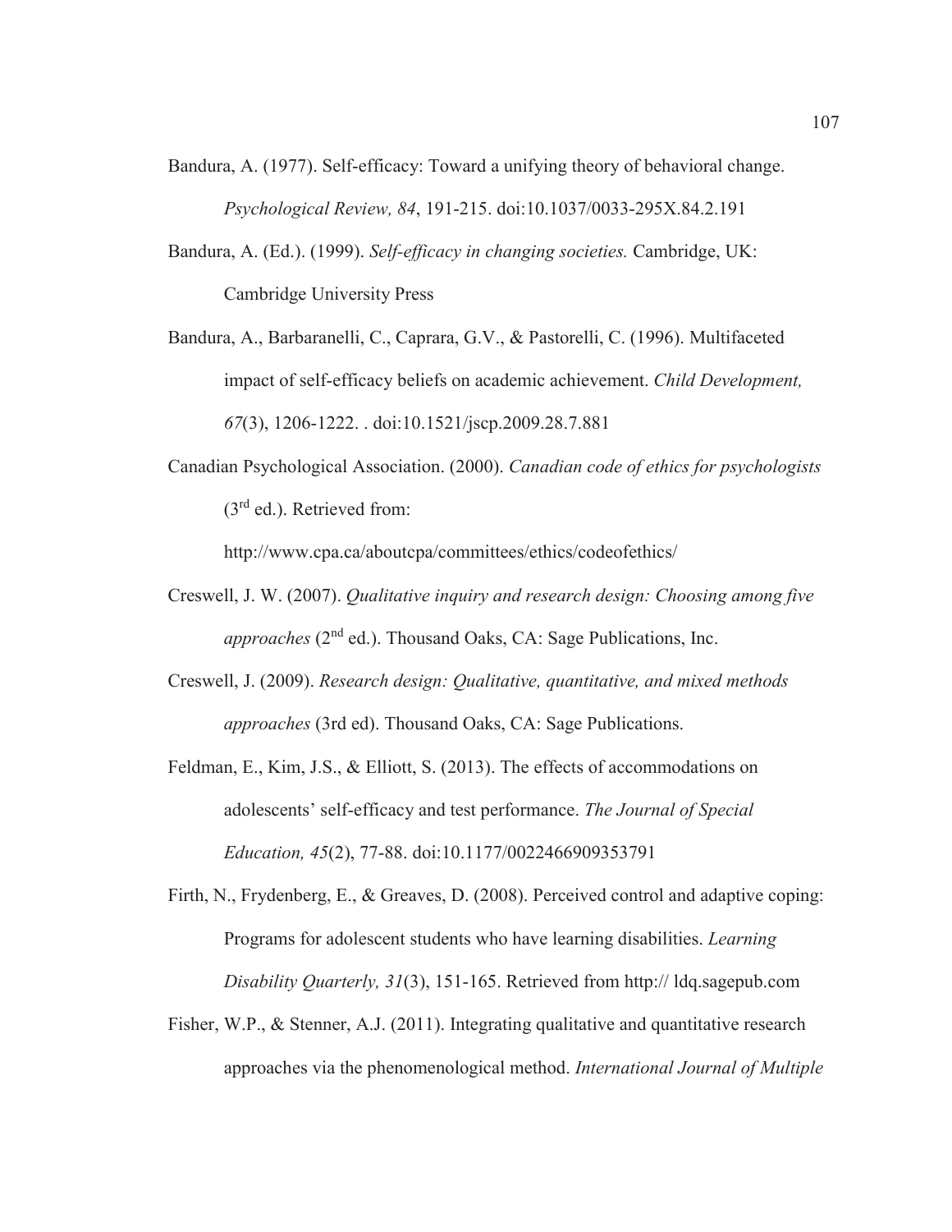Bandura, A. (1977). Self-efficacy: Toward a unifying theory of behavioral change. *Psychological Review, 84*, 191-215. doi:10.1037/0033-295X.84.2.191

Bandura, A. (Ed.). (1999). *Self-efficacy in changing societies.* Cambridge, UK: Cambridge University Press

Bandura, A., Barbaranelli, C., Caprara, G.V., & Pastorelli, C. (1996). Multifaceted impact of self-efficacy beliefs on academic achievement. *Child Development, 67*(3), 1206-1222. . doi:10.1521/jscp.2009.28.7.881

Canadian Psychological Association. (2000). *Canadian code of ethics for psychologists* (3rd ed.). Retrieved from: http://www.cpa.ca/aboutcpa/committees/ethics/codeofethics/

Creswell, J. W. (2007). *Qualitative inquiry and research design: Choosing among five approaches* (2nd ed.). Thousand Oaks, CA: Sage Publications, Inc.

Creswell, J. (2009). *Research design: Qualitative, quantitative, and mixed methods approaches* (3rd ed). Thousand Oaks, CA: Sage Publications.

Feldman, E., Kim, J.S., & Elliott, S. (2013). The effects of accommodations on adolescents' self-efficacy and test performance. *The Journal of Special Education, 45*(2), 77-88. doi:10.1177/0022466909353791

Firth, N., Frydenberg, E., & Greaves, D. (2008). Perceived control and adaptive coping: Programs for adolescent students who have learning disabilities. *Learning Disability Quarterly, 31*(3), 151-165. Retrieved from http:// ldq.sagepub.com

Fisher, W.P., & Stenner, A.J. (2011). Integrating qualitative and quantitative research approaches via the phenomenological method. *International Journal of Multiple*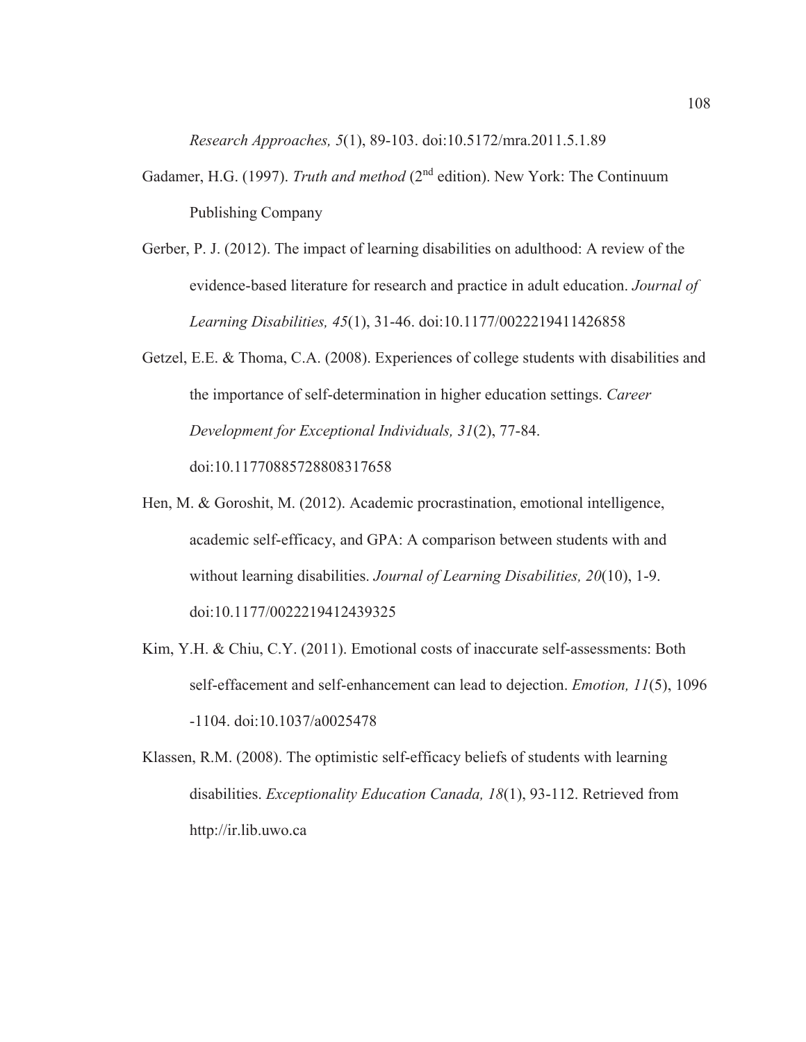*Research Approaches, 5*(1), 89-103. doi:10.5172/mra.2011.5.1.89

Gadamer, H.G. (1997). *Truth and method* (2nd edition). New York: The Continuum Publishing Company

Gerber, P. J. (2012). The impact of learning disabilities on adulthood: A review of the evidence-based literature for research and practice in adult education. *Journal of Learning Disabilities, 45*(1), 31-46. doi:10.1177/0022219411426858

Getzel, E.E. & Thoma, C.A. (2008). Experiences of college students with disabilities and the importance of self-determination in higher education settings. *Career Development for Exceptional Individuals, 31*(2), 77-84. doi:10.11770885728808317658

Hen, M. & Goroshit, M. (2012). Academic procrastination, emotional intelligence, academic self-efficacy, and GPA: A comparison between students with and without learning disabilities. *Journal of Learning Disabilities, 20*(10), 1-9. doi:10.1177/0022219412439325

Kim, Y.H. & Chiu, C.Y. (2011). Emotional costs of inaccurate self-assessments: Both self-effacement and self-enhancement can lead to dejection. *Emotion, 11*(5), 1096 -1104. doi:10.1037/a0025478

Klassen, R.M. (2008). The optimistic self-efficacy beliefs of students with learning disabilities. *Exceptionality Education Canada, 18*(1), 93-112. Retrieved from http://ir.lib.uwo.ca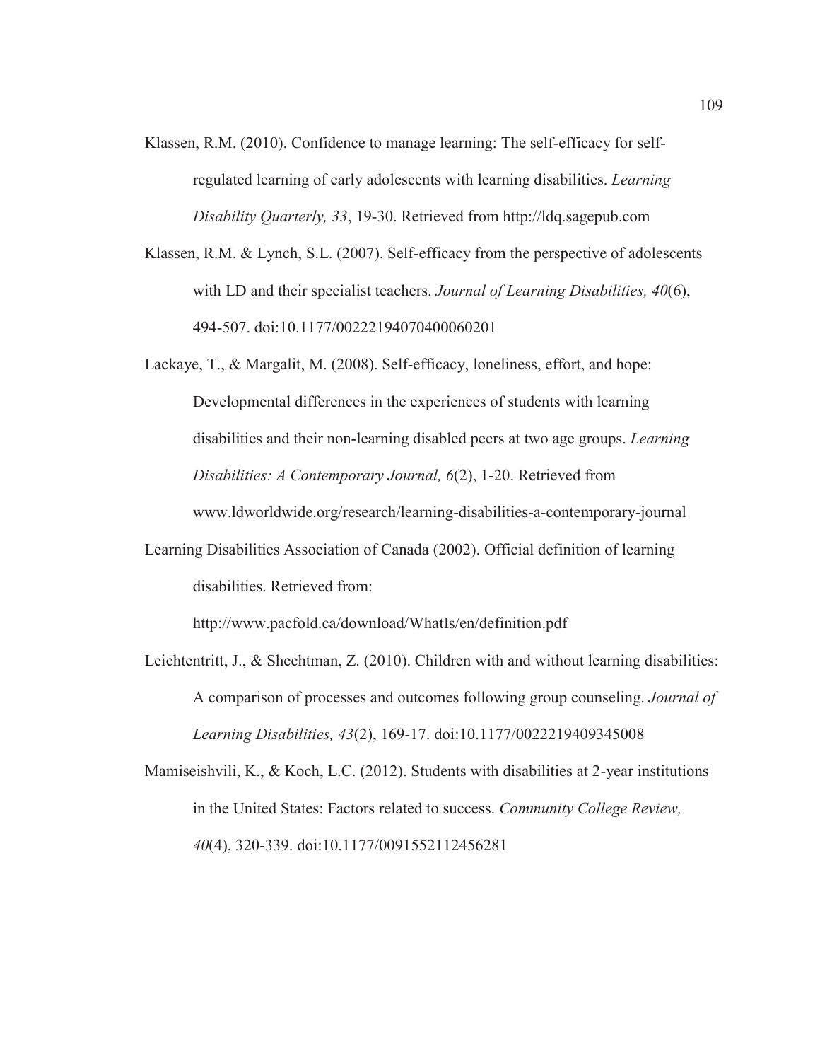Klassen, R.M. (2010). Confidence to manage learning: The self-efficacy for self-regulated learning of early adolescents with learning disabilities. *Learning Disability Quarterly, 33*, 19-30. Retrieved from http://ldq.sagepub.com

Klassen, R.M. & Lynch, S.L. (2007). Self-efficacy from the perspective of adolescents with LD and their specialist teachers. *Journal of Learning Disabilities, 40*(6), 494-507. doi:10.1177/00222194070400060201

Lackaye, T., & Margalit, M. (2008). Self-efficacy, loneliness, effort, and hope: Developmental differences in the experiences of students with learning disabilities and their non-learning disabled peers at two age groups. *Learning Disabilities: A Contemporary Journal, 6*(2), 1-20. Retrieved from www.ldworldwide.org/research/learning-disabilities-a-contemporary-journal

Learning Disabilities Association of Canada (2002). Official definition of learning disabilities. Retrieved from: http://www.pacfold.ca/download/WhatIs/en/definition.pdf

Leichtentritt, J., & Shechtman, Z. (2010). Children with and without learning disabilities: A comparison of processes and outcomes following group counseling. *Journal of Learning Disabilities, 43*(2), 169-17. doi:10.1177/0022219409345008

Mamiseishvili, K., & Koch, L.C. (2012). Students with disabilities at 2-year institutions in the United States: Factors related to success. *Community College Review, 40*(4), 320-339. doi:10.1177/0091552112456281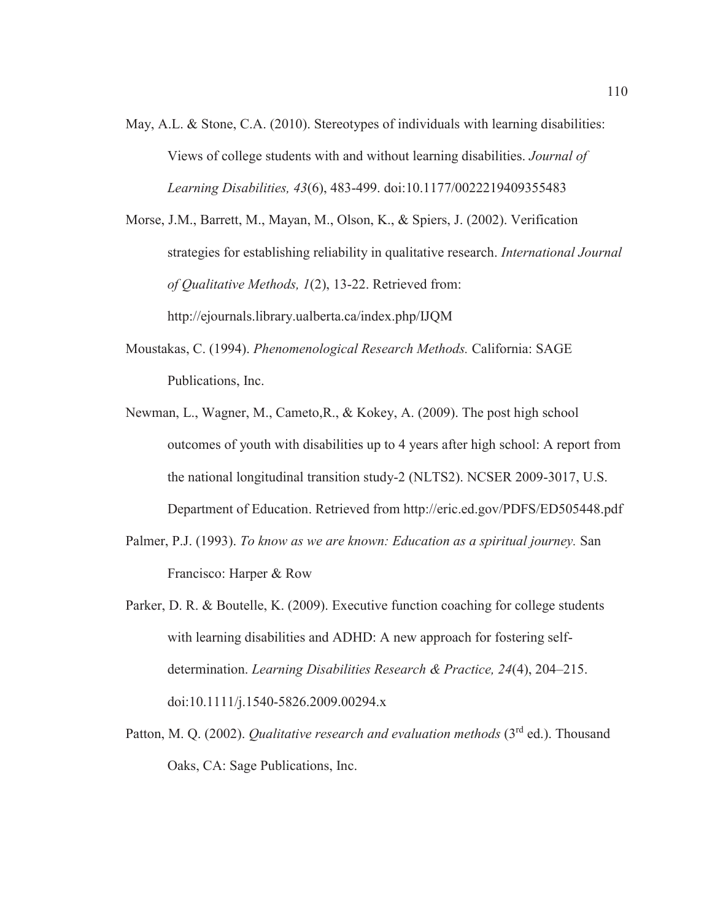May, A.L. & Stone, C.A. (2010). Stereotypes of individuals with learning disabilities: Views of college students with and without learning disabilities. *Journal of Learning Disabilities, 43*(6), 483-499. doi:10.1177/0022219409355483

Morse, J.M., Barrett, M., Mayan, M., Olson, K., & Spiers, J. (2002). Verification strategies for establishing reliability in qualitative research. *International Journal of Qualitative Methods, 1*(2), 13-22. Retrieved from: http://ejournals.library.ualberta.ca/index.php/IJQM

Moustakas, C. (1994). *Phenomenological Research Methods.* California: SAGE Publications, Inc.

Newman, L., Wagner, M., Cameto,R., & Kokey, A. (2009). The post high school outcomes of youth with disabilities up to 4 years after high school: A report from the national longitudinal transition study-2 (NLTS2). NCSER 2009-3017, U.S. Department of Education. Retrieved from http://eric.ed.gov/PDFS/ED505448.pdf

Palmer, P.J. (1993). *To know as we are known: Education as a spiritual journey.* San Francisco: Harper & Row

Parker, D. R. & Boutelle, K. (2009). Executive function coaching for college students with learning disabilities and ADHD: A new approach for fostering self-determination. *Learning Disabilities Research & Practice, 24*(4), 204–215. doi:10.1111/j.1540-5826.2009.00294.x

Patton, M. Q. (2002). *Qualitative research and evaluation methods* (3rd ed.). Thousand Oaks, CA: Sage Publications, Inc.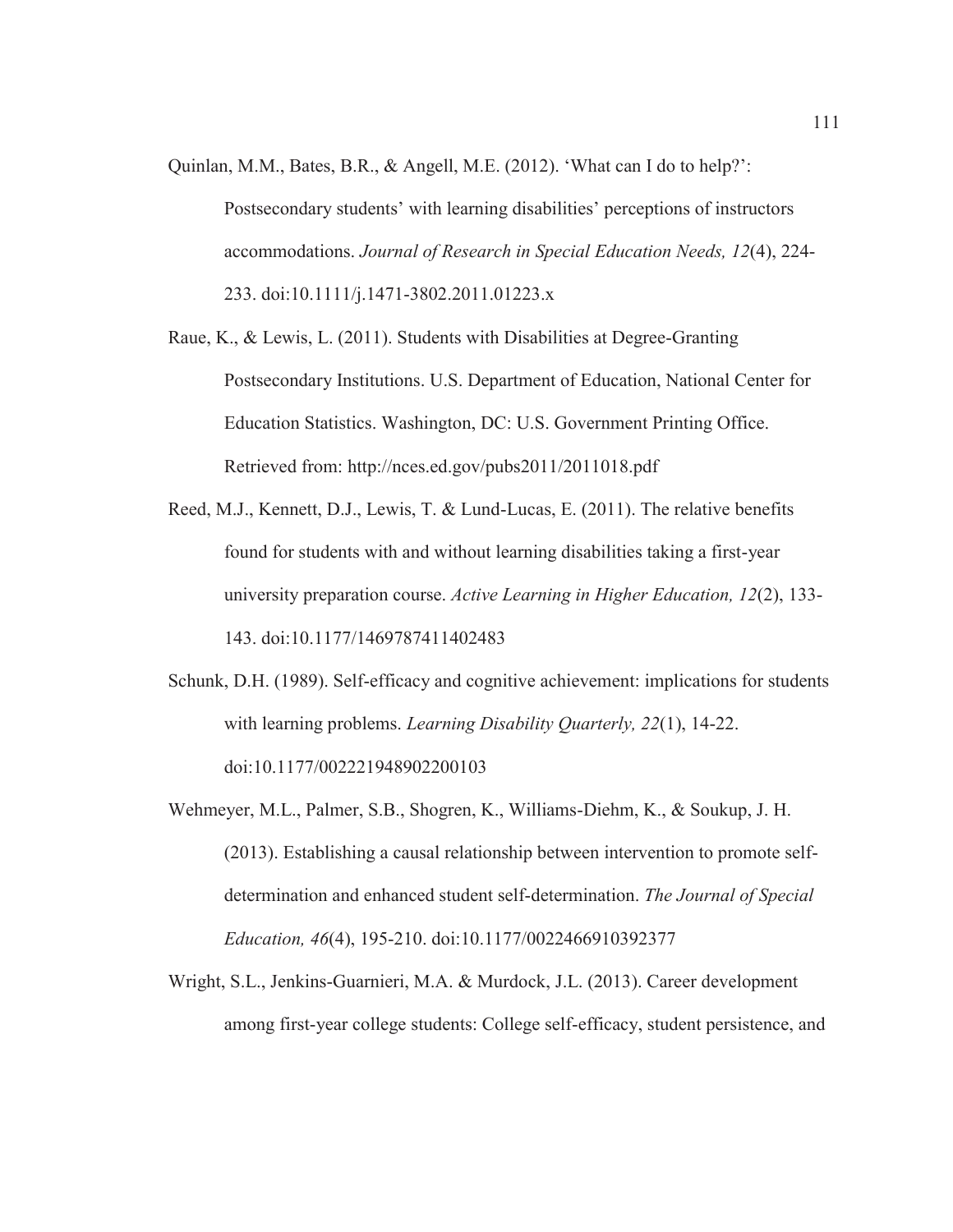Quinlan, M.M., Bates, B.R., & Angell, M.E. (2012). 'What can I do to help?': Postsecondary students' with learning disabilities' perceptions of instructors accommodations. *Journal of Research in Special Education Needs, 12*(4), 224-233. doi:10.1111/j.1471-3802.2011.01223.x

Raue, K., & Lewis, L. (2011). Students with Disabilities at Degree-Granting Postsecondary Institutions. U.S. Department of Education, National Center for Education Statistics. Washington, DC: U.S. Government Printing Office. Retrieved from: http://nces.ed.gov/pubs2011/2011018.pdf

Reed, M.J., Kennett, D.J., Lewis, T. & Lund-Lucas, E. (2011). The relative benefits found for students with and without learning disabilities taking a first-year university preparation course. *Active Learning in Higher Education, 12*(2), 133-143. doi:10.1177/1469787411402483

Schunk, D.H. (1989). Self-efficacy and cognitive achievement: implications for students with learning problems. *Learning Disability Quarterly, 22*(1), 14-22. doi:10.1177/002221948902200103

Wehmeyer, M.L., Palmer, S.B., Shogren, K., Williams-Diehm, K., & Soukup, J. H. (2013). Establishing a causal relationship between intervention to promote self-determination and enhanced student self-determination. *The Journal of Special Education, 46*(4), 195-210. doi:10.1177/0022466910392377

Wright, S.L., Jenkins-Guarnieri, M.A. & Murdock, J.L. (2013). Career development among first-year college students: College self-efficacy, student persistence, and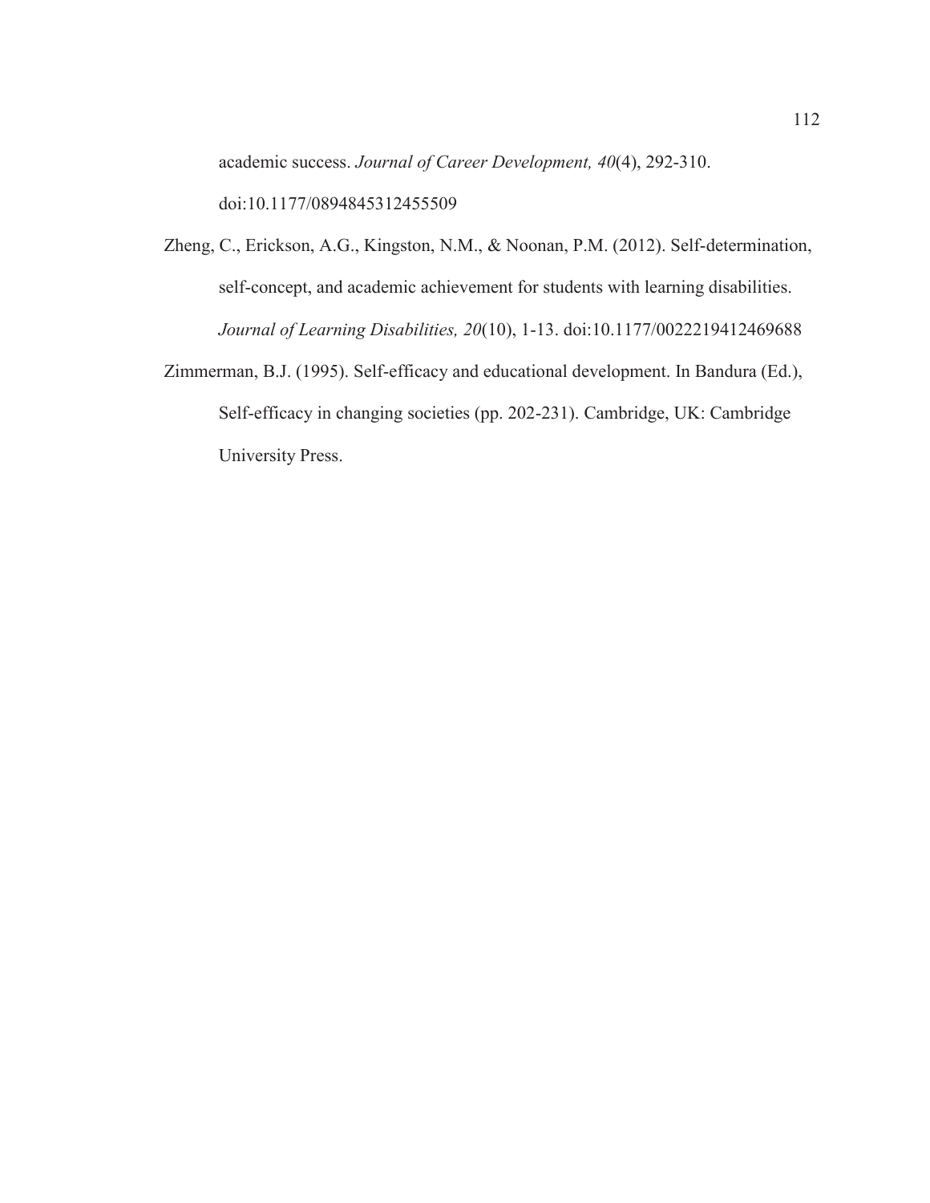academic success. *Journal of Career Development, 40*(4), 292-310. doi:10.1177/0894845312455509

Zheng, C., Erickson, A.G., Kingston, N.M., & Noonan, P.M. (2012). Self-determination, self-concept, and academic achievement for students with learning disabilities. *Journal of Learning Disabilities, 20*(10), 1-13. doi:10.1177/0022219412469688

Zimmerman, B.J. (1995). Self-efficacy and educational development. In Bandura (Ed.), Self-efficacy in changing societies (pp. 202-231). Cambridge, UK: Cambridge University Press.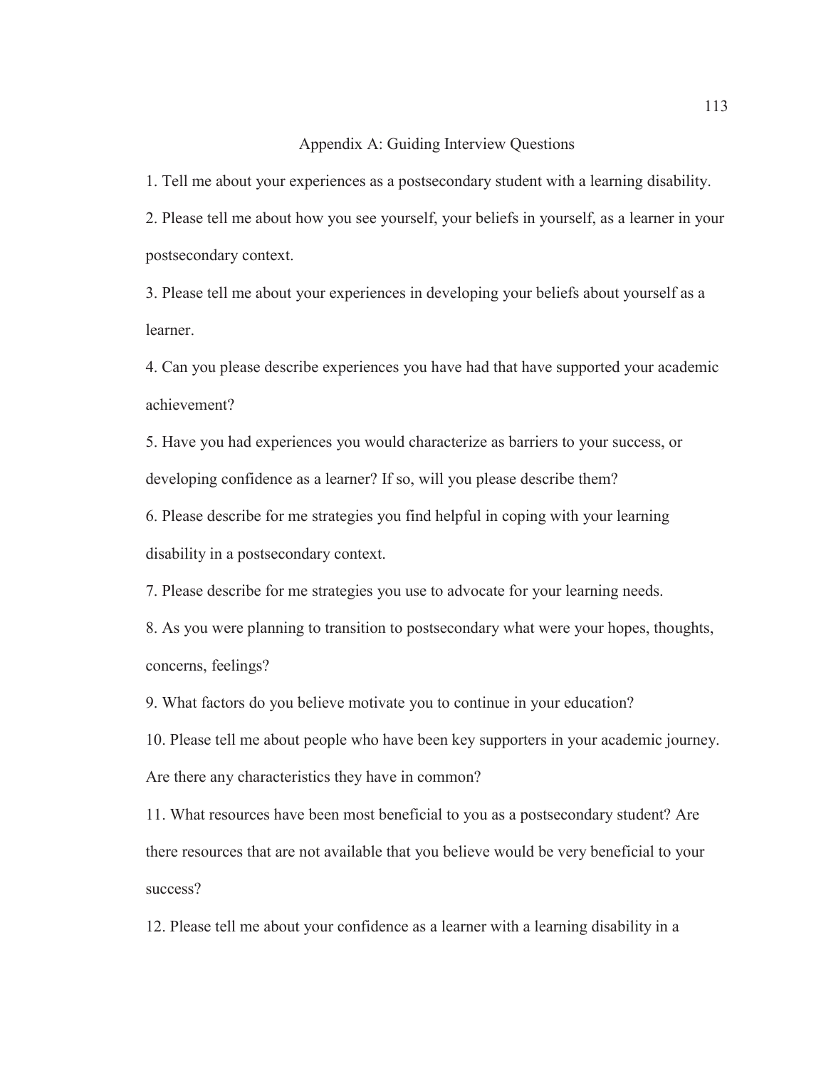# Appendix A: Guiding Interview Questions

1. Tell me about your experiences as a postsecondary student with a learning disability.
2. Please tell me about how you see yourself, your beliefs in yourself, as a learner in your postsecondary context.
3. Please tell me about your experiences in developing your beliefs about yourself as a learner.
4. Can you please describe experiences you have had that have supported your academic achievement?
5. Have you had experiences you would characterize as barriers to your success, or developing confidence as a learner? If so, will you please describe them?
6. Please describe for me strategies you find helpful in coping with your learning disability in a postsecondary context.
7. Please describe for me strategies you use to advocate for your learning needs.
8. As you were planning to transition to postsecondary what were your hopes, thoughts, concerns, feelings?
9. What factors do you believe motivate you to continue in your education?
10. Please tell me about people who have been key supporters in your academic journey. Are there any characteristics they have in common?
11. What resources have been most beneficial to you as a postsecondary student? Are there resources that are not available that you believe would be very beneficial to your success?
12. Please tell me about your confidence as a learner with a learning disability in a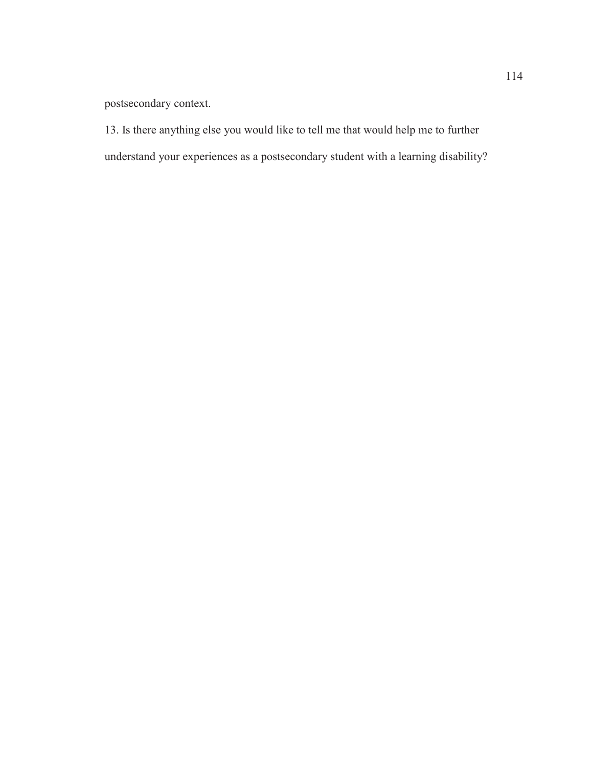postsecondary context.

13. Is there anything else you would like to tell me that would help me to further understand your experiences as a postsecondary student with a learning disability?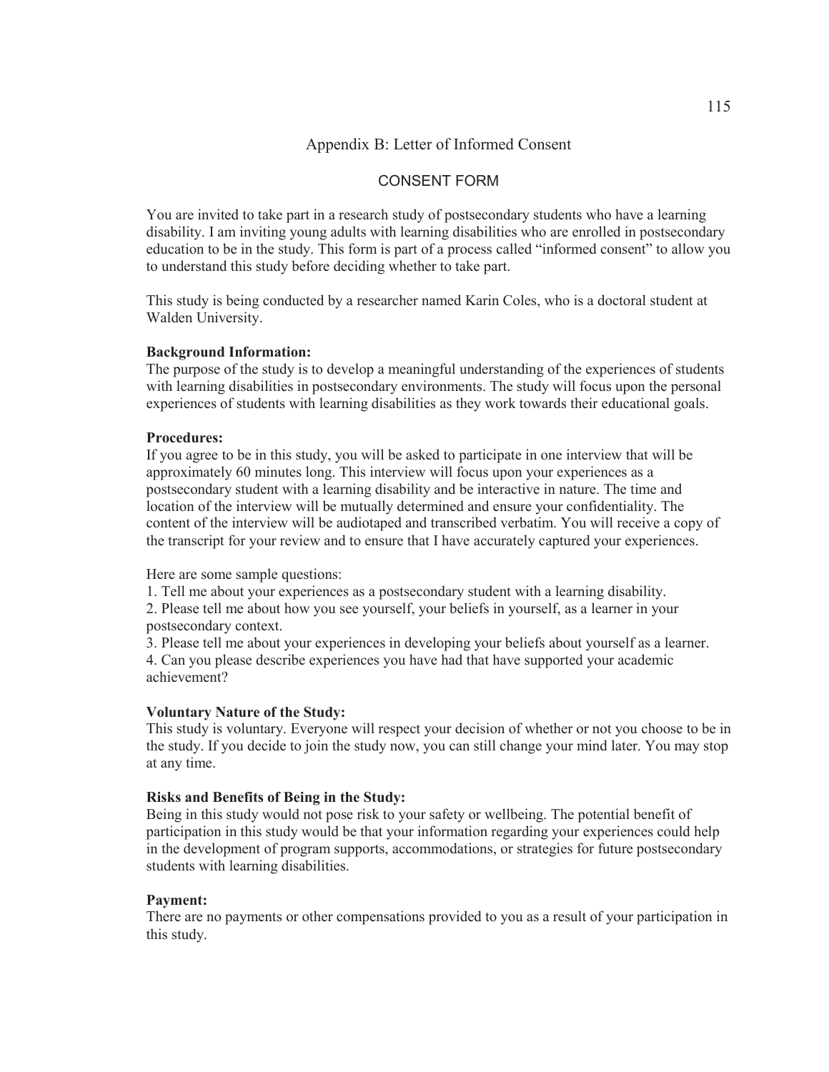# Appendix B: Letter of Informed Consent

## CONSENT FORM

You are invited to take part in a research study of postsecondary students who have a learning disability. I am inviting young adults with learning disabilities who are enrolled in postsecondary education to be in the study. This form is part of a process called "informed consent" to allow you to understand this study before deciding whether to take part.

This study is being conducted by a researcher named Karin Coles, who is a doctoral student at Walden University.

**Background Information:**
The purpose of the study is to develop a meaningful understanding of the experiences of students with learning disabilities in postsecondary environments. The study will focus upon the personal experiences of students with learning disabilities as they work towards their educational goals.

**Procedures:**
If you agree to be in this study, you will be asked to participate in one interview that will be approximately 60 minutes long. This interview will focus upon your experiences as a postsecondary student with a learning disability and be interactive in nature. The time and location of the interview will be mutually determined and ensure your confidentiality. The content of the interview will be audiotaped and transcribed verbatim. You will receive a copy of the transcript for your review and to ensure that I have accurately captured your experiences.

Here are some sample questions:

1. Tell me about your experiences as a postsecondary student with a learning disability.
2. Please tell me about how you see yourself, your beliefs in yourself, as a learner in your postsecondary context.
3. Please tell me about your experiences in developing your beliefs about yourself as a learner.
4. Can you please describe experiences you have had that have supported your academic achievement?

**Voluntary Nature of the Study:**
This study is voluntary. Everyone will respect your decision of whether or not you choose to be in the study. If you decide to join the study now, you can still change your mind later. You may stop at any time.

**Risks and Benefits of Being in the Study:**
Being in this study would not pose risk to your safety or wellbeing. The potential benefit of participation in this study would be that your information regarding your experiences could help in the development of program supports, accommodations, or strategies for future postsecondary students with learning disabilities.

**Payment:**
There are no payments or other compensations provided to you as a result of your participation in this study.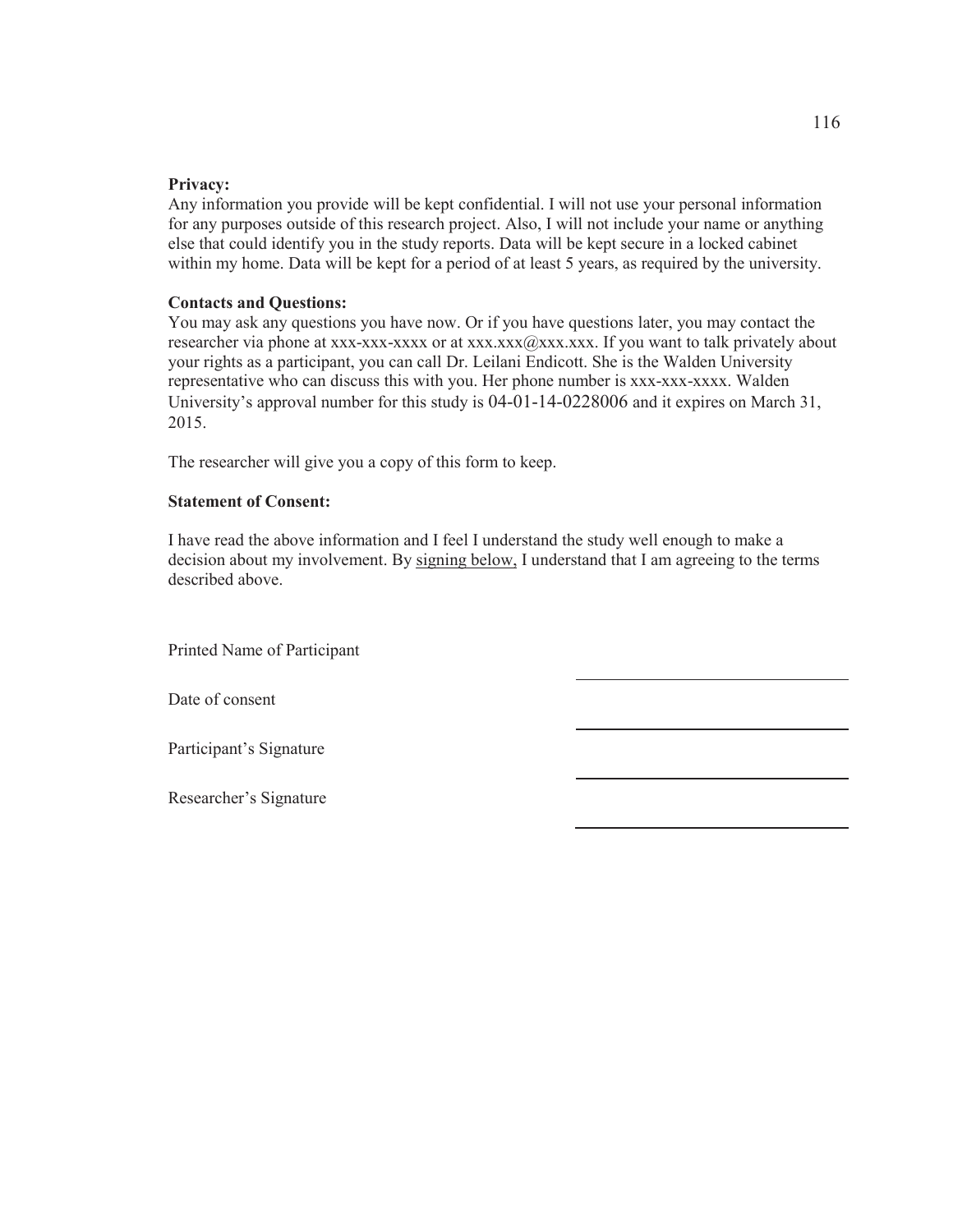**Privacy:**
Any information you provide will be kept confidential. I will not use your personal information for any purposes outside of this research project. Also, I will not include your name or anything else that could identify you in the study reports. Data will be kept secure in a locked cabinet within my home. Data will be kept for a period of at least 5 years, as required by the university.

**Contacts and Questions:**
You may ask any questions you have now. Or if you have questions later, you may contact the researcher via phone at xxx-xxx-xxxx or at xxx.xxx@xxx.xxx. If you want to talk privately about your rights as a participant, you can call Dr. Leilani Endicott. She is the Walden University representative who can discuss this with you. Her phone number is xxx-xxx-xxxx. Walden University's approval number for this study is 04-01-14-0228006 and it expires on March 31, 2015.

The researcher will give you a copy of this form to keep.

**Statement of Consent:**

I have read the above information and I feel I understand the study well enough to make a decision about my involvement. By signing below, I understand that I am agreeing to the terms described above.

Printed Name of Participant ________________________________

Date of consent ________________________________

Participant's Signature ________________________________

Researcher's Signature ________________________________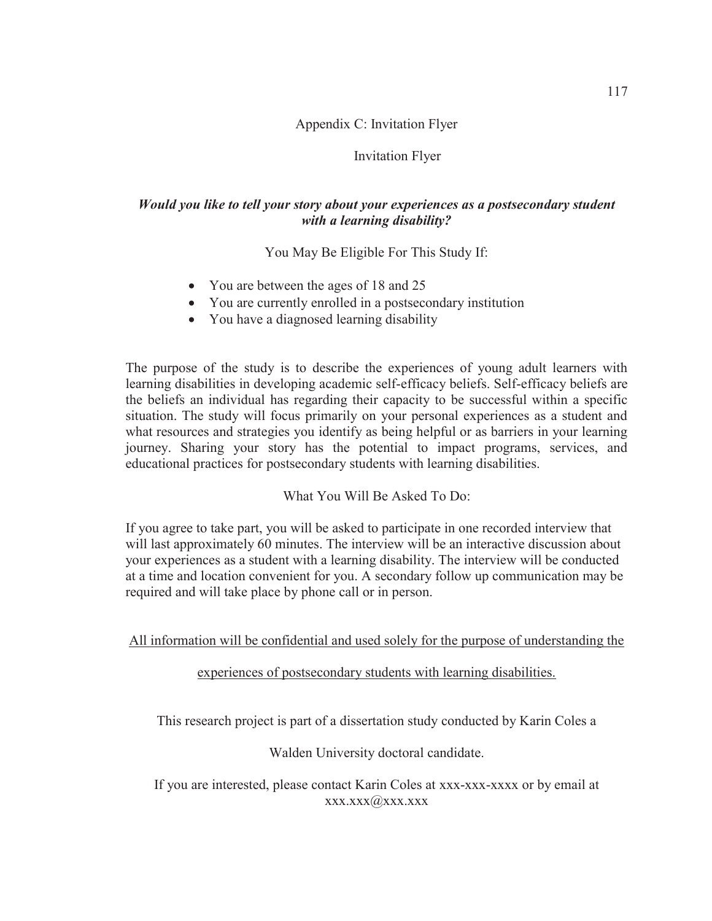# Appendix C: Invitation Flyer

## Invitation Flyer

***Would you like to tell your story about your experiences as a postsecondary student with a learning disability?***

You May Be Eligible For This Study If:

- You are between the ages of 18 and 25
- You are currently enrolled in a postsecondary institution
- You have a diagnosed learning disability

The purpose of the study is to describe the experiences of young adult learners with learning disabilities in developing academic self-efficacy beliefs. Self-efficacy beliefs are the beliefs an individual has regarding their capacity to be successful within a specific situation. The study will focus primarily on your personal experiences as a student and what resources and strategies you identify as being helpful or as barriers in your learning journey. Sharing your story has the potential to impact programs, services, and educational practices for postsecondary students with learning disabilities.

What You Will Be Asked To Do:

If you agree to take part, you will be asked to participate in one recorded interview that will last approximately 60 minutes. The interview will be an interactive discussion about your experiences as a student with a learning disability. The interview will be conducted at a time and location convenient for you. A secondary follow up communication may be required and will take place by phone call or in person.

<u>All information will be confidential and used solely for the purpose of understanding the experiences of postsecondary students with learning disabilities.</u>

This research project is part of a dissertation study conducted by Karin Coles a Walden University doctoral candidate.

If you are interested, please contact Karin Coles at xxx-xxx-xxxx or by email at xxx.xxx@xxx.xxx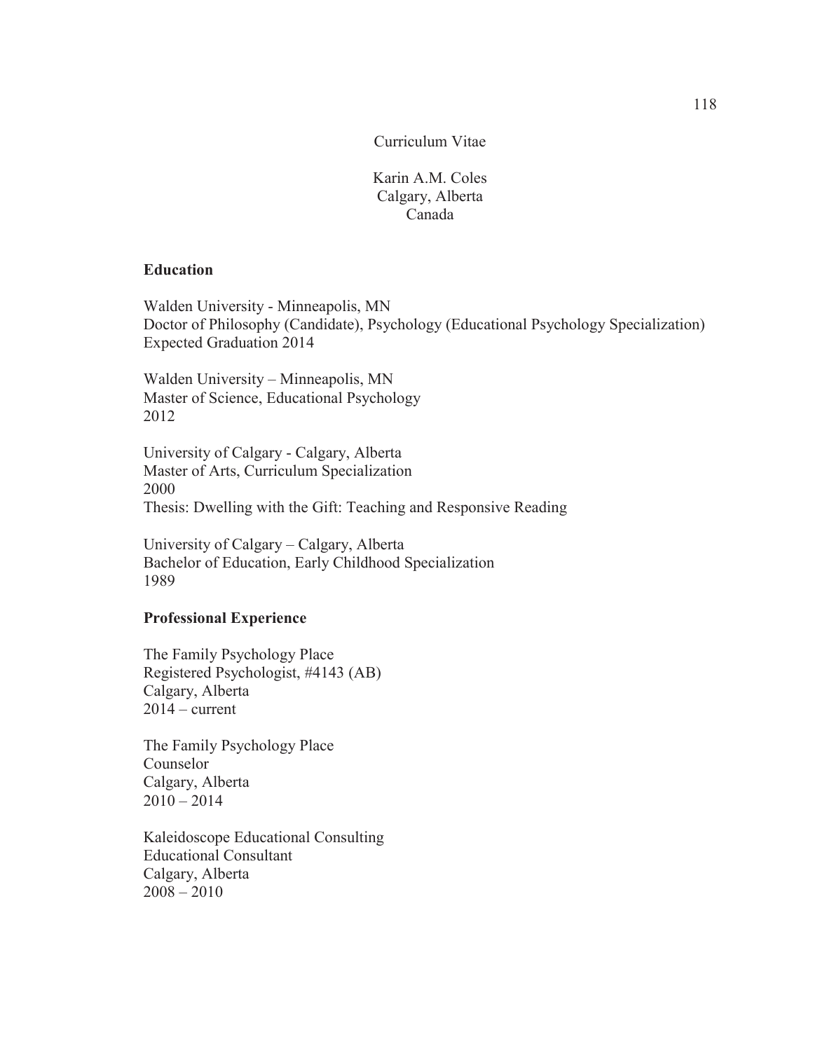# Curriculum Vitae

Karin A.M. Coles
Calgary, Alberta
Canada

## Education

Walden University - Minneapolis, MN
Doctor of Philosophy (Candidate), Psychology (Educational Psychology Specialization)
Expected Graduation 2014

Walden University – Minneapolis, MN
Master of Science, Educational Psychology
2012

University of Calgary - Calgary, Alberta
Master of Arts, Curriculum Specialization
2000
Thesis: Dwelling with the Gift: Teaching and Responsive Reading

University of Calgary – Calgary, Alberta
Bachelor of Education, Early Childhood Specialization
1989

## Professional Experience

The Family Psychology Place
Registered Psychologist, #4143 (AB)
Calgary, Alberta
2014 – current

The Family Psychology Place
Counselor
Calgary, Alberta
2010 – 2014

Kaleidoscope Educational Consulting
Educational Consultant
Calgary, Alberta
2008 – 2010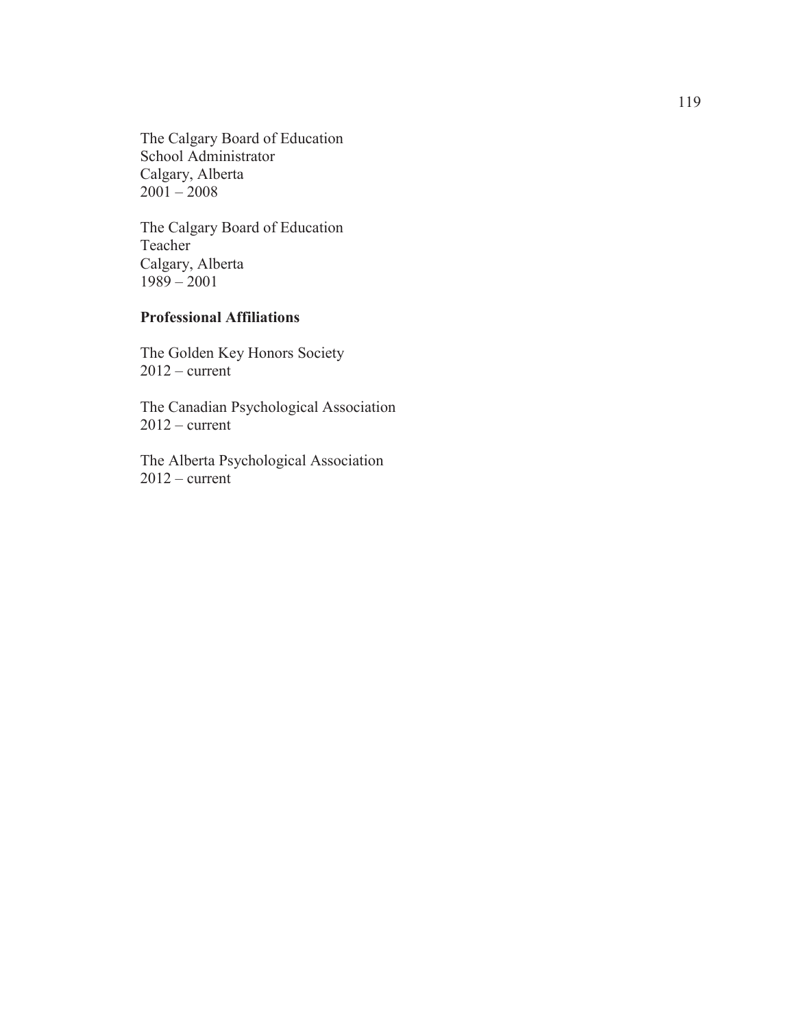The Calgary Board of Education
School Administrator
Calgary, Alberta
2001 – 2008

The Calgary Board of Education
Teacher
Calgary, Alberta
1989 – 2001

**Professional Affiliations**

The Golden Key Honors Society
2012 – current

The Canadian Psychological Association
2012 – current

The Alberta Psychological Association
2012 – current